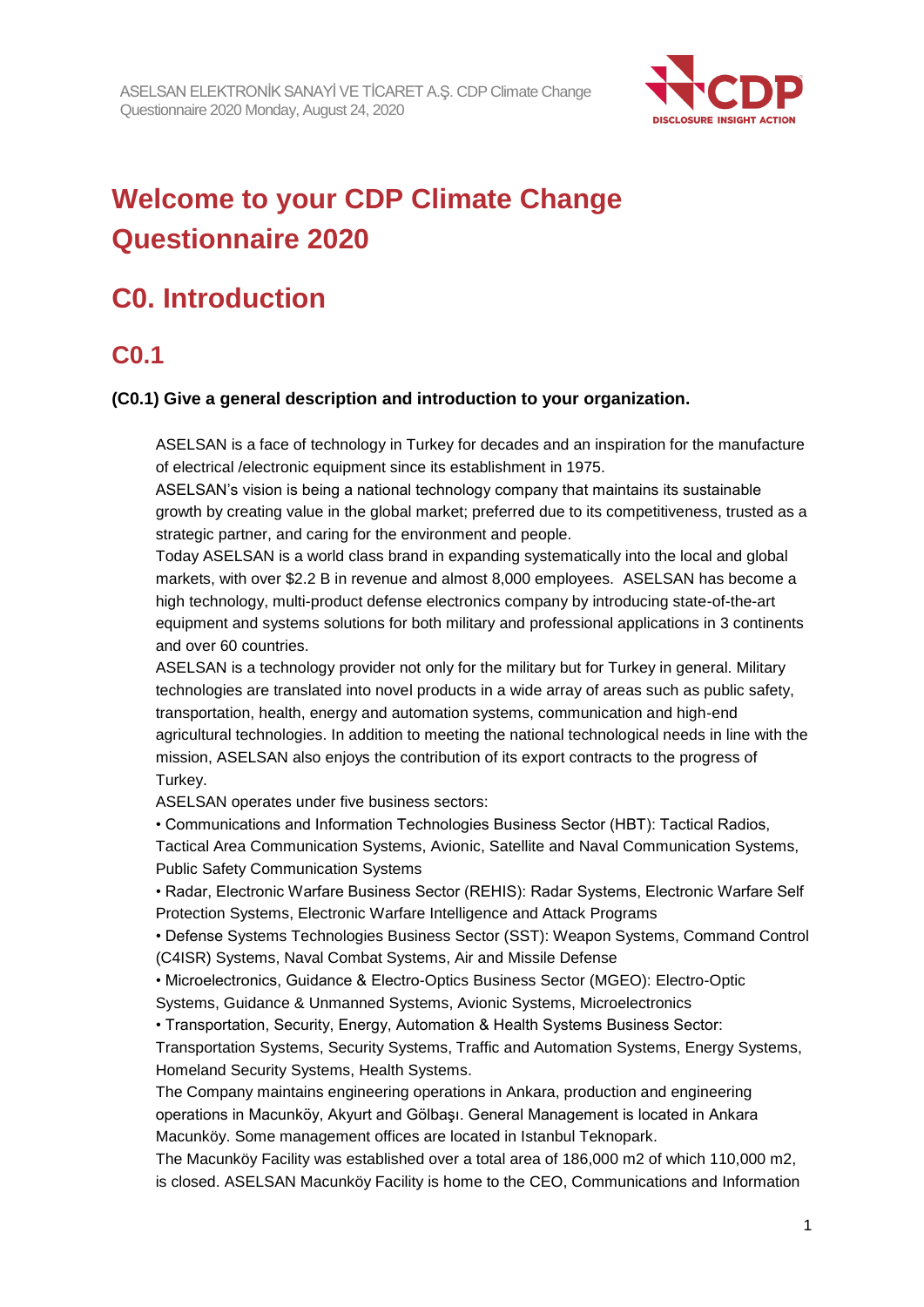# Welcome to your CDP Climate Change Questionnaire 2020

# C0. Introduction

## C0.1

**(C0.1) Give a general description and introduction to your organization.**

ASELSAN is a face of technology in Turkey for decades and an inspiration for the manufacture of electrical /electronic equipment since its establishment in 1975.
ASELSAN's vision is being a national technology company that maintains its sustainable growth by creating value in the global market; preferred due to its competitiveness, trusted as a strategic partner, and caring for the environment and people.
Today ASELSAN is a world class brand in expanding systematically into the local and global markets, with over $2.2 B in revenue and almost 8,000 employees. ASELSAN has become a high technology, multi-product defense electronics company by introducing state-of-the-art equipment and systems solutions for both military and professional applications in 3 continents and over 60 countries.
ASELSAN is a technology provider not only for the military but for Turkey in general. Military technologies are translated into novel products in a wide array of areas such as public safety, transportation, health, energy and automation systems, communication and high-end agricultural technologies. In addition to meeting the national technological needs in line with the mission, ASELSAN also enjoys the contribution of its export contracts to the progress of Turkey.
ASELSAN operates under five business sectors:
• Communications and Information Technologies Business Sector (HBT): Tactical Radios, Tactical Area Communication Systems, Avionic, Satellite and Naval Communication Systems, Public Safety Communication Systems
• Radar, Electronic Warfare Business Sector (REHIS): Radar Systems, Electronic Warfare Self Protection Systems, Electronic Warfare Intelligence and Attack Programs
• Defense Systems Technologies Business Sector (SST): Weapon Systems, Command Control (C4ISR) Systems, Naval Combat Systems, Air and Missile Defense
• Microelectronics, Guidance & Electro-Optics Business Sector (MGEO): Electro-Optic Systems, Guidance & Unmanned Systems, Avionic Systems, Microelectronics
• Transportation, Security, Energy, Automation & Health Systems Business Sector: Transportation Systems, Security Systems, Traffic and Automation Systems, Energy Systems, Homeland Security Systems, Health Systems.
The Company maintains engineering operations in Ankara, production and engineering operations in Macunköy, Akyurt and Gölbaşı. General Management is located in Ankara Macunköy. Some management offices are located in Istanbul Teknopark.
The Macunköy Facility was established over a total area of 186,000 m2 of which 110,000 m2, is closed. ASELSAN Macunköy Facility is home to the CEO, Communications and Information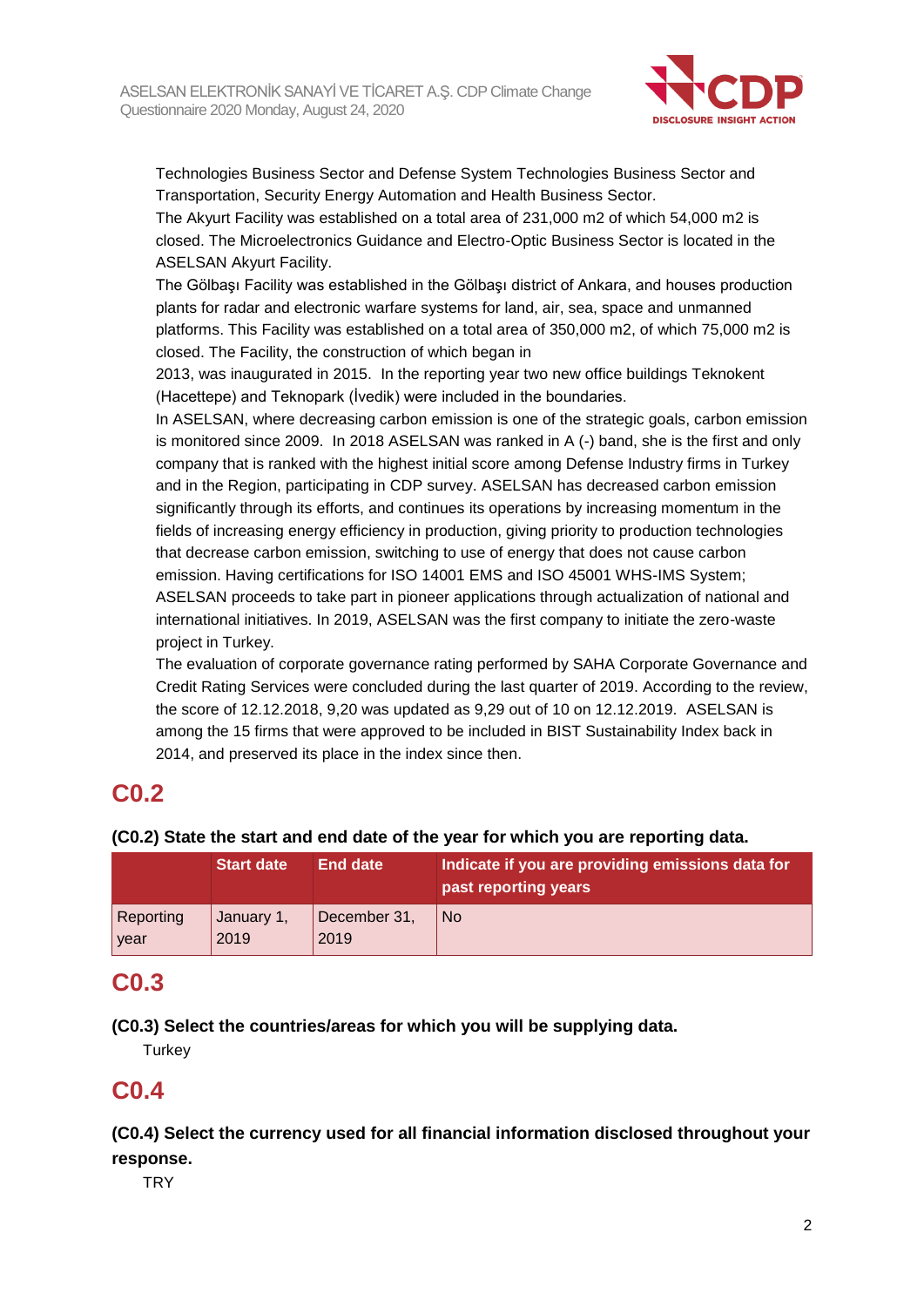Technologies Business Sector and Defense System Technologies Business Sector and Transportation, Security Energy Automation and Health Business Sector.
The Akyurt Facility was established on a total area of 231,000 m2 of which 54,000 m2 is closed. The Microelectronics Guidance and Electro-Optic Business Sector is located in the ASELSAN Akyurt Facility.
The Gölbaşı Facility was established in the Gölbaşı district of Ankara, and houses production plants for radar and electronic warfare systems for land, air, sea, space and unmanned platforms. This Facility was established on a total area of 350,000 m2, of which 75,000 m2 is closed. The Facility, the construction of which began in
2013, was inaugurated in 2015. In the reporting year two new office buildings Teknokent (Hacettepe) and Teknopark (İvedik) were included in the boundaries.
In ASELSAN, where decreasing carbon emission is one of the strategic goals, carbon emission is monitored since 2009. In 2018 ASELSAN was ranked in A (-) band, she is the first and only company that is ranked with the highest initial score among Defense Industry firms in Turkey and in the Region, participating in CDP survey. ASELSAN has decreased carbon emission significantly through its efforts, and continues its operations by increasing momentum in the fields of increasing energy efficiency in production, giving priority to production technologies that decrease carbon emission, switching to use of energy that does not cause carbon emission. Having certifications for ISO 14001 EMS and ISO 45001 WHS-IMS System; ASELSAN proceeds to take part in pioneer applications through actualization of national and international initiatives. In 2019, ASELSAN was the first company to initiate the zero-waste project in Turkey.
The evaluation of corporate governance rating performed by SAHA Corporate Governance and Credit Rating Services were concluded during the last quarter of 2019. According to the review, the score of 12.12.2018, 9,20 was updated as 9,29 out of 10 on 12.12.2019. ASELSAN is among the 15 firms that were approved to be included in BIST Sustainability Index back in 2014, and preserved its place in the index since then.

## C0.2

**(C0.2) State the start and end date of the year for which you are reporting data.**

| | Start date | End date | Indicate if you are providing emissions data for past reporting years |
|---|---|---|---|
| Reporting year | January 1, 2019 | December 31, 2019 | No |

## C0.3

**(C0.3) Select the countries/areas for which you will be supplying data.**

Turkey

## C0.4

**(C0.4) Select the currency used for all financial information disclosed throughout your response.**

TRY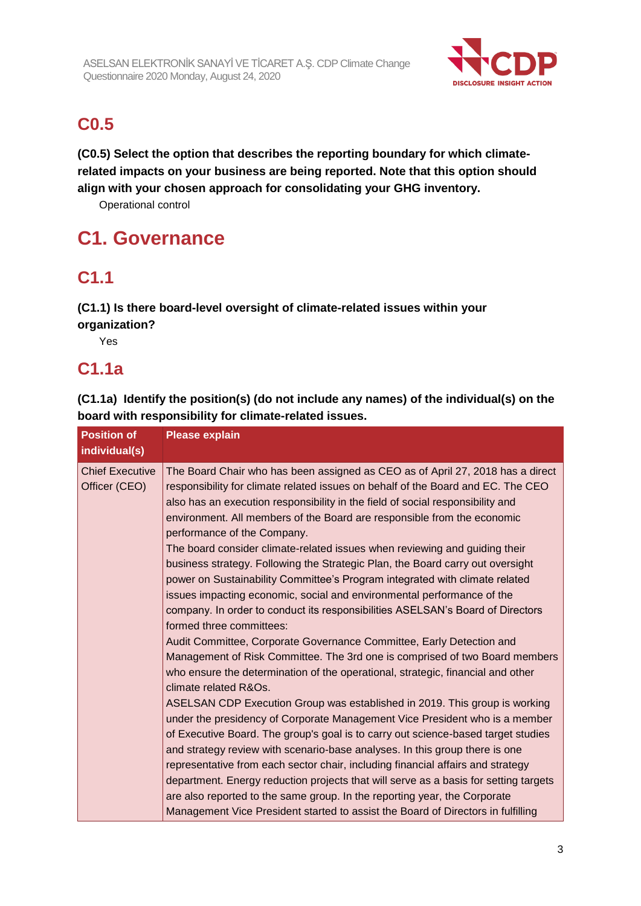## C0.5

**(C0.5) Select the option that describes the reporting boundary for which climate-related impacts on your business are being reported. Note that this option should align with your chosen approach for consolidating your GHG inventory.**

Operational control

# C1. Governance

## C1.1

**(C1.1) Is there board-level oversight of climate-related issues within your organization?**

Yes

## C1.1a

**(C1.1a) Identify the position(s) (do not include any names) of the individual(s) on the board with responsibility for climate-related issues.**

| Position of individual(s) | Please explain |
|---|---|
| Chief Executive Officer (CEO) | The Board Chair who has been assigned as CEO as of April 27, 2018 has a direct responsibility for climate related issues on behalf of the Board and EC. The CEO also has an execution responsibility in the field of social responsibility and environment. All members of the Board are responsible from the economic performance of the Company.<br>The board consider climate-related issues when reviewing and guiding their business strategy. Following the Strategic Plan, the Board carry out oversight power on Sustainability Committee's Program integrated with climate related issues impacting economic, social and environmental performance of the company. In order to conduct its responsibilities ASELSAN's Board of Directors formed three committees:<br>Audit Committee, Corporate Governance Committee, Early Detection and Management of Risk Committee. The 3rd one is comprised of two Board members who ensure the determination of the operational, strategic, financial and other climate related R&Os.<br>ASELSAN CDP Execution Group was established in 2019. This group is working under the presidency of Corporate Management Vice President who is a member of Executive Board. The group's goal is to carry out science-based target studies and strategy review with scenario-base analyses. In this group there is one representative from each sector chair, including financial affairs and strategy department. Energy reduction projects that will serve as a basis for setting targets are also reported to the same group. In the reporting year, the Corporate Management Vice President started to assist the Board of Directors in fulfilling |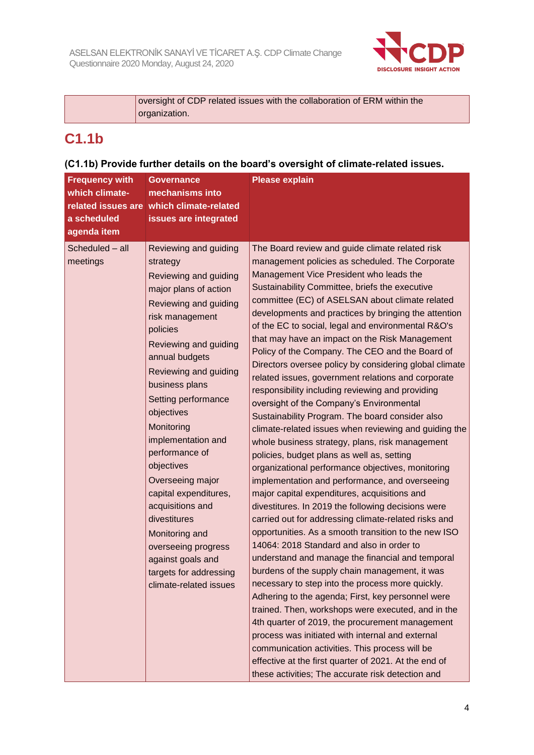| | oversight of CDP related issues with the collaboration of ERM within the organization. |
|---|---|

## C1.1b

**(C1.1b) Provide further details on the board's oversight of climate-related issues.**

| Frequency with which climate-related issues are a scheduled agenda item | Governance mechanisms into which climate-related issues are integrated | Please explain |
|---|---|---|
| Scheduled – all meetings | Reviewing and guiding strategy<br>Reviewing and guiding major plans of action<br>Reviewing and guiding risk management policies<br>Reviewing and guiding annual budgets<br>Reviewing and guiding business plans<br>Setting performance objectives<br>Monitoring implementation and performance of objectives<br>Overseeing major capital expenditures, acquisitions and divestitures<br>Monitoring and overseeing progress against goals and targets for addressing climate-related issues | The Board review and guide climate related risk management policies as scheduled. The Corporate Management Vice President who leads the Sustainability Committee, briefs the executive committee (EC) of ASELSAN about climate related developments and practices by bringing the attention of the EC to social, legal and environmental R&O's that may have an impact on the Risk Management Policy of the Company. The CEO and the Board of Directors oversee policy by considering global climate related issues, government relations and corporate responsibility including reviewing and providing oversight of the Company's Environmental Sustainability Program. The board consider also climate-related issues when reviewing and guiding the whole business strategy, plans, risk management policies, budget plans as well as, setting organizational performance objectives, monitoring implementation and performance, and overseeing major capital expenditures, acquisitions and divestitures. In 2019 the following decisions were carried out for addressing climate-related risks and opportunities. As a smooth transition to the new ISO 14064: 2018 Standard and also in order to understand and manage the financial and temporal burdens of the supply chain management, it was necessary to step into the process more quickly. Adhering to the agenda; First, key personnel were trained. Then, workshops were executed, and in the 4th quarter of 2019, the procurement management process was initiated with internal and external communication activities. This process will be effective at the first quarter of 2021. At the end of these activities; The accurate risk detection and |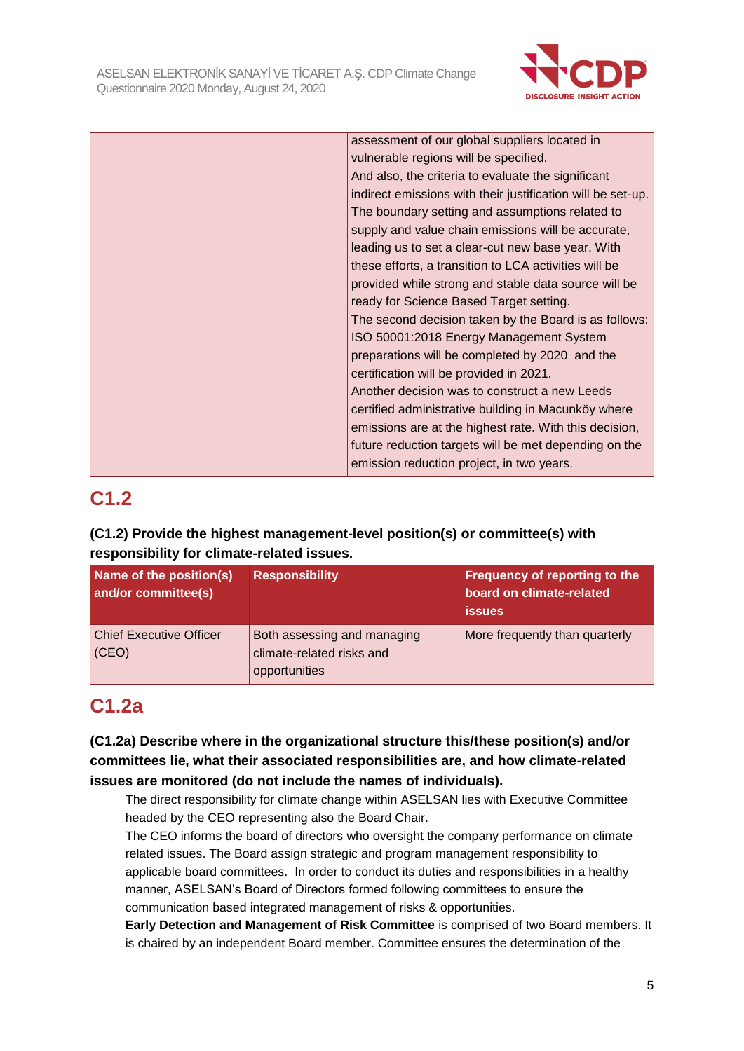| | | assessment of our global suppliers located in vulnerable regions will be specified.<br>And also, the criteria to evaluate the significant indirect emissions with their justification will be set-up. The boundary setting and assumptions related to supply and value chain emissions will be accurate, leading us to set a clear-cut new base year. With these efforts, a transition to LCA activities will be provided while strong and stable data source will be ready for Science Based Target setting.<br>The second decision taken by the Board is as follows: ISO 50001:2018 Energy Management System preparations will be completed by 2020 and the certification will be provided in 2021.<br>Another decision was to construct a new Leeds certified administrative building in Macunköy where emissions are at the highest rate. With this decision, future reduction targets will be met depending on the emission reduction project, in two years. |
|---|---|---|

## C1.2

**(C1.2) Provide the highest management-level position(s) or committee(s) with responsibility for climate-related issues.**

| Name of the position(s) and/or committee(s) | Responsibility | Frequency of reporting to the board on climate-related issues |
|---|---|---|
| Chief Executive Officer (CEO) | Both assessing and managing climate-related risks and opportunities | More frequently than quarterly |

## C1.2a

**(C1.2a) Describe where in the organizational structure this/these position(s) and/or committees lie, what their associated responsibilities are, and how climate-related issues are monitored (do not include the names of individuals).**

The direct responsibility for climate change within ASELSAN lies with Executive Committee headed by the CEO representing also the Board Chair.

The CEO informs the board of directors who oversight the company performance on climate related issues. The Board assign strategic and program management responsibility to applicable board committees. In order to conduct its duties and responsibilities in a healthy manner, ASELSAN's Board of Directors formed following committees to ensure the communication based integrated management of risks & opportunities.

**Early Detection and Management of Risk Committee** is comprised of two Board members. It is chaired by an independent Board member. Committee ensures the determination of the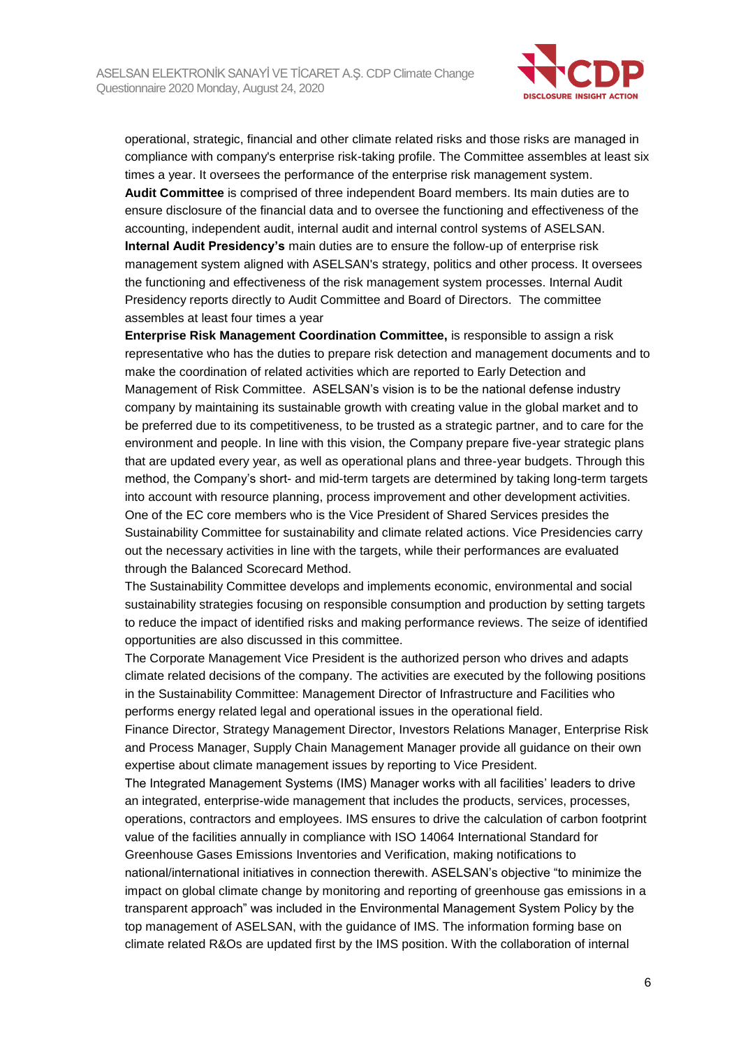operational, strategic, financial and other climate related risks and those risks are managed in compliance with company's enterprise risk-taking profile. The Committee assembles at least six times a year. It oversees the performance of the enterprise risk management system.

**Audit Committee** is comprised of three independent Board members. Its main duties are to ensure disclosure of the financial data and to oversee the functioning and effectiveness of the accounting, independent audit, internal audit and internal control systems of ASELSAN.

**Internal Audit Presidency's** main duties are to ensure the follow-up of enterprise risk management system aligned with ASELSAN's strategy, politics and other process. It oversees the functioning and effectiveness of the risk management system processes. Internal Audit Presidency reports directly to Audit Committee and Board of Directors. The committee assembles at least four times a year

**Enterprise Risk Management Coordination Committee,** is responsible to assign a risk representative who has the duties to prepare risk detection and management documents and to make the coordination of related activities which are reported to Early Detection and Management of Risk Committee. ASELSAN's vision is to be the national defense industry company by maintaining its sustainable growth with creating value in the global market and to be preferred due to its competitiveness, to be trusted as a strategic partner, and to care for the environment and people. In line with this vision, the Company prepare five-year strategic plans that are updated every year, as well as operational plans and three-year budgets. Through this method, the Company's short- and mid-term targets are determined by taking long-term targets into account with resource planning, process improvement and other development activities. One of the EC core members who is the Vice President of Shared Services presides the Sustainability Committee for sustainability and climate related actions. Vice Presidencies carry out the necessary activities in line with the targets, while their performances are evaluated through the Balanced Scorecard Method.

The Sustainability Committee develops and implements economic, environmental and social sustainability strategies focusing on responsible consumption and production by setting targets to reduce the impact of identified risks and making performance reviews. The seize of identified opportunities are also discussed in this committee.

The Corporate Management Vice President is the authorized person who drives and adapts climate related decisions of the company. The activities are executed by the following positions in the Sustainability Committee: Management Director of Infrastructure and Facilities who performs energy related legal and operational issues in the operational field.

Finance Director, Strategy Management Director, Investors Relations Manager, Enterprise Risk and Process Manager, Supply Chain Management Manager provide all guidance on their own expertise about climate management issues by reporting to Vice President.

The Integrated Management Systems (IMS) Manager works with all facilities' leaders to drive an integrated, enterprise-wide management that includes the products, services, processes, operations, contractors and employees. IMS ensures to drive the calculation of carbon footprint value of the facilities annually in compliance with ISO 14064 International Standard for Greenhouse Gases Emissions Inventories and Verification, making notifications to national/international initiatives in connection therewith. ASELSAN's objective "to minimize the impact on global climate change by monitoring and reporting of greenhouse gas emissions in a transparent approach" was included in the Environmental Management System Policy by the top management of ASELSAN, with the guidance of IMS. The information forming base on climate related R&Os are updated first by the IMS position. With the collaboration of internal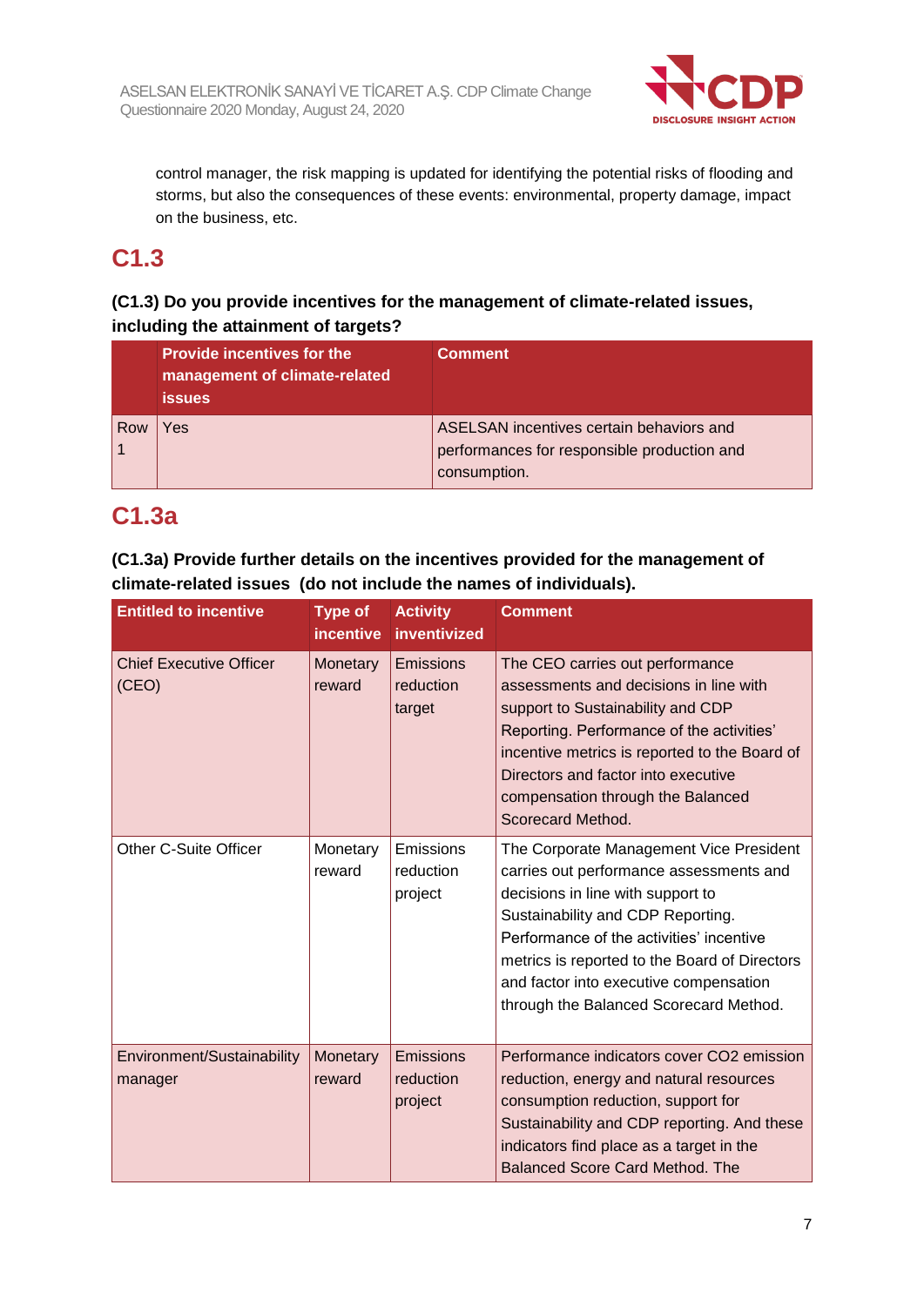control manager, the risk mapping is updated for identifying the potential risks of flooding and storms, but also the consequences of these events: environmental, property damage, impact on the business, etc.

## C1.3

### (C1.3) Do you provide incentives for the management of climate-related issues, including the attainment of targets?

| | Provide incentives for the management of climate-related issues | Comment |
|---|---|---|
| Row 1 | Yes | ASELSAN incentives certain behaviors and performances for responsible production and consumption. |

## C1.3a

### (C1.3a) Provide further details on the incentives provided for the management of climate-related issues (do not include the names of individuals).

| Entitled to incentive | Type of incentive | Activity inventivized | Comment |
|---|---|---|---|
| Chief Executive Officer (CEO) | Monetary reward | Emissions reduction target | The CEO carries out performance assessments and decisions in line with support to Sustainability and CDP Reporting. Performance of the activities' incentive metrics is reported to the Board of Directors and factor into executive compensation through the Balanced Scorecard Method. |
| Other C-Suite Officer | Monetary reward | Emissions reduction project | The Corporate Management Vice President carries out performance assessments and decisions in line with support to Sustainability and CDP Reporting. Performance of the activities' incentive metrics is reported to the Board of Directors and factor into executive compensation through the Balanced Scorecard Method. |
| Environment/Sustainability manager | Monetary reward | Emissions reduction project | Performance indicators cover CO2 emission reduction, energy and natural resources consumption reduction, support for Sustainability and CDP reporting. And these indicators find place as a target in the Balanced Score Card Method. The |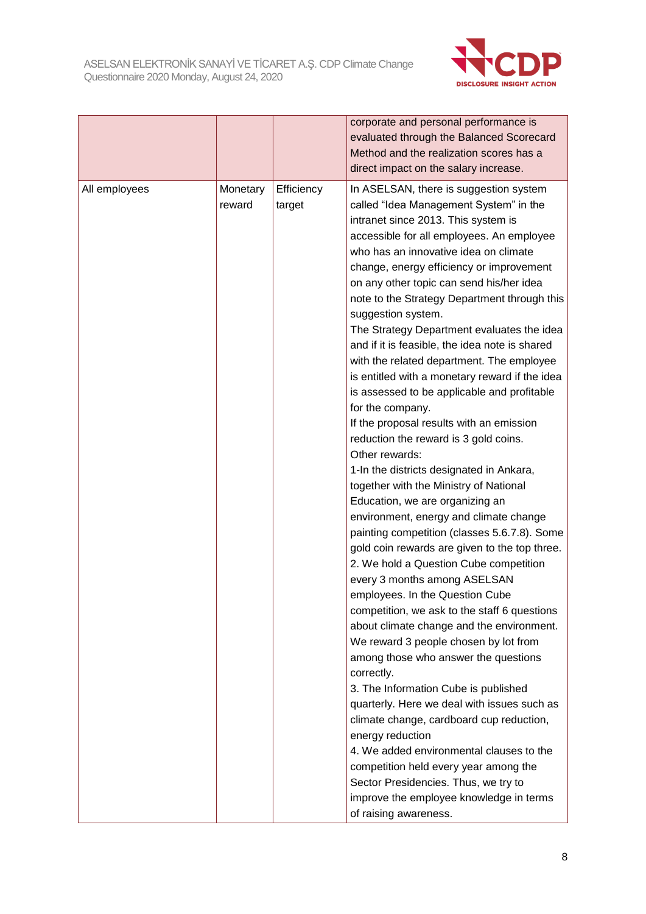| | | | |
|---|---|---|---|
| | | | corporate and personal performance is evaluated through the Balanced Scorecard Method and the realization scores has a direct impact on the salary increase. |
| All employees | Monetary reward | Efficiency target | In ASELSAN, there is suggestion system called "Idea Management System" in the intranet since 2013. This system is accessible for all employees. An employee who has an innovative idea on climate change, energy efficiency or improvement on any other topic can send his/her idea note to the Strategy Department through this suggestion system.<br>The Strategy Department evaluates the idea and if it is feasible, the idea note is shared with the related department. The employee is entitled with a monetary reward if the idea is assessed to be applicable and profitable for the company.<br>If the proposal results with an emission reduction the reward is 3 gold coins.<br>Other rewards:<br>1-In the districts designated in Ankara, together with the Ministry of National Education, we are organizing an environment, energy and climate change painting competition (classes 5.6.7.8). Some gold coin rewards are given to the top three.<br>2. We hold a Question Cube competition every 3 months among ASELSAN employees. In the Question Cube competition, we ask to the staff 6 questions about climate change and the environment. We reward 3 people chosen by lot from among those who answer the questions correctly.<br>3. The Information Cube is published quarterly. Here we deal with issues such as climate change, cardboard cup reduction, energy reduction<br>4. We added environmental clauses to the competition held every year among the Sector Presidencies. Thus, we try to improve the employee knowledge in terms of raising awareness. |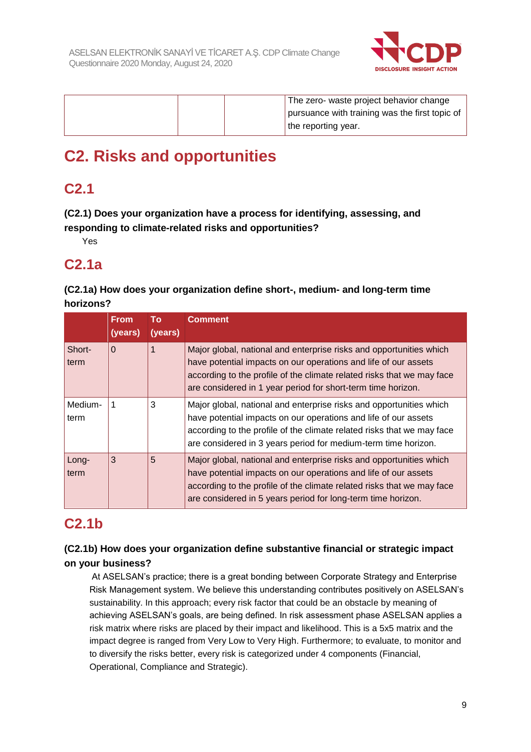| | | | The zero- waste project behavior change pursuance with training was the first topic of the reporting year. |
|---|---|---|---|

# C2. Risks and opportunities

## C2.1

**(C2.1) Does your organization have a process for identifying, assessing, and responding to climate-related risks and opportunities?**

Yes

## C2.1a

**(C2.1a) How does your organization define short-, medium- and long-term time horizons?**

| | From (years) | To (years) | Comment |
|---|---|---|---|
| Short-term | 0 | 1 | Major global, national and enterprise risks and opportunities which have potential impacts on our operations and life of our assets according to the profile of the climate related risks that we may face are considered in 1 year period for short-term time horizon. |
| Medium-term | 1 | 3 | Major global, national and enterprise risks and opportunities which have potential impacts on our operations and life of our assets according to the profile of the climate related risks that we may face are considered in 3 years period for medium-term time horizon. |
| Long-term | 3 | 5 | Major global, national and enterprise risks and opportunities which have potential impacts on our operations and life of our assets according to the profile of the climate related risks that we may face are considered in 5 years period for long-term time horizon. |

## C2.1b

**(C2.1b) How does your organization define substantive financial or strategic impact on your business?**

At ASELSAN's practice; there is a great bonding between Corporate Strategy and Enterprise Risk Management system. We believe this understanding contributes positively on ASELSAN's sustainability. In this approach; every risk factor that could be an obstacle by meaning of achieving ASELSAN's goals, are being defined. In risk assessment phase ASELSAN applies a risk matrix where risks are placed by their impact and likelihood. This is a 5x5 matrix and the impact degree is ranged from Very Low to Very High. Furthermore; to evaluate, to monitor and to diversify the risks better, every risk is categorized under 4 components (Financial, Operational, Compliance and Strategic).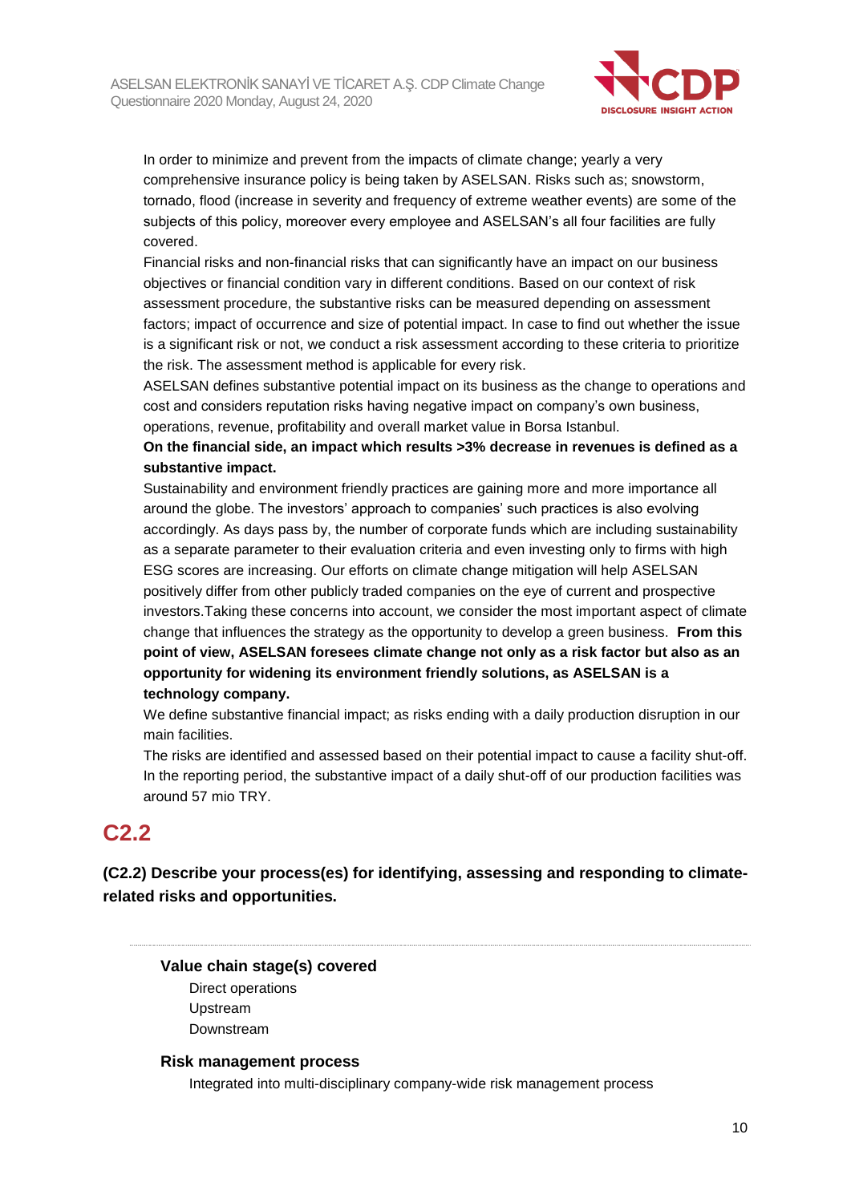In order to minimize and prevent from the impacts of climate change; yearly a very comprehensive insurance policy is being taken by ASELSAN. Risks such as; snowstorm, tornado, flood (increase in severity and frequency of extreme weather events) are some of the subjects of this policy, moreover every employee and ASELSAN's all four facilities are fully covered.

Financial risks and non-financial risks that can significantly have an impact on our business objectives or financial condition vary in different conditions. Based on our context of risk assessment procedure, the substantive risks can be measured depending on assessment factors; impact of occurrence and size of potential impact. In case to find out whether the issue is a significant risk or not, we conduct a risk assessment according to these criteria to prioritize the risk. The assessment method is applicable for every risk.

ASELSAN defines substantive potential impact on its business as the change to operations and cost and considers reputation risks having negative impact on company's own business, operations, revenue, profitability and overall market value in Borsa Istanbul.

**On the financial side, an impact which results >3% decrease in revenues is defined as a substantive impact.**

Sustainability and environment friendly practices are gaining more and more importance all around the globe. The investors' approach to companies' such practices is also evolving accordingly. As days pass by, the number of corporate funds which are including sustainability as a separate parameter to their evaluation criteria and even investing only to firms with high ESG scores are increasing. Our efforts on climate change mitigation will help ASELSAN positively differ from other publicly traded companies on the eye of current and prospective investors.Taking these concerns into account, we consider the most important aspect of climate change that influences the strategy as the opportunity to develop a green business. **From this point of view, ASELSAN foresees climate change not only as a risk factor but also as an opportunity for widening its environment friendly solutions, as ASELSAN is a technology company.**

We define substantive financial impact; as risks ending with a daily production disruption in our main facilities.

The risks are identified and assessed based on their potential impact to cause a facility shut-off. In the reporting period, the substantive impact of a daily shut-off of our production facilities was around 57 mio TRY.

## C2.2

**(C2.2) Describe your process(es) for identifying, assessing and responding to climate-related risks and opportunities.**

---

**Value chain stage(s) covered**

Direct operations

Upstream

Downstream

**Risk management process**

Integrated into multi-disciplinary company-wide risk management process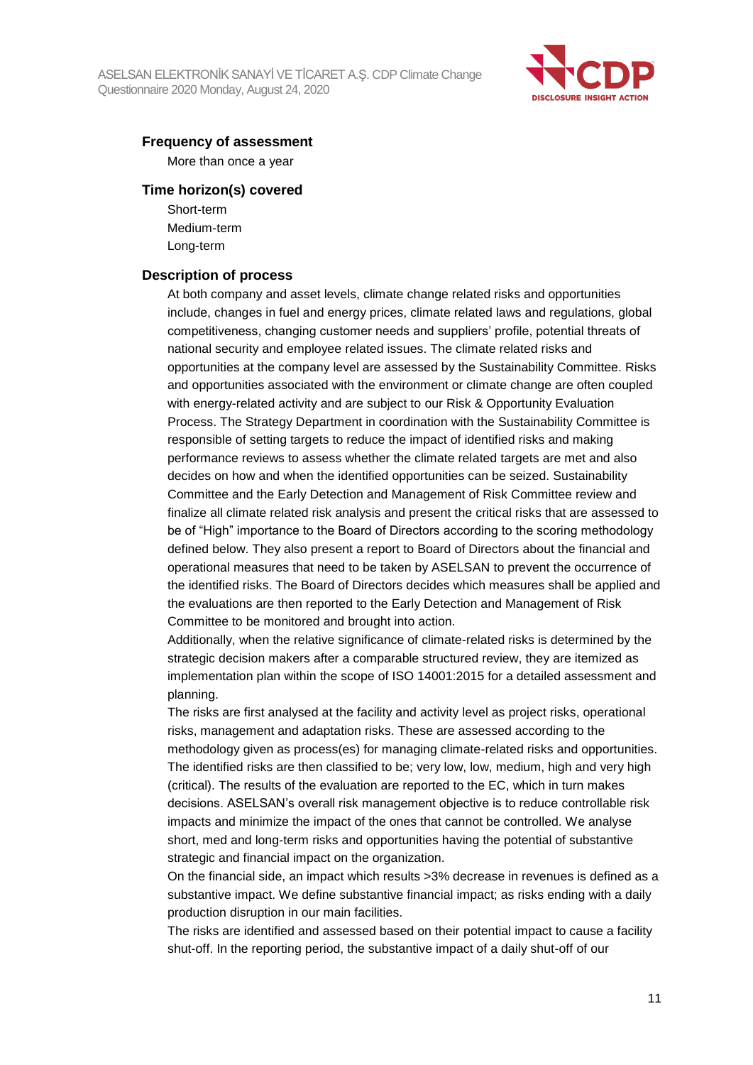### Frequency of assessment

More than once a year

### Time horizon(s) covered

Short-term
Medium-term
Long-term

### Description of process

At both company and asset levels, climate change related risks and opportunities include, changes in fuel and energy prices, climate related laws and regulations, global competitiveness, changing customer needs and suppliers' profile, potential threats of national security and employee related issues. The climate related risks and opportunities at the company level are assessed by the Sustainability Committee. Risks and opportunities associated with the environment or climate change are often coupled with energy-related activity and are subject to our Risk & Opportunity Evaluation Process. The Strategy Department in coordination with the Sustainability Committee is responsible of setting targets to reduce the impact of identified risks and making performance reviews to assess whether the climate related targets are met and also decides on how and when the identified opportunities can be seized. Sustainability Committee and the Early Detection and Management of Risk Committee review and finalize all climate related risk analysis and present the critical risks that are assessed to be of "High" importance to the Board of Directors according to the scoring methodology defined below. They also present a report to Board of Directors about the financial and operational measures that need to be taken by ASELSAN to prevent the occurrence of the identified risks. The Board of Directors decides which measures shall be applied and the evaluations are then reported to the Early Detection and Management of Risk Committee to be monitored and brought into action.

Additionally, when the relative significance of climate-related risks is determined by the strategic decision makers after a comparable structured review, they are itemized as implementation plan within the scope of ISO 14001:2015 for a detailed assessment and planning.

The risks are first analysed at the facility and activity level as project risks, operational risks, management and adaptation risks. These are assessed according to the methodology given as process(es) for managing climate-related risks and opportunities. The identified risks are then classified to be; very low, low, medium, high and very high (critical). The results of the evaluation are reported to the EC, which in turn makes decisions. ASELSAN's overall risk management objective is to reduce controllable risk impacts and minimize the impact of the ones that cannot be controlled. We analyse short, med and long-term risks and opportunities having the potential of substantive strategic and financial impact on the organization.

On the financial side, an impact which results >3% decrease in revenues is defined as a substantive impact. We define substantive financial impact; as risks ending with a daily production disruption in our main facilities.

The risks are identified and assessed based on their potential impact to cause a facility shut-off. In the reporting period, the substantive impact of a daily shut-off of our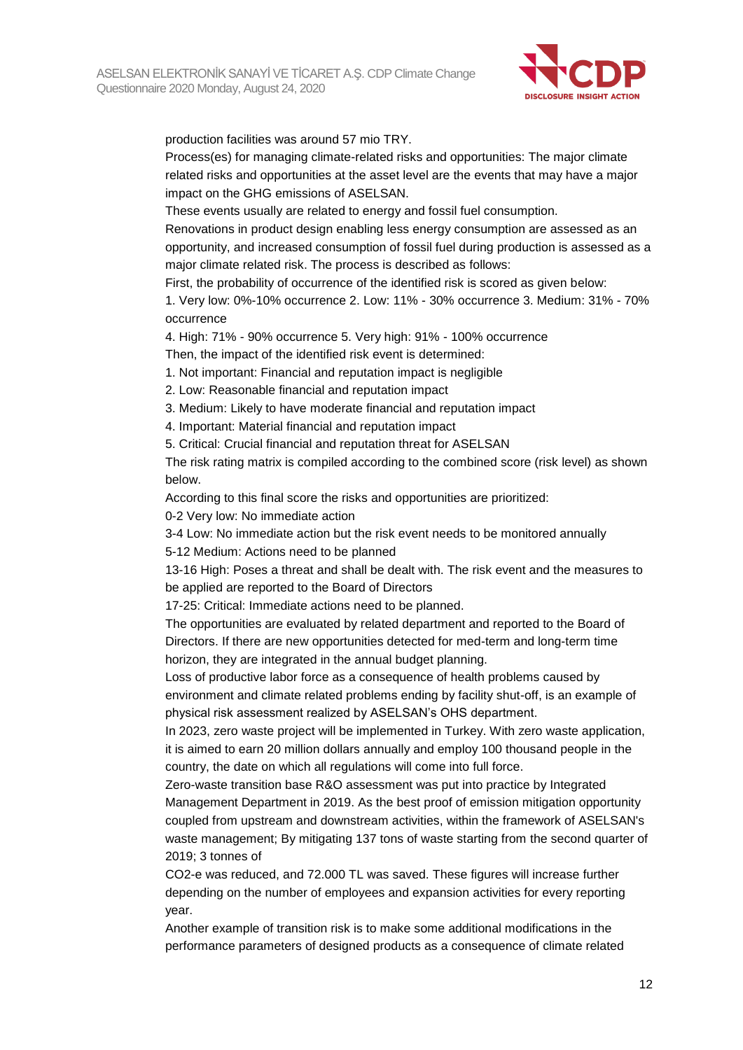production facilities was around 57 mio TRY.

Process(es) for managing climate-related risks and opportunities: The major climate related risks and opportunities at the asset level are the events that may have a major impact on the GHG emissions of ASELSAN.

These events usually are related to energy and fossil fuel consumption.

Renovations in product design enabling less energy consumption are assessed as an opportunity, and increased consumption of fossil fuel during production is assessed as a major climate related risk. The process is described as follows:

First, the probability of occurrence of the identified risk is scored as given below:

1. Very low: 0%-10% occurrence 2. Low: 11% - 30% occurrence 3. Medium: 31% - 70% occurrence

4. High: 71% - 90% occurrence 5. Very high: 91% - 100% occurrence

Then, the impact of the identified risk event is determined:

1. Not important: Financial and reputation impact is negligible
2. Low: Reasonable financial and reputation impact
3. Medium: Likely to have moderate financial and reputation impact
4. Important: Material financial and reputation impact
5. Critical: Crucial financial and reputation threat for ASELSAN

The risk rating matrix is compiled according to the combined score (risk level) as shown below.

According to this final score the risks and opportunities are prioritized:

0-2 Very low: No immediate action

3-4 Low: No immediate action but the risk event needs to be monitored annually

5-12 Medium: Actions need to be planned

13-16 High: Poses a threat and shall be dealt with. The risk event and the measures to be applied are reported to the Board of Directors

17-25: Critical: Immediate actions need to be planned.

The opportunities are evaluated by related department and reported to the Board of Directors. If there are new opportunities detected for med-term and long-term time horizon, they are integrated in the annual budget planning.

Loss of productive labor force as a consequence of health problems caused by environment and climate related problems ending by facility shut-off, is an example of physical risk assessment realized by ASELSAN's OHS department.

In 2023, zero waste project will be implemented in Turkey. With zero waste application, it is aimed to earn 20 million dollars annually and employ 100 thousand people in the country, the date on which all regulations will come into full force.

Zero-waste transition base R&O assessment was put into practice by Integrated Management Department in 2019. As the best proof of emission mitigation opportunity coupled from upstream and downstream activities, within the framework of ASELSAN's waste management; By mitigating 137 tons of waste starting from the second quarter of 2019; 3 tonnes of

$CO_2$-e was reduced, and 72.000 TL was saved. These figures will increase further depending on the number of employees and expansion activities for every reporting year.

Another example of transition risk is to make some additional modifications in the performance parameters of designed products as a consequence of climate related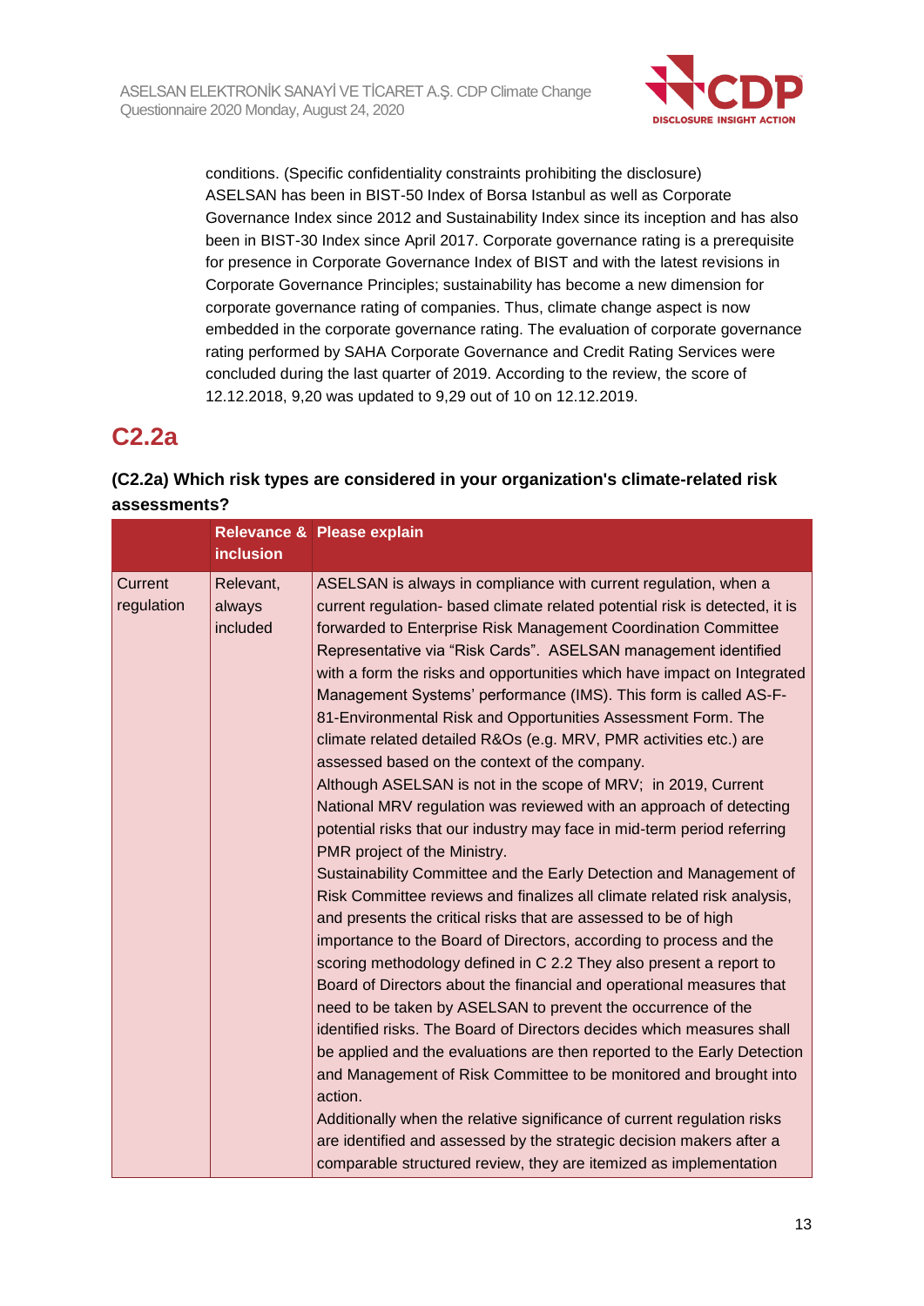conditions. (Specific confidentiality constraints prohibiting the disclosure)
ASELSAN has been in BIST-50 Index of Borsa Istanbul as well as Corporate Governance Index since 2012 and Sustainability Index since its inception and has also been in BIST-30 Index since April 2017. Corporate governance rating is a prerequisite for presence in Corporate Governance Index of BIST and with the latest revisions in Corporate Governance Principles; sustainability has become a new dimension for corporate governance rating of companies. Thus, climate change aspect is now embedded in the corporate governance rating. The evaluation of corporate governance rating performed by SAHA Corporate Governance and Credit Rating Services were concluded during the last quarter of 2019. According to the review, the score of 12.12.2018, 9,20 was updated to 9,29 out of 10 on 12.12.2019.

## C2.2a

**(C2.2a) Which risk types are considered in your organization's climate-related risk assessments?**

| | Relevance & inclusion | Please explain |
|---|---|---|
| Current regulation | Relevant, always included | ASELSAN is always in compliance with current regulation, when a current regulation- based climate related potential risk is detected, it is forwarded to Enterprise Risk Management Coordination Committee Representative via "Risk Cards". ASELSAN management identified with a form the risks and opportunities which have impact on Integrated Management Systems' performance (IMS). This form is called AS-F-81-Environmental Risk and Opportunities Assessment Form. The climate related detailed R&Os (e.g. MRV, PMR activities etc.) are assessed based on the context of the company.<br>Although ASELSAN is not in the scope of MRV; in 2019, Current National MRV regulation was reviewed with an approach of detecting potential risks that our industry may face in mid-term period referring PMR project of the Ministry.<br>Sustainability Committee and the Early Detection and Management of Risk Committee reviews and finalizes all climate related risk analysis, and presents the critical risks that are assessed to be of high importance to the Board of Directors, according to process and the scoring methodology defined in C 2.2 They also present a report to Board of Directors about the financial and operational measures that need to be taken by ASELSAN to prevent the occurrence of the identified risks. The Board of Directors decides which measures shall be applied and the evaluations are then reported to the Early Detection and Management of Risk Committee to be monitored and brought into action.<br>Additionally when the relative significance of current regulation risks are identified and assessed by the strategic decision makers after a comparable structured review, they are itemized as implementation |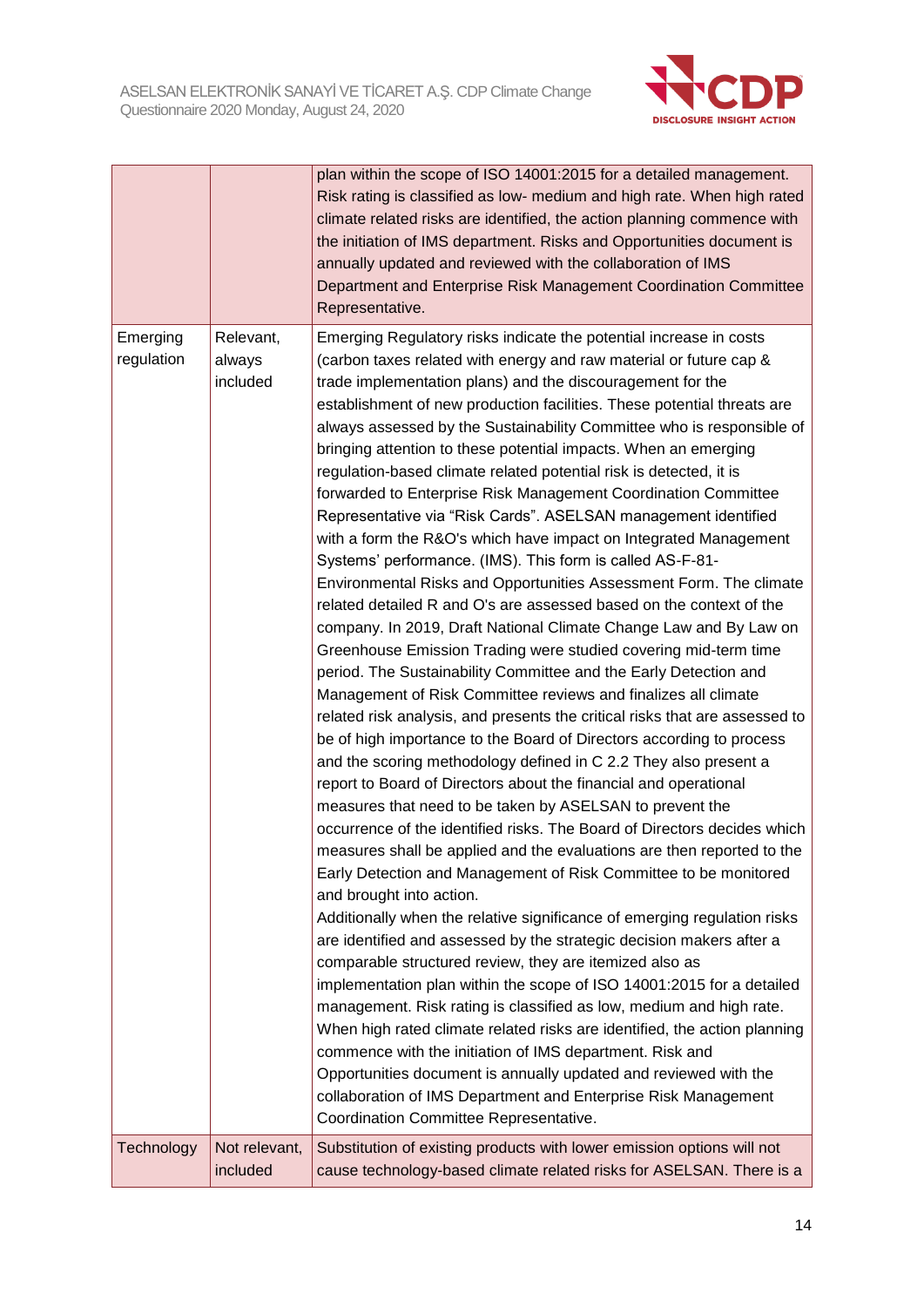| | | |
|---|---|---|
| | | plan within the scope of ISO 14001:2015 for a detailed management. Risk rating is classified as low- medium and high rate. When high rated climate related risks are identified, the action planning commence with the initiation of IMS department. Risks and Opportunities document is annually updated and reviewed with the collaboration of IMS Department and Enterprise Risk Management Coordination Committee Representative. |
| Emerging regulation | Relevant, always included | Emerging Regulatory risks indicate the potential increase in costs (carbon taxes related with energy and raw material or future cap & trade implementation plans) and the discouragement for the establishment of new production facilities. These potential threats are always assessed by the Sustainability Committee who is responsible of bringing attention to these potential impacts. When an emerging regulation-based climate related potential risk is detected, it is forwarded to Enterprise Risk Management Coordination Committee Representative via "Risk Cards". ASELSAN management identified with a form the R&O's which have impact on Integrated Management Systems' performance. (IMS). This form is called AS-F-81-Environmental Risks and Opportunities Assessment Form. The climate related detailed R and O's are assessed based on the context of the company. In 2019, Draft National Climate Change Law and By Law on Greenhouse Emission Trading were studied covering mid-term time period. The Sustainability Committee and the Early Detection and Management of Risk Committee reviews and finalizes all climate related risk analysis, and presents the critical risks that are assessed to be of high importance to the Board of Directors according to process and the scoring methodology defined in C 2.2 They also present a report to Board of Directors about the financial and operational measures that need to be taken by ASELSAN to prevent the occurrence of the identified risks. The Board of Directors decides which measures shall be applied and the evaluations are then reported to the Early Detection and Management of Risk Committee to be monitored and brought into action.<br>Additionally when the relative significance of emerging regulation risks are identified and assessed by the strategic decision makers after a comparable structured review, they are itemized also as implementation plan within the scope of ISO 14001:2015 for a detailed management. Risk rating is classified as low, medium and high rate. When high rated climate related risks are identified, the action planning commence with the initiation of IMS department. Risk and Opportunities document is annually updated and reviewed with the collaboration of IMS Department and Enterprise Risk Management Coordination Committee Representative. |
| Technology | Not relevant, included | Substitution of existing products with lower emission options will not cause technology-based climate related risks for ASELSAN. There is a |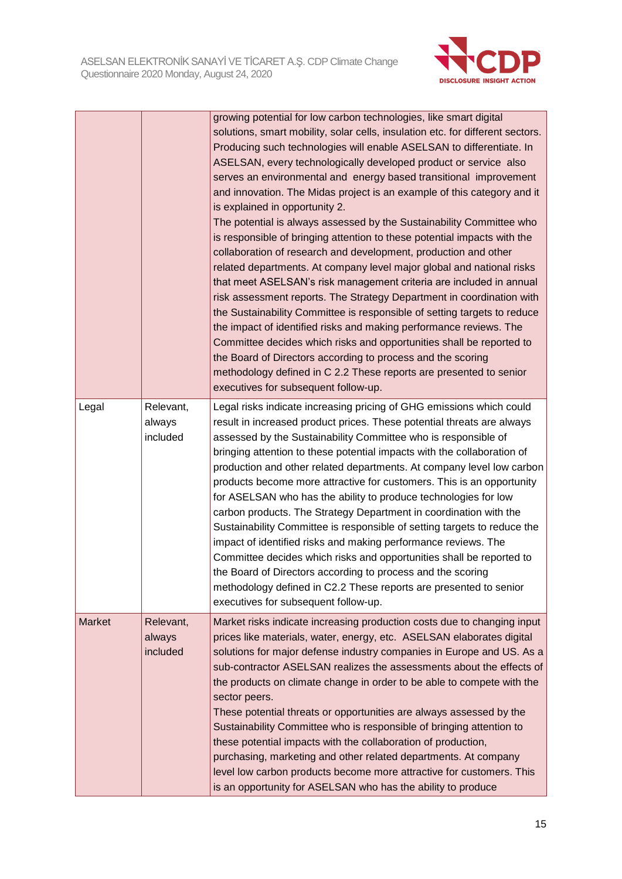| | | |
|---|---|---|
| | | growing potential for low carbon technologies, like smart digital solutions, smart mobility, solar cells, insulation etc. for different sectors. Producing such technologies will enable ASELSAN to differentiate. In ASELSAN, every technologically developed product or service also serves an environmental and energy based transitional improvement and innovation. The Midas project is an example of this category and it is explained in opportunity 2.<br>The potential is always assessed by the Sustainability Committee who is responsible of bringing attention to these potential impacts with the collaboration of research and development, production and other related departments. At company level major global and national risks that meet ASELSAN's risk management criteria are included in annual risk assessment reports. The Strategy Department in coordination with the Sustainability Committee is responsible of setting targets to reduce the impact of identified risks and making performance reviews. The Committee decides which risks and opportunities shall be reported to the Board of Directors according to process and the scoring methodology defined in C 2.2 These reports are presented to senior executives for subsequent follow-up. |
| Legal | Relevant, always included | Legal risks indicate increasing pricing of GHG emissions which could result in increased product prices. These potential threats are always assessed by the Sustainability Committee who is responsible of bringing attention to these potential impacts with the collaboration of production and other related departments. At company level low carbon products become more attractive for customers. This is an opportunity for ASELSAN who has the ability to produce technologies for low carbon products. The Strategy Department in coordination with the Sustainability Committee is responsible of setting targets to reduce the impact of identified risks and making performance reviews. The Committee decides which risks and opportunities shall be reported to the Board of Directors according to process and the scoring methodology defined in C2.2 These reports are presented to senior executives for subsequent follow-up. |
| Market | Relevant, always included | Market risks indicate increasing production costs due to changing input prices like materials, water, energy, etc. ASELSAN elaborates digital solutions for major defense industry companies in Europe and US. As a sub-contractor ASELSAN realizes the assessments about the effects of the products on climate change in order to be able to compete with the sector peers.<br>These potential threats or opportunities are always assessed by the Sustainability Committee who is responsible of bringing attention to these potential impacts with the collaboration of production, purchasing, marketing and other related departments. At company level low carbon products become more attractive for customers. This is an opportunity for ASELSAN who has the ability to produce |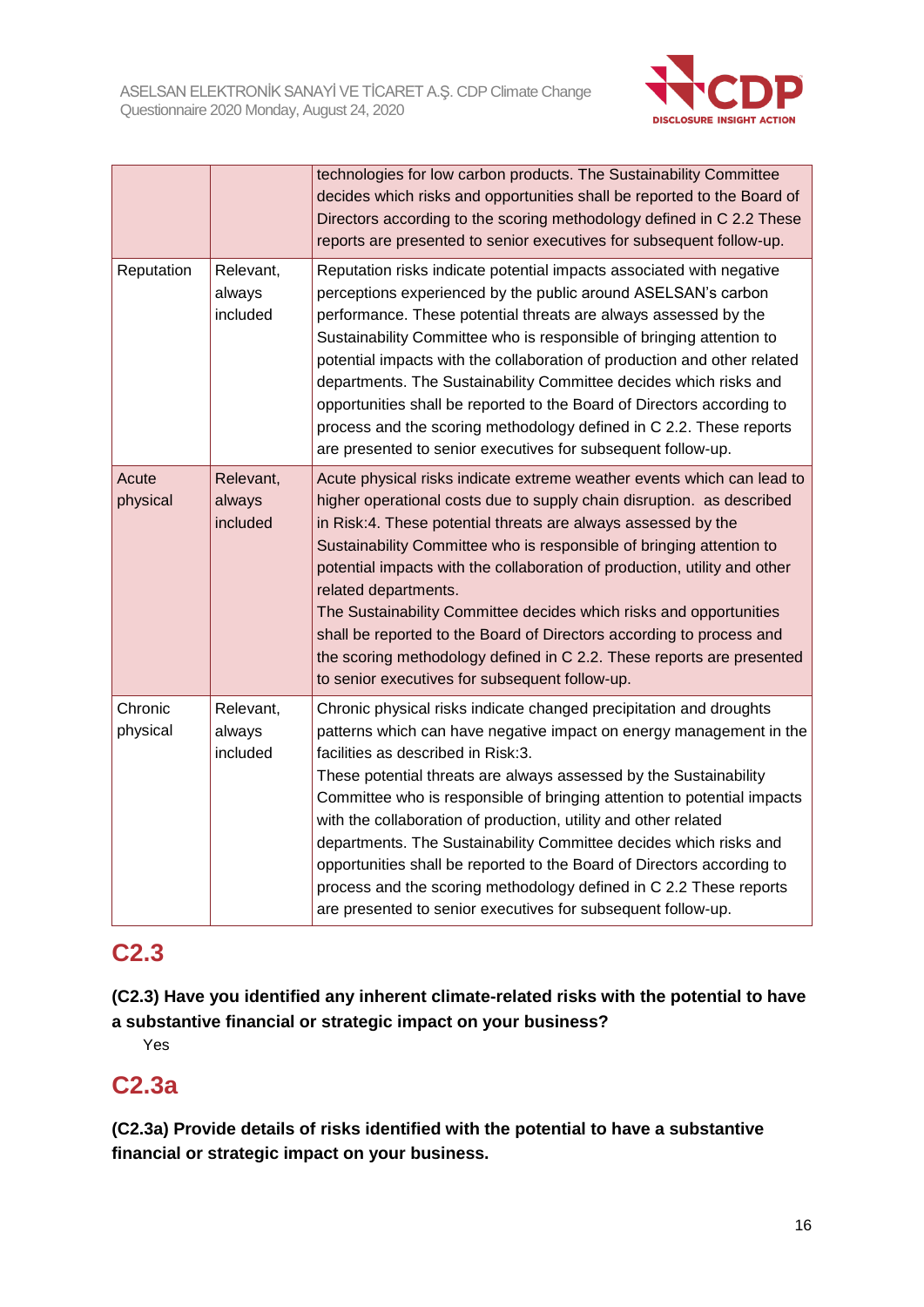| | | |
|---|---|---|
| | | technologies for low carbon products. The Sustainability Committee decides which risks and opportunities shall be reported to the Board of Directors according to the scoring methodology defined in C 2.2 These reports are presented to senior executives for subsequent follow-up. |
| Reputation | Relevant, always included | Reputation risks indicate potential impacts associated with negative perceptions experienced by the public around ASELSAN's carbon performance. These potential threats are always assessed by the Sustainability Committee who is responsible of bringing attention to potential impacts with the collaboration of production and other related departments. The Sustainability Committee decides which risks and opportunities shall be reported to the Board of Directors according to process and the scoring methodology defined in C 2.2. These reports are presented to senior executives for subsequent follow-up. |
| Acute physical | Relevant, always included | Acute physical risks indicate extreme weather events which can lead to higher operational costs due to supply chain disruption. as described in Risk:4. These potential threats are always assessed by the Sustainability Committee who is responsible of bringing attention to potential impacts with the collaboration of production, utility and other related departments.<br>The Sustainability Committee decides which risks and opportunities shall be reported to the Board of Directors according to process and the scoring methodology defined in C 2.2. These reports are presented to senior executives for subsequent follow-up. |
| Chronic physical | Relevant, always included | Chronic physical risks indicate changed precipitation and droughts patterns which can have negative impact on energy management in the facilities as described in Risk:3.<br>These potential threats are always assessed by the Sustainability Committee who is responsible of bringing attention to potential impacts with the collaboration of production, utility and other related departments. The Sustainability Committee decides which risks and opportunities shall be reported to the Board of Directors according to process and the scoring methodology defined in C 2.2 These reports are presented to senior executives for subsequent follow-up. |

## C2.3

**(C2.3) Have you identified any inherent climate-related risks with the potential to have a substantive financial or strategic impact on your business?**

Yes

## C2.3a

**(C2.3a) Provide details of risks identified with the potential to have a substantive financial or strategic impact on your business.**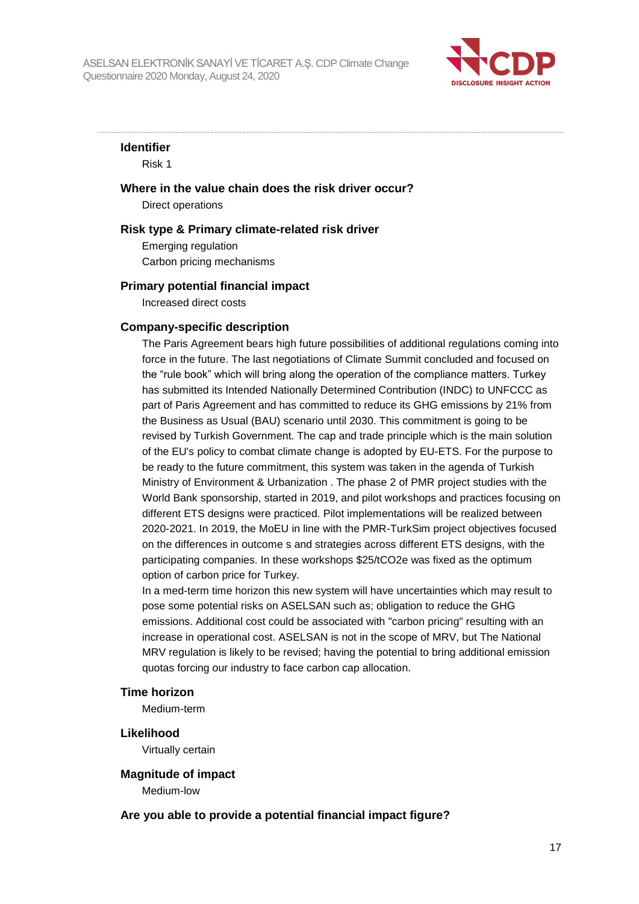### Identifier

Risk 1

### Where in the value chain does the risk driver occur?

Direct operations

### Risk type & Primary climate-related risk driver

Emerging regulation

Carbon pricing mechanisms

### Primary potential financial impact

Increased direct costs

### Company-specific description

The Paris Agreement bears high future possibilities of additional regulations coming into force in the future. The last negotiations of Climate Summit concluded and focused on the “rule book” which will bring along the operation of the compliance matters. Turkey has submitted its Intended Nationally Determined Contribution (INDC) to UNFCCC as part of Paris Agreement and has committed to reduce its GHG emissions by 21% from the Business as Usual (BAU) scenario until 2030. This commitment is going to be revised by Turkish Government. The cap and trade principle which is the main solution of the EU's policy to combat climate change is adopted by EU-ETS. For the purpose to be ready to the future commitment, this system was taken in the agenda of Turkish Ministry of Environment & Urbanization . The phase 2 of PMR project studies with the World Bank sponsorship, started in 2019, and pilot workshops and practices focusing on different ETS designs were practiced. Pilot implementations will be realized between 2020-2021. In 2019, the MoEU in line with the PMR-TurkSim project objectives focused on the differences in outcome s and strategies across different ETS designs, with the participating companies. In these workshops $25/tCO2e was fixed as the optimum option of carbon price for Turkey.

In a med-term time horizon this new system will have uncertainties which may result to pose some potential risks on ASELSAN such as; obligation to reduce the GHG emissions. Additional cost could be associated with "carbon pricing" resulting with an increase in operational cost. ASELSAN is not in the scope of MRV, but The National MRV regulation is likely to be revised; having the potential to bring additional emission quotas forcing our industry to face carbon cap allocation.

### Time horizon

Medium-term

### Likelihood

Virtually certain

### Magnitude of impact

Medium-low

### Are you able to provide a potential financial impact figure?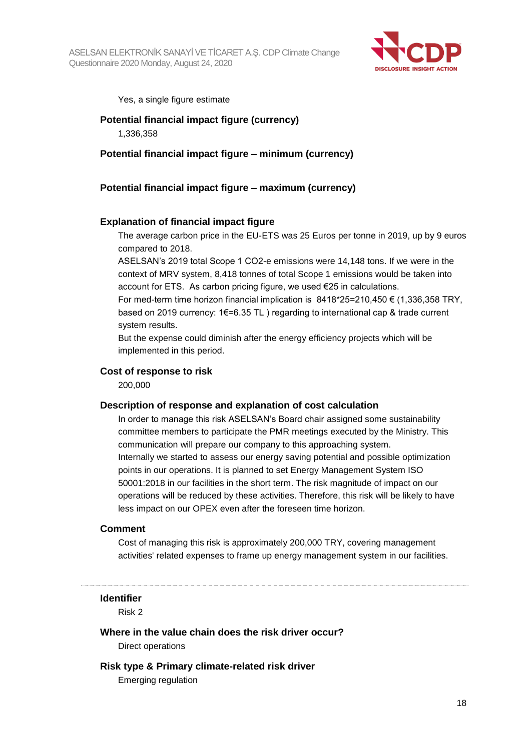Yes, a single figure estimate

**Potential financial impact figure (currency)**

1,336,358

**Potential financial impact figure – minimum (currency)**

**Potential financial impact figure – maximum (currency)**

**Explanation of financial impact figure**

The average carbon price in the EU-ETS was 25 Euros per tonne in 2019, up by 9 euros compared to 2018.

ASELSAN's 2019 total Scope 1 CO2-e emissions were 14,148 tons. If we were in the context of MRV system, 8,418 tonnes of total Scope 1 emissions would be taken into account for ETS. As carbon pricing figure, we used €25 in calculations.

For med-term time horizon financial implication is 8418*25=210,450 € (1,336,358 TRY, based on 2019 currency: 1€=6.35 TL ) regarding to international cap & trade current system results.

But the expense could diminish after the energy efficiency projects which will be implemented in this period.

**Cost of response to risk**

200,000

**Description of response and explanation of cost calculation**

In order to manage this risk ASELSAN's Board chair assigned some sustainability committee members to participate the PMR meetings executed by the Ministry. This communication will prepare our company to this approaching system.

Internally we started to assess our energy saving potential and possible optimization points in our operations. It is planned to set Energy Management System ISO 50001:2018 in our facilities in the short term. The risk magnitude of impact on our operations will be reduced by these activities. Therefore, this risk will be likely to have less impact on our OPEX even after the foreseen time horizon.

**Comment**

Cost of managing this risk is approximately 200,000 TRY, covering management activities' related expenses to frame up energy management system in our facilities.

---

**Identifier**

Risk 2

**Where in the value chain does the risk driver occur?**

Direct operations

**Risk type & Primary climate-related risk driver**

Emerging regulation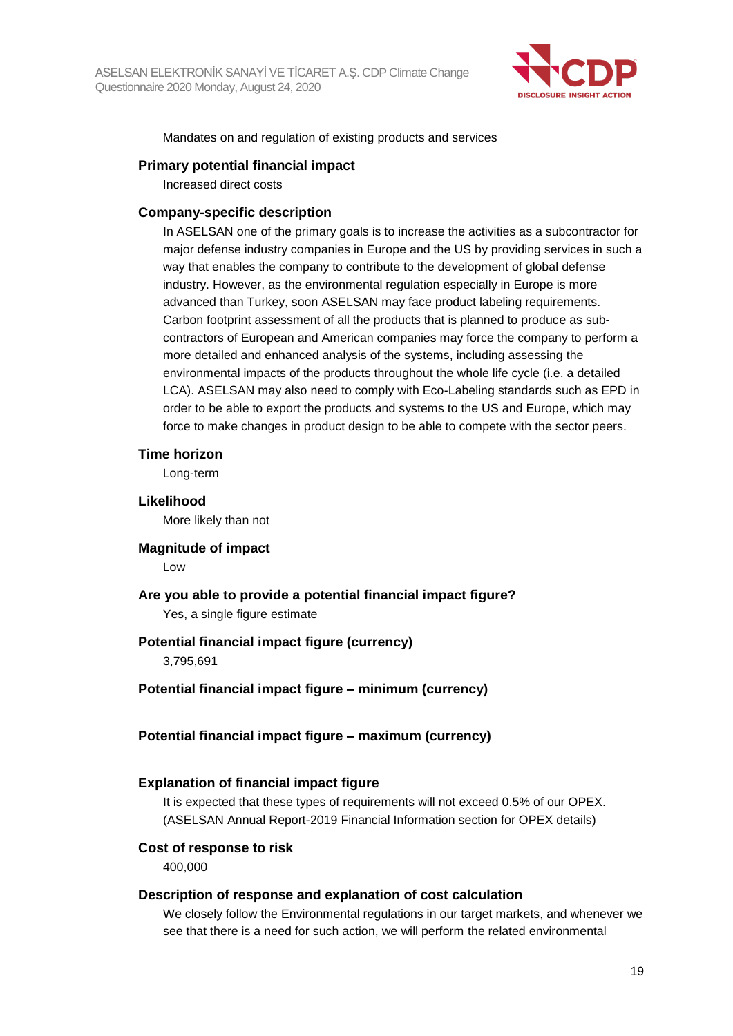Mandates on and regulation of existing products and services

**Primary potential financial impact**

Increased direct costs

**Company-specific description**

In ASELSAN one of the primary goals is to increase the activities as a subcontractor for major defense industry companies in Europe and the US by providing services in such a way that enables the company to contribute to the development of global defense industry. However, as the environmental regulation especially in Europe is more advanced than Turkey, soon ASELSAN may face product labeling requirements. Carbon footprint assessment of all the products that is planned to produce as sub-contractors of European and American companies may force the company to perform a more detailed and enhanced analysis of the systems, including assessing the environmental impacts of the products throughout the whole life cycle (i.e. a detailed LCA). ASELSAN may also need to comply with Eco-Labeling standards such as EPD in order to be able to export the products and systems to the US and Europe, which may force to make changes in product design to be able to compete with the sector peers.

**Time horizon**

Long-term

**Likelihood**

More likely than not

**Magnitude of impact**

Low

**Are you able to provide a potential financial impact figure?**

Yes, a single figure estimate

**Potential financial impact figure (currency)**

3,795,691

**Potential financial impact figure – minimum (currency)**

**Potential financial impact figure – maximum (currency)**

**Explanation of financial impact figure**

It is expected that these types of requirements will not exceed 0.5% of our OPEX. (ASELSAN Annual Report-2019 Financial Information section for OPEX details)

**Cost of response to risk**

400,000

**Description of response and explanation of cost calculation**

We closely follow the Environmental regulations in our target markets, and whenever we see that there is a need for such action, we will perform the related environmental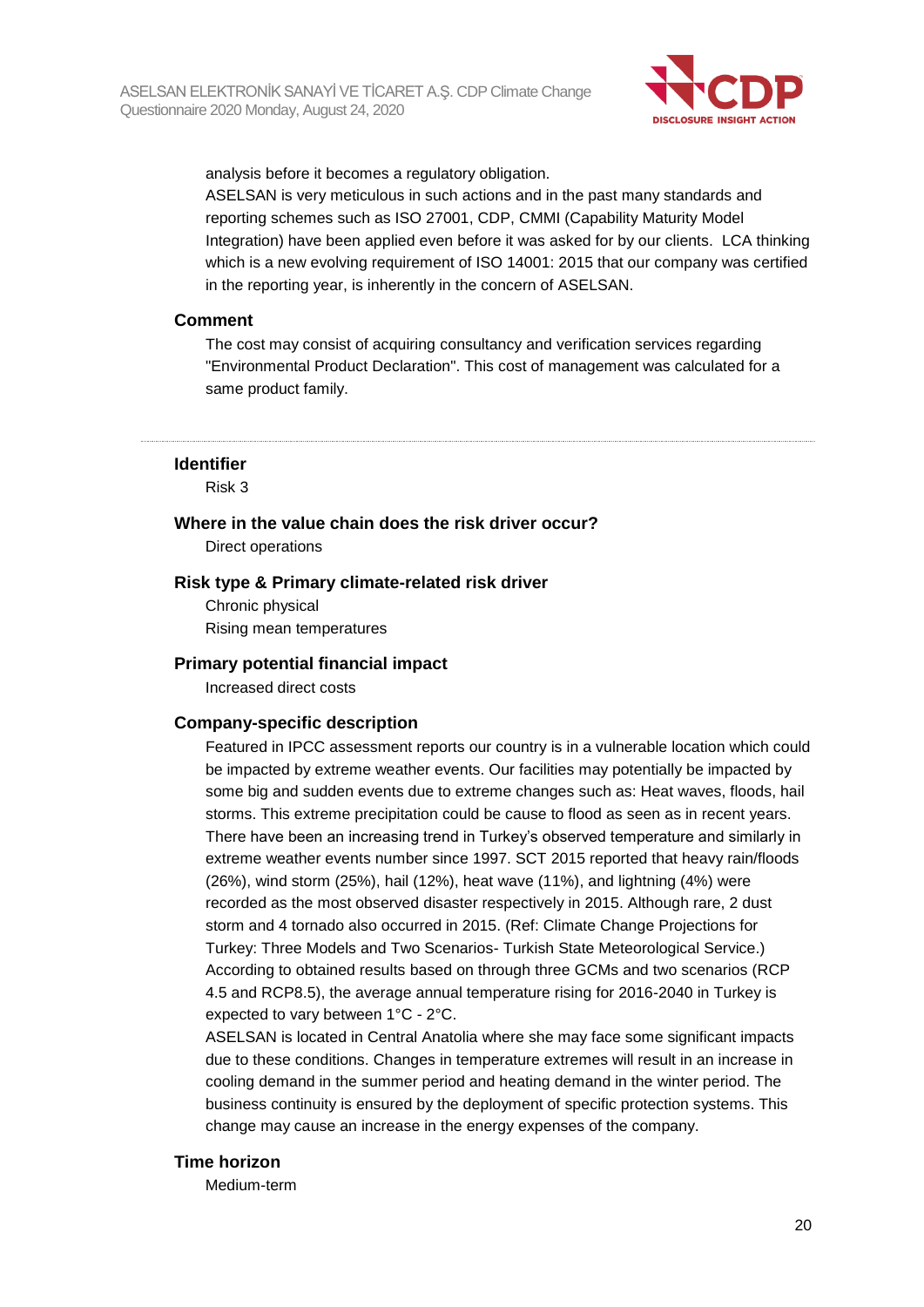analysis before it becomes a regulatory obligation.
ASELSAN is very meticulous in such actions and in the past many standards and reporting schemes such as ISO 27001, CDP, CMMI (Capability Maturity Model Integration) have been applied even before it was asked for by our clients.  LCA thinking which is a new evolving requirement of ISO 14001: 2015 that our company was certified in the reporting year, is inherently in the concern of ASELSAN.

### Comment

The cost may consist of acquiring consultancy and verification services regarding "Environmental Product Declaration". This cost of management was calculated for a same product family.

---

### Identifier

Risk 3

### Where in the value chain does the risk driver occur?

Direct operations

### Risk type & Primary climate-related risk driver

Chronic physical
Rising mean temperatures

### Primary potential financial impact

Increased direct costs

### Company-specific description

Featured in IPCC assessment reports our country is in a vulnerable location which could be impacted by extreme weather events. Our facilities may potentially be impacted by some big and sudden events due to extreme changes such as: Heat waves, floods, hail storms. This extreme precipitation could be cause to flood as seen as in recent years. There have been an increasing trend in Turkey's observed temperature and similarly in extreme weather events number since 1997. SCT 2015 reported that heavy rain/floods (26%), wind storm (25%), hail (12%), heat wave (11%), and lightning (4%) were recorded as the most observed disaster respectively in 2015. Although rare, 2 dust storm and 4 tornado also occurred in 2015. (Ref: Climate Change Projections for Turkey: Three Models and Two Scenarios- Turkish State Meteorological Service.)
According to obtained results based on through three GCMs and two scenarios (RCP 4.5 and RCP8.5), the average annual temperature rising for 2016-2040 in Turkey is expected to vary between 1°C - 2°C.
ASELSAN is located in Central Anatolia where she may face some significant impacts due to these conditions. Changes in temperature extremes will result in an increase in cooling demand in the summer period and heating demand in the winter period. The business continuity is ensured by the deployment of specific protection systems. This change may cause an increase in the energy expenses of the company.

### Time horizon

Medium-term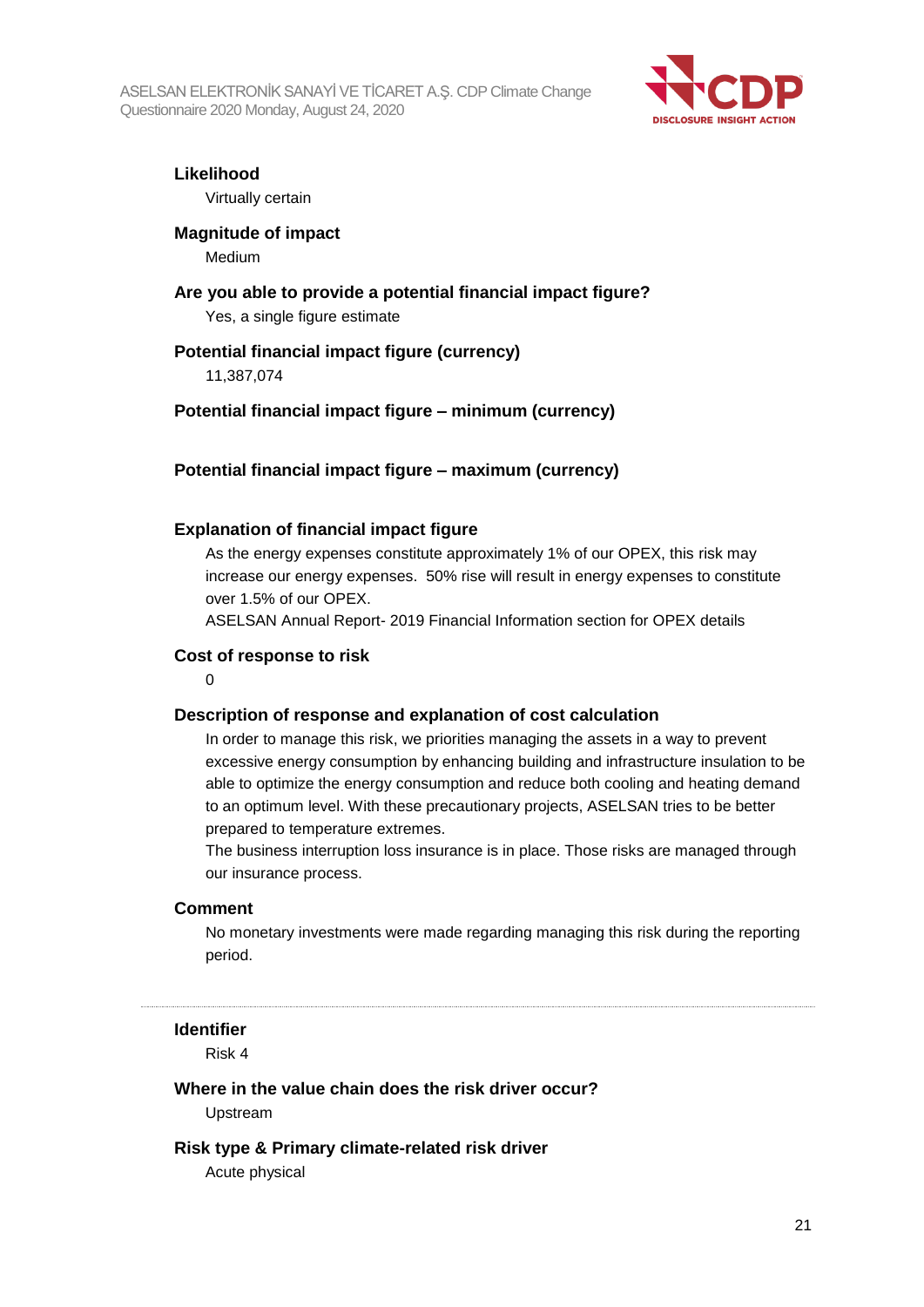### Likelihood

Virtually certain

### Magnitude of impact

Medium

### Are you able to provide a potential financial impact figure?

Yes, a single figure estimate

### Potential financial impact figure (currency)

11,387,074

### Potential financial impact figure – minimum (currency)

### Potential financial impact figure – maximum (currency)

### Explanation of financial impact figure

As the energy expenses constitute approximately 1% of our OPEX, this risk may increase our energy expenses. 50% rise will result in energy expenses to constitute over 1.5% of our OPEX.

ASELSAN Annual Report- 2019 Financial Information section for OPEX details

### Cost of response to risk

0

### Description of response and explanation of cost calculation

In order to manage this risk, we priorities managing the assets in a way to prevent excessive energy consumption by enhancing building and infrastructure insulation to be able to optimize the energy consumption and reduce both cooling and heating demand to an optimum level. With these precautionary projects, ASELSAN tries to be better prepared to temperature extremes.

The business interruption loss insurance is in place. Those risks are managed through our insurance process.

### Comment

No monetary investments were made regarding managing this risk during the reporting period.

---

### Identifier

Risk 4

### Where in the value chain does the risk driver occur?

Upstream

### Risk type & Primary climate-related risk driver

Acute physical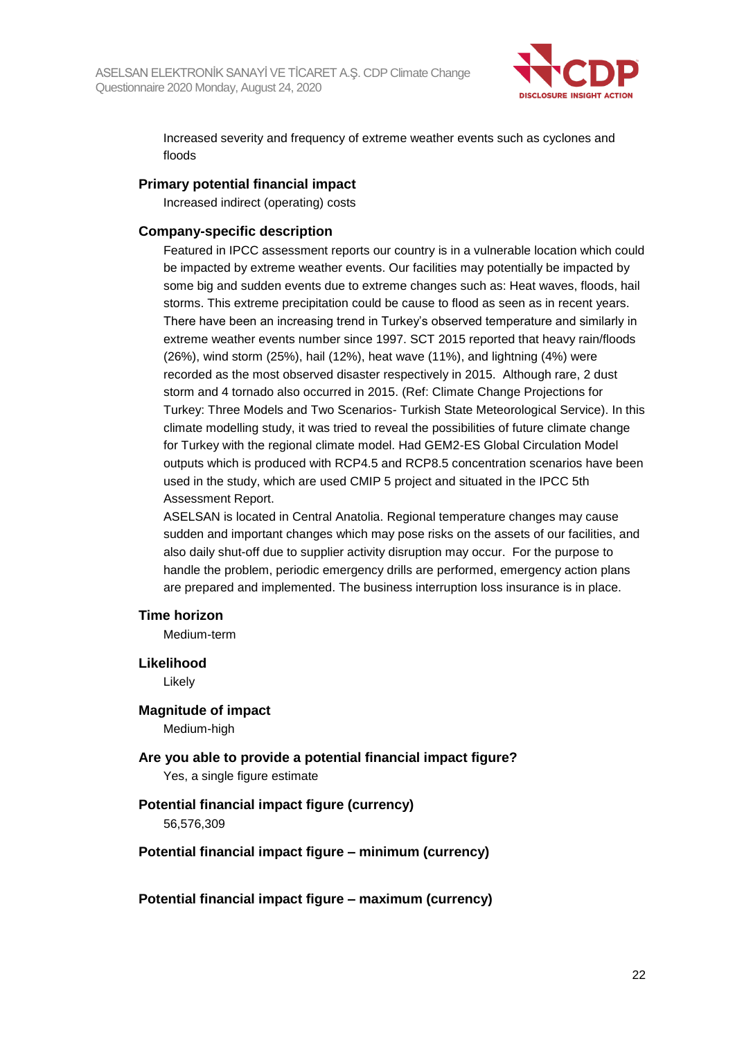Increased severity and frequency of extreme weather events such as cyclones and floods

**Primary potential financial impact**

Increased indirect (operating) costs

**Company-specific description**

Featured in IPCC assessment reports our country is in a vulnerable location which could be impacted by extreme weather events. Our facilities may potentially be impacted by some big and sudden events due to extreme changes such as: Heat waves, floods, hail storms. This extreme precipitation could be cause to flood as seen as in recent years. There have been an increasing trend in Turkey's observed temperature and similarly in extreme weather events number since 1997. SCT 2015 reported that heavy rain/floods (26%), wind storm (25%), hail (12%), heat wave (11%), and lightning (4%) were recorded as the most observed disaster respectively in 2015. Although rare, 2 dust storm and 4 tornado also occurred in 2015. (Ref: Climate Change Projections for Turkey: Three Models and Two Scenarios- Turkish State Meteorological Service). In this climate modelling study, it was tried to reveal the possibilities of future climate change for Turkey with the regional climate model. Had GEM2-ES Global Circulation Model outputs which is produced with RCP4.5 and RCP8.5 concentration scenarios have been used in the study, which are used CMIP 5 project and situated in the IPCC 5th Assessment Report.

ASELSAN is located in Central Anatolia. Regional temperature changes may cause sudden and important changes which may pose risks on the assets of our facilities, and also daily shut-off due to supplier activity disruption may occur. For the purpose to handle the problem, periodic emergency drills are performed, emergency action plans are prepared and implemented. The business interruption loss insurance is in place.

**Time horizon**

Medium-term

**Likelihood**

Likely

**Magnitude of impact**

Medium-high

**Are you able to provide a potential financial impact figure?**

Yes, a single figure estimate

**Potential financial impact figure (currency)**

56,576,309

**Potential financial impact figure – minimum (currency)**

**Potential financial impact figure – maximum (currency)**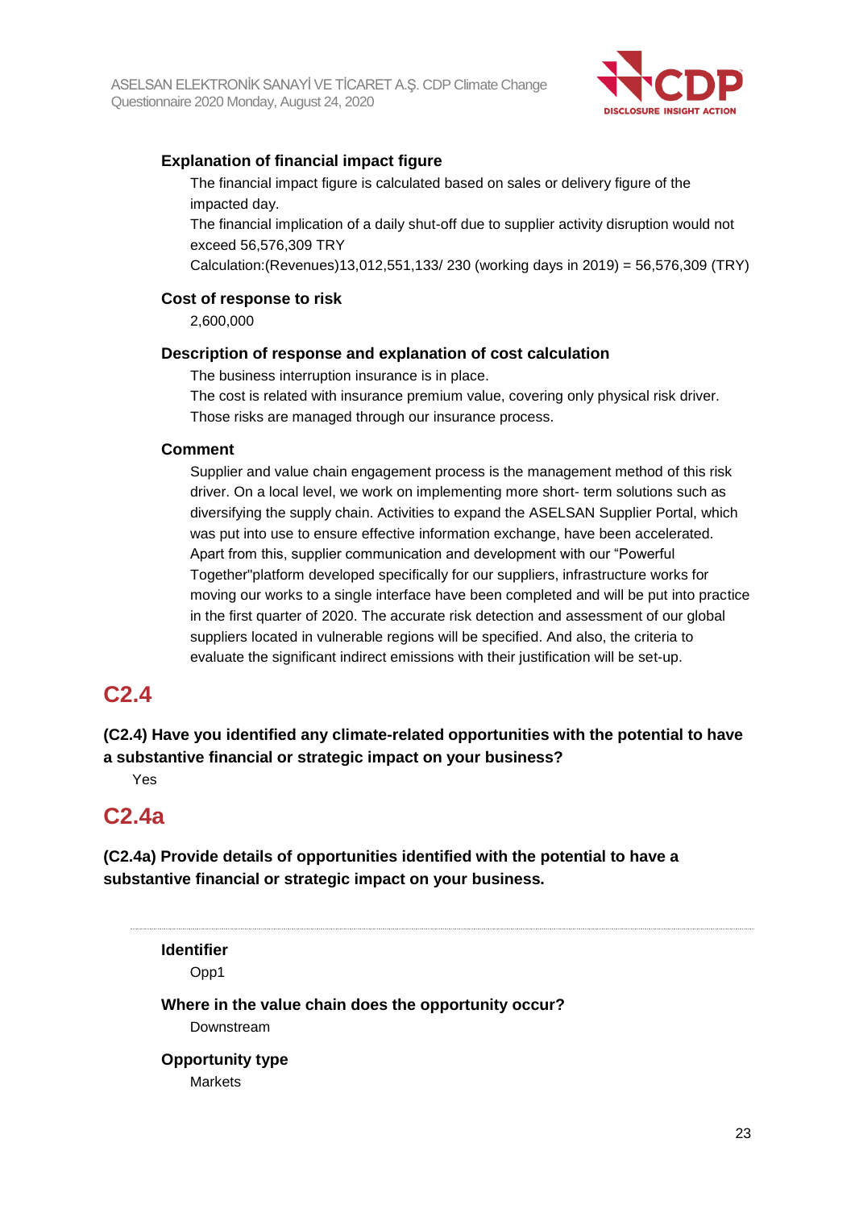**Explanation of financial impact figure**

The financial impact figure is calculated based on sales or delivery figure of the impacted day.

The financial implication of a daily shut-off due to supplier activity disruption would not exceed 56,576,309 TRY

Calculation:(Revenues)13,012,551,133/ 230 (working days in 2019) = 56,576,309 (TRY)

**Cost of response to risk**

2,600,000

**Description of response and explanation of cost calculation**

The business interruption insurance is in place.

The cost is related with insurance premium value, covering only physical risk driver.

Those risks are managed through our insurance process.

**Comment**

Supplier and value chain engagement process is the management method of this risk driver. On a local level, we work on implementing more short- term solutions such as diversifying the supply chain. Activities to expand the ASELSAN Supplier Portal, which was put into use to ensure effective information exchange, have been accelerated. Apart from this, supplier communication and development with our "Powerful Together"platform developed specifically for our suppliers, infrastructure works for moving our works to a single interface have been completed and will be put into practice in the first quarter of 2020. The accurate risk detection and assessment of our global suppliers located in vulnerable regions will be specified. And also, the criteria to evaluate the significant indirect emissions with their justification will be set-up.

## C2.4

**(C2.4) Have you identified any climate-related opportunities with the potential to have a substantive financial or strategic impact on your business?**

Yes

## C2.4a

**(C2.4a) Provide details of opportunities identified with the potential to have a substantive financial or strategic impact on your business.**

---

**Identifier**

Opp1

**Where in the value chain does the opportunity occur?**

Downstream

**Opportunity type**

Markets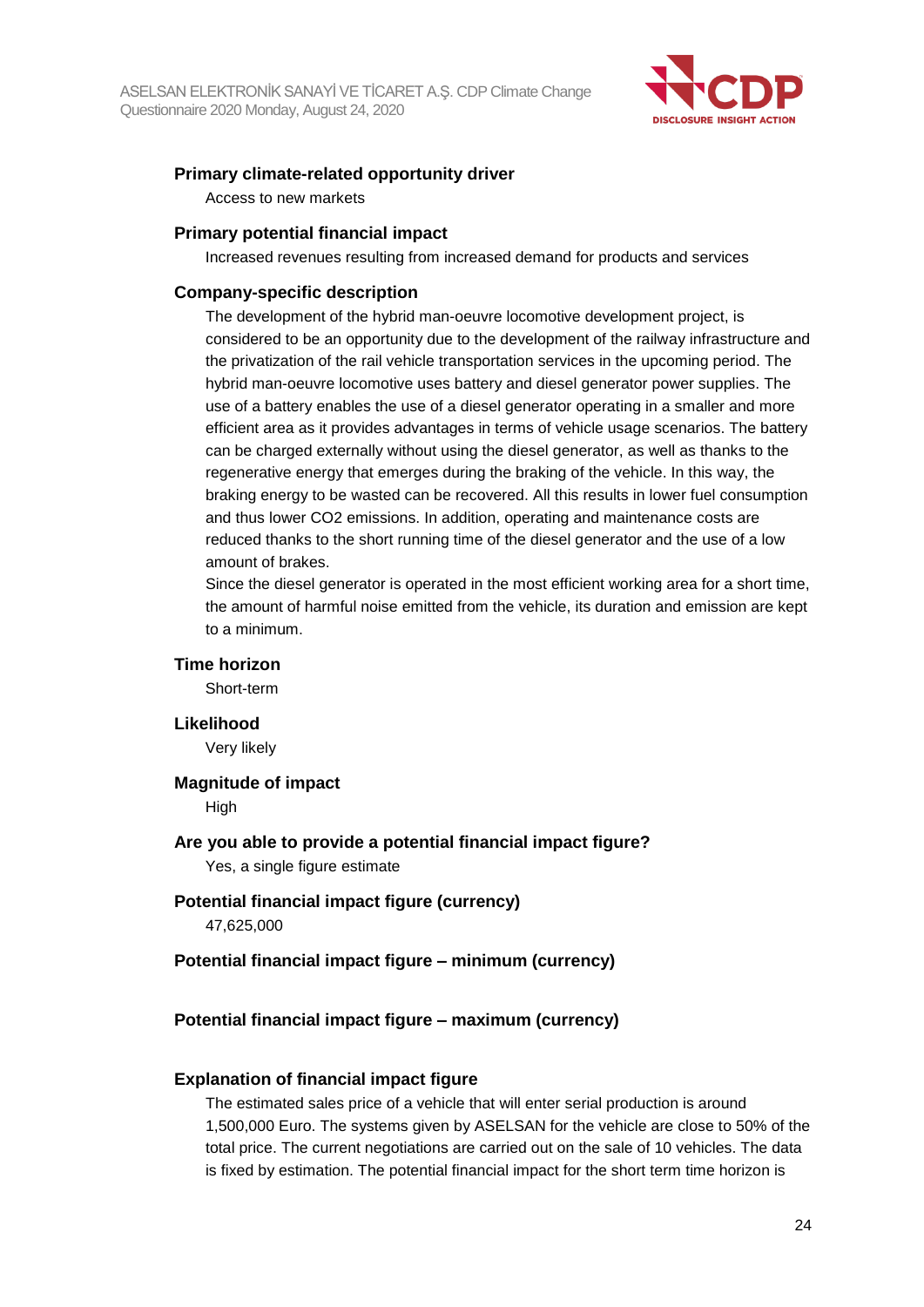### Primary climate-related opportunity driver

Access to new markets

### Primary potential financial impact

Increased revenues resulting from increased demand for products and services

### Company-specific description

The development of the hybrid man-oeuvre locomotive development project, is considered to be an opportunity due to the development of the railway infrastructure and the privatization of the rail vehicle transportation services in the upcoming period. The hybrid man-oeuvre locomotive uses battery and diesel generator power supplies. The use of a battery enables the use of a diesel generator operating in a smaller and more efficient area as it provides advantages in terms of vehicle usage scenarios. The battery can be charged externally without using the diesel generator, as well as thanks to the regenerative energy that emerges during the braking of the vehicle. In this way, the braking energy to be wasted can be recovered. All this results in lower fuel consumption and thus lower $CO_2$ emissions. In addition, operating and maintenance costs are reduced thanks to the short running time of the diesel generator and the use of a low amount of brakes.

Since the diesel generator is operated in the most efficient working area for a short time, the amount of harmful noise emitted from the vehicle, its duration and emission are kept to a minimum.

### Time horizon

Short-term

### Likelihood

Very likely

### Magnitude of impact

High

### Are you able to provide a potential financial impact figure?

Yes, a single figure estimate

### Potential financial impact figure (currency)

47,625,000

### Potential financial impact figure – minimum (currency)

### Potential financial impact figure – maximum (currency)

### Explanation of financial impact figure

The estimated sales price of a vehicle that will enter serial production is around 1,500,000 Euro. The systems given by ASELSAN for the vehicle are close to 50% of the total price. The current negotiations are carried out on the sale of 10 vehicles. The data is fixed by estimation. The potential financial impact for the short term time horizon is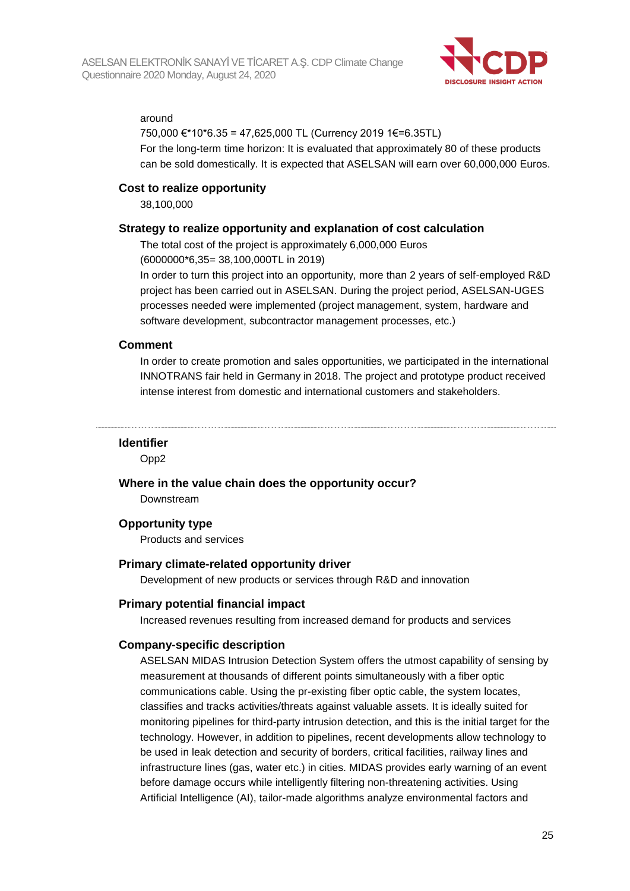around

750,000 €*10*6.35 = 47,625,000 TL (Currency 2019 1€=6.35TL)

For the long-term time horizon: It is evaluated that approximately 80 of these products can be sold domestically. It is expected that ASELSAN will earn over 60,000,000 Euros.

**Cost to realize opportunity**

38,100,000

**Strategy to realize opportunity and explanation of cost calculation**

The total cost of the project is approximately 6,000,000 Euros

(6000000*6,35= 38,100,000TL in 2019)

In order to turn this project into an opportunity, more than 2 years of self-employed R&D project has been carried out in ASELSAN. During the project period, ASELSAN-UGES processes needed were implemented (project management, system, hardware and software development, subcontractor management processes, etc.)

**Comment**

In order to create promotion and sales opportunities, we participated in the international INNOTRANS fair held in Germany in 2018. The project and prototype product received intense interest from domestic and international customers and stakeholders.

---

**Identifier**

Opp2

**Where in the value chain does the opportunity occur?**

Downstream

**Opportunity type**

Products and services

**Primary climate-related opportunity driver**

Development of new products or services through R&D and innovation

**Primary potential financial impact**

Increased revenues resulting from increased demand for products and services

**Company-specific description**

ASELSAN MIDAS Intrusion Detection System offers the utmost capability of sensing by measurement at thousands of different points simultaneously with a fiber optic communications cable. Using the pr-existing fiber optic cable, the system locates, classifies and tracks activities/threats against valuable assets. It is ideally suited for monitoring pipelines for third-party intrusion detection, and this is the initial target for the technology. However, in addition to pipelines, recent developments allow technology to be used in leak detection and security of borders, critical facilities, railway lines and infrastructure lines (gas, water etc.) in cities. MIDAS provides early warning of an event before damage occurs while intelligently filtering non-threatening activities. Using Artificial Intelligence (AI), tailor-made algorithms analyze environmental factors and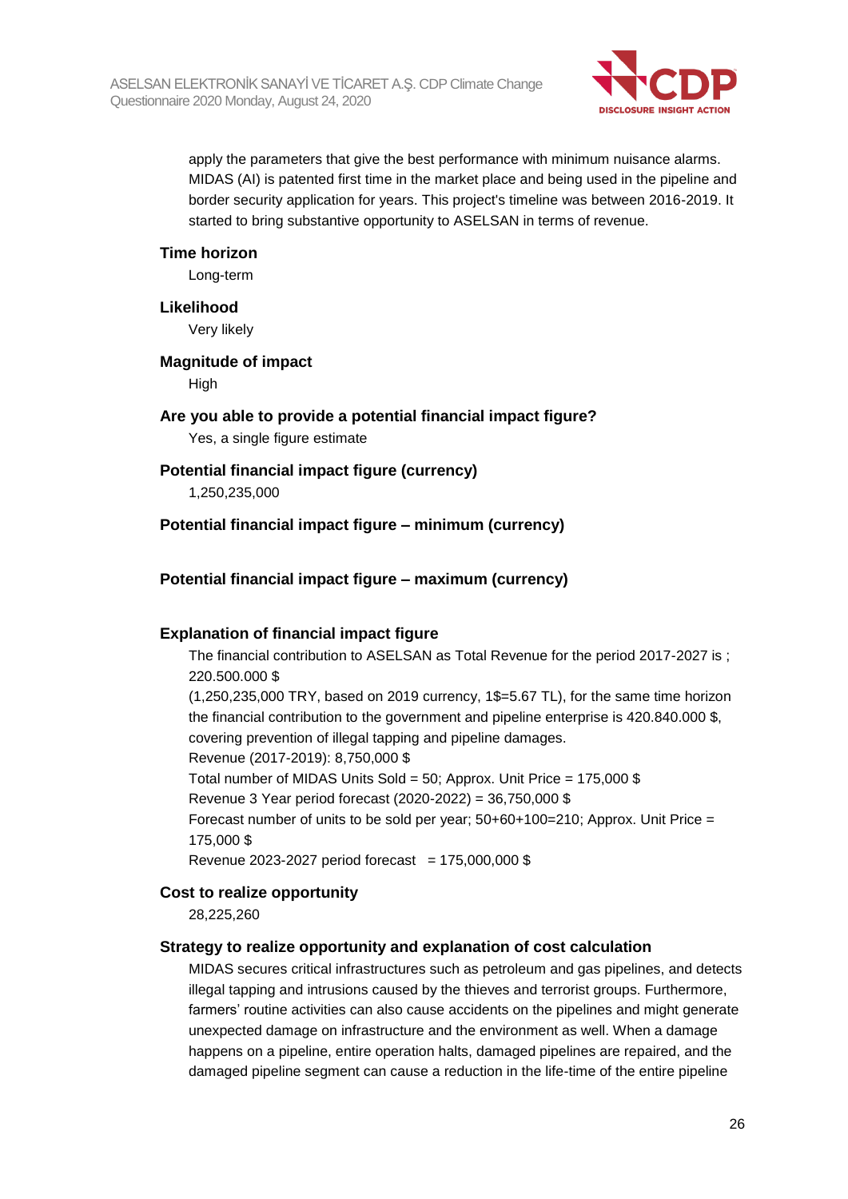apply the parameters that give the best performance with minimum nuisance alarms. MIDAS (AI) is patented first time in the market place and being used in the pipeline and border security application for years. This project's timeline was between 2016-2019. It started to bring substantive opportunity to ASELSAN in terms of revenue.

**Time horizon**

Long-term

**Likelihood**

Very likely

**Magnitude of impact**

High

**Are you able to provide a potential financial impact figure?**

Yes, a single figure estimate

**Potential financial impact figure (currency)**

1,250,235,000

**Potential financial impact figure – minimum (currency)**

**Potential financial impact figure – maximum (currency)**

**Explanation of financial impact figure**

The financial contribution to ASELSAN as Total Revenue for the period 2017-2027 is ; 220.500.000 $
(1,250,235,000 TRY, based on 2019 currency, 1$=5.67 TL), for the same time horizon the financial contribution to the government and pipeline enterprise is 420.840.000 $, covering prevention of illegal tapping and pipeline damages.
Revenue (2017-2019): 8,750,000 $
Total number of MIDAS Units Sold = 50; Approx. Unit Price = 175,000 $
Revenue 3 Year period forecast (2020-2022) = 36,750,000 $
Forecast number of units to be sold per year; 50+60+100=210; Approx. Unit Price = 175,000 $
Revenue 2023-2027 period forecast = 175,000,000 $

**Cost to realize opportunity**

28,225,260

**Strategy to realize opportunity and explanation of cost calculation**

MIDAS secures critical infrastructures such as petroleum and gas pipelines, and detects illegal tapping and intrusions caused by the thieves and terrorist groups. Furthermore, farmers' routine activities can also cause accidents on the pipelines and might generate unexpected damage on infrastructure and the environment as well. When a damage happens on a pipeline, entire operation halts, damaged pipelines are repaired, and the damaged pipeline segment can cause a reduction in the life-time of the entire pipeline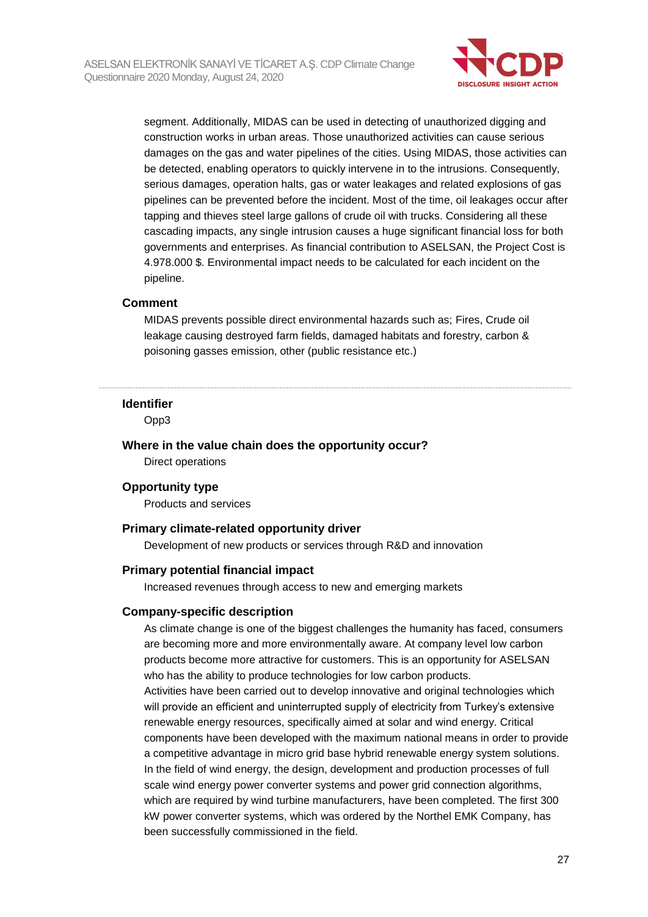segment. Additionally, MIDAS can be used in detecting of unauthorized digging and construction works in urban areas. Those unauthorized activities can cause serious damages on the gas and water pipelines of the cities. Using MIDAS, those activities can be detected, enabling operators to quickly intervene in to the intrusions. Consequently, serious damages, operation halts, gas or water leakages and related explosions of gas pipelines can be prevented before the incident. Most of the time, oil leakages occur after tapping and thieves steel large gallons of crude oil with trucks. Considering all these cascading impacts, any single intrusion causes a huge significant financial loss for both governments and enterprises. As financial contribution to ASELSAN, the Project Cost is 4.978.000 $. Environmental impact needs to be calculated for each incident on the pipeline.

**Comment**

MIDAS prevents possible direct environmental hazards such as; Fires, Crude oil leakage causing destroyed farm fields, damaged habitats and forestry, carbon & poisoning gasses emission, other (public resistance etc.)

---

**Identifier**

Opp3

**Where in the value chain does the opportunity occur?**

Direct operations

**Opportunity type**

Products and services

**Primary climate-related opportunity driver**

Development of new products or services through R&D and innovation

**Primary potential financial impact**

Increased revenues through access to new and emerging markets

**Company-specific description**

As climate change is one of the biggest challenges the humanity has faced, consumers are becoming more and more environmentally aware. At company level low carbon products become more attractive for customers. This is an opportunity for ASELSAN who has the ability to produce technologies for low carbon products.

Activities have been carried out to develop innovative and original technologies which will provide an efficient and uninterrupted supply of electricity from Turkey's extensive renewable energy resources, specifically aimed at solar and wind energy. Critical components have been developed with the maximum national means in order to provide a competitive advantage in micro grid base hybrid renewable energy system solutions. In the field of wind energy, the design, development and production processes of full scale wind energy power converter systems and power grid connection algorithms, which are required by wind turbine manufacturers, have been completed. The first 300 kW power converter systems, which was ordered by the Northel EMK Company, has been successfully commissioned in the field.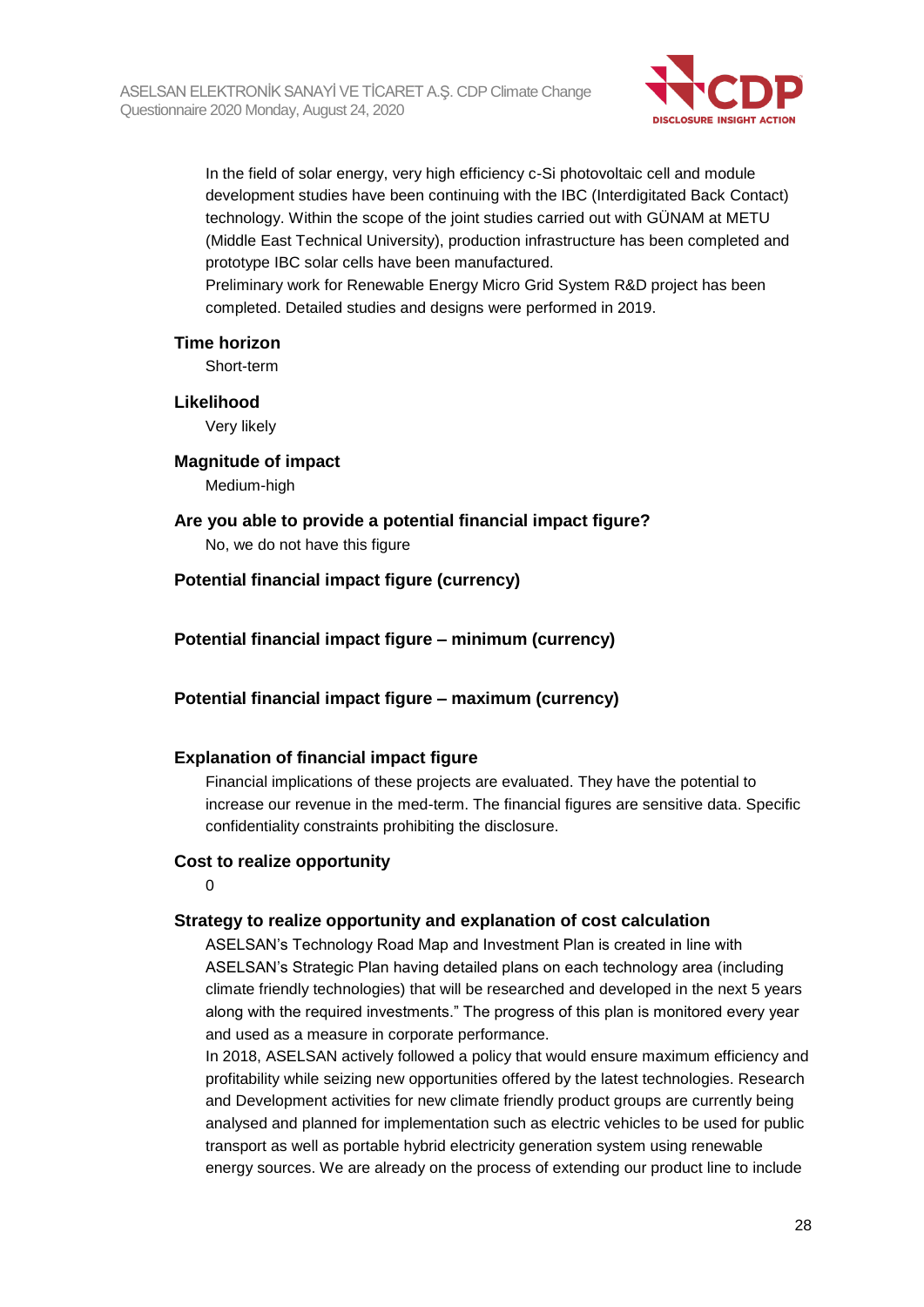In the field of solar energy, very high efficiency c-Si photovoltaic cell and module development studies have been continuing with the IBC (Interdigitated Back Contact) technology. Within the scope of the joint studies carried out with GÜNAM at METU (Middle East Technical University), production infrastructure has been completed and prototype IBC solar cells have been manufactured.
Preliminary work for Renewable Energy Micro Grid System R&D project has been completed. Detailed studies and designs were performed in 2019.

**Time horizon**

Short-term

**Likelihood**

Very likely

**Magnitude of impact**

Medium-high

**Are you able to provide a potential financial impact figure?**

No, we do not have this figure

**Potential financial impact figure (currency)**

**Potential financial impact figure – minimum (currency)**

**Potential financial impact figure – maximum (currency)**

**Explanation of financial impact figure**

Financial implications of these projects are evaluated. They have the potential to increase our revenue in the med-term. The financial figures are sensitive data. Specific confidentiality constraints prohibiting the disclosure.

**Cost to realize opportunity**

0

**Strategy to realize opportunity and explanation of cost calculation**

ASELSAN's Technology Road Map and Investment Plan is created in line with ASELSAN's Strategic Plan having detailed plans on each technology area (including climate friendly technologies) that will be researched and developed in the next 5 years along with the required investments." The progress of this plan is monitored every year and used as a measure in corporate performance.
In 2018, ASELSAN actively followed a policy that would ensure maximum efficiency and profitability while seizing new opportunities offered by the latest technologies. Research and Development activities for new climate friendly product groups are currently being analysed and planned for implementation such as electric vehicles to be used for public transport as well as portable hybrid electricity generation system using renewable energy sources. We are already on the process of extending our product line to include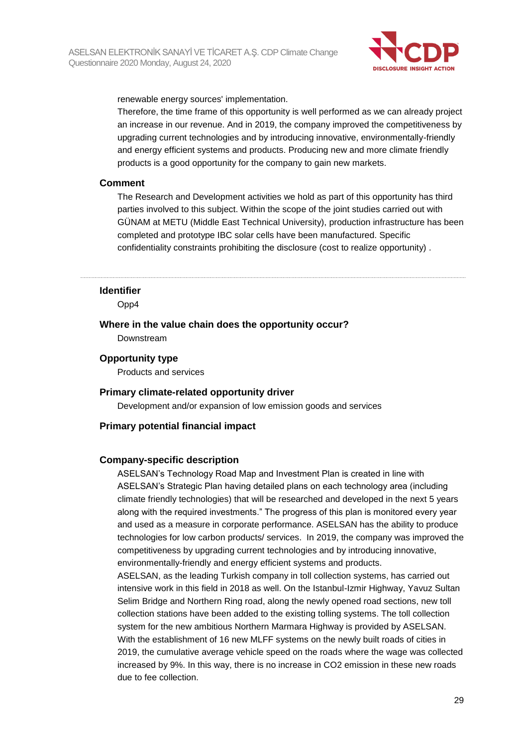renewable energy sources' implementation.
Therefore, the time frame of this opportunity is well performed as we can already project an increase in our revenue. And in 2019, the company improved the competitiveness by upgrading current technologies and by introducing innovative, environmentally-friendly and energy efficient systems and products. Producing new and more climate friendly products is a good opportunity for the company to gain new markets.

**Comment**

The Research and Development activities we hold as part of this opportunity has third parties involved to this subject. Within the scope of the joint studies carried out with GÜNAM at METU (Middle East Technical University), production infrastructure has been completed and prototype IBC solar cells have been manufactured. Specific confidentiality constraints prohibiting the disclosure (cost to realize opportunity) .

---

**Identifier**

Opp4

**Where in the value chain does the opportunity occur?**

Downstream

**Opportunity type**

Products and services

**Primary climate-related opportunity driver**

Development and/or expansion of low emission goods and services

**Primary potential financial impact**

**Company-specific description**

ASELSAN's Technology Road Map and Investment Plan is created in line with ASELSAN's Strategic Plan having detailed plans on each technology area (including climate friendly technologies) that will be researched and developed in the next 5 years along with the required investments." The progress of this plan is monitored every year and used as a measure in corporate performance. ASELSAN has the ability to produce technologies for low carbon products/ services. In 2019, the company was improved the competitiveness by upgrading current technologies and by introducing innovative, environmentally-friendly and energy efficient systems and products.
ASELSAN, as the leading Turkish company in toll collection systems, has carried out intensive work in this field in 2018 as well. On the Istanbul-Izmir Highway, Yavuz Sultan Selim Bridge and Northern Ring road, along the newly opened road sections, new toll collection stations have been added to the existing tolling systems. The toll collection system for the new ambitious Northern Marmara Highway is provided by ASELSAN. With the establishment of 16 new MLFF systems on the newly built roads of cities in 2019, the cumulative average vehicle speed on the roads where the wage was collected increased by 9%. In this way, there is no increase in $CO_2$ emission in these new roads due to fee collection.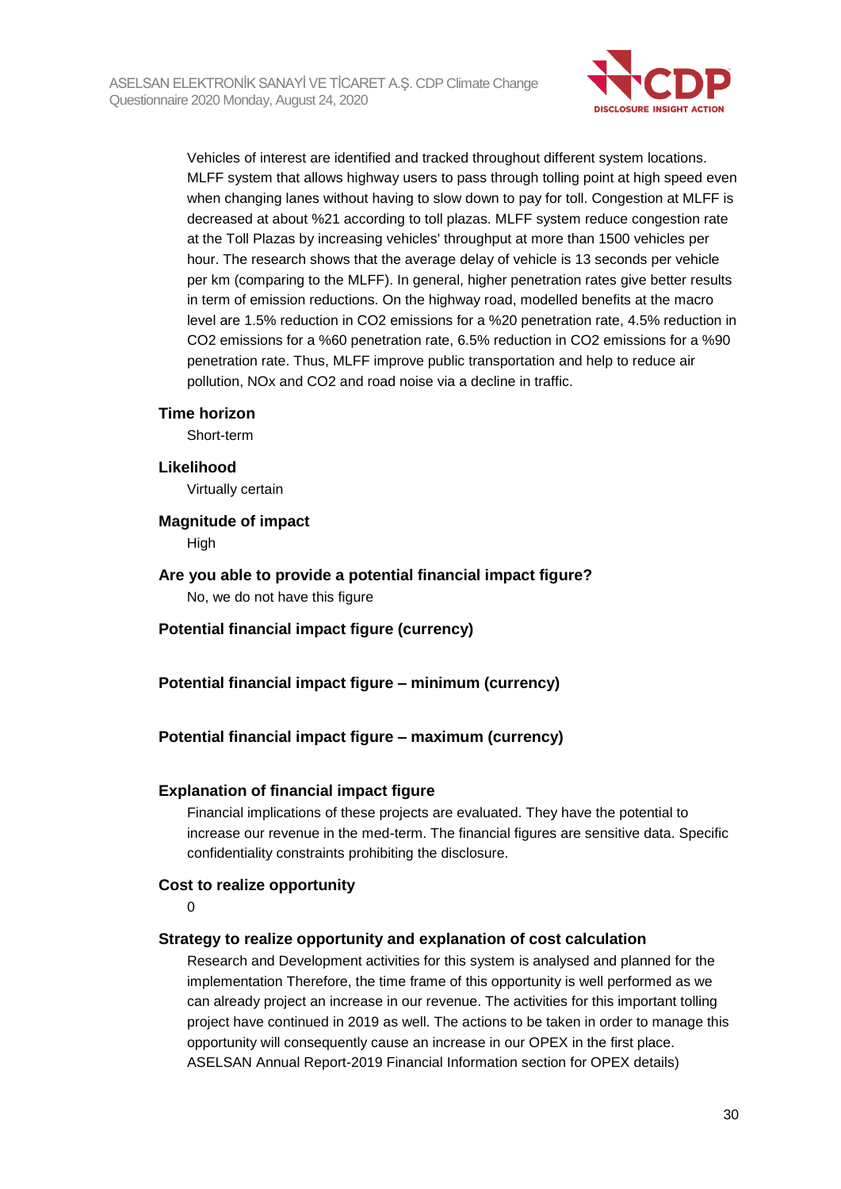Vehicles of interest are identified and tracked throughout different system locations. MLFF system that allows highway users to pass through tolling point at high speed even when changing lanes without having to slow down to pay for toll. Congestion at MLFF is decreased at about %21 according to toll plazas. MLFF system reduce congestion rate at the Toll Plazas by increasing vehicles' throughput at more than 1500 vehicles per hour. The research shows that the average delay of vehicle is 13 seconds per vehicle per km (comparing to the MLFF). In general, higher penetration rates give better results in term of emission reductions. On the highway road, modelled benefits at the macro level are 1.5% reduction in $CO_2$ emissions for a %20 penetration rate, 4.5% reduction in $CO_2$ emissions for a %60 penetration rate, 6.5% reduction in $CO_2$ emissions for a %90 penetration rate. Thus, MLFF improve public transportation and help to reduce air pollution, $NO_x$ and $CO_2$ and road noise via a decline in traffic.

### Time horizon

Short-term

### Likelihood

Virtually certain

### Magnitude of impact

High

### Are you able to provide a potential financial impact figure?

No, we do not have this figure

### Potential financial impact figure (currency)

### Potential financial impact figure – minimum (currency)

### Potential financial impact figure – maximum (currency)

### Explanation of financial impact figure

Financial implications of these projects are evaluated. They have the potential to increase our revenue in the med-term. The financial figures are sensitive data. Specific confidentiality constraints prohibiting the disclosure.

### Cost to realize opportunity

0

### Strategy to realize opportunity and explanation of cost calculation

Research and Development activities for this system is analysed and planned for the implementation Therefore, the time frame of this opportunity is well performed as we can already project an increase in our revenue. The activities for this important tolling project have continued in 2019 as well. The actions to be taken in order to manage this opportunity will consequently cause an increase in our OPEX in the first place. ASELSAN Annual Report-2019 Financial Information section for OPEX details)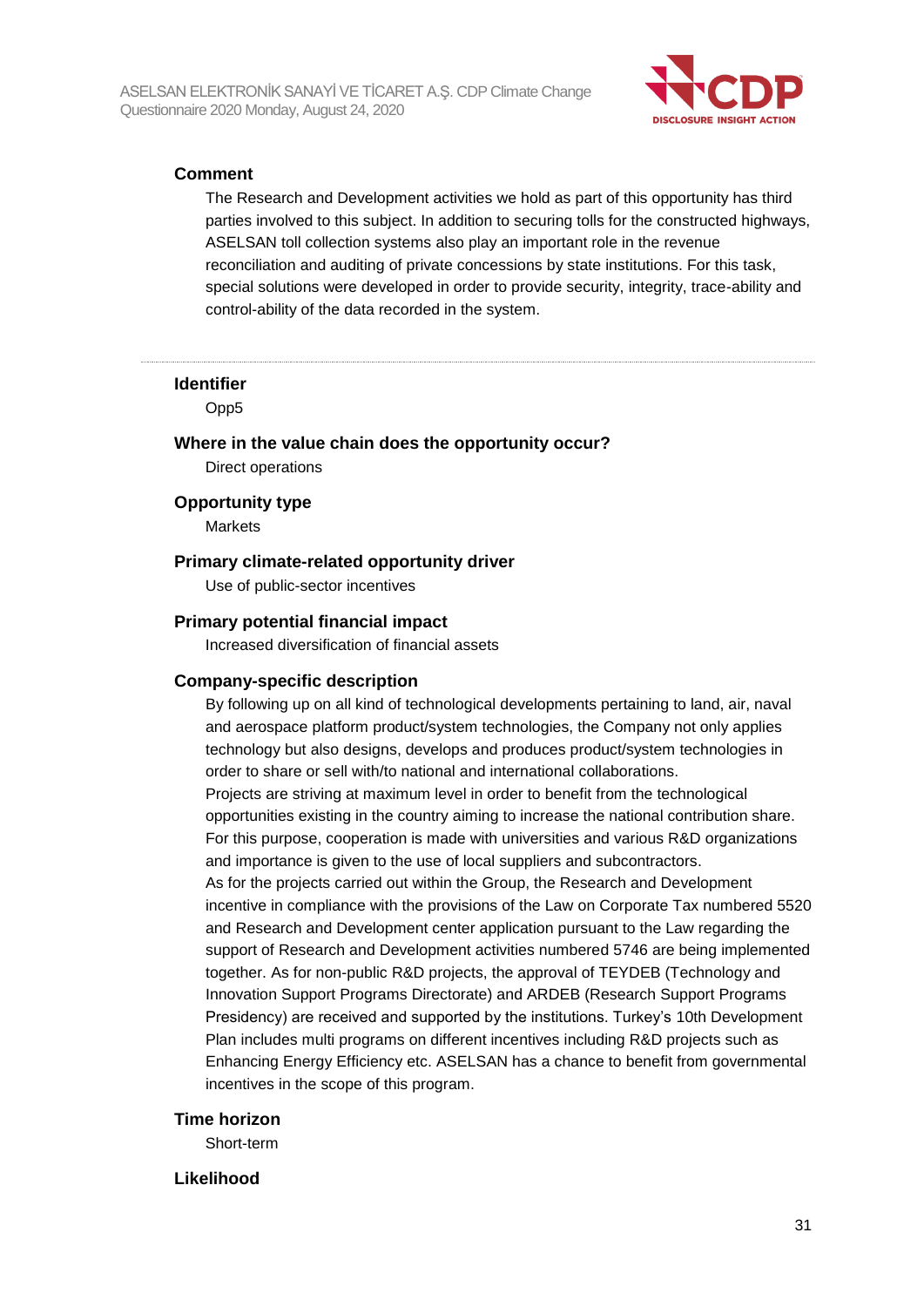### Comment

The Research and Development activities we hold as part of this opportunity has third parties involved to this subject. In addition to securing tolls for the constructed highways, ASELSAN toll collection systems also play an important role in the revenue reconciliation and auditing of private concessions by state institutions. For this task, special solutions were developed in order to provide security, integrity, trace-ability and control-ability of the data recorded in the system.

---

### Identifier

Opp5

### Where in the value chain does the opportunity occur?

Direct operations

### Opportunity type

Markets

### Primary climate-related opportunity driver

Use of public-sector incentives

### Primary potential financial impact

Increased diversification of financial assets

### Company-specific description

By following up on all kind of technological developments pertaining to land, air, naval and aerospace platform product/system technologies, the Company not only applies technology but also designs, develops and produces product/system technologies in order to share or sell with/to national and international collaborations.
Projects are striving at maximum level in order to benefit from the technological opportunities existing in the country aiming to increase the national contribution share. For this purpose, cooperation is made with universities and various R&D organizations and importance is given to the use of local suppliers and subcontractors.
As for the projects carried out within the Group, the Research and Development incentive in compliance with the provisions of the Law on Corporate Tax numbered 5520 and Research and Development center application pursuant to the Law regarding the support of Research and Development activities numbered 5746 are being implemented together. As for non-public R&D projects, the approval of TEYDEB (Technology and Innovation Support Programs Directorate) and ARDEB (Research Support Programs Presidency) are received and supported by the institutions. Turkey's 10th Development Plan includes multi programs on different incentives including R&D projects such as Enhancing Energy Efficiency etc. ASELSAN has a chance to benefit from governmental incentives in the scope of this program.

### Time horizon

Short-term

### Likelihood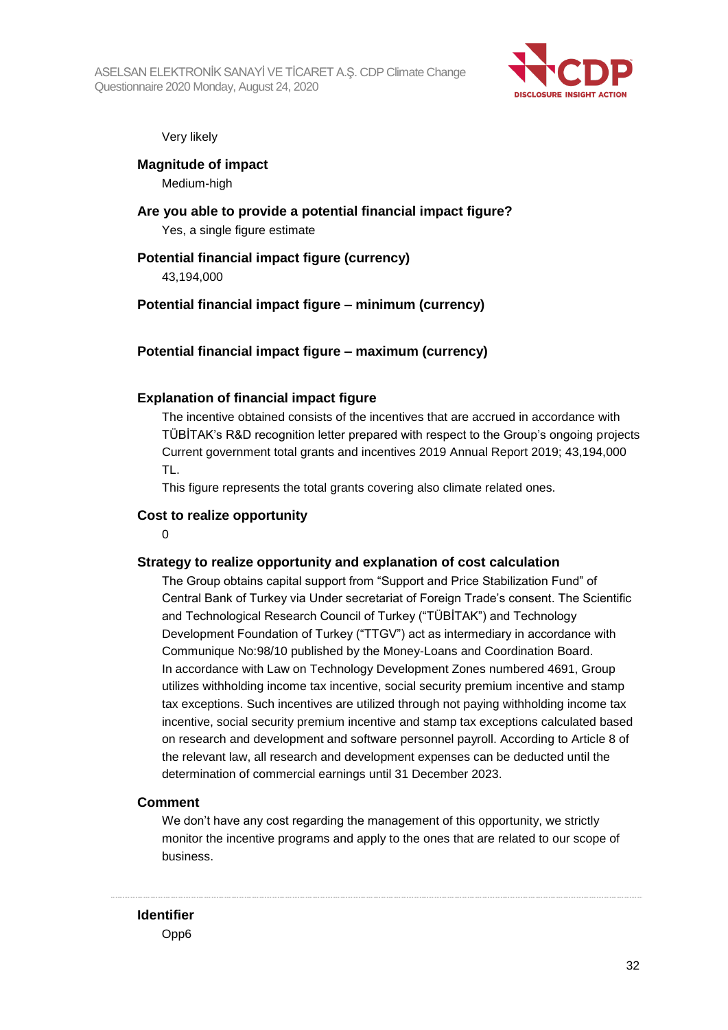Very likely

#### Magnitude of impact

Medium-high

#### Are you able to provide a potential financial impact figure?

Yes, a single figure estimate

#### Potential financial impact figure (currency)

43,194,000

#### Potential financial impact figure – minimum (currency)

#### Potential financial impact figure – maximum (currency)

#### Explanation of financial impact figure

The incentive obtained consists of the incentives that are accrued in accordance with TÜBİTAK's R&D recognition letter prepared with respect to the Group's ongoing projects Current government total grants and incentives 2019 Annual Report 2019; 43,194,000 TL.

This figure represents the total grants covering also climate related ones.

#### Cost to realize opportunity

0

#### Strategy to realize opportunity and explanation of cost calculation

The Group obtains capital support from "Support and Price Stabilization Fund" of Central Bank of Turkey via Under secretariat of Foreign Trade's consent. The Scientific and Technological Research Council of Turkey ("TÜBİTAK") and Technology Development Foundation of Turkey ("TTGV") act as intermediary in accordance with Communique No:98/10 published by the Money-Loans and Coordination Board.

In accordance with Law on Technology Development Zones numbered 4691, Group utilizes withholding income tax incentive, social security premium incentive and stamp tax exceptions. Such incentives are utilized through not paying withholding income tax incentive, social security premium incentive and stamp tax exceptions calculated based on research and development and software personnel payroll. According to Article 8 of the relevant law, all research and development expenses can be deducted until the determination of commercial earnings until 31 December 2023.

#### Comment

We don't have any cost regarding the management of this opportunity, we strictly monitor the incentive programs and apply to the ones that are related to our scope of business.

---

#### Identifier

Opp6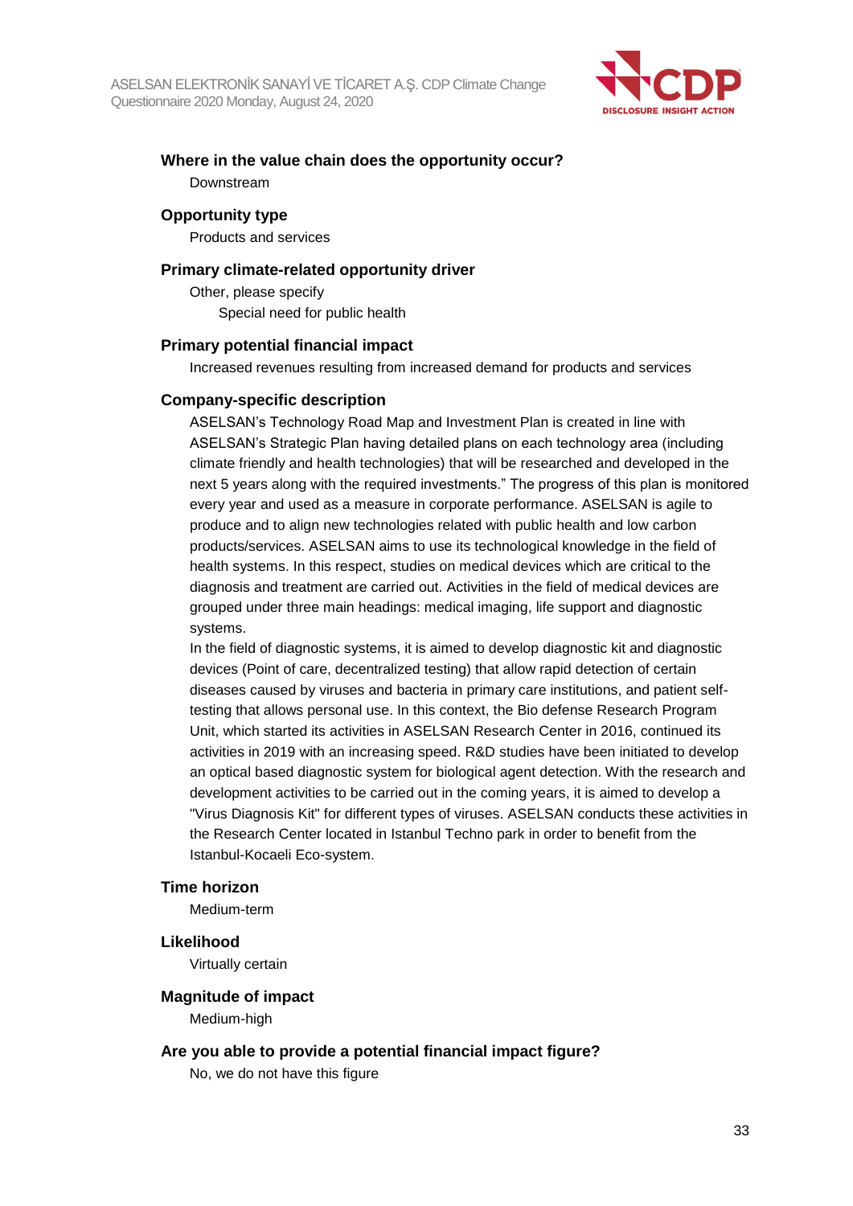**Where in the value chain does the opportunity occur?**

Downstream

**Opportunity type**

Products and services

**Primary climate-related opportunity driver**

Other, please specify

Special need for public health

**Primary potential financial impact**

Increased revenues resulting from increased demand for products and services

**Company-specific description**

ASELSAN's Technology Road Map and Investment Plan is created in line with ASELSAN's Strategic Plan having detailed plans on each technology area (including climate friendly and health technologies) that will be researched and developed in the next 5 years along with the required investments." The progress of this plan is monitored every year and used as a measure in corporate performance. ASELSAN is agile to produce and to align new technologies related with public health and low carbon products/services. ASELSAN aims to use its technological knowledge in the field of health systems. In this respect, studies on medical devices which are critical to the diagnosis and treatment are carried out. Activities in the field of medical devices are grouped under three main headings: medical imaging, life support and diagnostic systems.

In the field of diagnostic systems, it is aimed to develop diagnostic kit and diagnostic devices (Point of care, decentralized testing) that allow rapid detection of certain diseases caused by viruses and bacteria in primary care institutions, and patient self-testing that allows personal use. In this context, the Bio defense Research Program Unit, which started its activities in ASELSAN Research Center in 2016, continued its activities in 2019 with an increasing speed. R&D studies have been initiated to develop an optical based diagnostic system for biological agent detection. With the research and development activities to be carried out in the coming years, it is aimed to develop a "Virus Diagnosis Kit" for different types of viruses. ASELSAN conducts these activities in the Research Center located in Istanbul Techno park in order to benefit from the Istanbul-Kocaeli Eco-system.

**Time horizon**

Medium-term

**Likelihood**

Virtually certain

**Magnitude of impact**

Medium-high

**Are you able to provide a potential financial impact figure?**

No, we do not have this figure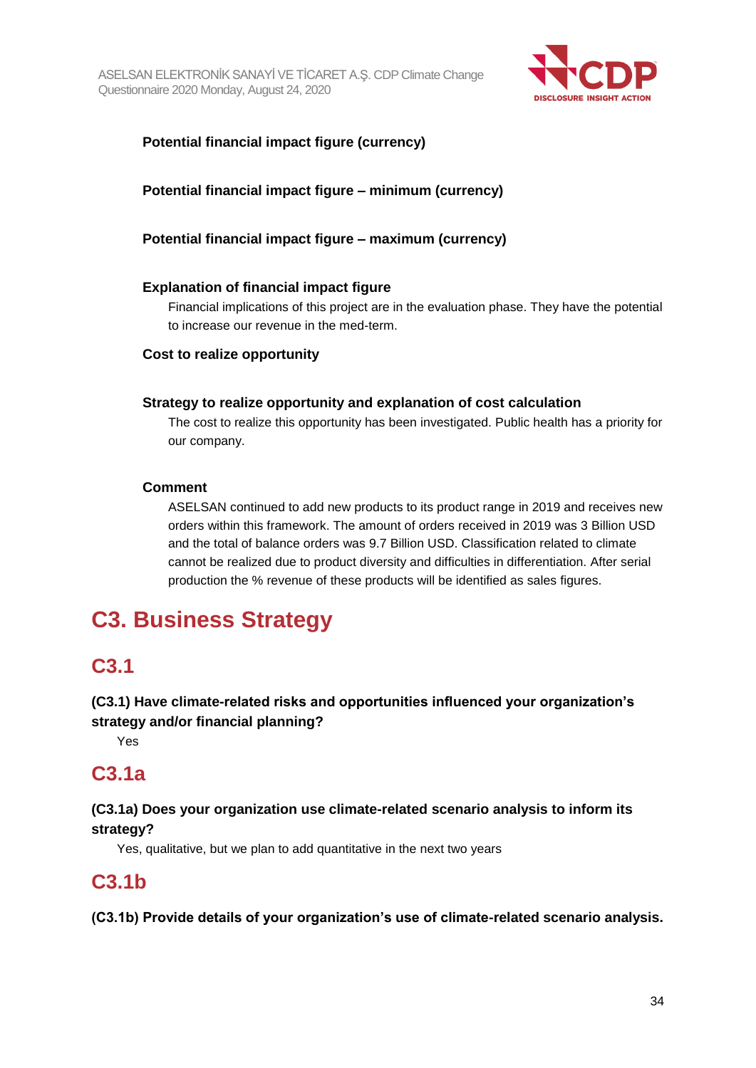**Potential financial impact figure (currency)**

**Potential financial impact figure – minimum (currency)**

**Potential financial impact figure – maximum (currency)**

**Explanation of financial impact figure**

Financial implications of this project are in the evaluation phase. They have the potential to increase our revenue in the med-term.

**Cost to realize opportunity**

**Strategy to realize opportunity and explanation of cost calculation**

The cost to realize this opportunity has been investigated. Public health has a priority for our company.

**Comment**

ASELSAN continued to add new products to its product range in 2019 and receives new orders within this framework. The amount of orders received in 2019 was 3 Billion USD and the total of balance orders was 9.7 Billion USD. Classification related to climate cannot be realized due to product diversity and difficulties in differentiation. After serial production the % revenue of these products will be identified as sales figures.

# C3. Business Strategy

## C3.1

**(C3.1) Have climate-related risks and opportunities influenced your organization's strategy and/or financial planning?**

Yes

## C3.1a

**(C3.1a) Does your organization use climate-related scenario analysis to inform its strategy?**

Yes, qualitative, but we plan to add quantitative in the next two years

## C3.1b

**(C3.1b) Provide details of your organization's use of climate-related scenario analysis.**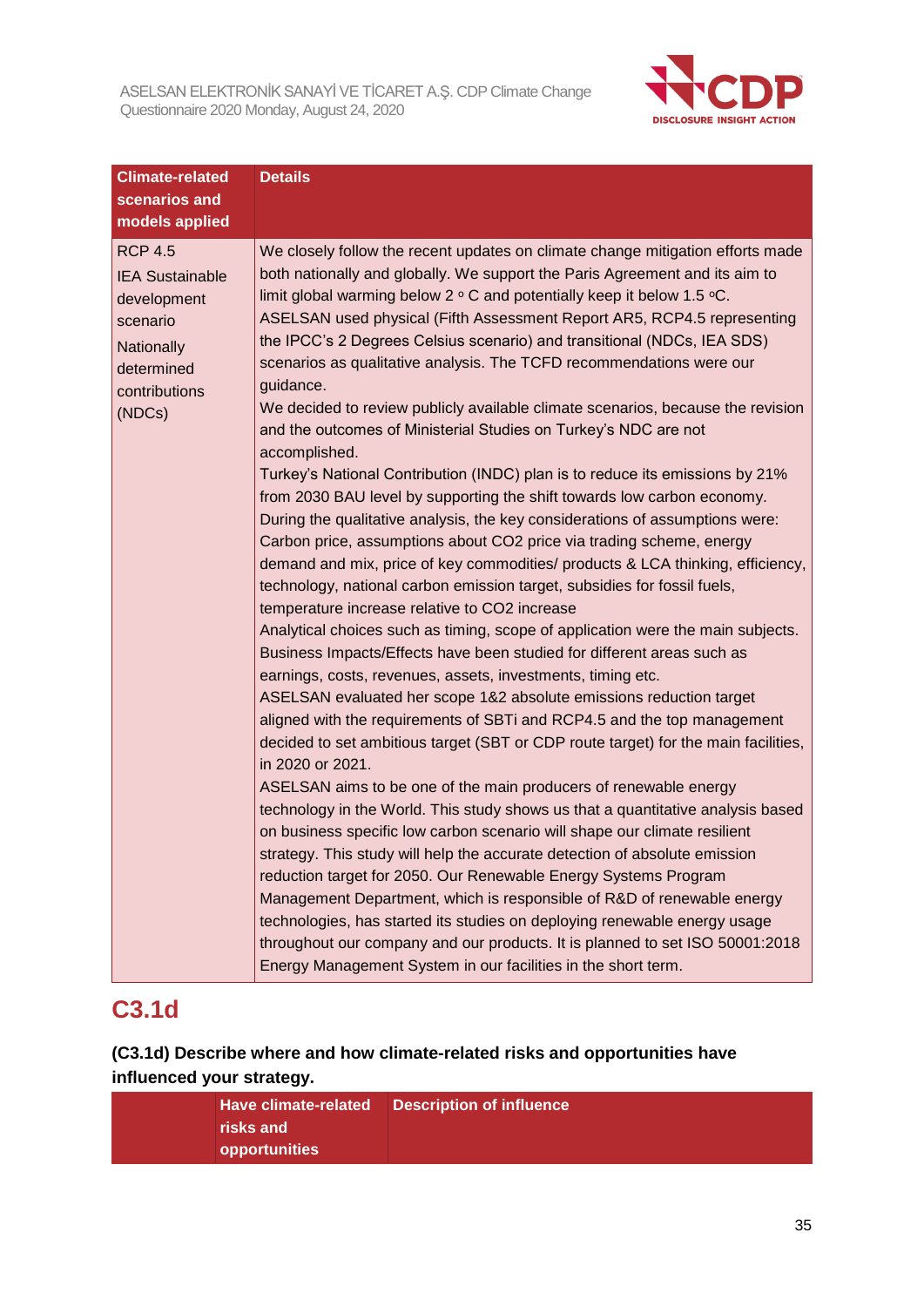| Climate-related scenarios and models applied | Details |
|---|---|
| RCP 4.5<br>IEA Sustainable development scenario<br>Nationally determined contributions (NDCs) | We closely follow the recent updates on climate change mitigation efforts made both nationally and globally. We support the Paris Agreement and its aim to limit global warming below 2 ° C and potentially keep it below 1.5 °C.<br>ASELSAN used physical (Fifth Assessment Report AR5, RCP4.5 representing the IPCC's 2 Degrees Celsius scenario) and transitional (NDCs, IEA SDS) scenarios as qualitative analysis. The TCFD recommendations were our guidance.<br>We decided to review publicly available climate scenarios, because the revision and the outcomes of Ministerial Studies on Turkey's NDC are not accomplished.<br>Turkey's National Contribution (INDC) plan is to reduce its emissions by 21% from 2030 BAU level by supporting the shift towards low carbon economy.<br>During the qualitative analysis, the key considerations of assumptions were: Carbon price, assumptions about CO2 price via trading scheme, energy demand and mix, price of key commodities/ products & LCA thinking, efficiency, technology, national carbon emission target, subsidies for fossil fuels, temperature increase relative to CO2 increase<br>Analytical choices such as timing, scope of application were the main subjects.<br>Business Impacts/Effects have been studied for different areas such as earnings, costs, revenues, assets, investments, timing etc.<br>ASELSAN evaluated her scope 1&2 absolute emissions reduction target aligned with the requirements of SBTi and RCP4.5 and the top management decided to set ambitious target (SBT or CDP route target) for the main facilities, in 2020 or 2021.<br>ASELSAN aims to be one of the main producers of renewable energy technology in the World. This study shows us that a quantitative analysis based on business specific low carbon scenario will shape our climate resilient strategy. This study will help the accurate detection of absolute emission reduction target for 2050. Our Renewable Energy Systems Program Management Department, which is responsible of R&D of renewable energy technologies, has started its studies on deploying renewable energy usage throughout our company and our products. It is planned to set ISO 50001:2018 Energy Management System in our facilities in the short term. |

## C3.1d

**(C3.1d) Describe where and how climate-related risks and opportunities have influenced your strategy.**

| | Have climate-related risks and opportunities | Description of influence |
|---|---|---|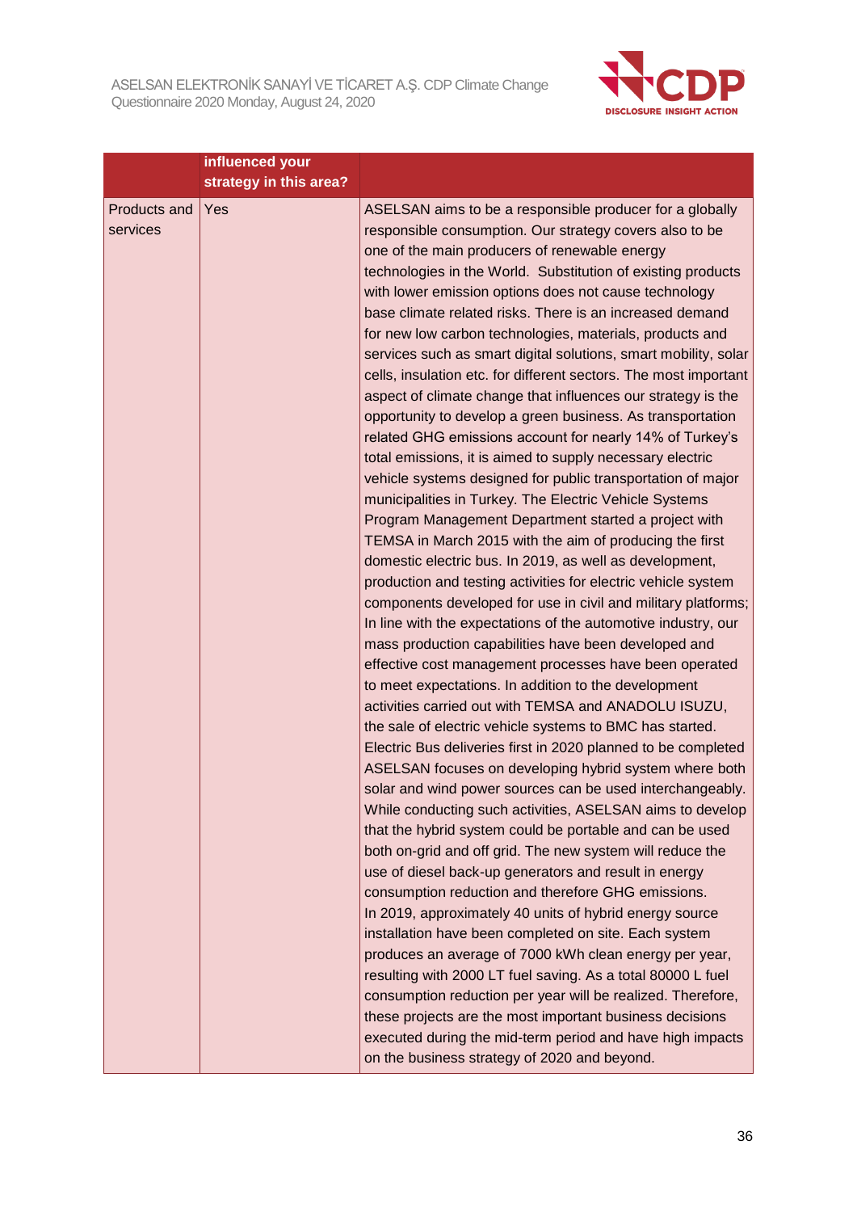|  | influenced your strategy in this area? |  |
|---|---|---|
| Products and services | Yes | ASELSAN aims to be a responsible producer for a globally responsible consumption. Our strategy covers also to be one of the main producers of renewable energy technologies in the World. Substitution of existing products with lower emission options does not cause technology base climate related risks. There is an increased demand for new low carbon technologies, materials, products and services such as smart digital solutions, smart mobility, solar cells, insulation etc. for different sectors. The most important aspect of climate change that influences our strategy is the opportunity to develop a green business. As transportation related GHG emissions account for nearly 14% of Turkey's total emissions, it is aimed to supply necessary electric vehicle systems designed for public transportation of major municipalities in Turkey. The Electric Vehicle Systems Program Management Department started a project with TEMSA in March 2015 with the aim of producing the first domestic electric bus. In 2019, as well as development, production and testing activities for electric vehicle system components developed for use in civil and military platforms; In line with the expectations of the automotive industry, our mass production capabilities have been developed and effective cost management processes have been operated to meet expectations. In addition to the development activities carried out with TEMSA and ANADOLU ISUZU, the sale of electric vehicle systems to BMC has started. Electric Bus deliveries first in 2020 planned to be completed ASELSAN focuses on developing hybrid system where both solar and wind power sources can be used interchangeably. While conducting such activities, ASELSAN aims to develop that the hybrid system could be portable and can be used both on-grid and off grid. The new system will reduce the use of diesel back-up generators and result in energy consumption reduction and therefore GHG emissions.<br>In 2019, approximately 40 units of hybrid energy source installation have been completed on site. Each system produces an average of 7000 kWh clean energy per year, resulting with 2000 LT fuel saving. As a total 80000 L fuel consumption reduction per year will be realized. Therefore, these projects are the most important business decisions executed during the mid-term period and have high impacts on the business strategy of 2020 and beyond. |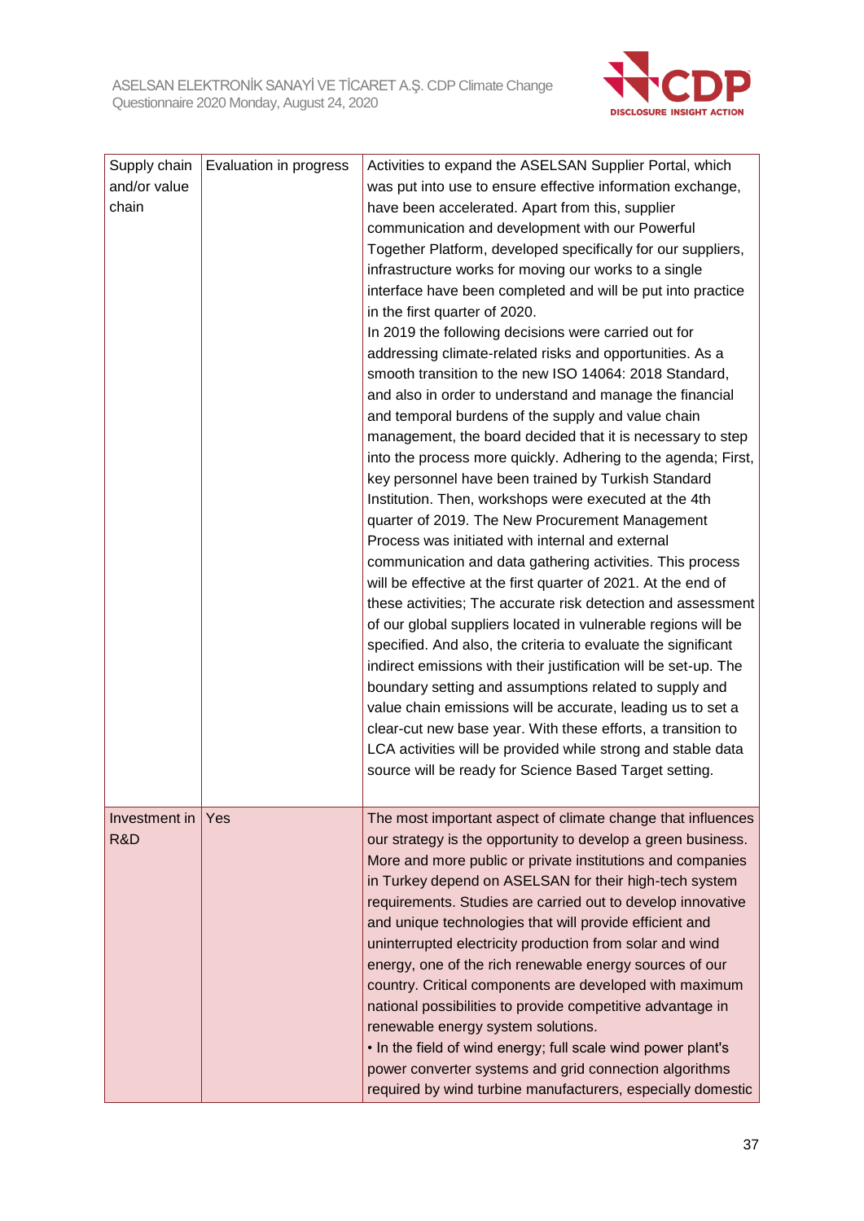| | | |
|---|---|---|
| Supply chain and/or value chain | Evaluation in progress | Activities to expand the ASELSAN Supplier Portal, which was put into use to ensure effective information exchange, have been accelerated. Apart from this, supplier communication and development with our Powerful Together Platform, developed specifically for our suppliers, infrastructure works for moving our works to a single interface have been completed and will be put into practice in the first quarter of 2020.<br>In 2019 the following decisions were carried out for addressing climate-related risks and opportunities. As a smooth transition to the new ISO 14064: 2018 Standard, and also in order to understand and manage the financial and temporal burdens of the supply and value chain management, the board decided that it is necessary to step into the process more quickly. Adhering to the agenda; First, key personnel have been trained by Turkish Standard Institution. Then, workshops were executed at the 4th quarter of 2019. The New Procurement Management Process was initiated with internal and external communication and data gathering activities. This process will be effective at the first quarter of 2021. At the end of these activities; The accurate risk detection and assessment of our global suppliers located in vulnerable regions will be specified. And also, the criteria to evaluate the significant indirect emissions with their justification will be set-up. The boundary setting and assumptions related to supply and value chain emissions will be accurate, leading us to set a clear-cut new base year. With these efforts, a transition to LCA activities will be provided while strong and stable data source will be ready for Science Based Target setting. |
| Investment in R&D | Yes | The most important aspect of climate change that influences our strategy is the opportunity to develop a green business. More and more public or private institutions and companies in Turkey depend on ASELSAN for their high-tech system requirements. Studies are carried out to develop innovative and unique technologies that will provide efficient and uninterrupted electricity production from solar and wind energy, one of the rich renewable energy sources of our country. Critical components are developed with maximum national possibilities to provide competitive advantage in renewable energy system solutions.<br>• In the field of wind energy; full scale wind power plant's power converter systems and grid connection algorithms required by wind turbine manufacturers, especially domestic |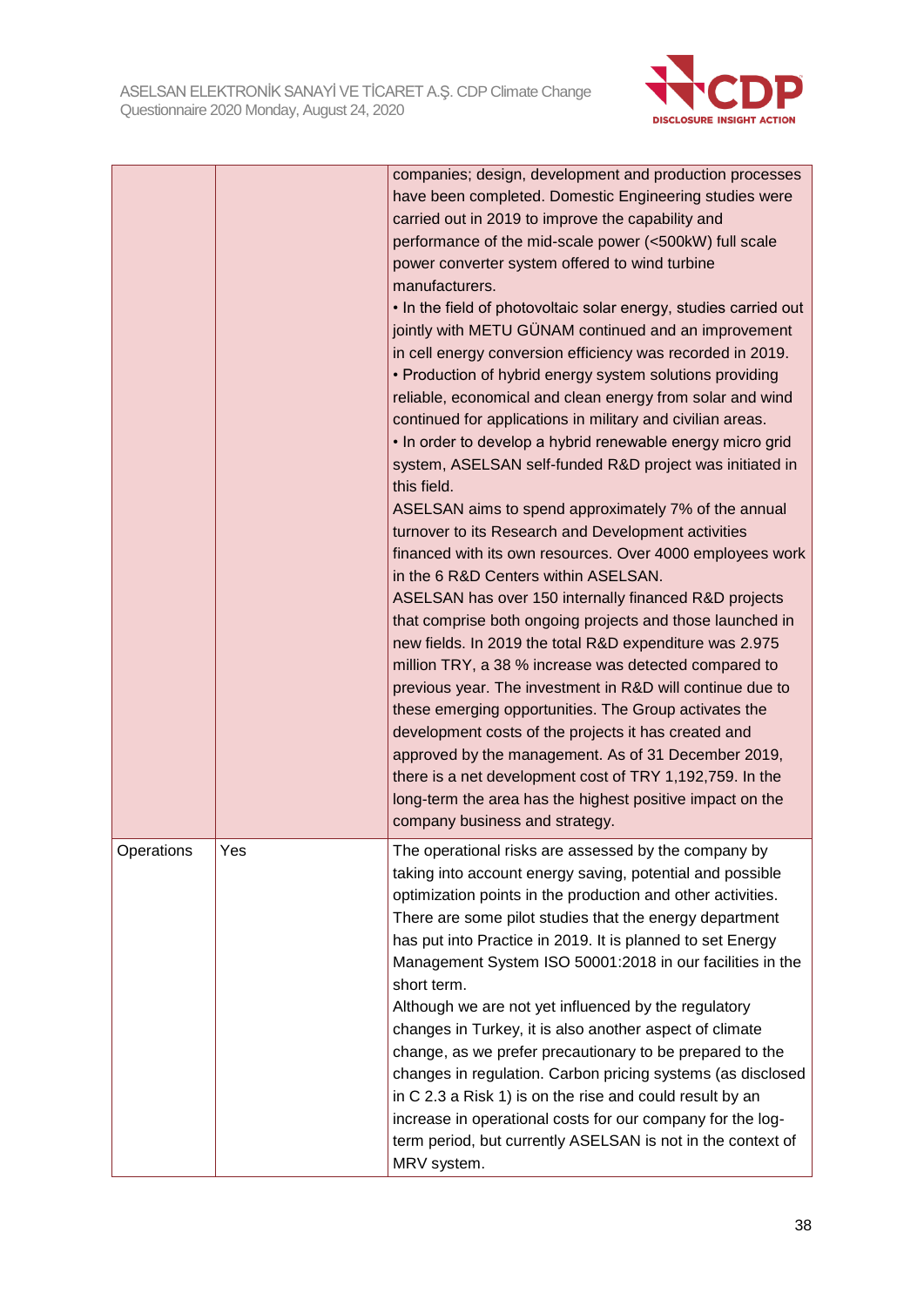| | | |
|---|---|---|
| | | companies; design, development and production processes have been completed. Domestic Engineering studies were carried out in 2019 to improve the capability and performance of the mid-scale power (<500kW) full scale power converter system offered to wind turbine manufacturers.<br>• In the field of photovoltaic solar energy, studies carried out jointly with METU GÜNAM continued and an improvement in cell energy conversion efficiency was recorded in 2019.<br>• Production of hybrid energy system solutions providing reliable, economical and clean energy from solar and wind continued for applications in military and civilian areas.<br>• In order to develop a hybrid renewable energy micro grid system, ASELSAN self-funded R&D project was initiated in this field.<br>ASELSAN aims to spend approximately 7% of the annual turnover to its Research and Development activities financed with its own resources. Over 4000 employees work in the 6 R&D Centers within ASELSAN.<br>ASELSAN has over 150 internally financed R&D projects that comprise both ongoing projects and those launched in new fields. In 2019 the total R&D expenditure was 2.975 million TRY, a 38 % increase was detected compared to previous year. The investment in R&D will continue due to these emerging opportunities. The Group activates the development costs of the projects it has created and approved by the management. As of 31 December 2019, there is a net development cost of TRY 1,192,759. In the long-term the area has the highest positive impact on the company business and strategy. |
| Operations | Yes | The operational risks are assessed by the company by taking into account energy saving, potential and possible optimization points in the production and other activities. There are some pilot studies that the energy department has put into Practice in 2019. It is planned to set Energy Management System ISO 50001:2018 in our facilities in the short term.<br>Although we are not yet influenced by the regulatory changes in Turkey, it is also another aspect of climate change, as we prefer precautionary to be prepared to the changes in regulation. Carbon pricing systems (as disclosed in C 2.3 a Risk 1) is on the rise and could result by an increase in operational costs for our company for the log-term period, but currently ASELSAN is not in the context of MRV system. |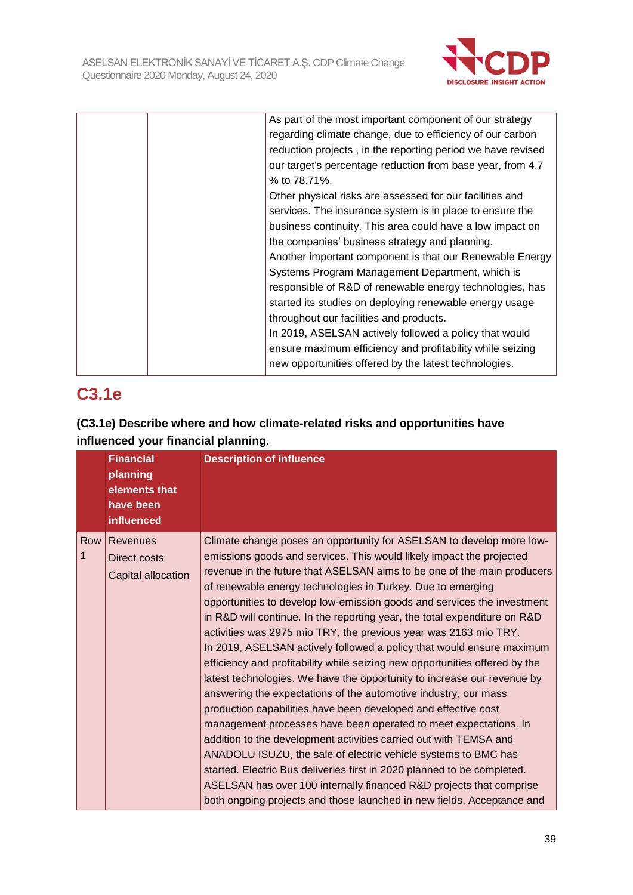| | | As part of the most important component of our strategy regarding climate change, due to efficiency of our carbon reduction projects , in the reporting period we have revised our target's percentage reduction from base year, from 4.7 % to 78.71%.<br>Other physical risks are assessed for our facilities and services. The insurance system is in place to ensure the business continuity. This area could have a low impact on the companies' business strategy and planning.<br>Another important component is that our Renewable Energy Systems Program Management Department, which is responsible of R&D of renewable energy technologies, has started its studies on deploying renewable energy usage throughout our facilities and products.<br>In 2019, ASELSAN actively followed a policy that would ensure maximum efficiency and profitability while seizing new opportunities offered by the latest technologies. |
|---|---|---|

## C3.1e

**(C3.1e) Describe where and how climate-related risks and opportunities have influenced your financial planning.**

| | Financial planning elements that have been influenced | Description of influence |
|---|---|---|
| Row 1 | Revenues<br>Direct costs<br>Capital allocation | Climate change poses an opportunity for ASELSAN to develop more low-emissions goods and services. This would likely impact the projected revenue in the future that ASELSAN aims to be one of the main producers of renewable energy technologies in Turkey. Due to emerging opportunities to develop low-emission goods and services the investment in R&D will continue. In the reporting year, the total expenditure on R&D activities was 2975 mio TRY, the previous year was 2163 mio TRY.<br>In 2019, ASELSAN actively followed a policy that would ensure maximum efficiency and profitability while seizing new opportunities offered by the latest technologies. We have the opportunity to increase our revenue by answering the expectations of the automotive industry, our mass production capabilities have been developed and effective cost management processes have been operated to meet expectations. In addition to the development activities carried out with TEMSA and ANADOLU ISUZU, the sale of electric vehicle systems to BMC has started. Electric Bus deliveries first in 2020 planned to be completed. ASELSAN has over 100 internally financed R&D projects that comprise both ongoing projects and those launched in new fields. Acceptance and |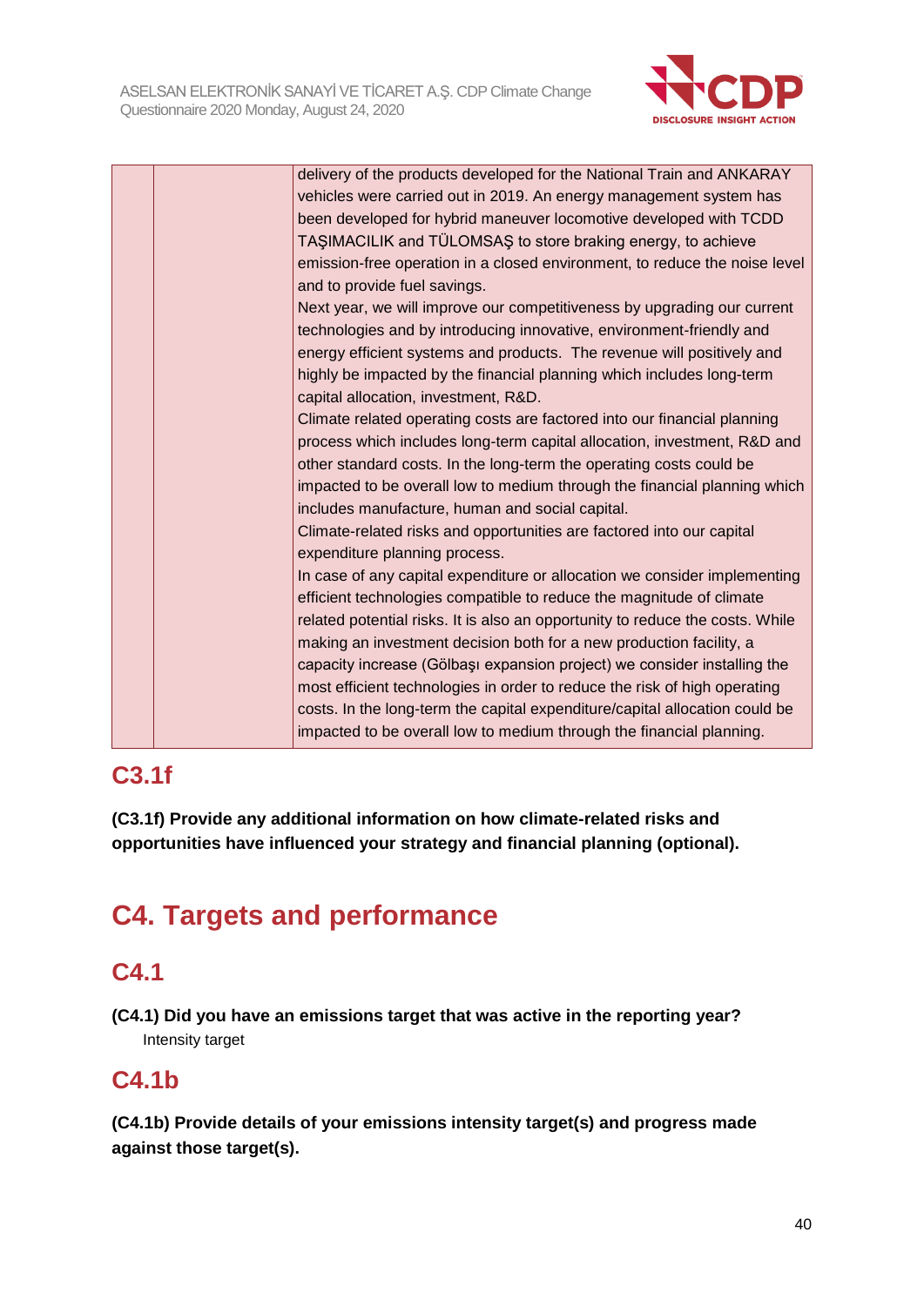| | | delivery of the products developed for the National Train and ANKARAY vehicles were carried out in 2019. An energy management system has been developed for hybrid maneuver locomotive developed with TCDD TAŞIMACILIK and TÜLOMSAŞ to store braking energy, to achieve emission-free operation in a closed environment, to reduce the noise level and to provide fuel savings.<br>Next year, we will improve our competitiveness by upgrading our current technologies and by introducing innovative, environment-friendly and energy efficient systems and products. The revenue will positively and highly be impacted by the financial planning which includes long-term capital allocation, investment, R&D.<br>Climate related operating costs are factored into our financial planning process which includes long-term capital allocation, investment, R&D and other standard costs. In the long-term the operating costs could be impacted to be overall low to medium through the financial planning which includes manufacture, human and social capital.<br>Climate-related risks and opportunities are factored into our capital expenditure planning process.<br>In case of any capital expenditure or allocation we consider implementing efficient technologies compatible to reduce the magnitude of climate related potential risks. It is also an opportunity to reduce the costs. While making an investment decision both for a new production facility, a capacity increase (Gölbaşı expansion project) we consider installing the most efficient technologies in order to reduce the risk of high operating costs. In the long-term the capital expenditure/capital allocation could be impacted to be overall low to medium through the financial planning. |
|---|---|---|

## C3.1f

**(C3.1f) Provide any additional information on how climate-related risks and opportunities have influenced your strategy and financial planning (optional).**

# C4. Targets and performance

## C4.1

**(C4.1) Did you have an emissions target that was active in the reporting year?**

Intensity target

## C4.1b

**(C4.1b) Provide details of your emissions intensity target(s) and progress made against those target(s).**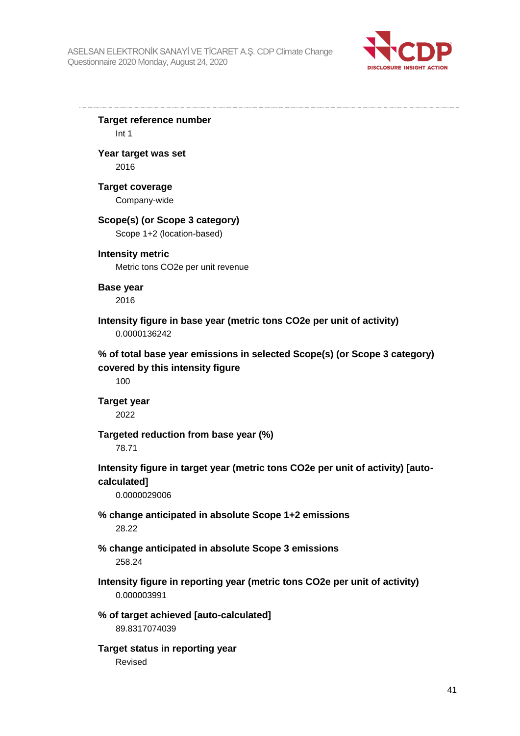**Target reference number**
Int 1

**Year target was set**
2016

**Target coverage**
Company-wide

**Scope(s) (or Scope 3 category)**
Scope 1+2 (location-based)

**Intensity metric**
Metric tons CO2e per unit revenue

**Base year**
2016

**Intensity figure in base year (metric tons CO2e per unit of activity)**
0.0000136242

**% of total base year emissions in selected Scope(s) (or Scope 3 category) covered by this intensity figure**
100

**Target year**
2022

**Targeted reduction from base year (%)**
78.71

**Intensity figure in target year (metric tons CO2e per unit of activity) [auto-calculated]**
0.0000029006

**% change anticipated in absolute Scope 1+2 emissions**
28.22

**% change anticipated in absolute Scope 3 emissions**
258.24

**Intensity figure in reporting year (metric tons CO2e per unit of activity)**
0.000003991

**% of target achieved [auto-calculated]**
89.8317074039

**Target status in reporting year**
Revised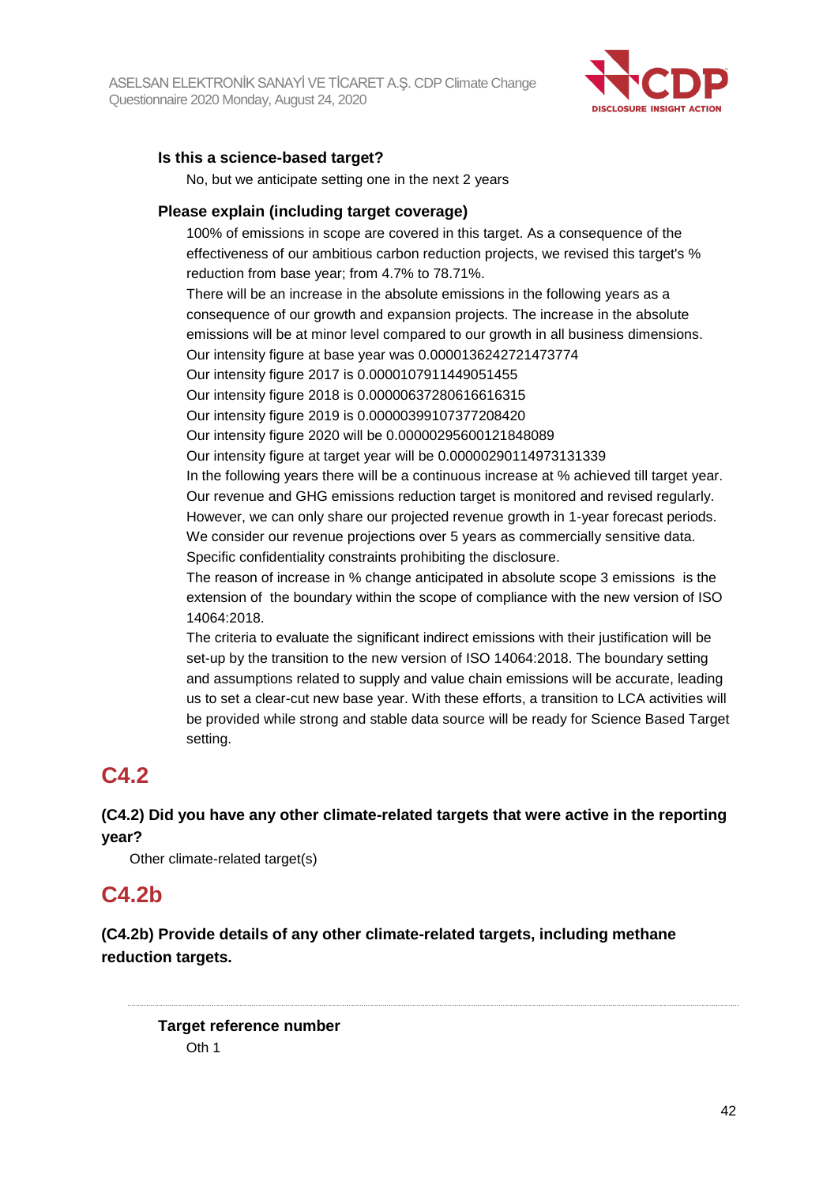**Is this a science-based target?**

No, but we anticipate setting one in the next 2 years

**Please explain (including target coverage)**

100% of emissions in scope are covered in this target. As a consequence of the effectiveness of our ambitious carbon reduction projects, we revised this target's % reduction from base year; from 4.7% to 78.71%.
There will be an increase in the absolute emissions in the following years as a consequence of our growth and expansion projects. The increase in the absolute emissions will be at minor level compared to our growth in all business dimensions.
Our intensity figure at base year was 0.0000136242721473774
Our intensity figure 2017 is 0.0000107911449051455
Our intensity figure 2018 is 0.00000637280616616315
Our intensity figure 2019 is 0.00000399107377208420
Our intensity figure 2020 will be 0.00000295600121848089
Our intensity figure at target year will be 0.00000290114973131339
In the following years there will be a continuous increase at % achieved till target year.
Our revenue and GHG emissions reduction target is monitored and revised regularly.
However, we can only share our projected revenue growth in 1-year forecast periods.
We consider our revenue projections over 5 years as commercially sensitive data.
Specific confidentiality constraints prohibiting the disclosure.
The reason of increase in % change anticipated in absolute scope 3 emissions is the extension of the boundary within the scope of compliance with the new version of ISO 14064:2018.
The criteria to evaluate the significant indirect emissions with their justification will be set-up by the transition to the new version of ISO 14064:2018. The boundary setting and assumptions related to supply and value chain emissions will be accurate, leading us to set a clear-cut new base year. With these efforts, a transition to LCA activities will be provided while strong and stable data source will be ready for Science Based Target setting.

## C4.2

**(C4.2) Did you have any other climate-related targets that were active in the reporting year?**

Other climate-related target(s)

## C4.2b

**(C4.2b) Provide details of any other climate-related targets, including methane reduction targets.**

---

**Target reference number**

Oth 1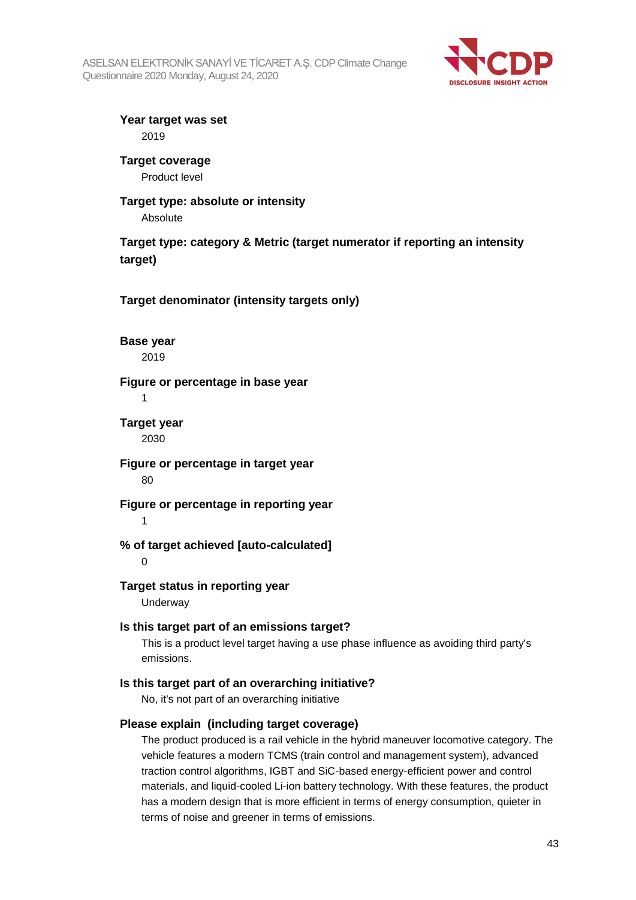**Year target was set**

2019

**Target coverage**

Product level

**Target type: absolute or intensity**

Absolute

**Target type: category & Metric (target numerator if reporting an intensity target)**

**Target denominator (intensity targets only)**

**Base year**

2019

**Figure or percentage in base year**

1

**Target year**

2030

**Figure or percentage in target year**

80

**Figure or percentage in reporting year**

1

**% of target achieved [auto-calculated]**

0

**Target status in reporting year**

Underway

**Is this target part of an emissions target?**

This is a product level target having a use phase influence as avoiding third party's emissions.

**Is this target part of an overarching initiative?**

No, it's not part of an overarching initiative

**Please explain (including target coverage)**

The product produced is a rail vehicle in the hybrid maneuver locomotive category. The vehicle features a modern TCMS (train control and management system), advanced traction control algorithms, IGBT and SiC-based energy-efficient power and control materials, and liquid-cooled Li-ion battery technology. With these features, the product has a modern design that is more efficient in terms of energy consumption, quieter in terms of noise and greener in terms of emissions.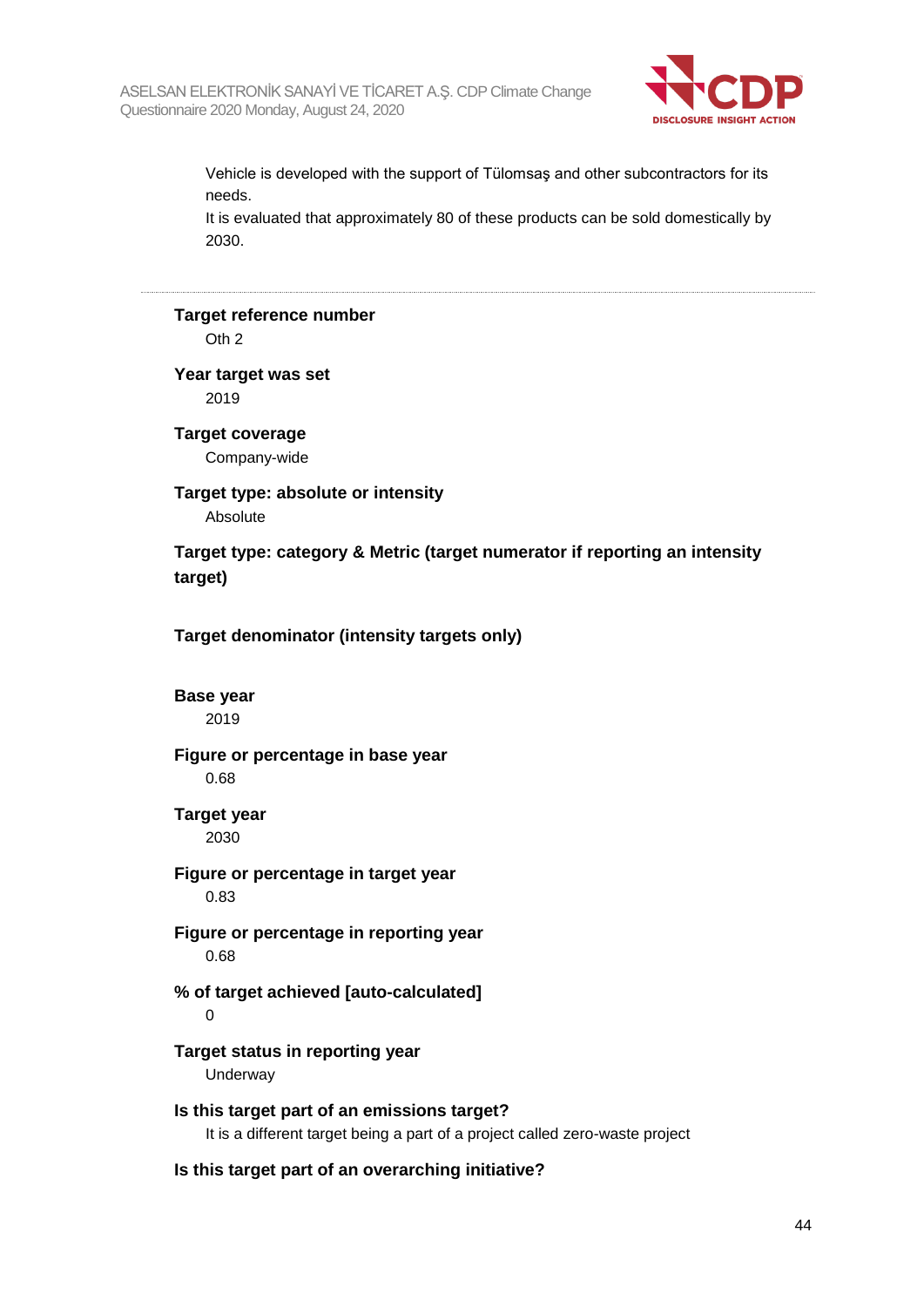Vehicle is developed with the support of Tülomsaş and other subcontractors for its needs.
It is evaluated that approximately 80 of these products can be sold domestically by 2030.

---

**Target reference number**
Oth 2

**Year target was set**
2019

**Target coverage**
Company-wide

**Target type: absolute or intensity**
Absolute

**Target type: category & Metric (target numerator if reporting an intensity target)**

**Target denominator (intensity targets only)**

**Base year**
2019

**Figure or percentage in base year**
0.68

**Target year**
2030

**Figure or percentage in target year**
0.83

**Figure or percentage in reporting year**
0.68

**% of target achieved [auto-calculated]**
0

**Target status in reporting year**
Underway

**Is this target part of an emissions target?**
It is a different target being a part of a project called zero-waste project

**Is this target part of an overarching initiative?**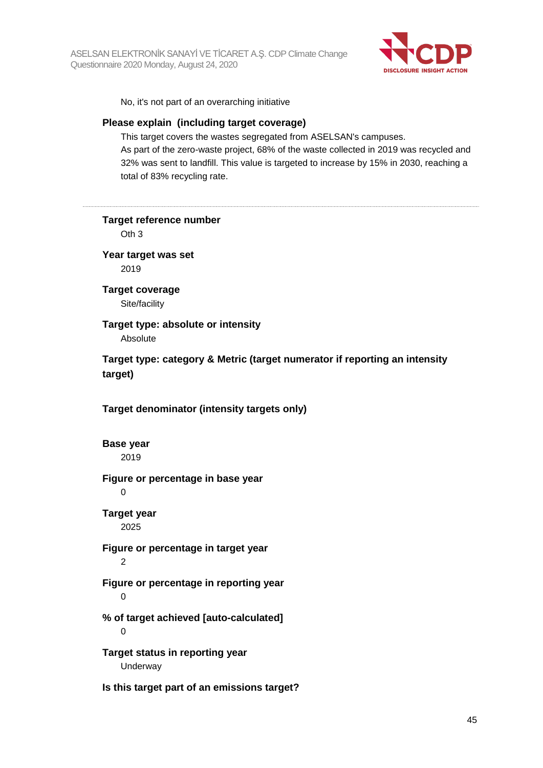No, it's not part of an overarching initiative

**Please explain (including target coverage)**

This target covers the wastes segregated from ASELSAN's campuses.
As part of the zero-waste project, 68% of the waste collected in 2019 was recycled and 32% was sent to landfill. This value is targeted to increase by 15% in 2030, reaching a total of 83% recycling rate.

---

**Target reference number**

Oth 3

**Year target was set**

2019

**Target coverage**

Site/facility

**Target type: absolute or intensity**

Absolute

**Target type: category & Metric (target numerator if reporting an intensity target)**

**Target denominator (intensity targets only)**

**Base year**

2019

**Figure or percentage in base year**

0

**Target year**

2025

**Figure or percentage in target year**

2

**Figure or percentage in reporting year**

0

**% of target achieved [auto-calculated]**

0

**Target status in reporting year**

Underway

**Is this target part of an emissions target?**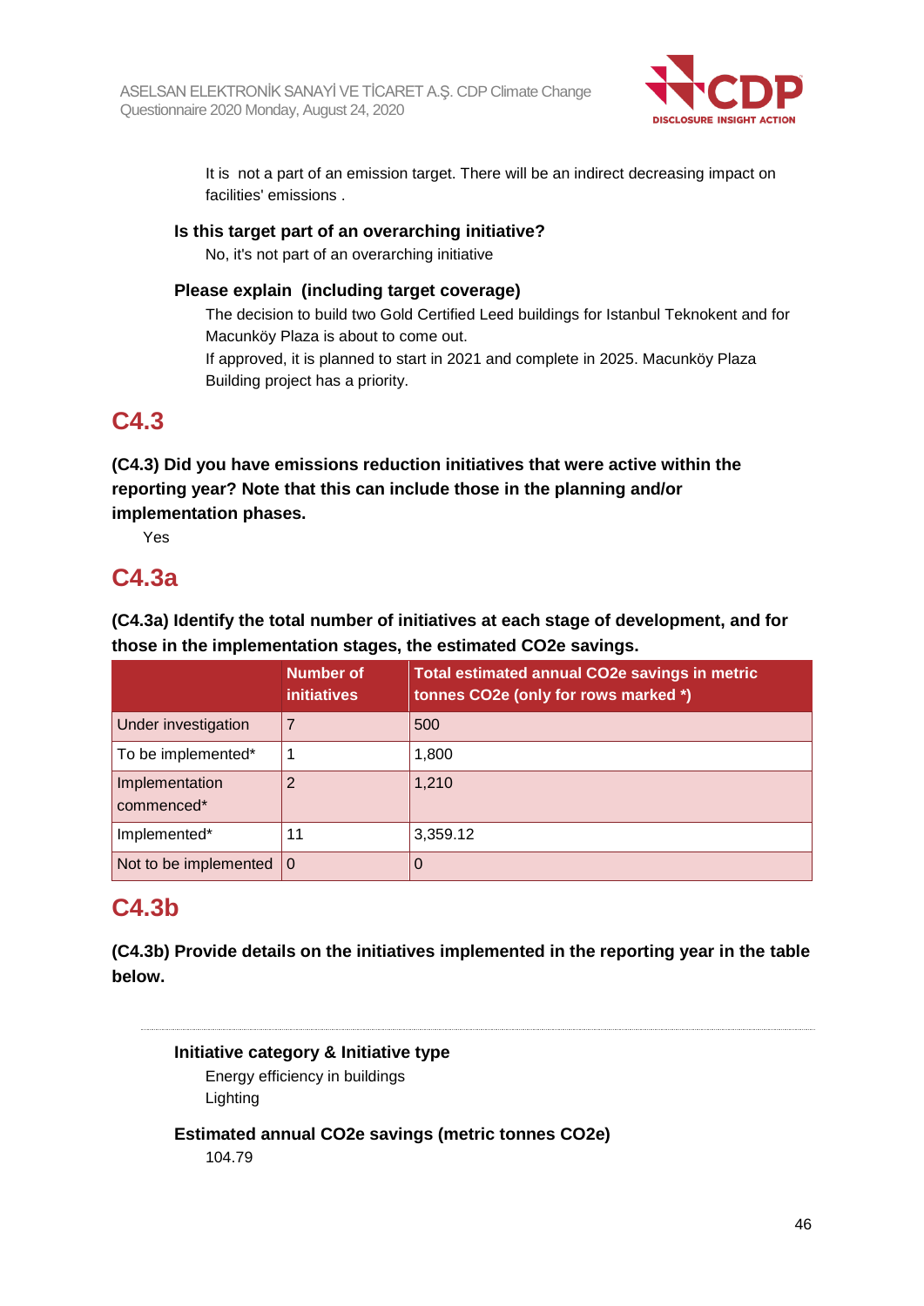It is  not a part of an emission target. There will be an indirect decreasing impact on facilities' emissions .

**Is this target part of an overarching initiative?**

No, it's not part of an overarching initiative

**Please explain  (including target coverage)**

The decision to build two Gold Certified Leed buildings for Istanbul Teknokent and for Macunköy Plaza is about to come out.

If approved, it is planned to start in 2021 and complete in 2025. Macunköy Plaza Building project has a priority.

## C4.3

**(C4.3) Did you have emissions reduction initiatives that were active within the reporting year? Note that this can include those in the planning and/or implementation phases.**

Yes

## C4.3a

**(C4.3a) Identify the total number of initiatives at each stage of development, and for those in the implementation stages, the estimated CO2e savings.**

| | Number of initiatives | Total estimated annual CO2e savings in metric tonnes CO2e (only for rows marked *) |
|---|---|---|
| Under investigation | 7 | 500 |
| To be implemented* | 1 | 1,800 |
| Implementation commenced* | 2 | 1,210 |
| Implemented* | 11 | 3,359.12 |
| Not to be implemented | 0 | 0 |

## C4.3b

**(C4.3b) Provide details on the initiatives implemented in the reporting year in the table below.**

---

**Initiative category & Initiative type**

Energy efficiency in buildings

Lighting

**Estimated annual CO2e savings (metric tonnes CO2e)**

104.79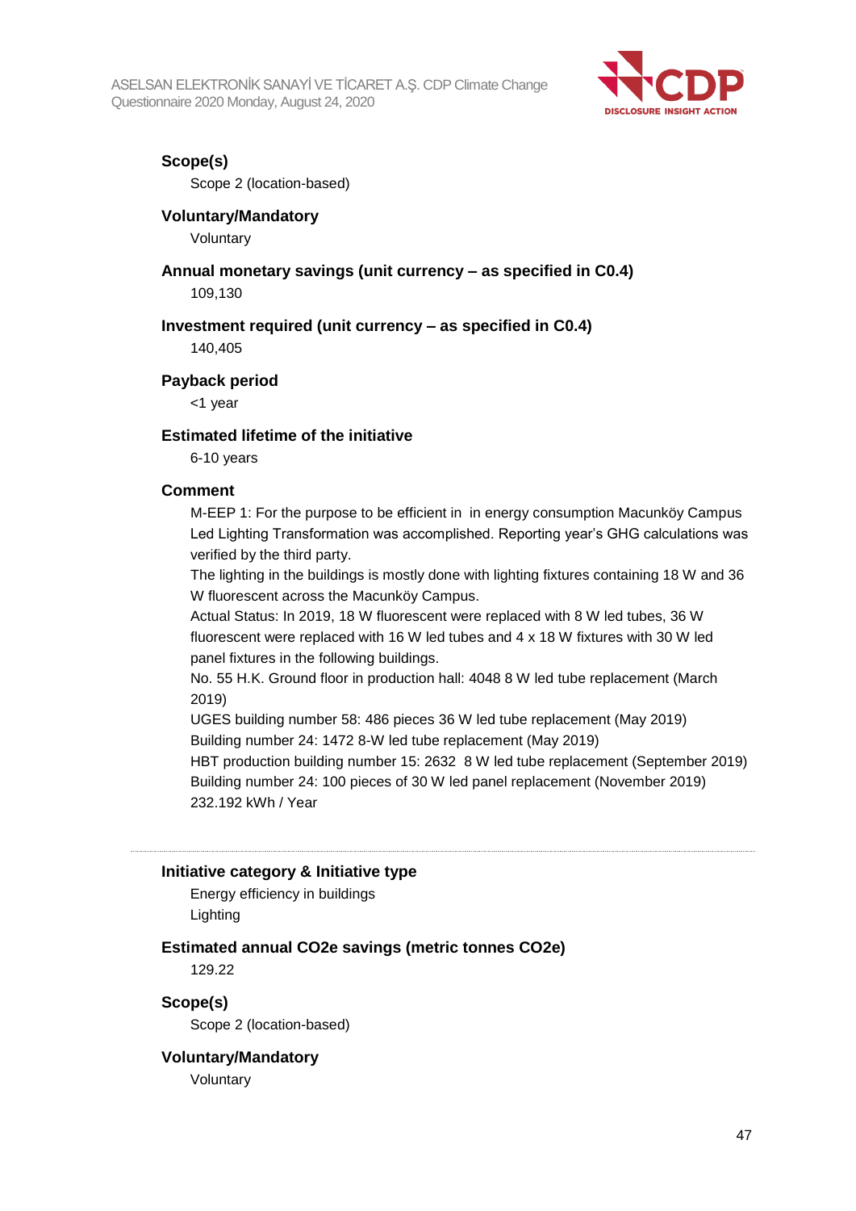**Scope(s)**

Scope 2 (location-based)

**Voluntary/Mandatory**

Voluntary

**Annual monetary savings (unit currency – as specified in C0.4)**

109,130

**Investment required (unit currency – as specified in C0.4)**

140,405

**Payback period**

<1 year

**Estimated lifetime of the initiative**

6-10 years

**Comment**

M-EEP 1: For the purpose to be efficient in in energy consumption Macunköy Campus Led Lighting Transformation was accomplished. Reporting year's GHG calculations was verified by the third party.
The lighting in the buildings is mostly done with lighting fixtures containing 18 W and 36 W fluorescent across the Macunköy Campus.
Actual Status: In 2019, 18 W fluorescent were replaced with 8 W led tubes, 36 W fluorescent were replaced with 16 W led tubes and 4 x 18 W fixtures with 30 W led panel fixtures in the following buildings.
No. 55 H.K. Ground floor in production hall: 4048 8 W led tube replacement (March 2019)
UGES building number 58: 486 pieces 36 W led tube replacement (May 2019)
Building number 24: 1472 8-W led tube replacement (May 2019)
HBT production building number 15: 2632 8 W led tube replacement (September 2019)
Building number 24: 100 pieces of 30 W led panel replacement (November 2019)
232.192 kWh / Year

---

**Initiative category & Initiative type**

Energy efficiency in buildings
Lighting

**Estimated annual CO2e savings (metric tonnes CO2e)**

129.22

**Scope(s)**

Scope 2 (location-based)

**Voluntary/Mandatory**

Voluntary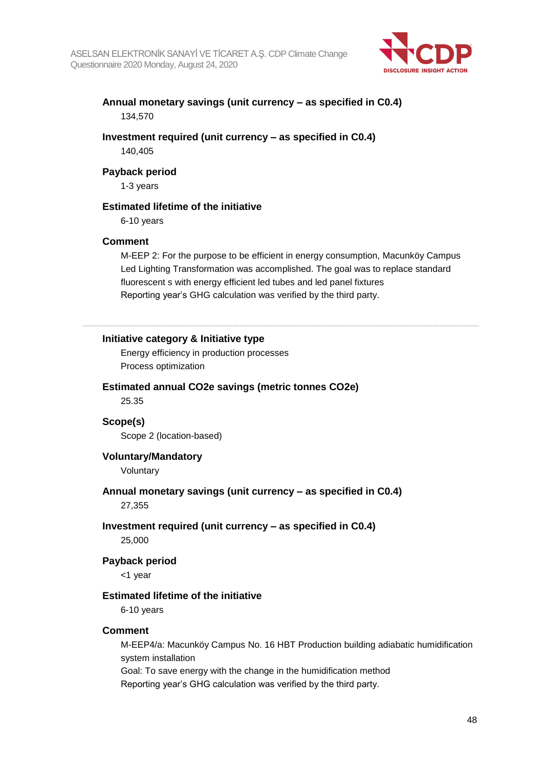**Annual monetary savings (unit currency – as specified in C0.4)**

134,570

**Investment required (unit currency – as specified in C0.4)**

140,405

**Payback period**

1-3 years

**Estimated lifetime of the initiative**

6-10 years

**Comment**

M-EEP 2: For the purpose to be efficient in energy consumption, Macunköy Campus Led Lighting Transformation was accomplished. The goal was to replace standard fluorescent s with energy efficient led tubes and led panel fixtures
Reporting year's GHG calculation was verified by the third party.

---

**Initiative category & Initiative type**

Energy efficiency in production processes
Process optimization

**Estimated annual CO2e savings (metric tonnes CO2e)**

25.35

**Scope(s)**

Scope 2 (location-based)

**Voluntary/Mandatory**

Voluntary

**Annual monetary savings (unit currency – as specified in C0.4)**

27,355

**Investment required (unit currency – as specified in C0.4)**

25,000

**Payback period**

<1 year

**Estimated lifetime of the initiative**

6-10 years

**Comment**

M-EEP4/a: Macunköy Campus No. 16 HBT Production building adiabatic humidification system installation
Goal: To save energy with the change in the humidification method
Reporting year's GHG calculation was verified by the third party.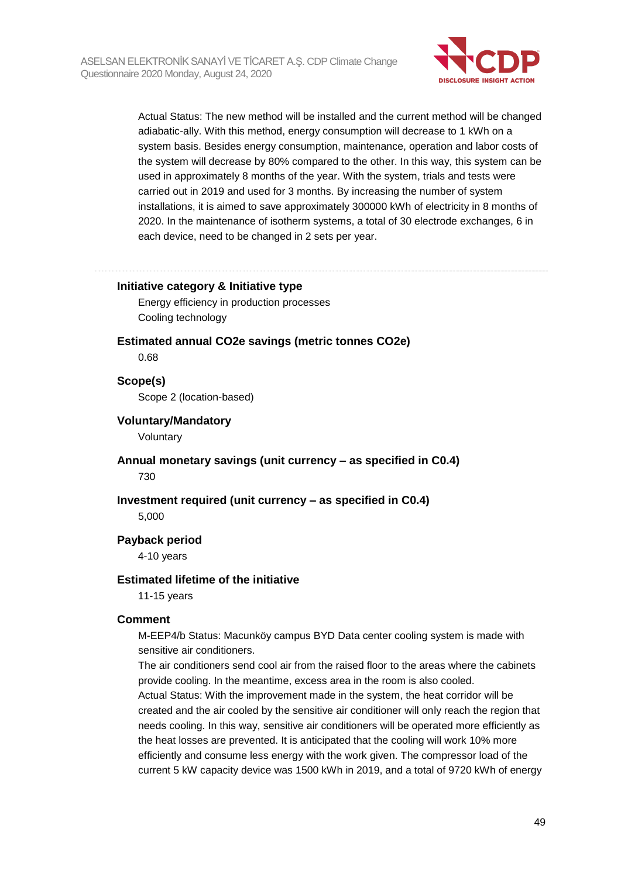Actual Status: The new method will be installed and the current method will be changed adiabatic-ally. With this method, energy consumption will decrease to 1 kWh on a system basis. Besides energy consumption, maintenance, operation and labor costs of the system will decrease by 80% compared to the other. In this way, this system can be used in approximately 8 months of the year. With the system, trials and tests were carried out in 2019 and used for 3 months. By increasing the number of system installations, it is aimed to save approximately 300000 kWh of electricity in 8 months of 2020. In the maintenance of isotherm systems, a total of 30 electrode exchanges, 6 in each device, need to be changed in 2 sets per year.

---

**Initiative category & Initiative type**

Energy efficiency in production processes
Cooling technology

**Estimated annual CO2e savings (metric tonnes CO2e)**

0.68

**Scope(s)**

Scope 2 (location-based)

**Voluntary/Mandatory**

Voluntary

**Annual monetary savings (unit currency – as specified in C0.4)**

730

**Investment required (unit currency – as specified in C0.4)**

5,000

**Payback period**

4-10 years

**Estimated lifetime of the initiative**

11-15 years

**Comment**

M-EEP4/b Status: Macunköy campus BYD Data center cooling system is made with sensitive air conditioners.
The air conditioners send cool air from the raised floor to the areas where the cabinets provide cooling. In the meantime, excess area in the room is also cooled.
Actual Status: With the improvement made in the system, the heat corridor will be created and the air cooled by the sensitive air conditioner will only reach the region that needs cooling. In this way, sensitive air conditioners will be operated more efficiently as the heat losses are prevented. It is anticipated that the cooling will work 10% more efficiently and consume less energy with the work given. The compressor load of the current 5 kW capacity device was 1500 kWh in 2019, and a total of 9720 kWh of energy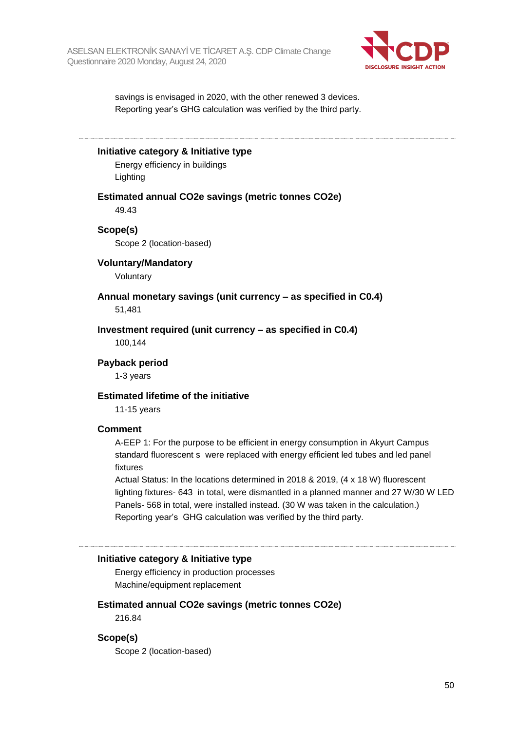savings is envisaged in 2020, with the other renewed 3 devices.
Reporting year's GHG calculation was verified by the third party.

---

**Initiative category & Initiative type**

Energy efficiency in buildings
Lighting

**Estimated annual CO2e savings (metric tonnes CO2e)**

49.43

**Scope(s)**

Scope 2 (location-based)

**Voluntary/Mandatory**

Voluntary

**Annual monetary savings (unit currency – as specified in C0.4)**

51,481

**Investment required (unit currency – as specified in C0.4)**

100,144

**Payback period**

1-3 years

**Estimated lifetime of the initiative**

11-15 years

**Comment**

A-EEP 1: For the purpose to be efficient in energy consumption in Akyurt Campus standard fluorescent s were replaced with energy efficient led tubes and led panel fixtures
Actual Status: In the locations determined in 2018 & 2019, (4 x 18 W) fluorescent lighting fixtures- 643 in total, were dismantled in a planned manner and 27 W/30 W LED Panels- 568 in total, were installed instead. (30 W was taken in the calculation.)
Reporting year's GHG calculation was verified by the third party.

---

**Initiative category & Initiative type**

Energy efficiency in production processes
Machine/equipment replacement

**Estimated annual CO2e savings (metric tonnes CO2e)**

216.84

**Scope(s)**

Scope 2 (location-based)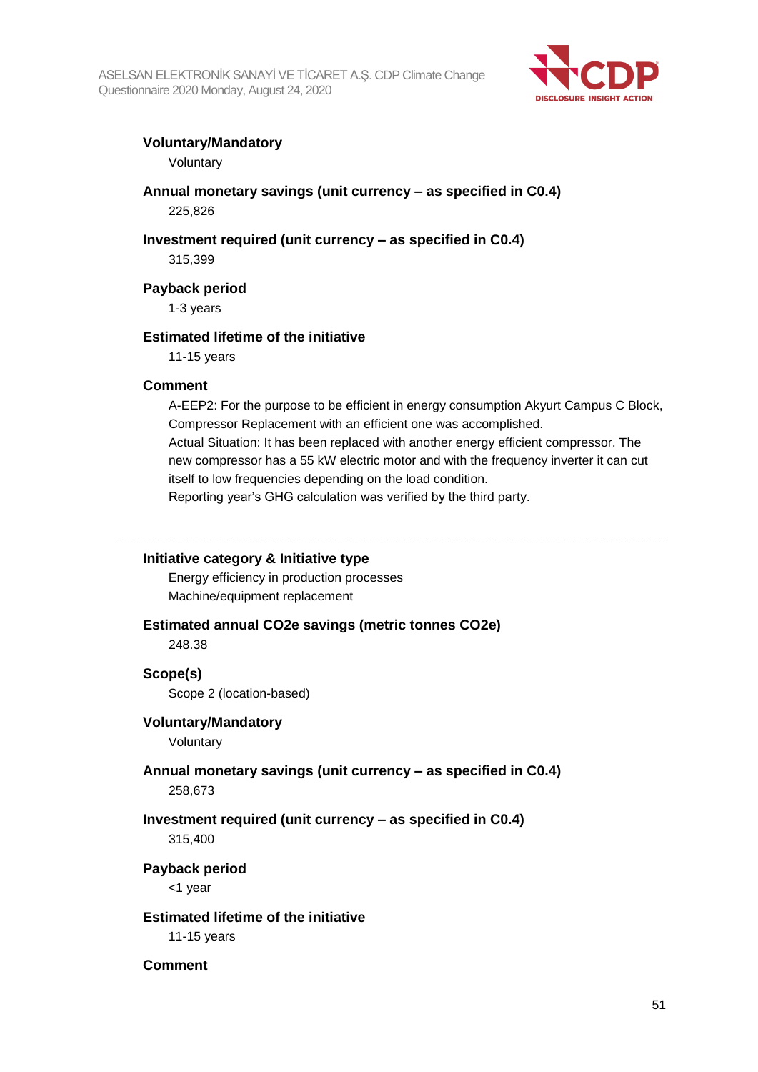**Voluntary/Mandatory**

Voluntary

**Annual monetary savings (unit currency – as specified in C0.4)**

225,826

**Investment required (unit currency – as specified in C0.4)**

315,399

**Payback period**

1-3 years

**Estimated lifetime of the initiative**

11-15 years

**Comment**

A-EEP2: For the purpose to be efficient in energy consumption Akyurt Campus C Block, Compressor Replacement with an efficient one was accomplished.
Actual Situation: It has been replaced with another energy efficient compressor. The new compressor has a 55 kW electric motor and with the frequency inverter it can cut itself to low frequencies depending on the load condition.
Reporting year's GHG calculation was verified by the third party.

---

**Initiative category & Initiative type**

Energy efficiency in production processes
Machine/equipment replacement

**Estimated annual CO2e savings (metric tonnes CO2e)**

248.38

**Scope(s)**

Scope 2 (location-based)

**Voluntary/Mandatory**

Voluntary

**Annual monetary savings (unit currency – as specified in C0.4)**

258,673

**Investment required (unit currency – as specified in C0.4)**

315,400

**Payback period**

<1 year

**Estimated lifetime of the initiative**

11-15 years

**Comment**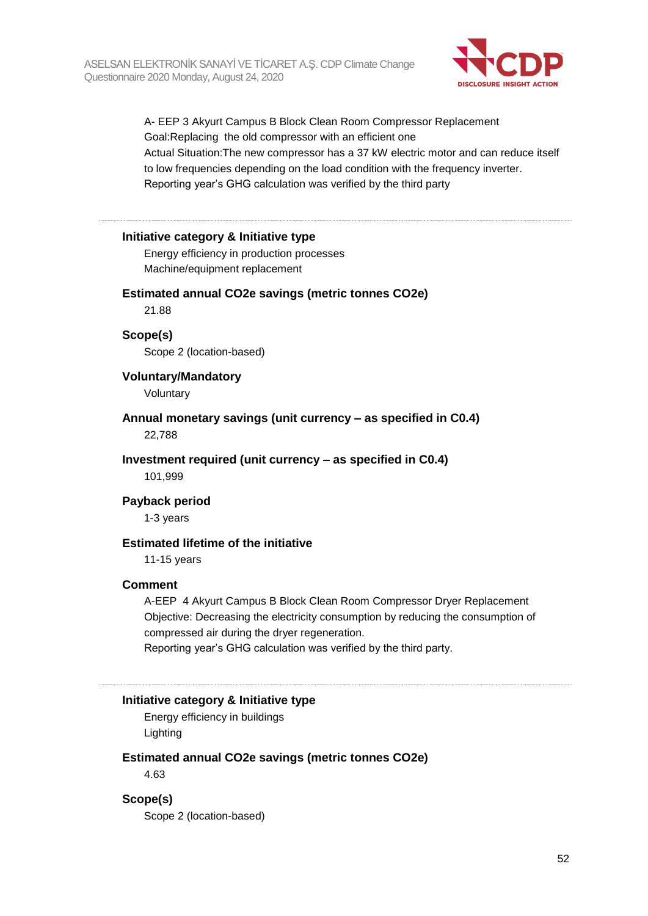A- EEP 3 Akyurt Campus B Block Clean Room Compressor Replacement
Goal:Replacing the old compressor with an efficient one
Actual Situation:The new compressor has a 37 kW electric motor and can reduce itself to low frequencies depending on the load condition with the frequency inverter.
Reporting year's GHG calculation was verified by the third party

---

**Initiative category & Initiative type**

Energy efficiency in production processes
Machine/equipment replacement

**Estimated annual CO2e savings (metric tonnes CO2e)**

21.88

**Scope(s)**

Scope 2 (location-based)

**Voluntary/Mandatory**

Voluntary

**Annual monetary savings (unit currency – as specified in C0.4)**

22,788

**Investment required (unit currency – as specified in C0.4)**

101,999

**Payback period**

1-3 years

**Estimated lifetime of the initiative**

11-15 years

**Comment**

A-EEP 4 Akyurt Campus B Block Clean Room Compressor Dryer Replacement
Objective: Decreasing the electricity consumption by reducing the consumption of compressed air during the dryer regeneration.
Reporting year's GHG calculation was verified by the third party.

---

**Initiative category & Initiative type**

Energy efficiency in buildings
Lighting

**Estimated annual CO2e savings (metric tonnes CO2e)**

4.63

**Scope(s)**

Scope 2 (location-based)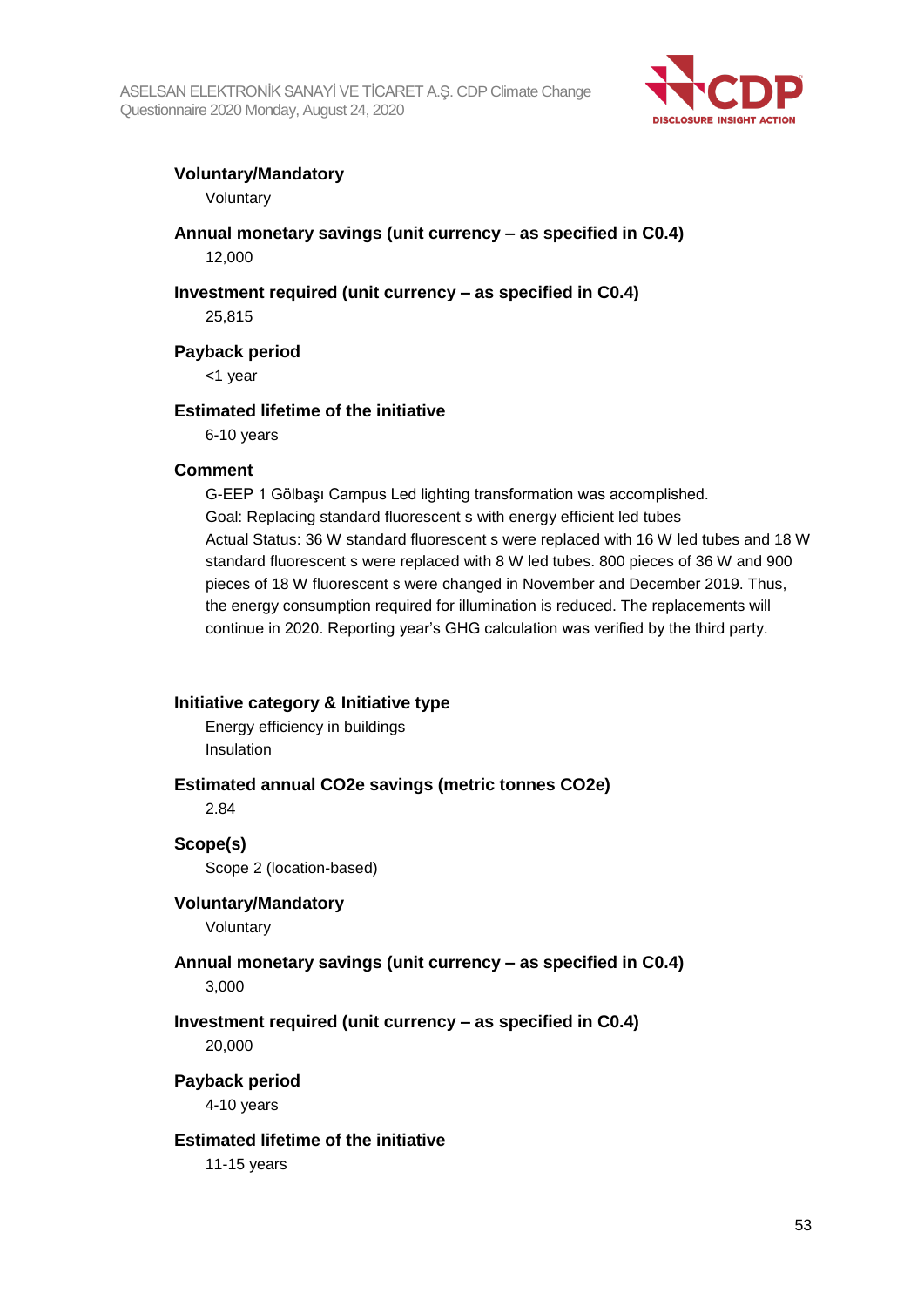**Voluntary/Mandatory**

Voluntary

**Annual monetary savings (unit currency – as specified in C0.4)**

12,000

**Investment required (unit currency – as specified in C0.4)**

25,815

**Payback period**

<1 year

**Estimated lifetime of the initiative**

6-10 years

**Comment**

G-EEP 1 Gölbaşı Campus Led lighting transformation was accomplished.
Goal: Replacing standard fluorescent s with energy efficient led tubes
Actual Status: 36 W standard fluorescent s were replaced with 16 W led tubes and 18 W standard fluorescent s were replaced with 8 W led tubes. 800 pieces of 36 W and 900 pieces of 18 W fluorescent s were changed in November and December 2019. Thus, the energy consumption required for illumination is reduced. The replacements will continue in 2020. Reporting year's GHG calculation was verified by the third party.

---

**Initiative category & Initiative type**

Energy efficiency in buildings
Insulation

**Estimated annual CO2e savings (metric tonnes CO2e)**

2.84

**Scope(s)**

Scope 2 (location-based)

**Voluntary/Mandatory**

Voluntary

**Annual monetary savings (unit currency – as specified in C0.4)**

3,000

**Investment required (unit currency – as specified in C0.4)**

20,000

**Payback period**

4-10 years

**Estimated lifetime of the initiative**

11-15 years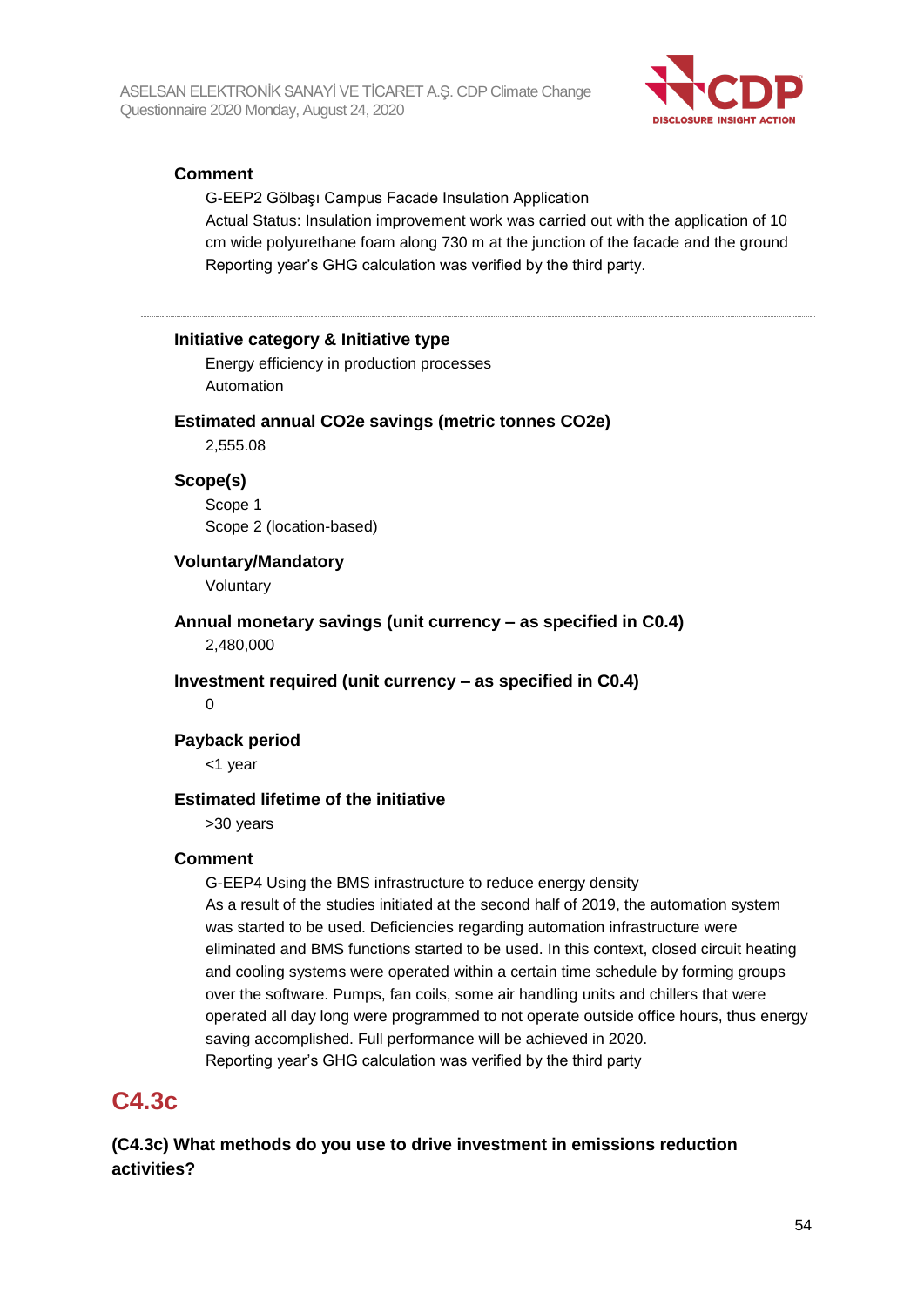#### Comment

G-EEP2 Gölbaşı Campus Facade Insulation Application
Actual Status: Insulation improvement work was carried out with the application of 10 cm wide polyurethane foam along 730 m at the junction of the facade and the ground
Reporting year's GHG calculation was verified by the third party.

---

#### Initiative category & Initiative type

Energy efficiency in production processes
Automation

#### Estimated annual CO2e savings (metric tonnes CO2e)

2,555.08

#### Scope(s)

Scope 1
Scope 2 (location-based)

#### Voluntary/Mandatory

Voluntary

#### Annual monetary savings (unit currency – as specified in C0.4)

2,480,000

#### Investment required (unit currency – as specified in C0.4)

0

#### Payback period

<1 year

#### Estimated lifetime of the initiative

>30 years

#### Comment

G-EEP4 Using the BMS infrastructure to reduce energy density
As a result of the studies initiated at the second half of 2019, the automation system was started to be used. Deficiencies regarding automation infrastructure were eliminated and BMS functions started to be used. In this context, closed circuit heating and cooling systems were operated within a certain time schedule by forming groups over the software. Pumps, fan coils, some air handling units and chillers that were operated all day long were programmed to not operate outside office hours, thus energy saving accomplished. Full performance will be achieved in 2020.
Reporting year's GHG calculation was verified by the third party

## C4.3c

**(C4.3c) What methods do you use to drive investment in emissions reduction activities?**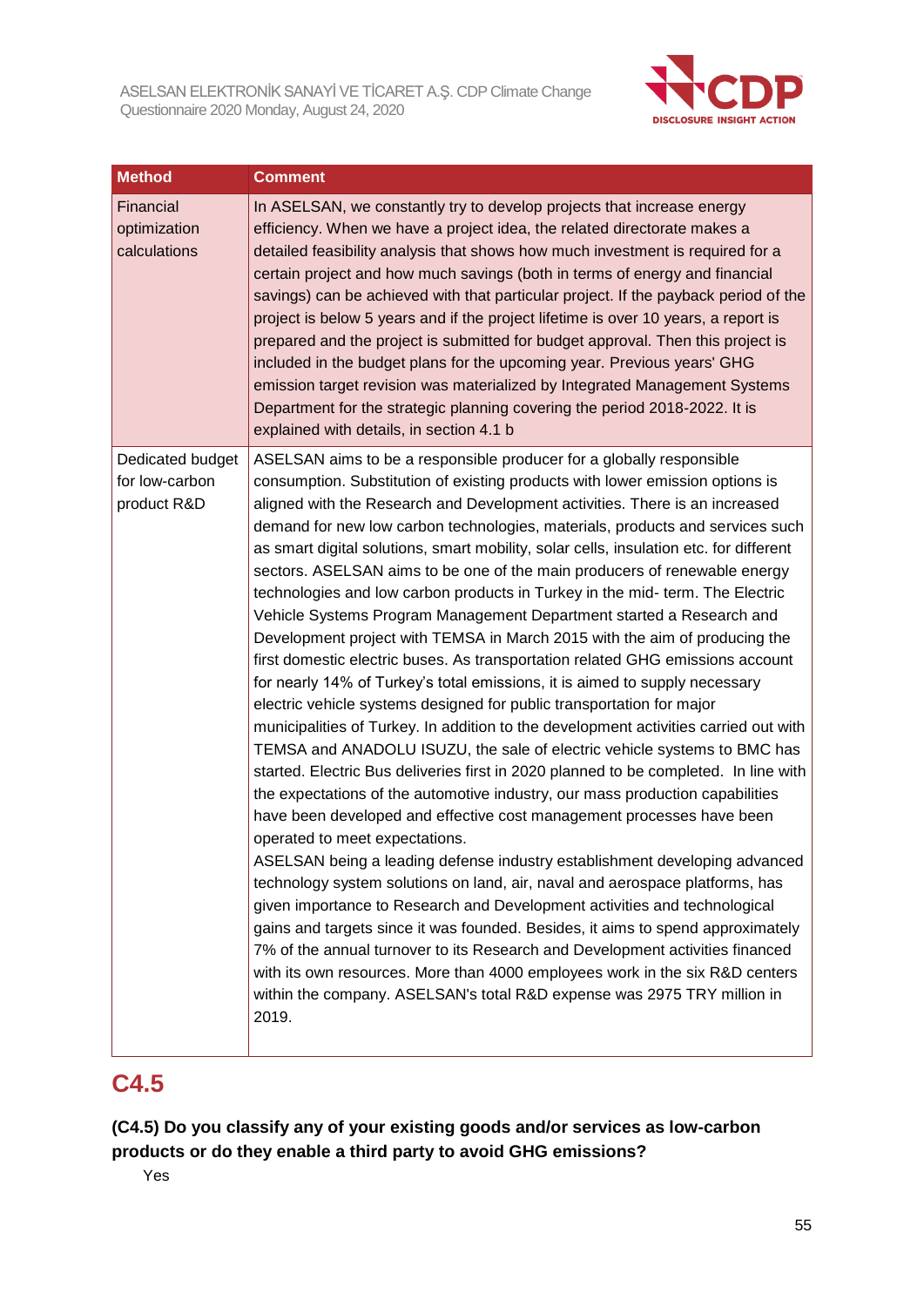| Method | Comment |
|---|---|
| Financial optimization calculations | In ASELSAN, we constantly try to develop projects that increase energy efficiency. When we have a project idea, the related directorate makes a detailed feasibility analysis that shows how much investment is required for a certain project and how much savings (both in terms of energy and financial savings) can be achieved with that particular project. If the payback period of the project is below 5 years and if the project lifetime is over 10 years, a report is prepared and the project is submitted for budget approval. Then this project is included in the budget plans for the upcoming year. Previous years' GHG emission target revision was materialized by Integrated Management Systems Department for the strategic planning covering the period 2018-2022. It is explained with details, in section 4.1 b |
| Dedicated budget for low-carbon product R&D | ASELSAN aims to be a responsible producer for a globally responsible consumption. Substitution of existing products with lower emission options is aligned with the Research and Development activities. There is an increased demand for new low carbon technologies, materials, products and services such as smart digital solutions, smart mobility, solar cells, insulation etc. for different sectors. ASELSAN aims to be one of the main producers of renewable energy technologies and low carbon products in Turkey in the mid- term. The Electric Vehicle Systems Program Management Department started a Research and Development project with TEMSA in March 2015 with the aim of producing the first domestic electric buses. As transportation related GHG emissions account for nearly 14% of Turkey's total emissions, it is aimed to supply necessary electric vehicle systems designed for public transportation for major municipalities of Turkey. In addition to the development activities carried out with TEMSA and ANADOLU ISUZU, the sale of electric vehicle systems to BMC has started. Electric Bus deliveries first in 2020 planned to be completed. In line with the expectations of the automotive industry, our mass production capabilities have been developed and effective cost management processes have been operated to meet expectations.<br>ASELSAN being a leading defense industry establishment developing advanced technology system solutions on land, air, naval and aerospace platforms, has given importance to Research and Development activities and technological gains and targets since it was founded. Besides, it aims to spend approximately 7% of the annual turnover to its Research and Development activities financed with its own resources. More than 4000 employees work in the six R&D centers within the company. ASELSAN's total R&D expense was 2975 TRY million in 2019. |

## C4.5

**(C4.5) Do you classify any of your existing goods and/or services as low-carbon products or do they enable a third party to avoid GHG emissions?**

Yes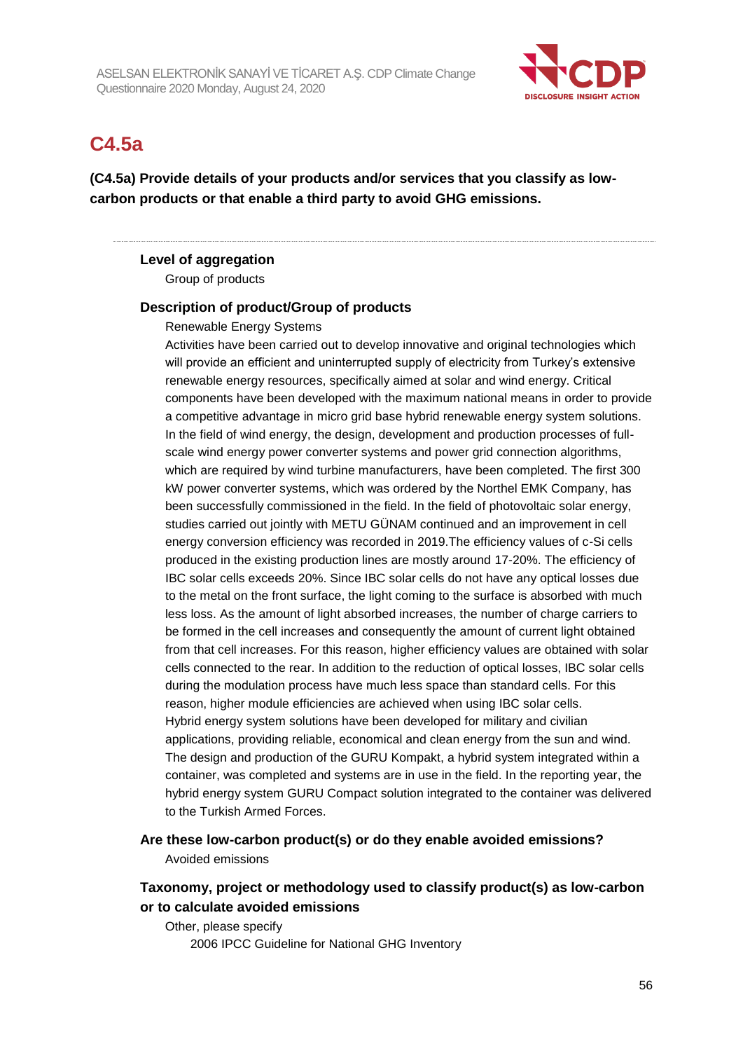## C4.5a

**(C4.5a) Provide details of your products and/or services that you classify as low-carbon products or that enable a third party to avoid GHG emissions.**

---

**Level of aggregation**

Group of products

**Description of product/Group of products**

Renewable Energy Systems

Activities have been carried out to develop innovative and original technologies which will provide an efficient and uninterrupted supply of electricity from Turkey's extensive renewable energy resources, specifically aimed at solar and wind energy. Critical components have been developed with the maximum national means in order to provide a competitive advantage in micro grid base hybrid renewable energy system solutions. In the field of wind energy, the design, development and production processes of full-scale wind energy power converter systems and power grid connection algorithms, which are required by wind turbine manufacturers, have been completed. The first 300 kW power converter systems, which was ordered by the Northel EMK Company, has been successfully commissioned in the field. In the field of photovoltaic solar energy, studies carried out jointly with METU GÜNAM continued and an improvement in cell energy conversion efficiency was recorded in 2019.The efficiency values of c-Si cells produced in the existing production lines are mostly around 17-20%. The efficiency of IBC solar cells exceeds 20%. Since IBC solar cells do not have any optical losses due to the metal on the front surface, the light coming to the surface is absorbed with much less loss. As the amount of light absorbed increases, the number of charge carriers to be formed in the cell increases and consequently the amount of current light obtained from that cell increases. For this reason, higher efficiency values are obtained with solar cells connected to the rear. In addition to the reduction of optical losses, IBC solar cells during the modulation process have much less space than standard cells. For this reason, higher module efficiencies are achieved when using IBC solar cells.

Hybrid energy system solutions have been developed for military and civilian applications, providing reliable, economical and clean energy from the sun and wind. The design and production of the GURU Kompakt, a hybrid system integrated within a container, was completed and systems are in use in the field. In the reporting year, the hybrid energy system GURU Compact solution integrated to the container was delivered to the Turkish Armed Forces.

**Are these low-carbon product(s) or do they enable avoided emissions?**

Avoided emissions

**Taxonomy, project or methodology used to classify product(s) as low-carbon or to calculate avoided emissions**

Other, please specify

2006 IPCC Guideline for National GHG Inventory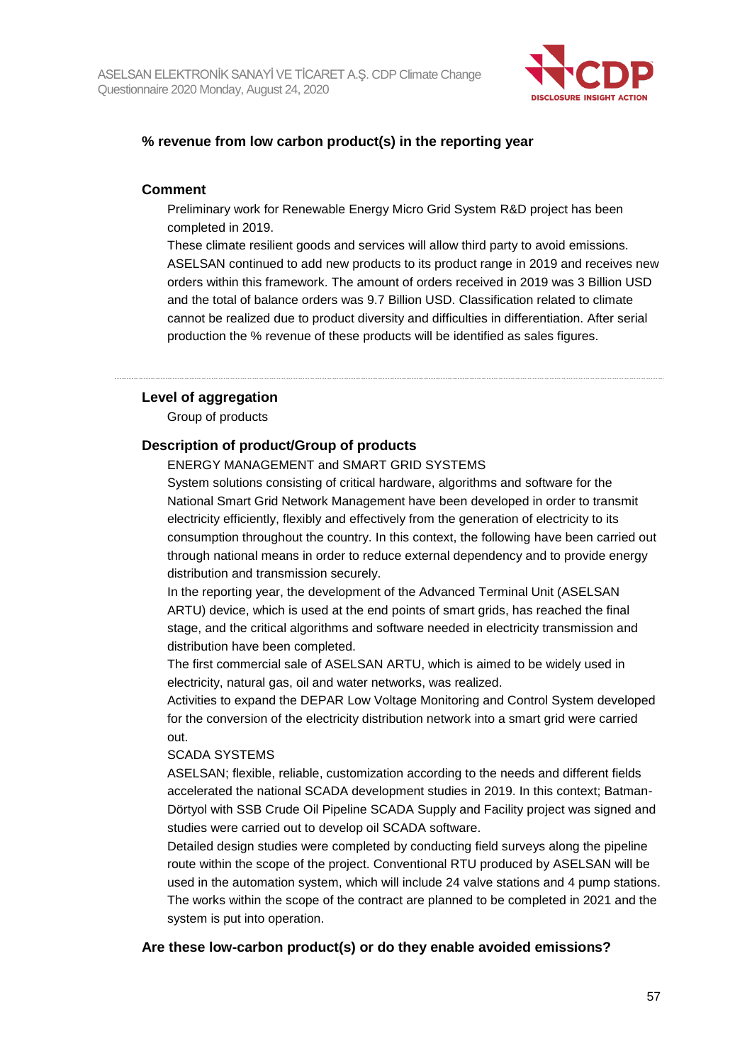### % revenue from low carbon product(s) in the reporting year

### Comment

Preliminary work for Renewable Energy Micro Grid System R&D project has been completed in 2019.
These climate resilient goods and services will allow third party to avoid emissions. ASELSAN continued to add new products to its product range in 2019 and receives new orders within this framework. The amount of orders received in 2019 was 3 Billion USD and the total of balance orders was 9.7 Billion USD. Classification related to climate cannot be realized due to product diversity and difficulties in differentiation. After serial production the % revenue of these products will be identified as sales figures.

---

### Level of aggregation

Group of products

### Description of product/Group of products

ENERGY MANAGEMENT and SMART GRID SYSTEMS
System solutions consisting of critical hardware, algorithms and software for the National Smart Grid Network Management have been developed in order to transmit electricity efficiently, flexibly and effectively from the generation of electricity to its consumption throughout the country. In this context, the following have been carried out through national means in order to reduce external dependency and to provide energy distribution and transmission securely.
In the reporting year, the development of the Advanced Terminal Unit (ASELSAN ARTU) device, which is used at the end points of smart grids, has reached the final stage, and the critical algorithms and software needed in electricity transmission and distribution have been completed.
The first commercial sale of ASELSAN ARTU, which is aimed to be widely used in electricity, natural gas, oil and water networks, was realized.
Activities to expand the DEPAR Low Voltage Monitoring and Control System developed for the conversion of the electricity distribution network into a smart grid were carried out.
SCADA SYSTEMS
ASELSAN; flexible, reliable, customization according to the needs and different fields accelerated the national SCADA development studies in 2019. In this context; Batman-Dörtyol with SSB Crude Oil Pipeline SCADA Supply and Facility project was signed and studies were carried out to develop oil SCADA software.
Detailed design studies were completed by conducting field surveys along the pipeline route within the scope of the project. Conventional RTU produced by ASELSAN will be used in the automation system, which will include 24 valve stations and 4 pump stations. The works within the scope of the contract are planned to be completed in 2021 and the system is put into operation.

### Are these low-carbon product(s) or do they enable avoided emissions?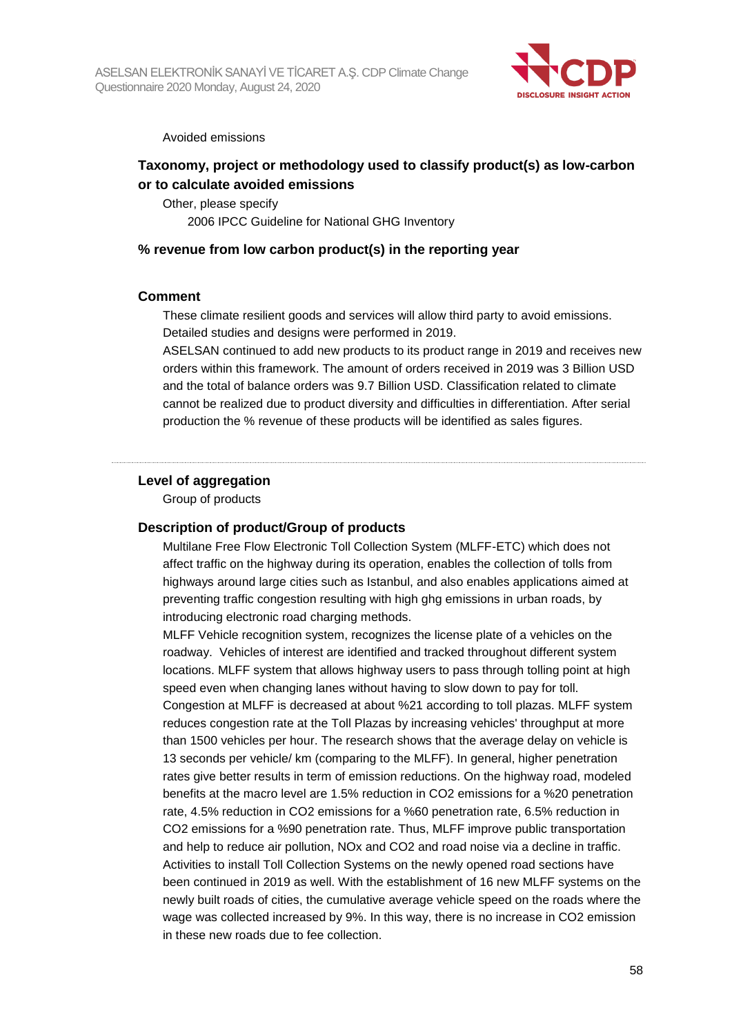Avoided emissions

### Taxonomy, project or methodology used to classify product(s) as low-carbon or to calculate avoided emissions

Other, please specify

2006 IPCC Guideline for National GHG Inventory

### % revenue from low carbon product(s) in the reporting year

### Comment

These climate resilient goods and services will allow third party to avoid emissions. Detailed studies and designs were performed in 2019.

ASELSAN continued to add new products to its product range in 2019 and receives new orders within this framework. The amount of orders received in 2019 was 3 Billion USD and the total of balance orders was 9.7 Billion USD. Classification related to climate cannot be realized due to product diversity and difficulties in differentiation. After serial production the % revenue of these products will be identified as sales figures.

---

### Level of aggregation

Group of products

### Description of product/Group of products

Multilane Free Flow Electronic Toll Collection System (MLFF-ETC) which does not affect traffic on the highway during its operation, enables the collection of tolls from highways around large cities such as Istanbul, and also enables applications aimed at preventing traffic congestion resulting with high ghg emissions in urban roads, by introducing electronic road charging methods.

MLFF Vehicle recognition system, recognizes the license plate of a vehicles on the roadway. Vehicles of interest are identified and tracked throughout different system locations. MLFF system that allows highway users to pass through tolling point at high speed even when changing lanes without having to slow down to pay for toll. Congestion at MLFF is decreased at about %21 according to toll plazas. MLFF system reduces congestion rate at the Toll Plazas by increasing vehicles' throughput at more than 1500 vehicles per hour. The research shows that the average delay on vehicle is 13 seconds per vehicle/ km (comparing to the MLFF). In general, higher penetration rates give better results in term of emission reductions. On the highway road, modeled benefits at the macro level are 1.5% reduction in $CO_2$ emissions for a %20 penetration rate, 4.5% reduction in $CO_2$ emissions for a %60 penetration rate, 6.5% reduction in $CO_2$ emissions for a %90 penetration rate. Thus, MLFF improve public transportation and help to reduce air pollution, $NO_x$ and $CO_2$ and road noise via a decline in traffic. Activities to install Toll Collection Systems on the newly opened road sections have been continued in 2019 as well. With the establishment of 16 new MLFF systems on the newly built roads of cities, the cumulative average vehicle speed on the roads where the wage was collected increased by 9%. In this way, there is no increase in $CO_2$ emission in these new roads due to fee collection.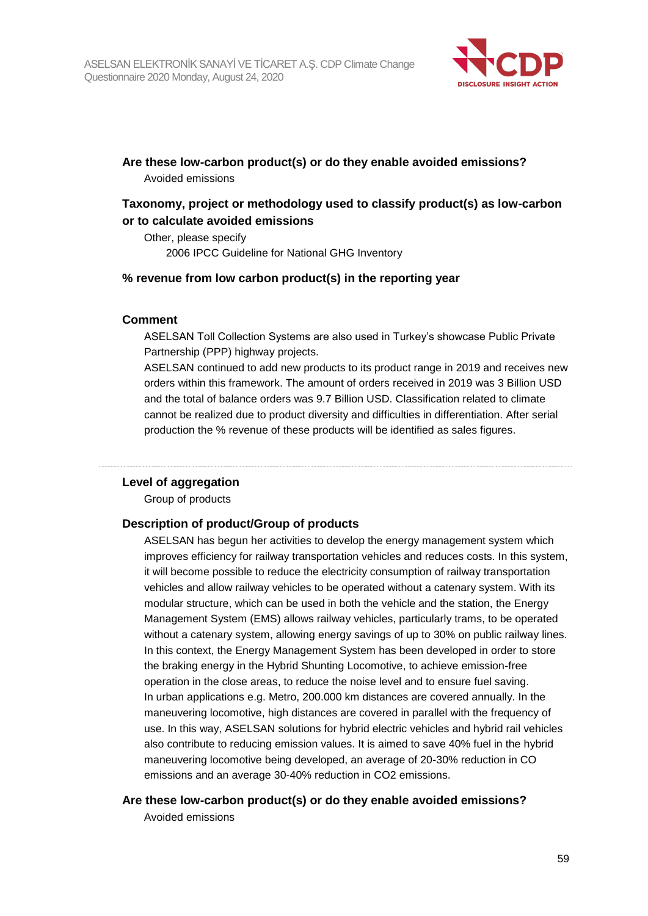### Are these low-carbon product(s) or do they enable avoided emissions?

Avoided emissions

### Taxonomy, project or methodology used to classify product(s) as low-carbon or to calculate avoided emissions

Other, please specify

2006 IPCC Guideline for National GHG Inventory

### % revenue from low carbon product(s) in the reporting year

### Comment

ASELSAN Toll Collection Systems are also used in Turkey's showcase Public Private Partnership (PPP) highway projects.

ASELSAN continued to add new products to its product range in 2019 and receives new orders within this framework. The amount of orders received in 2019 was 3 Billion USD and the total of balance orders was 9.7 Billion USD. Classification related to climate cannot be realized due to product diversity and difficulties in differentiation. After serial production the % revenue of these products will be identified as sales figures.

---

### Level of aggregation

Group of products

### Description of product/Group of products

ASELSAN has begun her activities to develop the energy management system which improves efficiency for railway transportation vehicles and reduces costs. In this system, it will become possible to reduce the electricity consumption of railway transportation vehicles and allow railway vehicles to be operated without a catenary system. With its modular structure, which can be used in both the vehicle and the station, the Energy Management System (EMS) allows railway vehicles, particularly trams, to be operated without a catenary system, allowing energy savings of up to 30% on public railway lines. In this context, the Energy Management System has been developed in order to store the braking energy in the Hybrid Shunting Locomotive, to achieve emission-free operation in the close areas, to reduce the noise level and to ensure fuel saving.

In urban applications e.g. Metro, 200.000 km distances are covered annually. In the maneuvering locomotive, high distances are covered in parallel with the frequency of use. In this way, ASELSAN solutions for hybrid electric vehicles and hybrid rail vehicles also contribute to reducing emission values. It is aimed to save 40% fuel in the hybrid maneuvering locomotive being developed, an average of 20-30% reduction in CO emissions and an average 30-40% reduction in $CO_2$ emissions.

### Are these low-carbon product(s) or do they enable avoided emissions?

Avoided emissions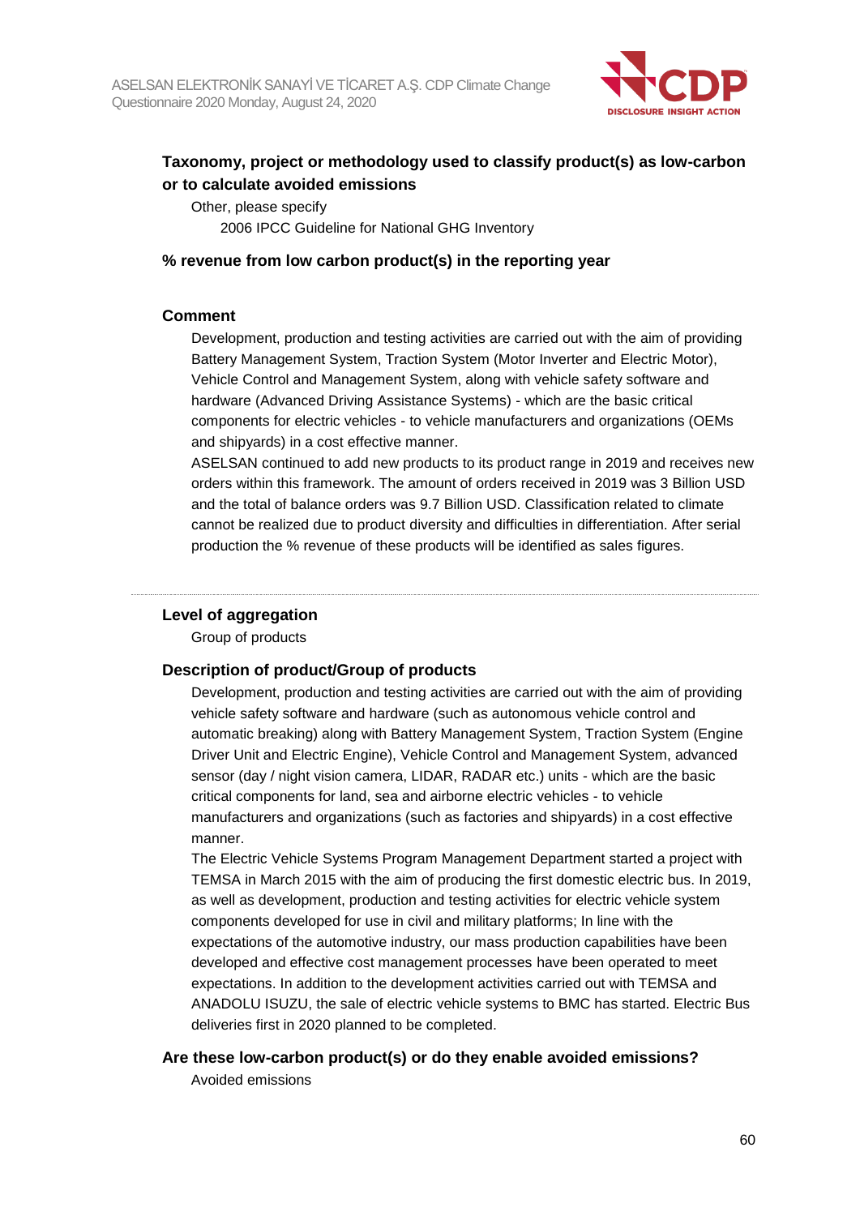#### Taxonomy, project or methodology used to classify product(s) as low-carbon or to calculate avoided emissions

Other, please specify

2006 IPCC Guideline for National GHG Inventory

#### % revenue from low carbon product(s) in the reporting year

#### Comment

Development, production and testing activities are carried out with the aim of providing Battery Management System, Traction System (Motor Inverter and Electric Motor), Vehicle Control and Management System, along with vehicle safety software and hardware (Advanced Driving Assistance Systems) - which are the basic critical components for electric vehicles - to vehicle manufacturers and organizations (OEMs and shipyards) in a cost effective manner.

ASELSAN continued to add new products to its product range in 2019 and receives new orders within this framework. The amount of orders received in 2019 was 3 Billion USD and the total of balance orders was 9.7 Billion USD. Classification related to climate cannot be realized due to product diversity and difficulties in differentiation. After serial production the % revenue of these products will be identified as sales figures.

---

#### Level of aggregation

Group of products

#### Description of product/Group of products

Development, production and testing activities are carried out with the aim of providing vehicle safety software and hardware (such as autonomous vehicle control and automatic breaking) along with Battery Management System, Traction System (Engine Driver Unit and Electric Engine), Vehicle Control and Management System, advanced sensor (day / night vision camera, LIDAR, RADAR etc.) units - which are the basic critical components for land, sea and airborne electric vehicles - to vehicle manufacturers and organizations (such as factories and shipyards) in a cost effective manner.

The Electric Vehicle Systems Program Management Department started a project with TEMSA in March 2015 with the aim of producing the first domestic electric bus. In 2019, as well as development, production and testing activities for electric vehicle system components developed for use in civil and military platforms; In line with the expectations of the automotive industry, our mass production capabilities have been developed and effective cost management processes have been operated to meet expectations. In addition to the development activities carried out with TEMSA and ANADOLU ISUZU, the sale of electric vehicle systems to BMC has started. Electric Bus deliveries first in 2020 planned to be completed.

#### Are these low-carbon product(s) or do they enable avoided emissions?

Avoided emissions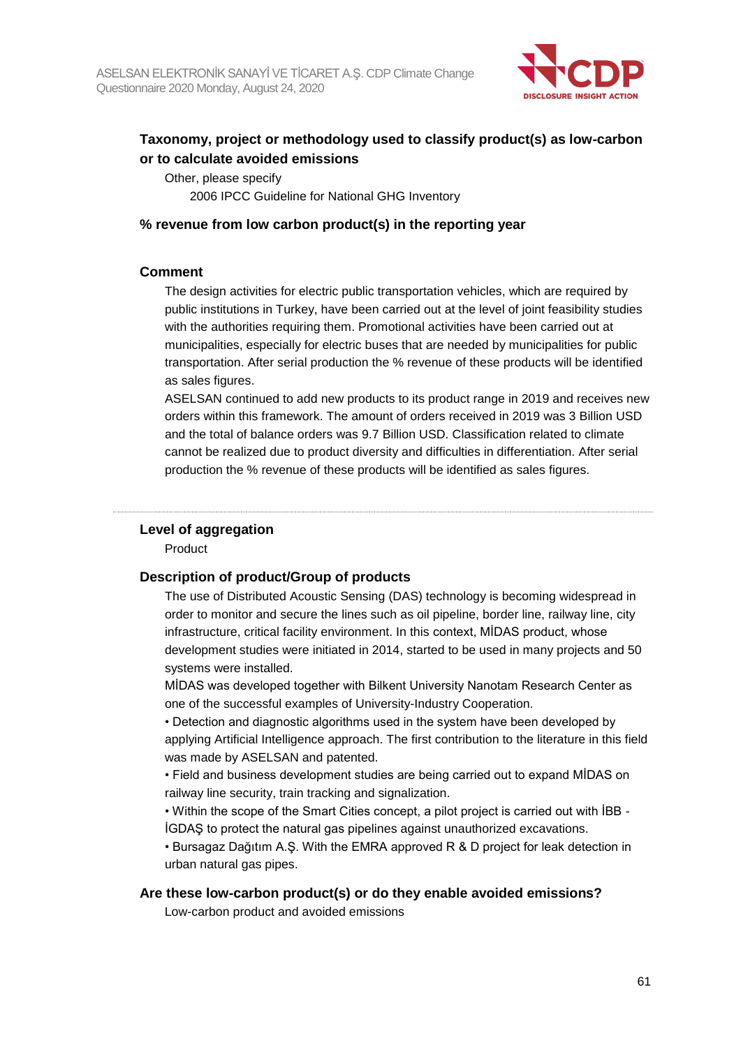#### Taxonomy, project or methodology used to classify product(s) as low-carbon or to calculate avoided emissions

Other, please specify

2006 IPCC Guideline for National GHG Inventory

#### % revenue from low carbon product(s) in the reporting year

#### Comment

The design activities for electric public transportation vehicles, which are required by public institutions in Turkey, have been carried out at the level of joint feasibility studies with the authorities requiring them. Promotional activities have been carried out at municipalities, especially for electric buses that are needed by municipalities for public transportation. After serial production the % revenue of these products will be identified as sales figures.

ASELSAN continued to add new products to its product range in 2019 and receives new orders within this framework. The amount of orders received in 2019 was 3 Billion USD and the total of balance orders was 9.7 Billion USD. Classification related to climate cannot be realized due to product diversity and difficulties in differentiation. After serial production the % revenue of these products will be identified as sales figures.

---

#### Level of aggregation

Product

#### Description of product/Group of products

The use of Distributed Acoustic Sensing (DAS) technology is becoming widespread in order to monitor and secure the lines such as oil pipeline, border line, railway line, city infrastructure, critical facility environment. In this context, MİDAS product, whose development studies were initiated in 2014, started to be used in many projects and 50 systems were installed.

MİDAS was developed together with Bilkent University Nanotam Research Center as one of the successful examples of University-Industry Cooperation.

• Detection and diagnostic algorithms used in the system have been developed by applying Artificial Intelligence approach. The first contribution to the literature in this field was made by ASELSAN and patented.

• Field and business development studies are being carried out to expand MİDAS on railway line security, train tracking and signalization.

• Within the scope of the Smart Cities concept, a pilot project is carried out with İBB - İGDAŞ to protect the natural gas pipelines against unauthorized excavations.

• Bursagaz Dağıtım A.Ş. With the EMRA approved R & D project for leak detection in urban natural gas pipes.

#### Are these low-carbon product(s) or do they enable avoided emissions?

Low-carbon product and avoided emissions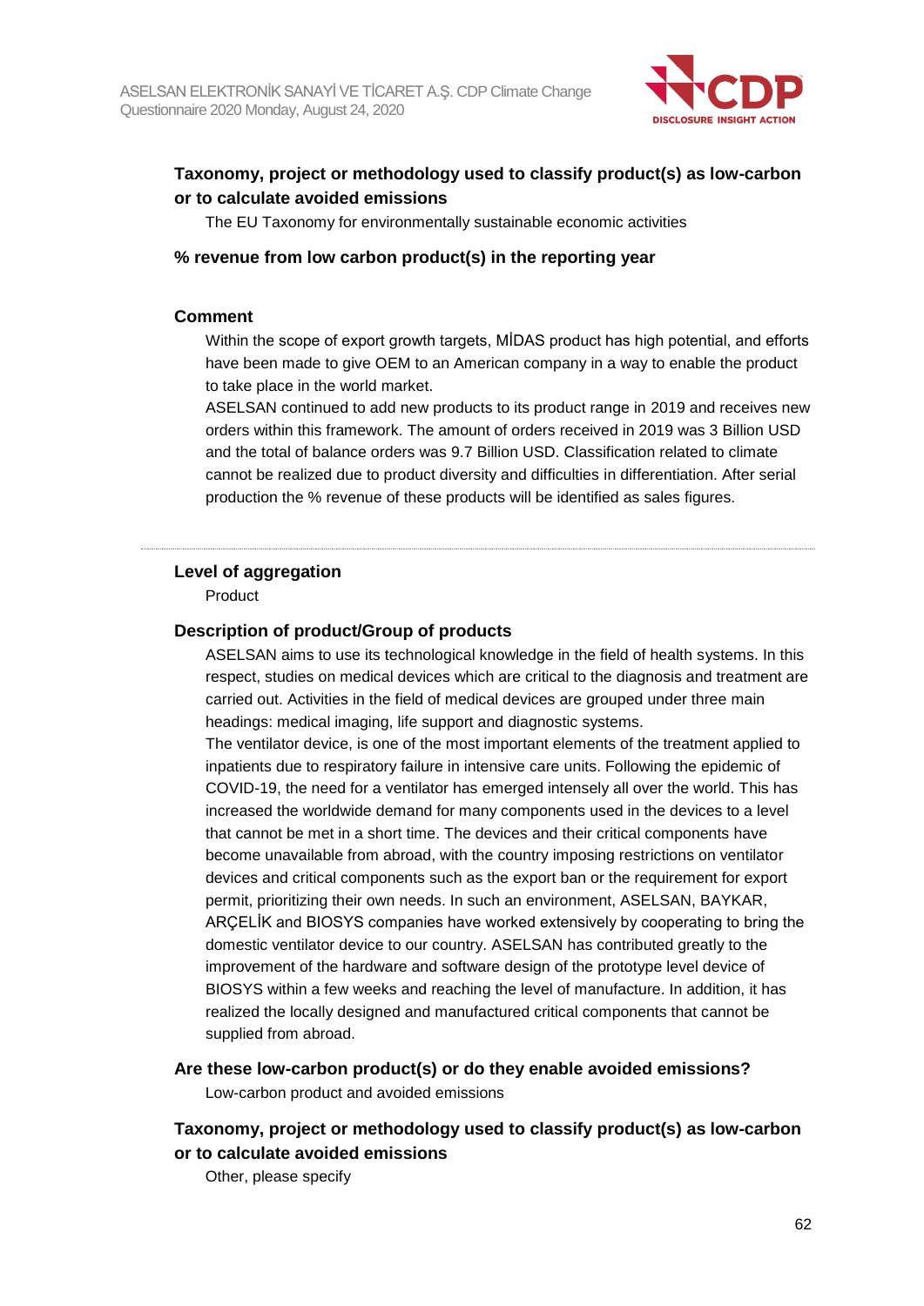#### Taxonomy, project or methodology used to classify product(s) as low-carbon or to calculate avoided emissions

The EU Taxonomy for environmentally sustainable economic activities

#### % revenue from low carbon product(s) in the reporting year

#### Comment

Within the scope of export growth targets, MİDAS product has high potential, and efforts have been made to give OEM to an American company in a way to enable the product to take place in the world market.

ASELSAN continued to add new products to its product range in 2019 and receives new orders within this framework. The amount of orders received in 2019 was 3 Billion USD and the total of balance orders was 9.7 Billion USD. Classification related to climate cannot be realized due to product diversity and difficulties in differentiation. After serial production the % revenue of these products will be identified as sales figures.

---

#### Level of aggregation

Product

#### Description of product/Group of products

ASELSAN aims to use its technological knowledge in the field of health systems. In this respect, studies on medical devices which are critical to the diagnosis and treatment are carried out. Activities in the field of medical devices are grouped under three main headings: medical imaging, life support and diagnostic systems.

The ventilator device, is one of the most important elements of the treatment applied to inpatients due to respiratory failure in intensive care units. Following the epidemic of COVID-19, the need for a ventilator has emerged intensely all over the world. This has increased the worldwide demand for many components used in the devices to a level that cannot be met in a short time. The devices and their critical components have become unavailable from abroad, with the country imposing restrictions on ventilator devices and critical components such as the export ban or the requirement for export permit, prioritizing their own needs. In such an environment, ASELSAN, BAYKAR, ARÇELİK and BIOSYS companies have worked extensively by cooperating to bring the domestic ventilator device to our country. ASELSAN has contributed greatly to the improvement of the hardware and software design of the prototype level device of BIOSYS within a few weeks and reaching the level of manufacture. In addition, it has realized the locally designed and manufactured critical components that cannot be supplied from abroad.

#### Are these low-carbon product(s) or do they enable avoided emissions?

Low-carbon product and avoided emissions

#### Taxonomy, project or methodology used to classify product(s) as low-carbon or to calculate avoided emissions

Other, please specify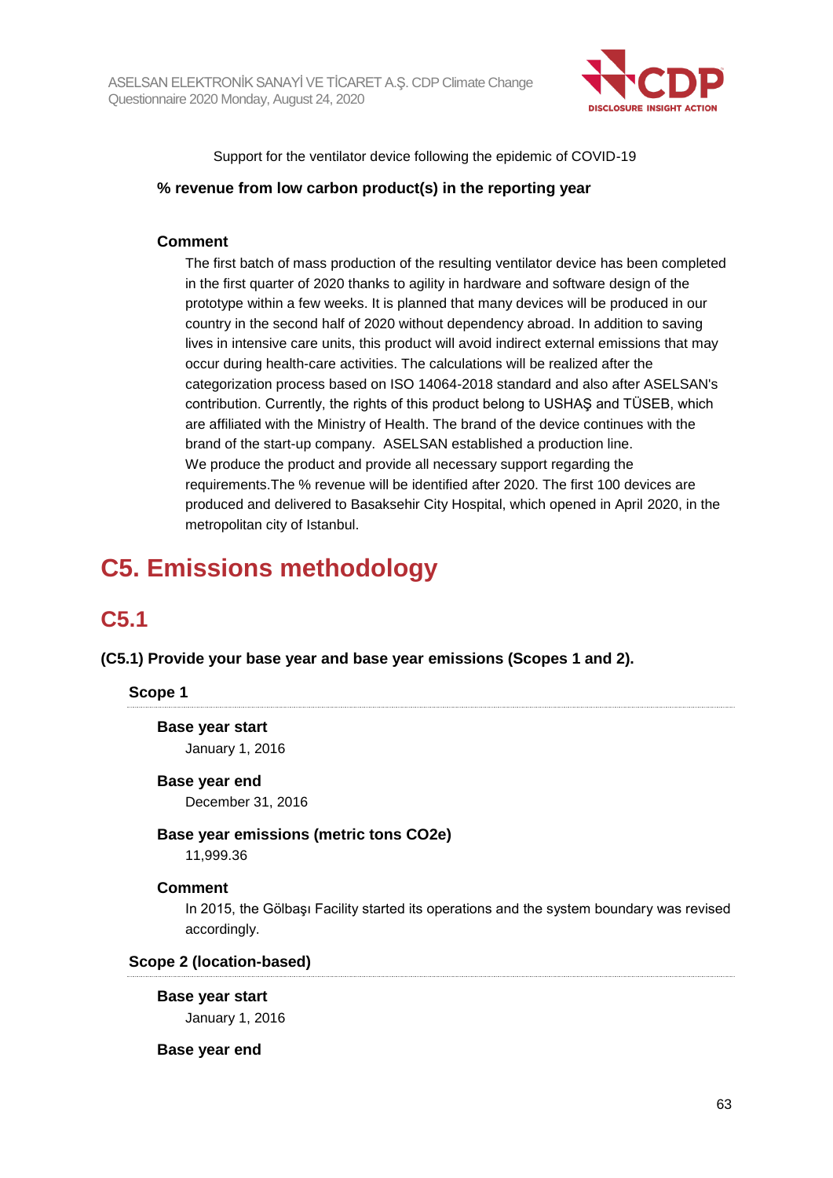Support for the ventilator device following the epidemic of COVID-19

**% revenue from low carbon product(s) in the reporting year**

**Comment**

The first batch of mass production of the resulting ventilator device has been completed in the first quarter of 2020 thanks to agility in hardware and software design of the prototype within a few weeks. It is planned that many devices will be produced in our country in the second half of 2020 without dependency abroad. In addition to saving lives in intensive care units, this product will avoid indirect external emissions that may occur during health-care activities. The calculations will be realized after the categorization process based on ISO 14064-2018 standard and also after ASELSAN's contribution. Currently, the rights of this product belong to USHAŞ and TÜSEB, which are affiliated with the Ministry of Health. The brand of the device continues with the brand of the start-up company. ASELSAN established a production line.
We produce the product and provide all necessary support regarding the requirements.The % revenue will be identified after 2020. The first 100 devices are produced and delivered to Basaksehir City Hospital, which opened in April 2020, in the metropolitan city of Istanbul.

# C5. Emissions methodology

## C5.1

**(C5.1) Provide your base year and base year emissions (Scopes 1 and 2).**

### Scope 1

**Base year start**

January 1, 2016

**Base year end**

December 31, 2016

**Base year emissions (metric tons CO2e)**

11,999.36

**Comment**

In 2015, the Gölbaşı Facility started its operations and the system boundary was revised accordingly.

### Scope 2 (location-based)

**Base year start**

January 1, 2016

**Base year end**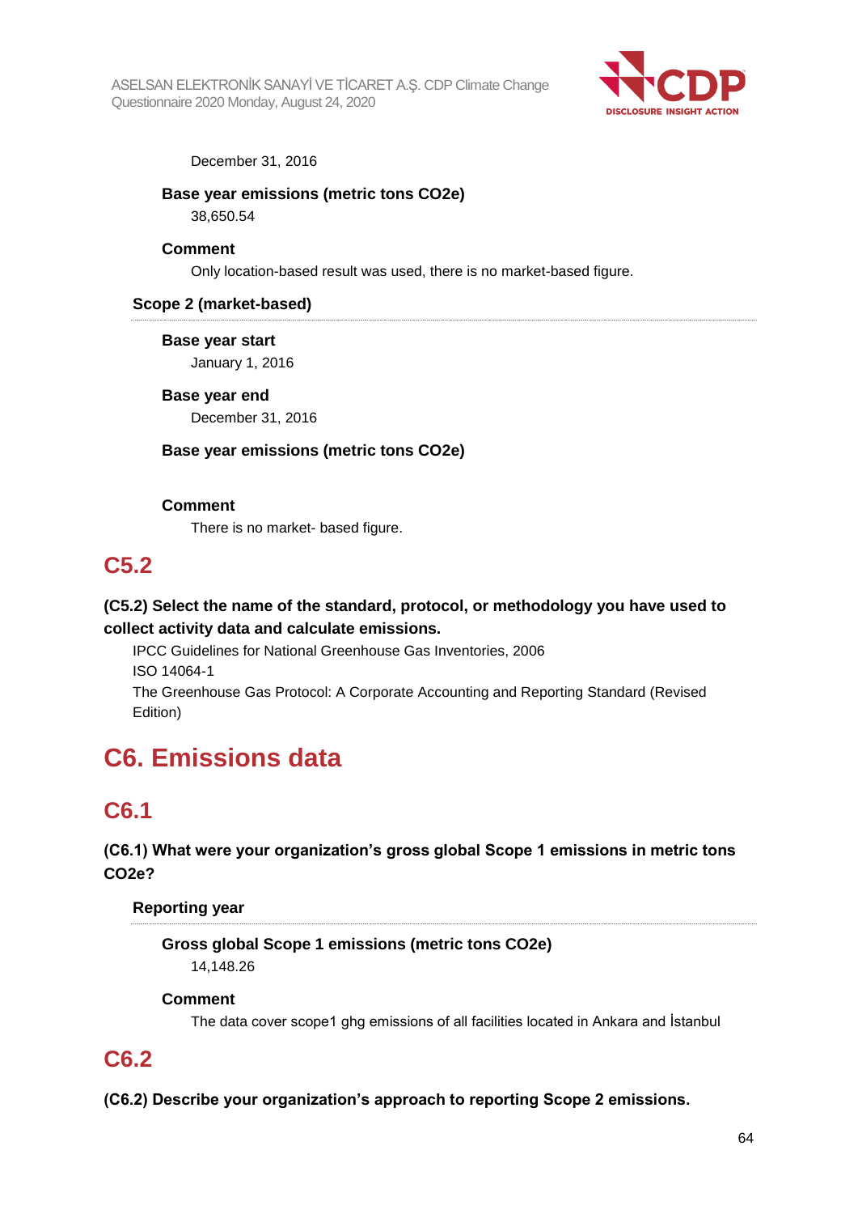December 31, 2016

**Base year emissions (metric tons CO2e)**

38,650.54

**Comment**

Only location-based result was used, there is no market-based figure.

**Scope 2 (market-based)**

**Base year start**

January 1, 2016

**Base year end**

December 31, 2016

**Base year emissions (metric tons CO2e)**

**Comment**

There is no market- based figure.

## C5.2

**(C5.2) Select the name of the standard, protocol, or methodology you have used to collect activity data and calculate emissions.**

IPCC Guidelines for National Greenhouse Gas Inventories, 2006

ISO 14064-1

The Greenhouse Gas Protocol: A Corporate Accounting and Reporting Standard (Revised Edition)

# C6. Emissions data

## C6.1

**(C6.1) What were your organization's gross global Scope 1 emissions in metric tons CO2e?**

**Reporting year**

**Gross global Scope 1 emissions (metric tons CO2e)**

14,148.26

**Comment**

The data cover scope1 ghg emissions of all facilities located in Ankara and İstanbul

## C6.2

**(C6.2) Describe your organization's approach to reporting Scope 2 emissions.**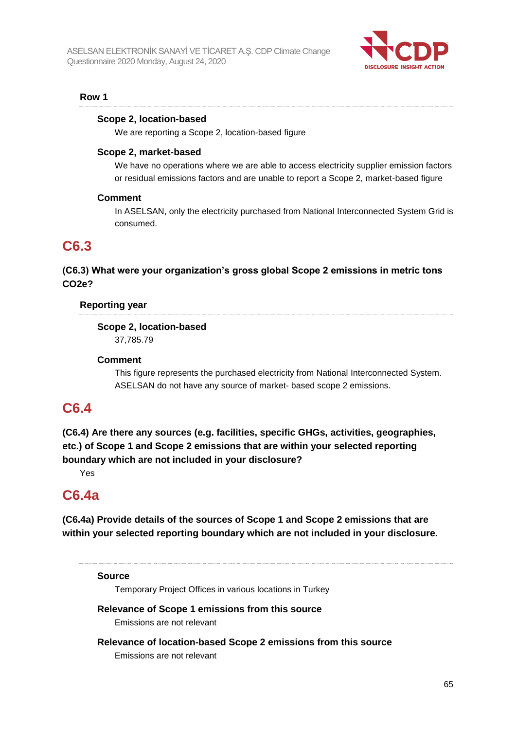### Row 1

**Scope 2, location-based**

We are reporting a Scope 2, location-based figure

**Scope 2, market-based**

We have no operations where we are able to access electricity supplier emission factors or residual emissions factors and are unable to report a Scope 2, market-based figure

**Comment**

In ASELSAN, only the electricity purchased from National Interconnected System Grid is consumed.

## C6.3

**(C6.3) What were your organization's gross global Scope 2 emissions in metric tons CO2e?**

### Reporting year

**Scope 2, location-based**

37,785.79

**Comment**

This figure represents the purchased electricity from National Interconnected System. ASELSAN do not have any source of market- based scope 2 emissions.

## C6.4

**(C6.4) Are there any sources (e.g. facilities, specific GHGs, activities, geographies, etc.) of Scope 1 and Scope 2 emissions that are within your selected reporting boundary which are not included in your disclosure?**

Yes

## C6.4a

**(C6.4a) Provide details of the sources of Scope 1 and Scope 2 emissions that are within your selected reporting boundary which are not included in your disclosure.**

**Source**

Temporary Project Offices in various locations in Turkey

**Relevance of Scope 1 emissions from this source**

Emissions are not relevant

**Relevance of location-based Scope 2 emissions from this source**

Emissions are not relevant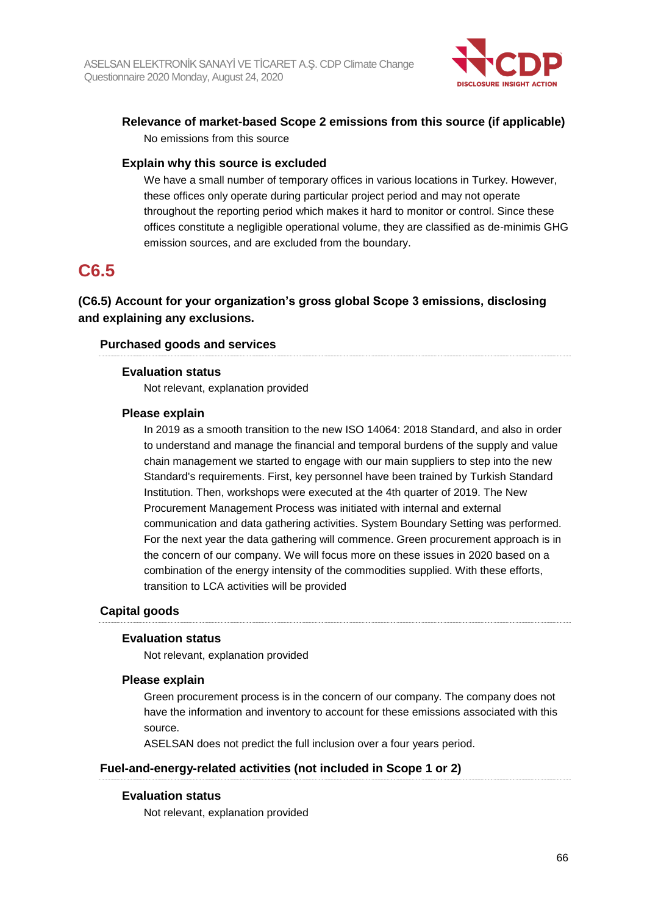### Relevance of market-based Scope 2 emissions from this source (if applicable)

No emissions from this source

### Explain why this source is excluded

We have a small number of temporary offices in various locations in Turkey. However, these offices only operate during particular project period and may not operate throughout the reporting period which makes it hard to monitor or control. Since these offices constitute a negligible operational volume, they are classified as de-minimis GHG emission sources, and are excluded from the boundary.

# C6.5

## (C6.5) Account for your organization's gross global Scope 3 emissions, disclosing and explaining any exclusions.

### Purchased goods and services

**Evaluation status**

Not relevant, explanation provided

**Please explain**

In 2019 as a smooth transition to the new ISO 14064: 2018 Standard, and also in order to understand and manage the financial and temporal burdens of the supply and value chain management we started to engage with our main suppliers to step into the new Standard's requirements. First, key personnel have been trained by Turkish Standard Institution. Then, workshops were executed at the 4th quarter of 2019. The New Procurement Management Process was initiated with internal and external communication and data gathering activities. System Boundary Setting was performed. For the next year the data gathering will commence. Green procurement approach is in the concern of our company. We will focus more on these issues in 2020 based on a combination of the energy intensity of the commodities supplied. With these efforts, transition to LCA activities will be provided

### Capital goods

**Evaluation status**

Not relevant, explanation provided

**Please explain**

Green procurement process is in the concern of our company. The company does not have the information and inventory to account for these emissions associated with this source.

ASELSAN does not predict the full inclusion over a four years period.

### Fuel-and-energy-related activities (not included in Scope 1 or 2)

**Evaluation status**

Not relevant, explanation provided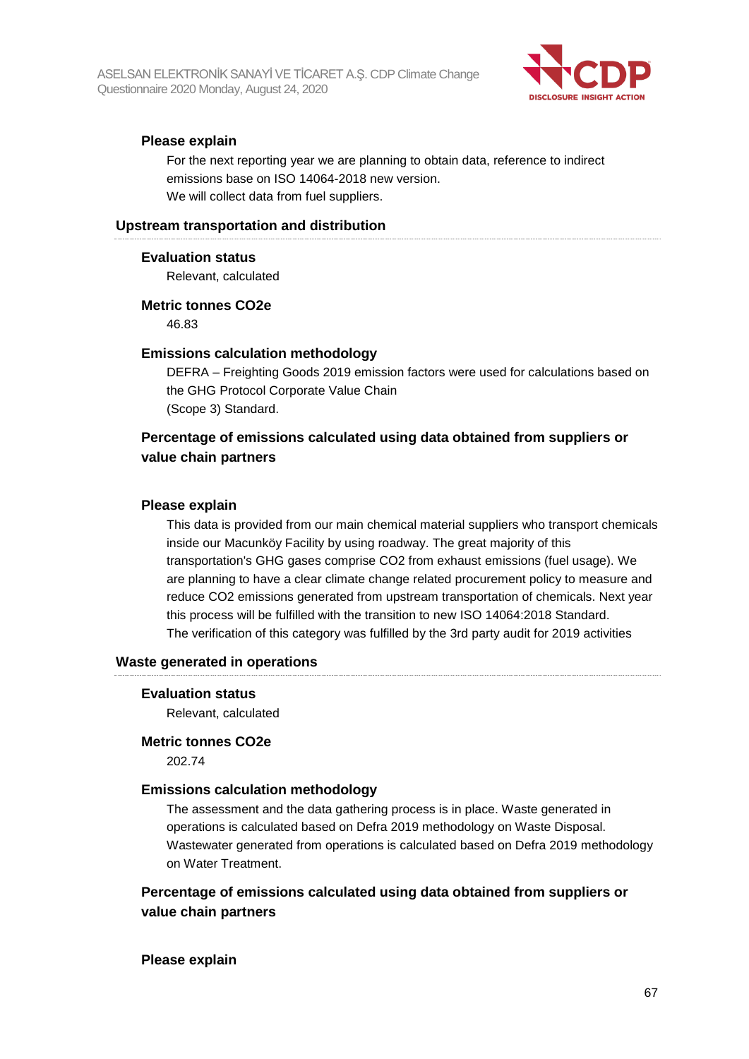#### Please explain

For the next reporting year we are planning to obtain data, reference to indirect emissions base on ISO 14064-2018 new version.
We will collect data from fuel suppliers.

### Upstream transportation and distribution

#### Evaluation status

Relevant, calculated

#### Metric tonnes CO2e

46.83

#### Emissions calculation methodology

DEFRA – Freighting Goods 2019 emission factors were used for calculations based on the GHG Protocol Corporate Value Chain
(Scope 3) Standard.

#### Percentage of emissions calculated using data obtained from suppliers or value chain partners

#### Please explain

This data is provided from our main chemical material suppliers who transport chemicals inside our Macunköy Facility by using roadway. The great majority of this transportation's GHG gases comprise CO2 from exhaust emissions (fuel usage). We are planning to have a clear climate change related procurement policy to measure and reduce CO2 emissions generated from upstream transportation of chemicals. Next year this process will be fulfilled with the transition to new ISO 14064:2018 Standard.
The verification of this category was fulfilled by the 3rd party audit for 2019 activities

### Waste generated in operations

#### Evaluation status

Relevant, calculated

#### Metric tonnes CO2e

202.74

#### Emissions calculation methodology

The assessment and the data gathering process is in place. Waste generated in operations is calculated based on Defra 2019 methodology on Waste Disposal.
Wastewater generated from operations is calculated based on Defra 2019 methodology on Water Treatment.

#### Percentage of emissions calculated using data obtained from suppliers or value chain partners

#### Please explain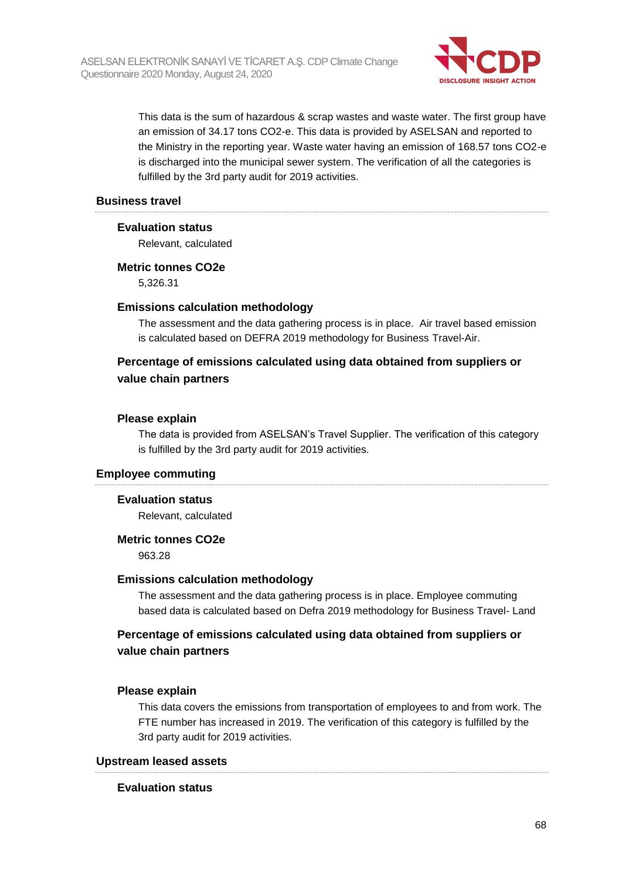This data is the sum of hazardous & scrap wastes and waste water. The first group have an emission of 34.17 tons CO2-e. This data is provided by ASELSAN and reported to the Ministry in the reporting year. Waste water having an emission of 168.57 tons CO2-e is discharged into the municipal sewer system. The verification of all the categories is fulfilled by the 3rd party audit for 2019 activities.

### Business travel

**Evaluation status**

Relevant, calculated

**Metric tonnes CO2e**

5,326.31

**Emissions calculation methodology**

The assessment and the data gathering process is in place. Air travel based emission is calculated based on DEFRA 2019 methodology for Business Travel-Air.

**Percentage of emissions calculated using data obtained from suppliers or value chain partners**

**Please explain**

The data is provided from ASELSAN's Travel Supplier. The verification of this category is fulfilled by the 3rd party audit for 2019 activities.

### Employee commuting

**Evaluation status**

Relevant, calculated

**Metric tonnes CO2e**

963.28

**Emissions calculation methodology**

The assessment and the data gathering process is in place. Employee commuting based data is calculated based on Defra 2019 methodology for Business Travel- Land

**Percentage of emissions calculated using data obtained from suppliers or value chain partners**

**Please explain**

This data covers the emissions from transportation of employees to and from work. The FTE number has increased in 2019. The verification of this category is fulfilled by the 3rd party audit for 2019 activities.

### Upstream leased assets

**Evaluation status**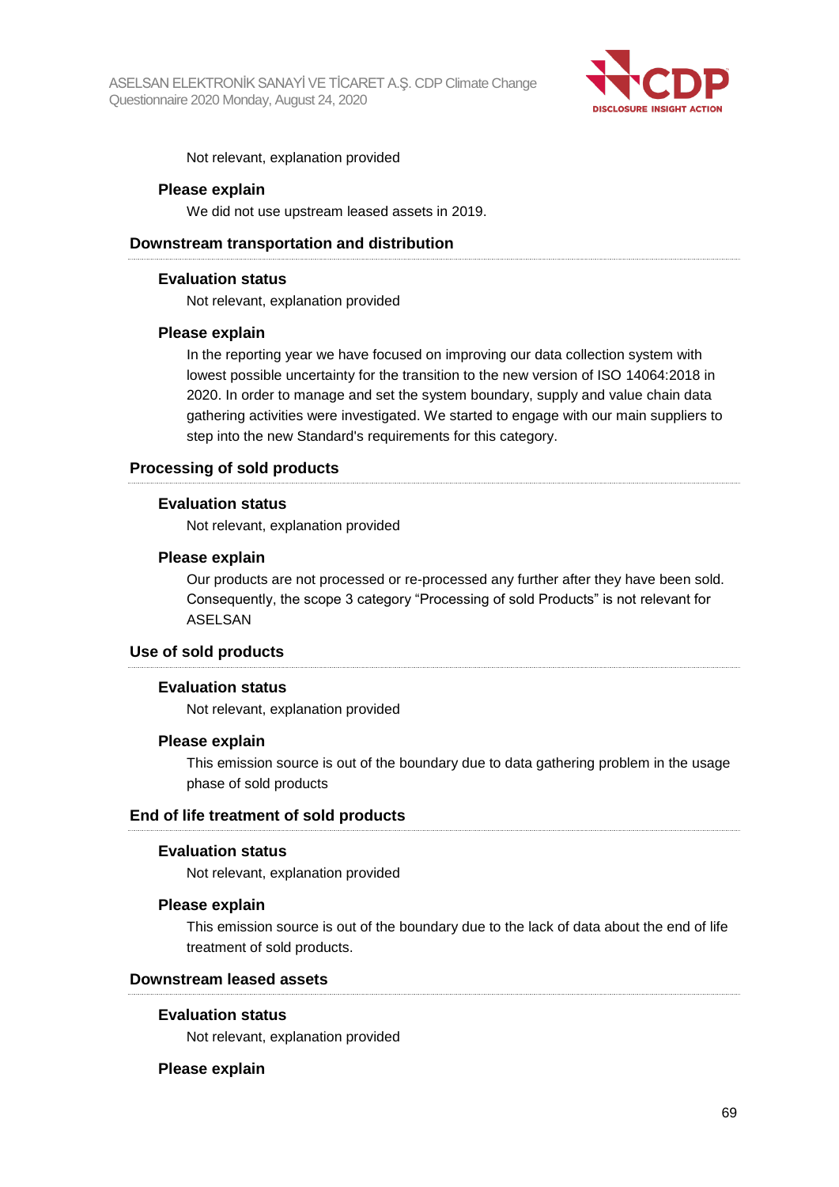Not relevant, explanation provided

#### Please explain

We did not use upstream leased assets in 2019.

### Downstream transportation and distribution

#### Evaluation status

Not relevant, explanation provided

#### Please explain

In the reporting year we have focused on improving our data collection system with lowest possible uncertainty for the transition to the new version of ISO 14064:2018 in 2020. In order to manage and set the system boundary, supply and value chain data gathering activities were investigated. We started to engage with our main suppliers to step into the new Standard's requirements for this category.

### Processing of sold products

#### Evaluation status

Not relevant, explanation provided

#### Please explain

Our products are not processed or re-processed any further after they have been sold. Consequently, the scope 3 category “Processing of sold Products” is not relevant for ASELSAN

### Use of sold products

#### Evaluation status

Not relevant, explanation provided

#### Please explain

This emission source is out of the boundary due to data gathering problem in the usage phase of sold products

### End of life treatment of sold products

#### Evaluation status

Not relevant, explanation provided

#### Please explain

This emission source is out of the boundary due to the lack of data about the end of life treatment of sold products.

### Downstream leased assets

#### Evaluation status

Not relevant, explanation provided

#### Please explain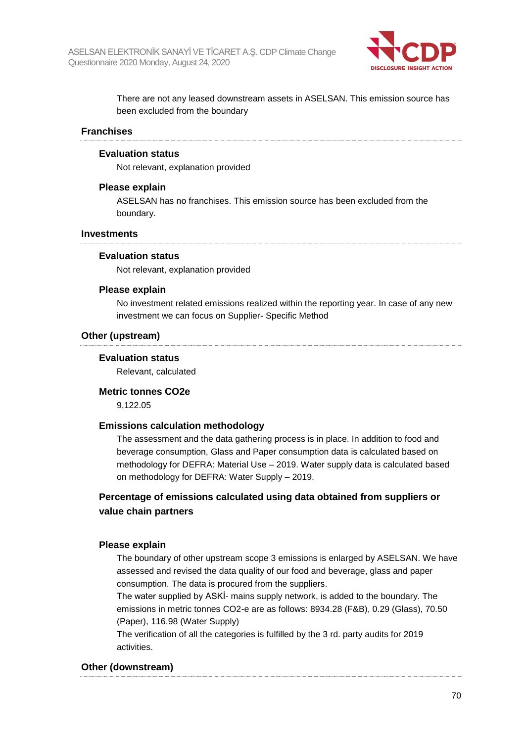There are not any leased downstream assets in ASELSAN. This emission source has been excluded from the boundary

### Franchises

#### Evaluation status

Not relevant, explanation provided

#### Please explain

ASELSAN has no franchises. This emission source has been excluded from the boundary.

### Investments

#### Evaluation status

Not relevant, explanation provided

#### Please explain

No investment related emissions realized within the reporting year. In case of any new investment we can focus on Supplier- Specific Method

### Other (upstream)

#### Evaluation status

Relevant, calculated

#### Metric tonnes CO2e

9,122.05

#### Emissions calculation methodology

The assessment and the data gathering process is in place. In addition to food and beverage consumption, Glass and Paper consumption data is calculated based on methodology for DEFRA: Material Use – 2019. Water supply data is calculated based on methodology for DEFRA: Water Supply – 2019.

#### Percentage of emissions calculated using data obtained from suppliers or value chain partners

#### Please explain

The boundary of other upstream scope 3 emissions is enlarged by ASELSAN. We have assessed and revised the data quality of our food and beverage, glass and paper consumption. The data is procured from the suppliers.

The water supplied by ASKİ- mains supply network, is added to the boundary. The emissions in metric tonnes CO2-e are as follows: 8934.28 (F&B), 0.29 (Glass), 70.50 (Paper), 116.98 (Water Supply)

The verification of all the categories is fulfilled by the 3 rd. party audits for 2019 activities.

### Other (downstream)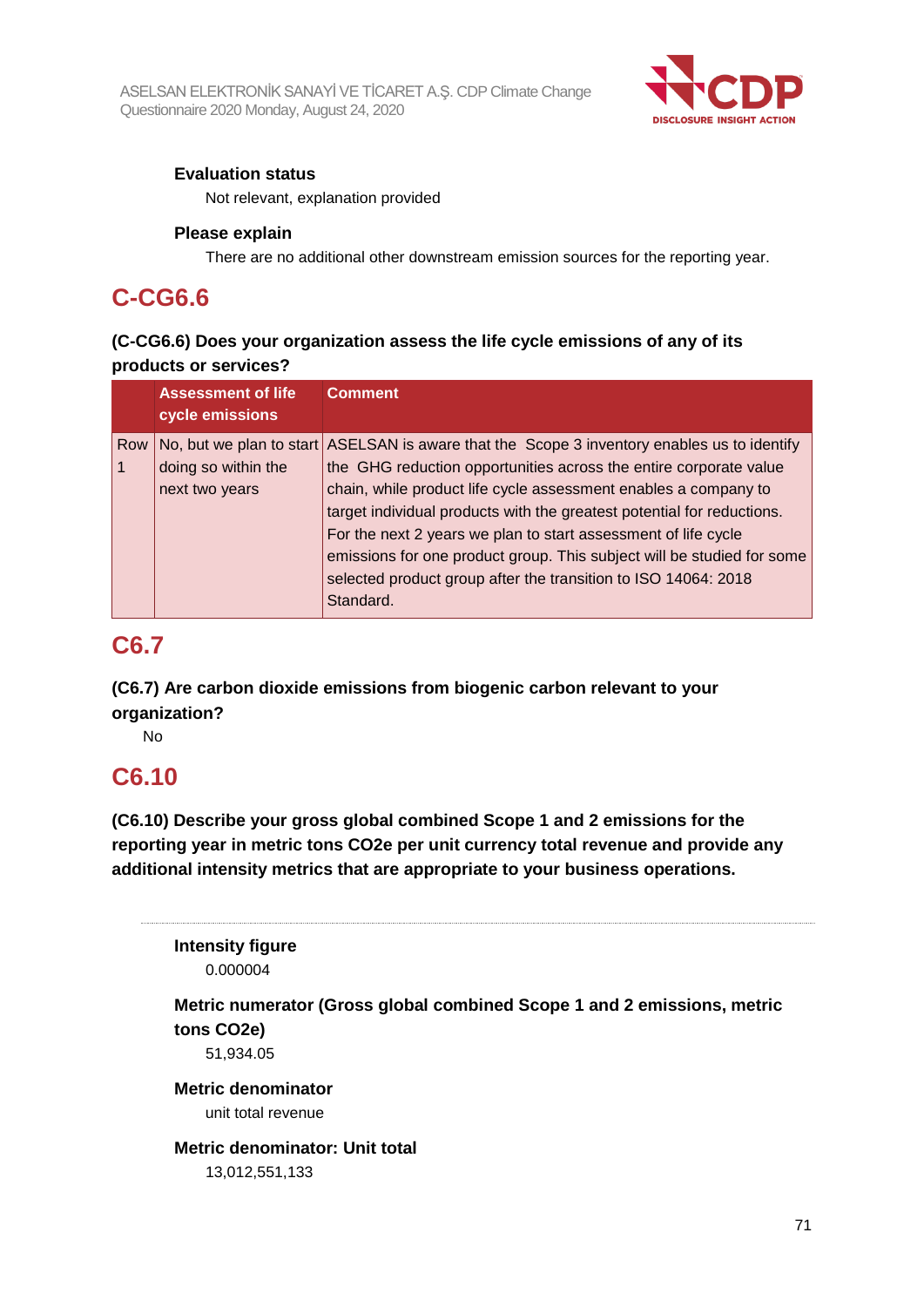**Evaluation status**

Not relevant, explanation provided

**Please explain**

There are no additional other downstream emission sources for the reporting year.

## C-CG6.6

### (C-CG6.6) Does your organization assess the life cycle emissions of any of its products or services?

| | Assessment of life cycle emissions | Comment |
|---|---|---|
| Row 1 | No, but we plan to start doing so within the next two years | ASELSAN is aware that the Scope 3 inventory enables us to identify the GHG reduction opportunities across the entire corporate value chain, while product life cycle assessment enables a company to target individual products with the greatest potential for reductions. For the next 2 years we plan to start assessment of life cycle emissions for one product group. This subject will be studied for some selected product group after the transition to ISO 14064: 2018 Standard. |

## C6.7

### (C6.7) Are carbon dioxide emissions from biogenic carbon relevant to your organization?

No

## C6.10

### (C6.10) Describe your gross global combined Scope 1 and 2 emissions for the reporting year in metric tons CO2e per unit currency total revenue and provide any additional intensity metrics that are appropriate to your business operations.

**Intensity figure**

0.000004

**Metric numerator (Gross global combined Scope 1 and 2 emissions, metric tons CO2e)**

51,934.05

**Metric denominator**

unit total revenue

**Metric denominator: Unit total**

13,012,551,133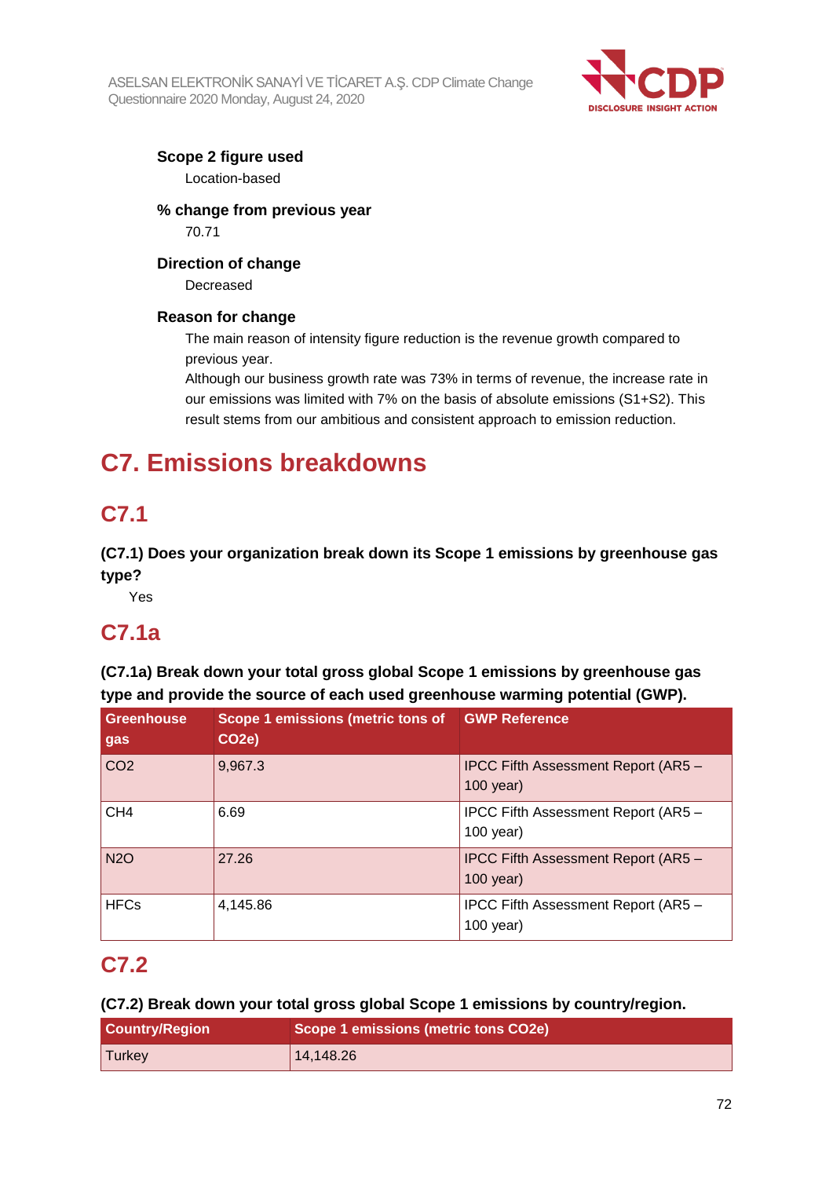**Scope 2 figure used**

Location-based

**% change from previous year**

70.71

**Direction of change**

Decreased

**Reason for change**

The main reason of intensity figure reduction is the revenue growth compared to previous year.
Although our business growth rate was 73% in terms of revenue, the increase rate in our emissions was limited with 7% on the basis of absolute emissions (S1+S2). This result stems from our ambitious and consistent approach to emission reduction.

# C7. Emissions breakdowns

## C7.1

**(C7.1) Does your organization break down its Scope 1 emissions by greenhouse gas type?**

Yes

## C7.1a

**(C7.1a) Break down your total gross global Scope 1 emissions by greenhouse gas type and provide the source of each used greenhouse warming potential (GWP).**

| Greenhouse gas | Scope 1 emissions (metric tons of CO2e) | GWP Reference |
|---|---|---|
| CO2 | 9,967.3 | IPCC Fifth Assessment Report (AR5 – 100 year) |
| CH4 | 6.69 | IPCC Fifth Assessment Report (AR5 – 100 year) |
| N2O | 27.26 | IPCC Fifth Assessment Report (AR5 – 100 year) |
| HFCs | 4,145.86 | IPCC Fifth Assessment Report (AR5 – 100 year) |

## C7.2

**(C7.2) Break down your total gross global Scope 1 emissions by country/region.**

| Country/Region | Scope 1 emissions (metric tons CO2e) |
|---|---|
| Turkey | 14,148.26 |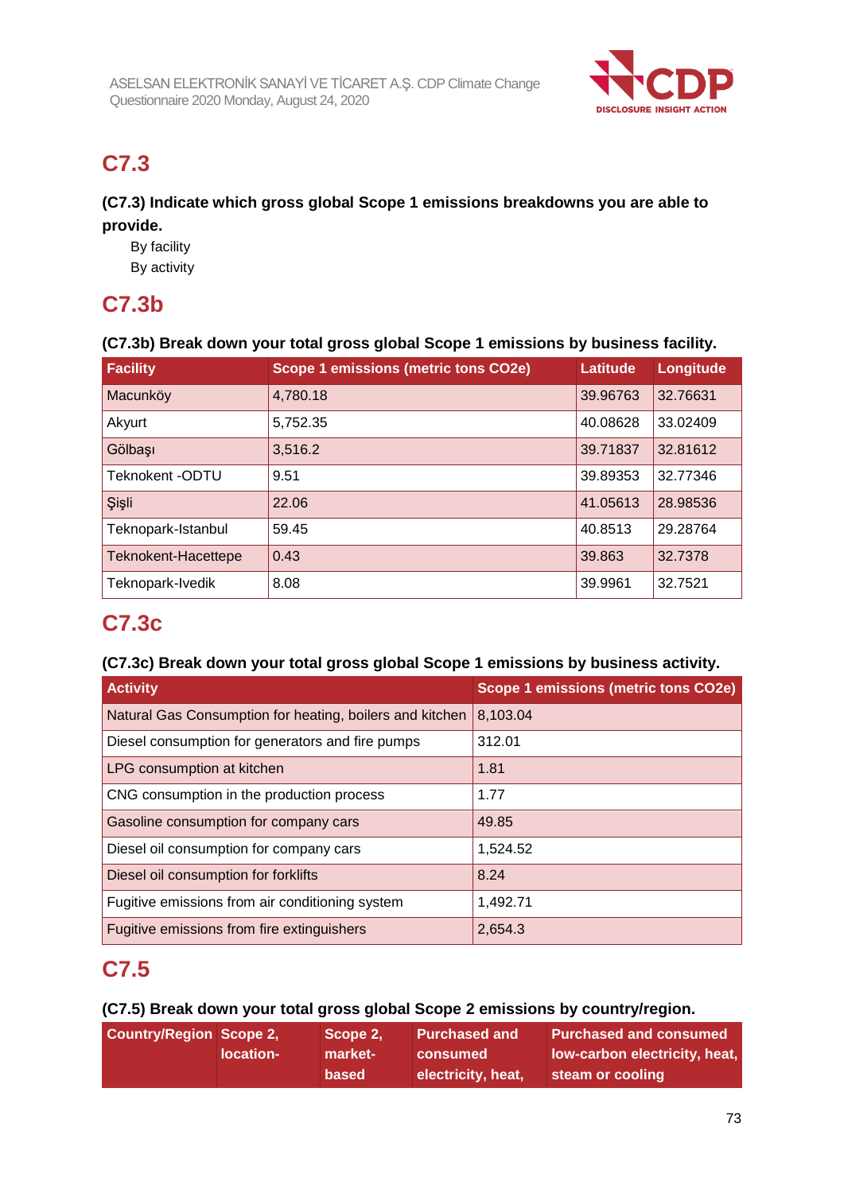## C7.3

**(C7.3) Indicate which gross global Scope 1 emissions breakdowns you are able to provide.**

By facility
By activity

## C7.3b

**(C7.3b) Break down your total gross global Scope 1 emissions by business facility.**

| Facility | Scope 1 emissions (metric tons CO2e) | Latitude | Longitude |
|---|---|---|---|
| Macunköy | 4,780.18 | 39.96763 | 32.76631 |
| Akyurt | 5,752.35 | 40.08628 | 33.02409 |
| Gölbaşı | 3,516.2 | 39.71837 | 32.81612 |
| Teknokent -ODTU | 9.51 | 39.89353 | 32.77346 |
| Şişli | 22.06 | 41.05613 | 28.98536 |
| Teknopark-Istanbul | 59.45 | 40.8513 | 29.28764 |
| Teknokent-Hacettepe | 0.43 | 39.863 | 32.7378 |
| Teknopark-Ivedik | 8.08 | 39.9961 | 32.7521 |

## C7.3c

**(C7.3c) Break down your total gross global Scope 1 emissions by business activity.**

| Activity | Scope 1 emissions (metric tons CO2e) |
|---|---|
| Natural Gas Consumption for heating, boilers and kitchen | 8,103.04 |
| Diesel consumption for generators and fire pumps | 312.01 |
| LPG consumption at kitchen | 1.81 |
| CNG consumption in the production process | 1.77 |
| Gasoline consumption for company cars | 49.85 |
| Diesel oil consumption for company cars | 1,524.52 |
| Diesel oil consumption for forklifts | 8.24 |
| Fugitive emissions from air conditioning system | 1,492.71 |
| Fugitive emissions from fire extinguishers | 2,654.3 |

## C7.5

**(C7.5) Break down your total gross global Scope 2 emissions by country/region.**

| Country/Region | Scope 2, location- | Scope 2, market-based | Purchased and consumed electricity, heat, | Purchased and consumed low-carbon electricity, heat, steam or cooling |
|---|---|---|---|---|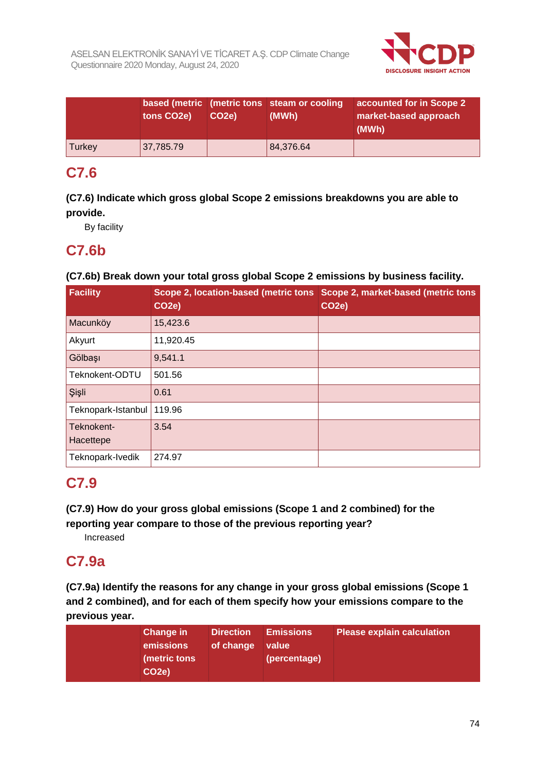| | based (metric tons CO2e) | (metric tons CO2e) | steam or cooling (MWh) | accounted for in Scope 2 market-based approach (MWh) |
|---|---|---|---|---|
| Turkey | 37,785.79 | | 84,376.64 | |

## C7.6

**(C7.6) Indicate which gross global Scope 2 emissions breakdowns you are able to provide.**

By facility

## C7.6b

**(C7.6b) Break down your total gross global Scope 2 emissions by business facility.**

| Facility | Scope 2, location-based (metric tons CO2e) | Scope 2, market-based (metric tons CO2e) |
|---|---|---|
| Macunköy | 15,423.6 | |
| Akyurt | 11,920.45 | |
| Gölbaşı | 9,541.1 | |
| Teknokent-ODTU | 501.56 | |
| Şişli | 0.61 | |
| Teknopark-Istanbul | 119.96 | |
| Teknokent-Hacettepe | 3.54 | |
| Teknopark-Ivedik | 274.97 | |

## C7.9

**(C7.9) How do your gross global emissions (Scope 1 and 2 combined) for the reporting year compare to those of the previous reporting year?**

Increased

## C7.9a

**(C7.9a) Identify the reasons for any change in your gross global emissions (Scope 1 and 2 combined), and for each of them specify how your emissions compare to the previous year.**

| | Change in emissions (metric tons CO2e) | Direction of change | Emissions value (percentage) | Please explain calculation |
|---|---|---|---|---|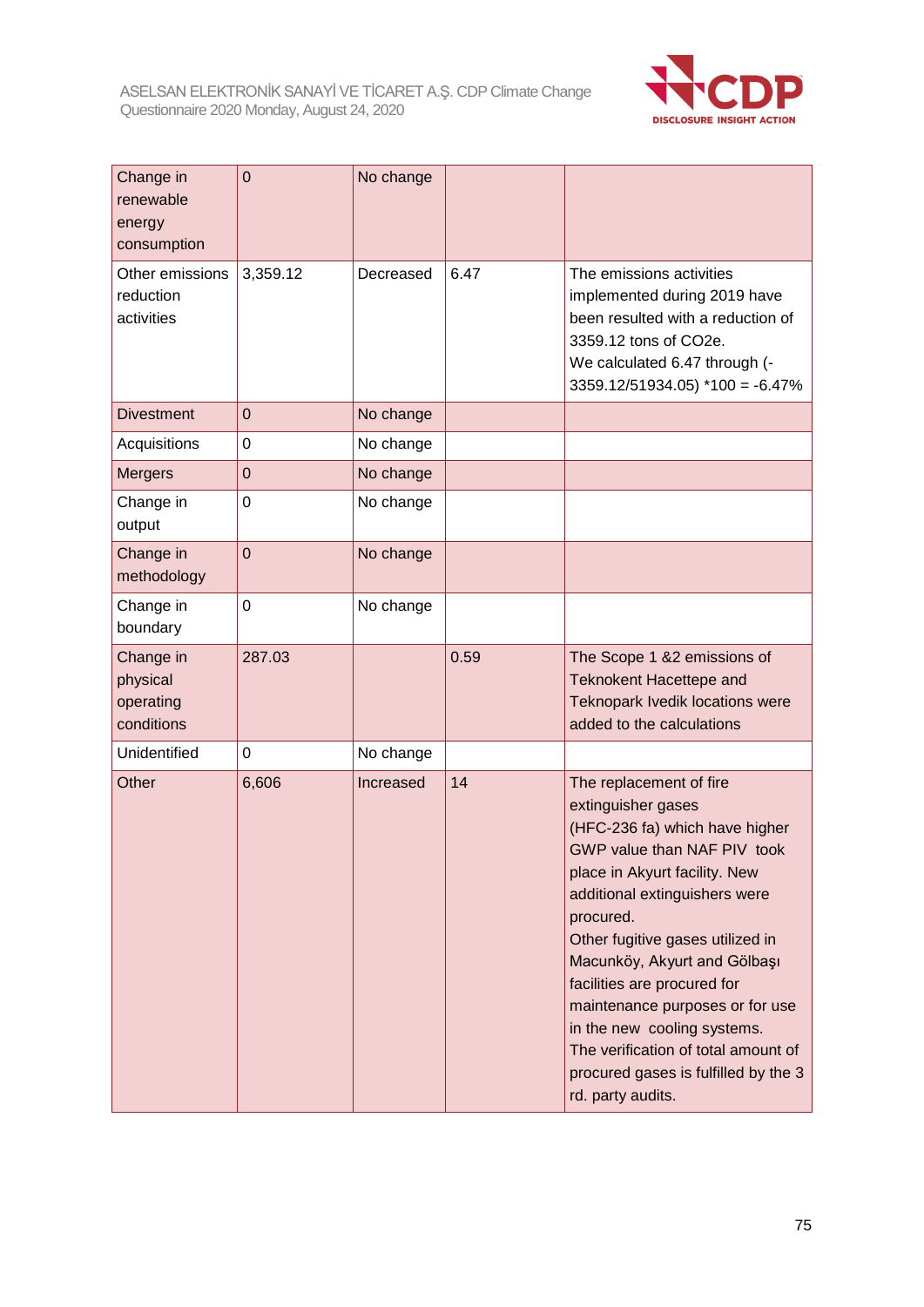| | | | | |
|---|---|---|---|---|
| Change in renewable energy consumption | 0 | No change | | |
| Other emissions reduction activities | 3,359.12 | Decreased | 6.47 | The emissions activities implemented during 2019 have been resulted with a reduction of 3359.12 tons of CO2e.<br>We calculated 6.47 through (-3359.12/51934.05) *100 = -6.47% |
| Divestment | 0 | No change | | |
| Acquisitions | 0 | No change | | |
| Mergers | 0 | No change | | |
| Change in output | 0 | No change | | |
| Change in methodology | 0 | No change | | |
| Change in boundary | 0 | No change | | |
| Change in physical operating conditions | 287.03 | | 0.59 | The Scope 1 &2 emissions of Teknokent Hacettepe and Teknopark Ivedik locations were added to the calculations |
| Unidentified | 0 | No change | | |
| Other | 6,606 | Increased | 14 | The replacement of fire extinguisher gases (HFC-236 fa) which have higher GWP value than NAF PIV took place in Akyurt facility. New additional extinguishers were procured.<br>Other fugitive gases utilized in Macunköy, Akyurt and Gölbaşı facilities are procured for maintenance purposes or for use in the new cooling systems.<br>The verification of total amount of procured gases is fulfilled by the 3 rd. party audits. |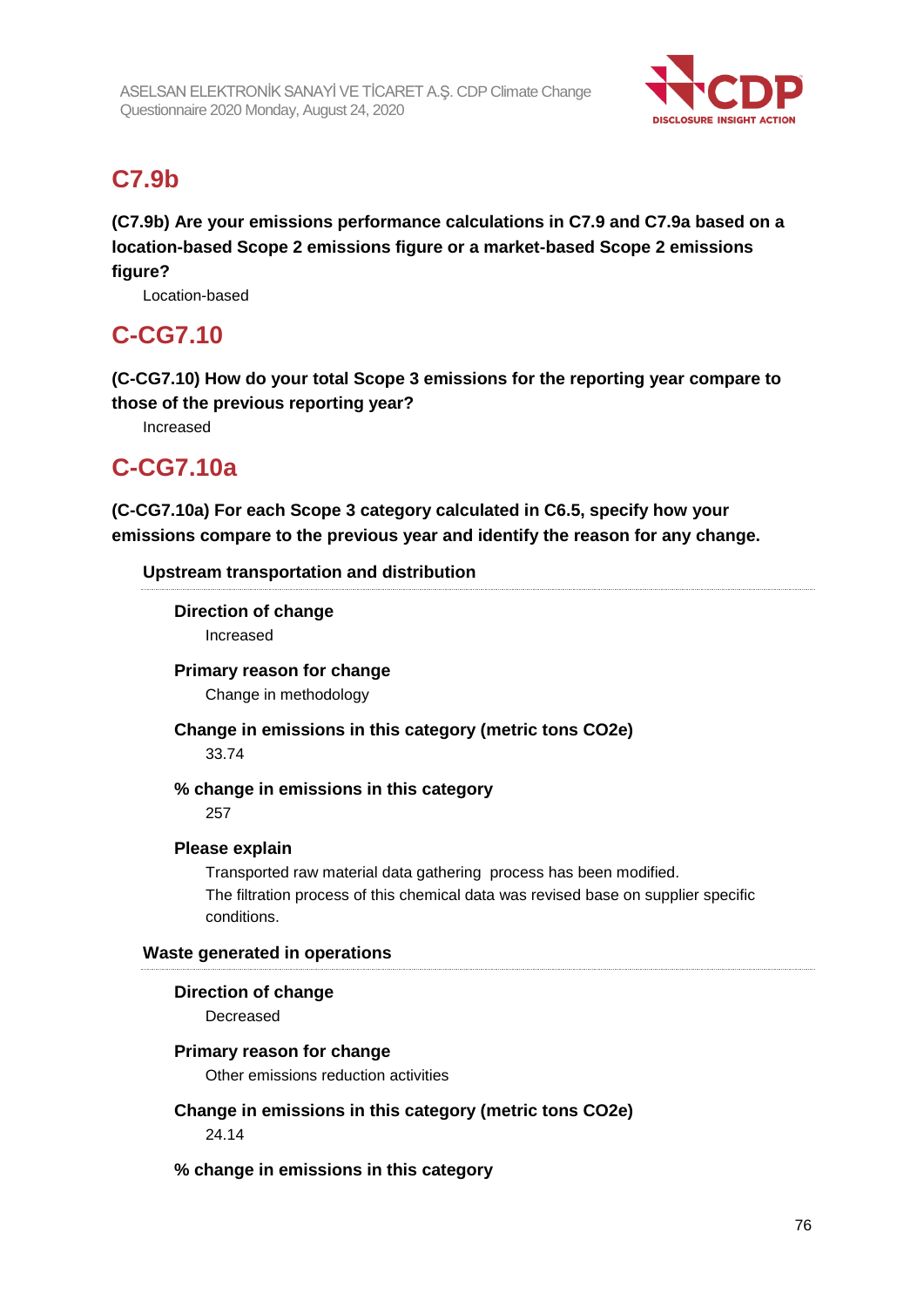## C7.9b

**(C7.9b) Are your emissions performance calculations in C7.9 and C7.9a based on a location-based Scope 2 emissions figure or a market-based Scope 2 emissions figure?**

Location-based

## C-CG7.10

**(C-CG7.10) How do your total Scope 3 emissions for the reporting year compare to those of the previous reporting year?**

Increased

## C-CG7.10a

**(C-CG7.10a) For each Scope 3 category calculated in C6.5, specify how your emissions compare to the previous year and identify the reason for any change.**

### Upstream transportation and distribution

**Direction of change**

Increased

**Primary reason for change**

Change in methodology

**Change in emissions in this category (metric tons CO2e)**

33.74

**% change in emissions in this category**

257

**Please explain**

Transported raw material data gathering process has been modified.
The filtration process of this chemical data was revised base on supplier specific conditions.

### Waste generated in operations

**Direction of change**

Decreased

**Primary reason for change**

Other emissions reduction activities

**Change in emissions in this category (metric tons CO2e)**

24.14

**% change in emissions in this category**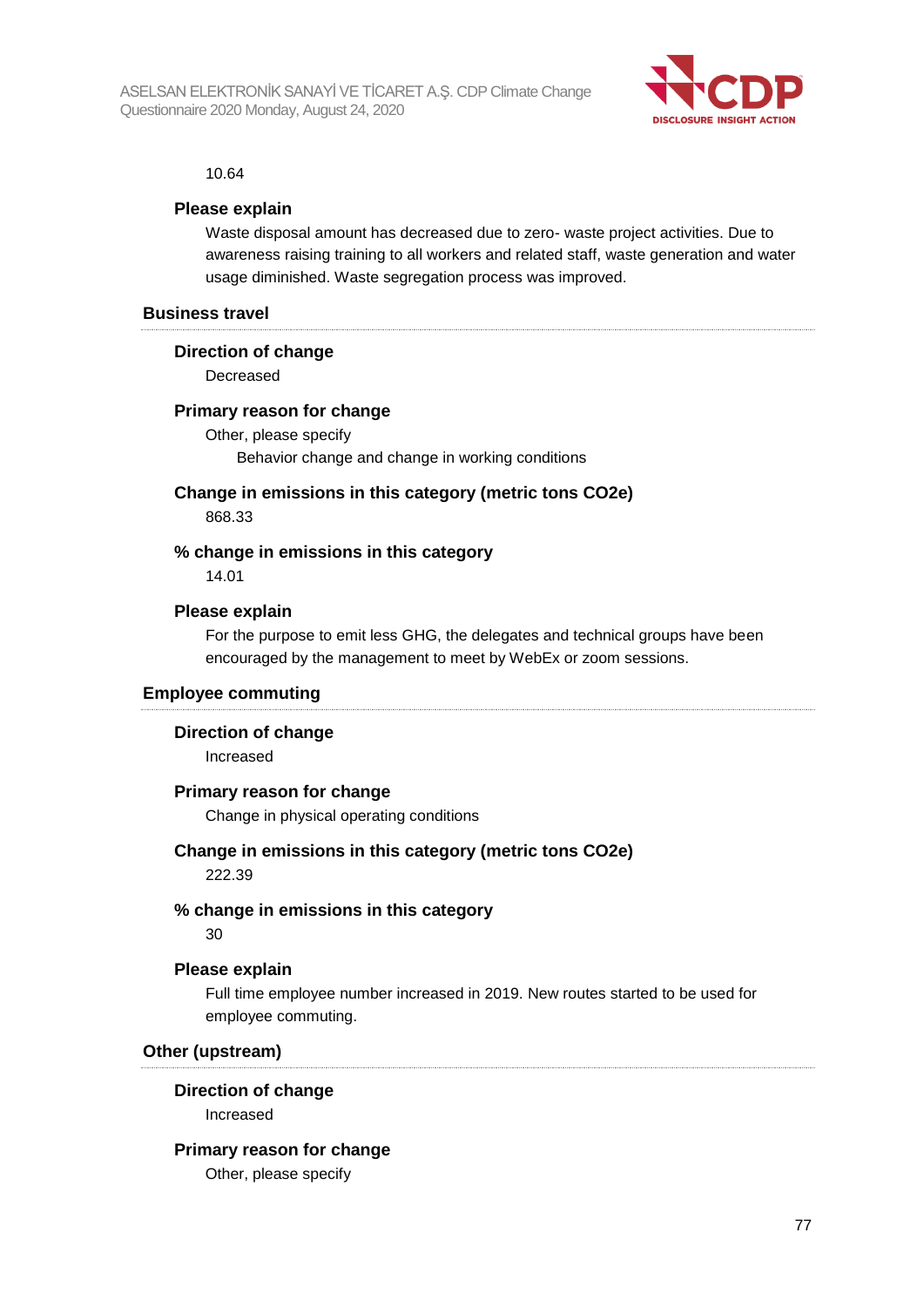10.64

**Please explain**

Waste disposal amount has decreased due to zero- waste project activities. Due to awareness raising training to all workers and related staff, waste generation and water usage diminished. Waste segregation process was improved.

### Business travel

**Direction of change**

Decreased

**Primary reason for change**

Other, please specify

Behavior change and change in working conditions

**Change in emissions in this category (metric tons CO2e)**

868.33

**% change in emissions in this category**

14.01

**Please explain**

For the purpose to emit less GHG, the delegates and technical groups have been encouraged by the management to meet by WebEx or zoom sessions.

### Employee commuting

**Direction of change**

Increased

**Primary reason for change**

Change in physical operating conditions

**Change in emissions in this category (metric tons CO2e)**

222.39

**% change in emissions in this category**

30

**Please explain**

Full time employee number increased in 2019. New routes started to be used for employee commuting.

### Other (upstream)

**Direction of change**

Increased

**Primary reason for change**

Other, please specify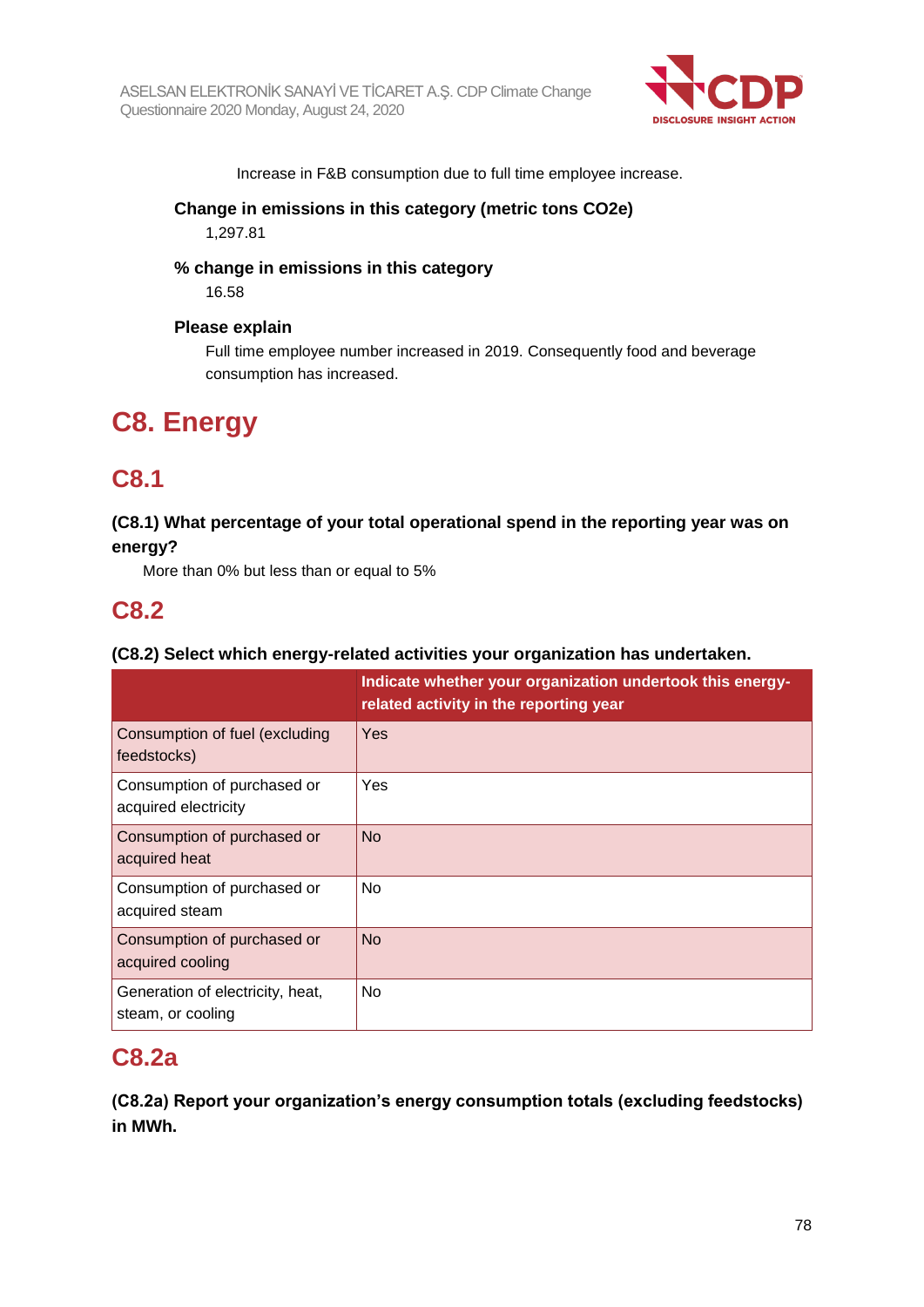Increase in F&B consumption due to full time employee increase.

**Change in emissions in this category (metric tons CO2e)**

1,297.81

**% change in emissions in this category**

16.58

**Please explain**

Full time employee number increased in 2019. Consequently food and beverage consumption has increased.

# C8. Energy

## C8.1

**(C8.1) What percentage of your total operational spend in the reporting year was on energy?**

More than 0% but less than or equal to 5%

## C8.2

**(C8.2) Select which energy-related activities your organization has undertaken.**

| | Indicate whether your organization undertook this energy-related activity in the reporting year |
|---|---|
| Consumption of fuel (excluding feedstocks) | Yes |
| Consumption of purchased or acquired electricity | Yes |
| Consumption of purchased or acquired heat | No |
| Consumption of purchased or acquired steam | No |
| Consumption of purchased or acquired cooling | No |
| Generation of electricity, heat, steam, or cooling | No |

## C8.2a

**(C8.2a) Report your organization's energy consumption totals (excluding feedstocks) in MWh.**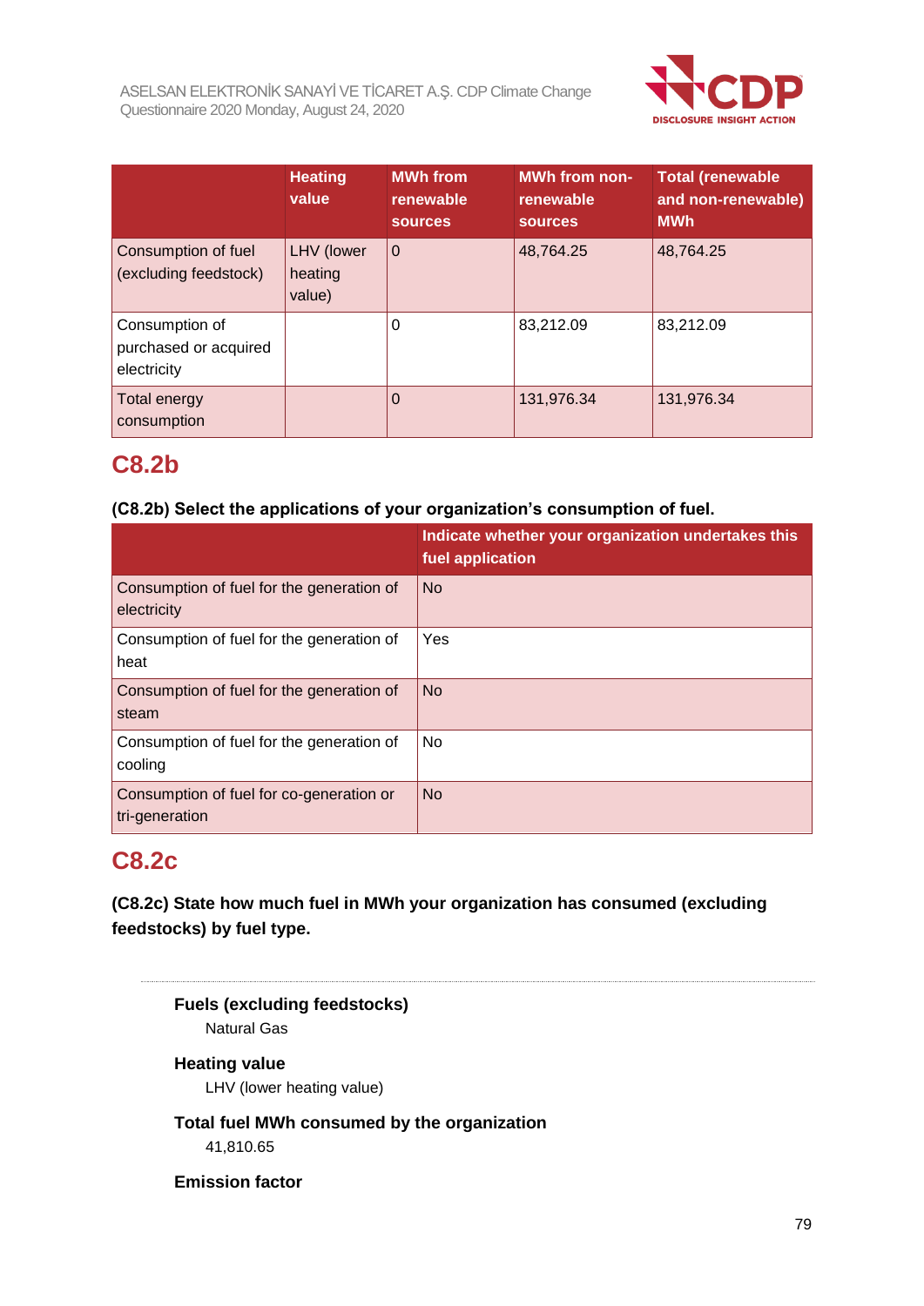| | Heating value | MWh from renewable sources | MWh from non-renewable sources | Total (renewable and non-renewable) MWh |
|---|---|---|---|---|
| Consumption of fuel (excluding feedstock) | LHV (lower heating value) | 0 | 48,764.25 | 48,764.25 |
| Consumption of purchased or acquired electricity | | 0 | 83,212.09 | 83,212.09 |
| Total energy consumption | | 0 | 131,976.34 | 131,976.34 |

## C8.2b

**(C8.2b) Select the applications of your organization's consumption of fuel.**

| | Indicate whether your organization undertakes this fuel application |
|---|---|
| Consumption of fuel for the generation of electricity | No |
| Consumption of fuel for the generation of heat | Yes |
| Consumption of fuel for the generation of steam | No |
| Consumption of fuel for the generation of cooling | No |
| Consumption of fuel for co-generation or tri-generation | No |

## C8.2c

**(C8.2c) State how much fuel in MWh your organization has consumed (excluding feedstocks) by fuel type.**

**Fuels (excluding feedstocks)**

Natural Gas

**Heating value**

LHV (lower heating value)

**Total fuel MWh consumed by the organization**

41,810.65

**Emission factor**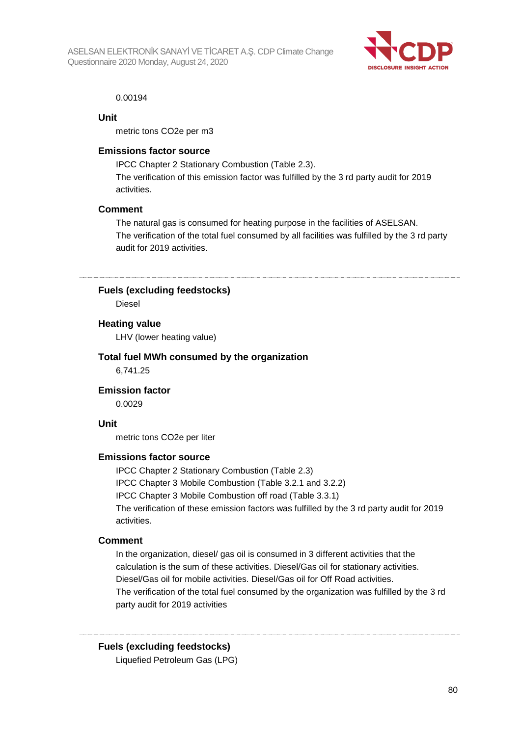0.00194

**Unit**

metric tons CO2e per m3

**Emissions factor source**

IPCC Chapter 2 Stationary Combustion (Table 2.3).
The verification of this emission factor was fulfilled by the 3 rd party audit for 2019 activities.

**Comment**

The natural gas is consumed for heating purpose in the facilities of ASELSAN.
The verification of the total fuel consumed by all facilities was fulfilled by the 3 rd party audit for 2019 activities.

---

**Fuels (excluding feedstocks)**

Diesel

**Heating value**

LHV (lower heating value)

**Total fuel MWh consumed by the organization**

6,741.25

**Emission factor**

0.0029

**Unit**

metric tons CO2e per liter

**Emissions factor source**

IPCC Chapter 2 Stationary Combustion (Table 2.3)
IPCC Chapter 3 Mobile Combustion (Table 3.2.1 and 3.2.2)
IPCC Chapter 3 Mobile Combustion off road (Table 3.3.1)
The verification of these emission factors was fulfilled by the 3 rd party audit for 2019 activities.

**Comment**

In the organization, diesel/ gas oil is consumed in 3 different activities that the calculation is the sum of these activities. Diesel/Gas oil for stationary activities. Diesel/Gas oil for mobile activities. Diesel/Gas oil for Off Road activities.
The verification of the total fuel consumed by the organization was fulfilled by the 3 rd party audit for 2019 activities

---

**Fuels (excluding feedstocks)**

Liquefied Petroleum Gas (LPG)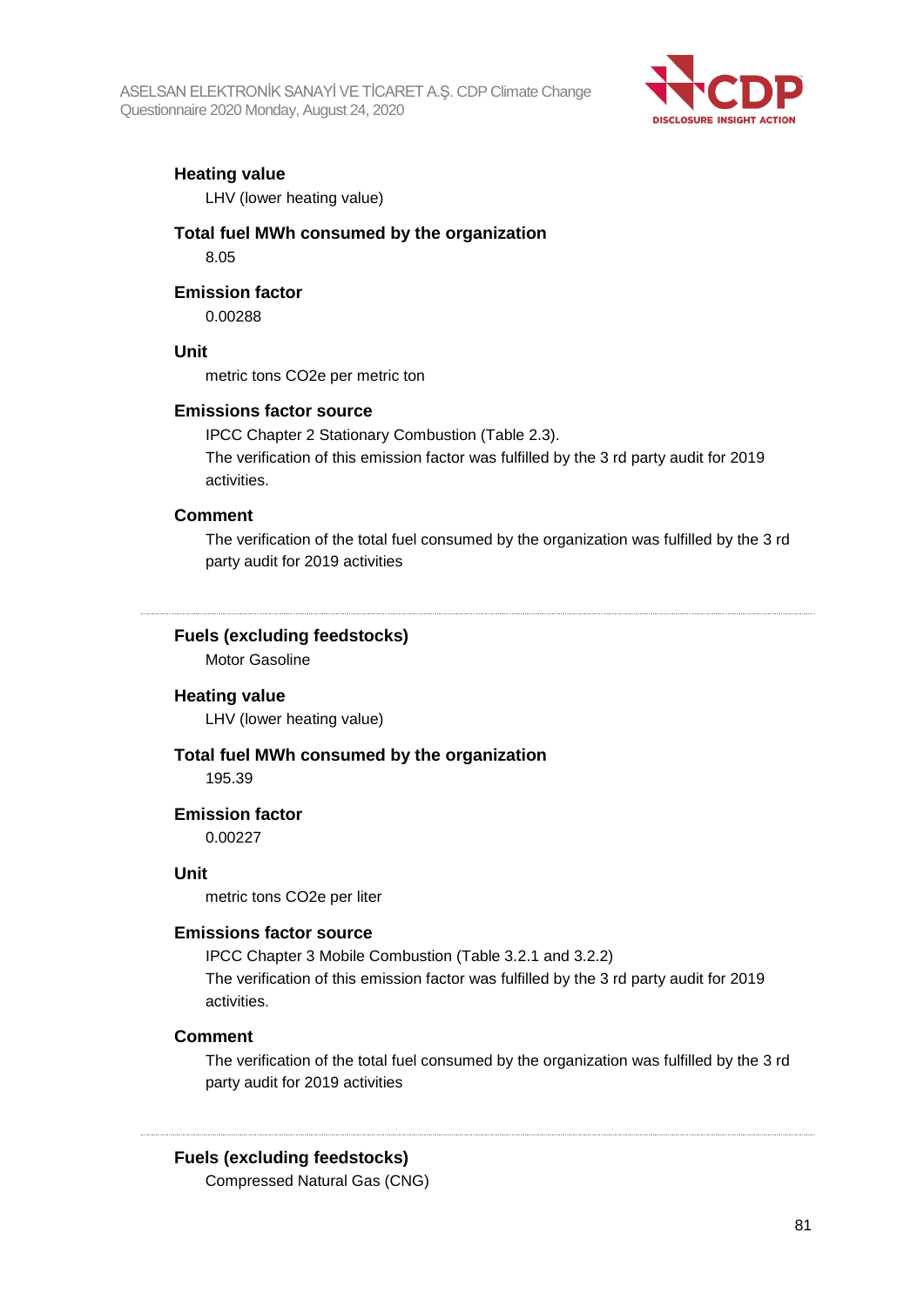**Heating value**

LHV (lower heating value)

**Total fuel MWh consumed by the organization**

8.05

**Emission factor**

0.00288

**Unit**

metric tons CO2e per metric ton

**Emissions factor source**

IPCC Chapter 2 Stationary Combustion (Table 2.3).
The verification of this emission factor was fulfilled by the 3 rd party audit for 2019 activities.

**Comment**

The verification of the total fuel consumed by the organization was fulfilled by the 3 rd party audit for 2019 activities

---

**Fuels (excluding feedstocks)**

Motor Gasoline

**Heating value**

LHV (lower heating value)

**Total fuel MWh consumed by the organization**

195.39

**Emission factor**

0.00227

**Unit**

metric tons CO2e per liter

**Emissions factor source**

IPCC Chapter 3 Mobile Combustion (Table 3.2.1 and 3.2.2)
The verification of this emission factor was fulfilled by the 3 rd party audit for 2019 activities.

**Comment**

The verification of the total fuel consumed by the organization was fulfilled by the 3 rd party audit for 2019 activities

---

**Fuels (excluding feedstocks)**

Compressed Natural Gas (CNG)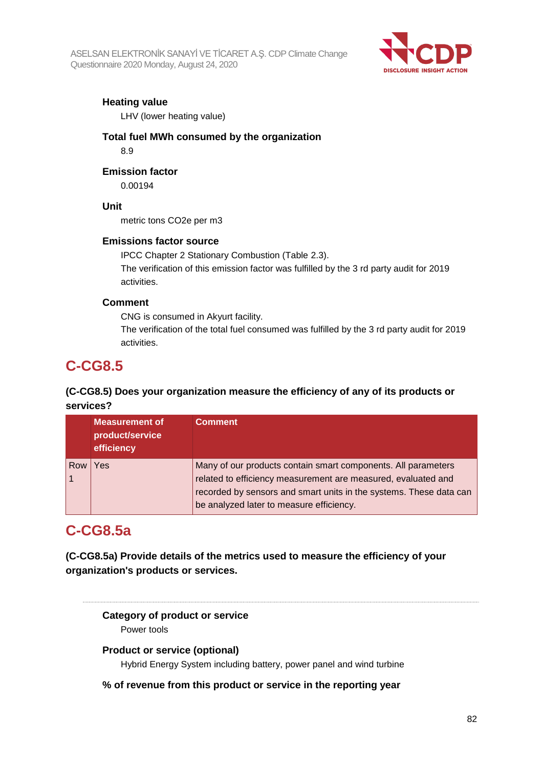**Heating value**

LHV (lower heating value)

**Total fuel MWh consumed by the organization**

8.9

**Emission factor**

0.00194

**Unit**

metric tons CO2e per m3

**Emissions factor source**

IPCC Chapter 2 Stationary Combustion (Table 2.3).
The verification of this emission factor was fulfilled by the 3 rd party audit for 2019 activities.

**Comment**

CNG is consumed in Akyurt facility.
The verification of the total fuel consumed was fulfilled by the 3 rd party audit for 2019 activities.

## C-CG8.5

### (C-CG8.5) Does your organization measure the efficiency of any of its products or services?

| | Measurement of product/service efficiency | Comment |
|---|---|---|
| Row 1 | Yes | Many of our products contain smart components. All parameters related to efficiency measurement are measured, evaluated and recorded by sensors and smart units in the systems. These data can be analyzed later to measure efficiency. |

## C-CG8.5a

### (C-CG8.5a) Provide details of the metrics used to measure the efficiency of your organization's products or services.

**Category of product or service**

Power tools

**Product or service (optional)**

Hybrid Energy System including battery, power panel and wind turbine

**% of revenue from this product or service in the reporting year**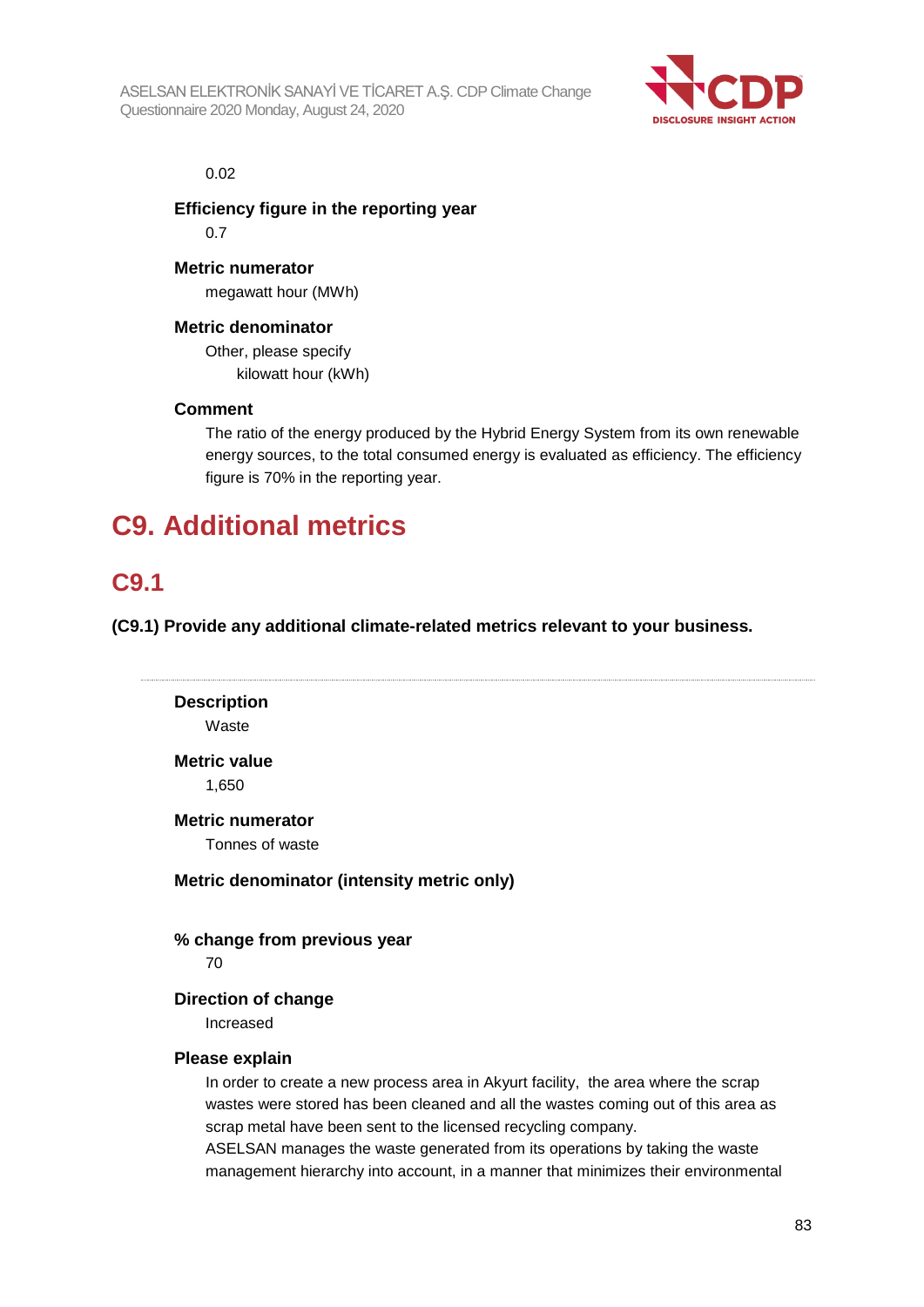0.02

**Efficiency figure in the reporting year**

0.7

**Metric numerator**

megawatt hour (MWh)

**Metric denominator**

Other, please specify

kilowatt hour (kWh)

**Comment**

The ratio of the energy produced by the Hybrid Energy System from its own renewable energy sources, to the total consumed energy is evaluated as efficiency. The efficiency figure is 70% in the reporting year.

# C9. Additional metrics

## C9.1

**(C9.1) Provide any additional climate-related metrics relevant to your business.**

---

**Description**

Waste

**Metric value**

1,650

**Metric numerator**

Tonnes of waste

**Metric denominator (intensity metric only)**

**% change from previous year**

70

**Direction of change**

Increased

**Please explain**

In order to create a new process area in Akyurt facility, the area where the scrap wastes were stored has been cleaned and all the wastes coming out of this area as scrap metal have been sent to the licensed recycling company.
ASELSAN manages the waste generated from its operations by taking the waste management hierarchy into account, in a manner that minimizes their environmental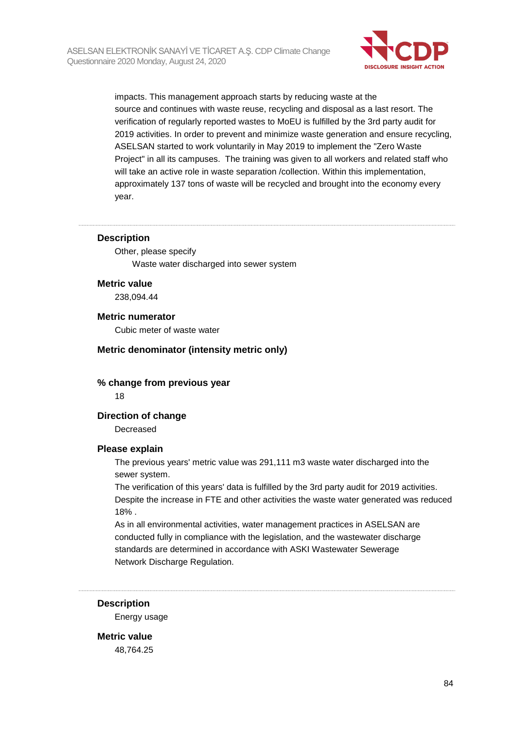impacts. This management approach starts by reducing waste at the source and continues with waste reuse, recycling and disposal as a last resort. The verification of regularly reported wastes to MoEU is fulfilled by the 3rd party audit for 2019 activities. In order to prevent and minimize waste generation and ensure recycling, ASELSAN started to work voluntarily in May 2019 to implement the "Zero Waste Project" in all its campuses. The training was given to all workers and related staff who will take an active role in waste separation /collection. Within this implementation, approximately 137 tons of waste will be recycled and brought into the economy every year.

---

**Description**

Other, please specify

Waste water discharged into sewer system

**Metric value**

238,094.44

**Metric numerator**

Cubic meter of waste water

**Metric denominator (intensity metric only)**

**% change from previous year**

18

**Direction of change**

Decreased

**Please explain**

The previous years' metric value was 291,111 m3 waste water discharged into the sewer system.
The verification of this years' data is fulfilled by the 3rd party audit for 2019 activities.
Despite the increase in FTE and other activities the waste water generated was reduced 18% .
As in all environmental activities, water management practices in ASELSAN are conducted fully in compliance with the legislation, and the wastewater discharge standards are determined in accordance with ASKI Wastewater Sewerage Network Discharge Regulation.

---

**Description**

Energy usage

**Metric value**

48,764.25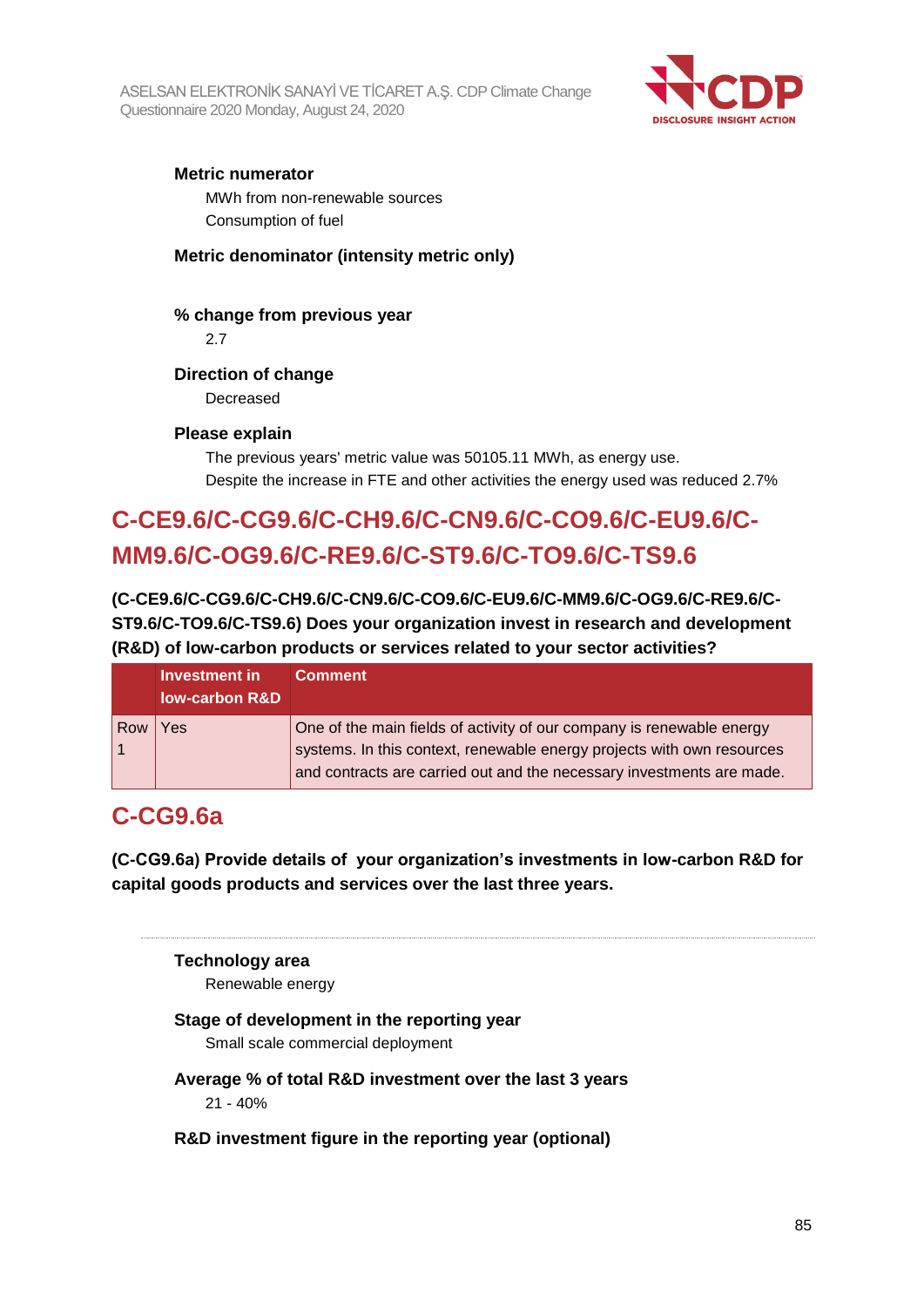**Metric numerator**

MWh from non-renewable sources
Consumption of fuel

**Metric denominator (intensity metric only)**

**% change from previous year**

2.7

**Direction of change**

Decreased

**Please explain**

The previous years' metric value was 50105.11 MWh, as energy use.
Despite the increase in FTE and other activities the energy used was reduced 2.7%

## C-CE9.6/C-CG9.6/C-CH9.6/C-CN9.6/C-CO9.6/C-EU9.6/C-MM9.6/C-OG9.6/C-RE9.6/C-ST9.6/C-TO9.6/C-TS9.6

**(C-CE9.6/C-CG9.6/C-CH9.6/C-CN9.6/C-CO9.6/C-EU9.6/C-MM9.6/C-OG9.6/C-RE9.6/C-ST9.6/C-TO9.6/C-TS9.6) Does your organization invest in research and development (R&D) of low-carbon products or services related to your sector activities?**

| | Investment in low-carbon R&D | Comment |
|---|---|---|
| Row 1 | Yes | One of the main fields of activity of our company is renewable energy systems. In this context, renewable energy projects with own resources and contracts are carried out and the necessary investments are made. |

## C-CG9.6a

**(C-CG9.6a) Provide details of your organization's investments in low-carbon R&D for capital goods products and services over the last three years.**

**Technology area**

Renewable energy

**Stage of development in the reporting year**

Small scale commercial deployment

**Average % of total R&D investment over the last 3 years**

21 - 40%

**R&D investment figure in the reporting year (optional)**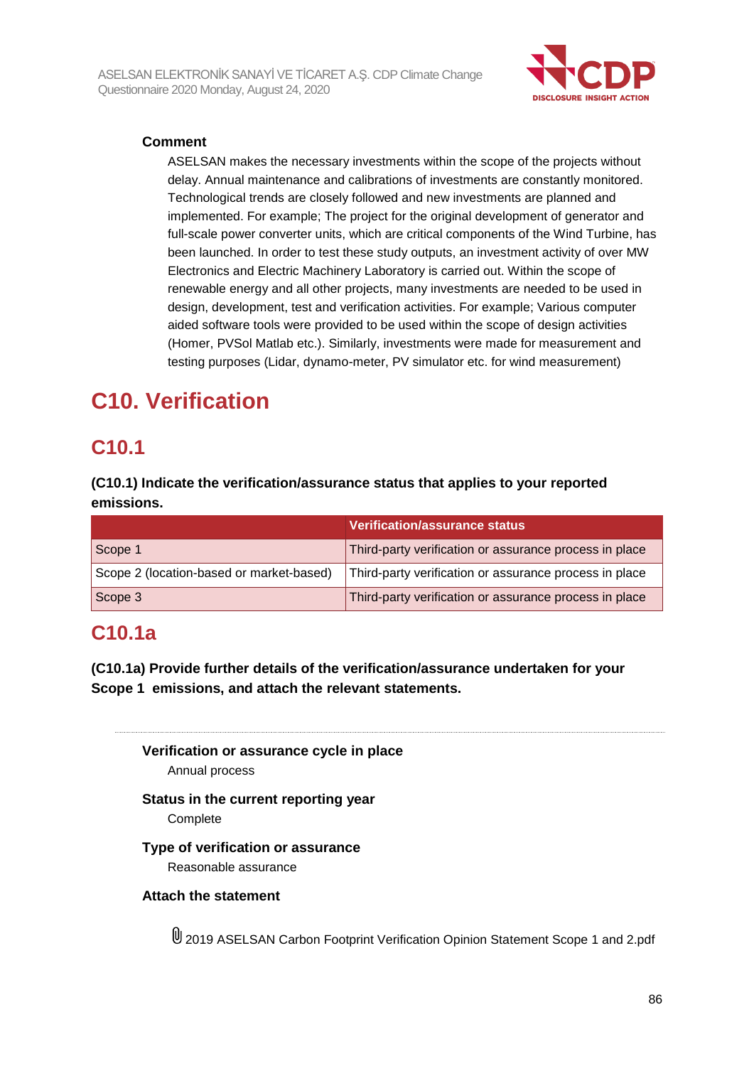**Comment**

ASELSAN makes the necessary investments within the scope of the projects without delay. Annual maintenance and calibrations of investments are constantly monitored. Technological trends are closely followed and new investments are planned and implemented. For example; The project for the original development of generator and full-scale power converter units, which are critical components of the Wind Turbine, has been launched. In order to test these study outputs, an investment activity of over MW Electronics and Electric Machinery Laboratory is carried out. Within the scope of renewable energy and all other projects, many investments are needed to be used in design, development, test and verification activities. For example; Various computer aided software tools were provided to be used within the scope of design activities (Homer, PVSol Matlab etc.). Similarly, investments were made for measurement and testing purposes (Lidar, dynamo-meter, PV simulator etc. for wind measurement)

# C10. Verification

## C10.1

**(C10.1) Indicate the verification/assurance status that applies to your reported emissions.**

| | Verification/assurance status |
|---|---|
| Scope 1 | Third-party verification or assurance process in place |
| Scope 2 (location-based or market-based) | Third-party verification or assurance process in place |
| Scope 3 | Third-party verification or assurance process in place |

## C10.1a

**(C10.1a) Provide further details of the verification/assurance undertaken for your Scope 1 emissions, and attach the relevant statements.**

**Verification or assurance cycle in place**

Annual process

**Status in the current reporting year**

Complete

**Type of verification or assurance**

Reasonable assurance

**Attach the statement**

2019 ASELSAN Carbon Footprint Verification Opinion Statement Scope 1 and 2.pdf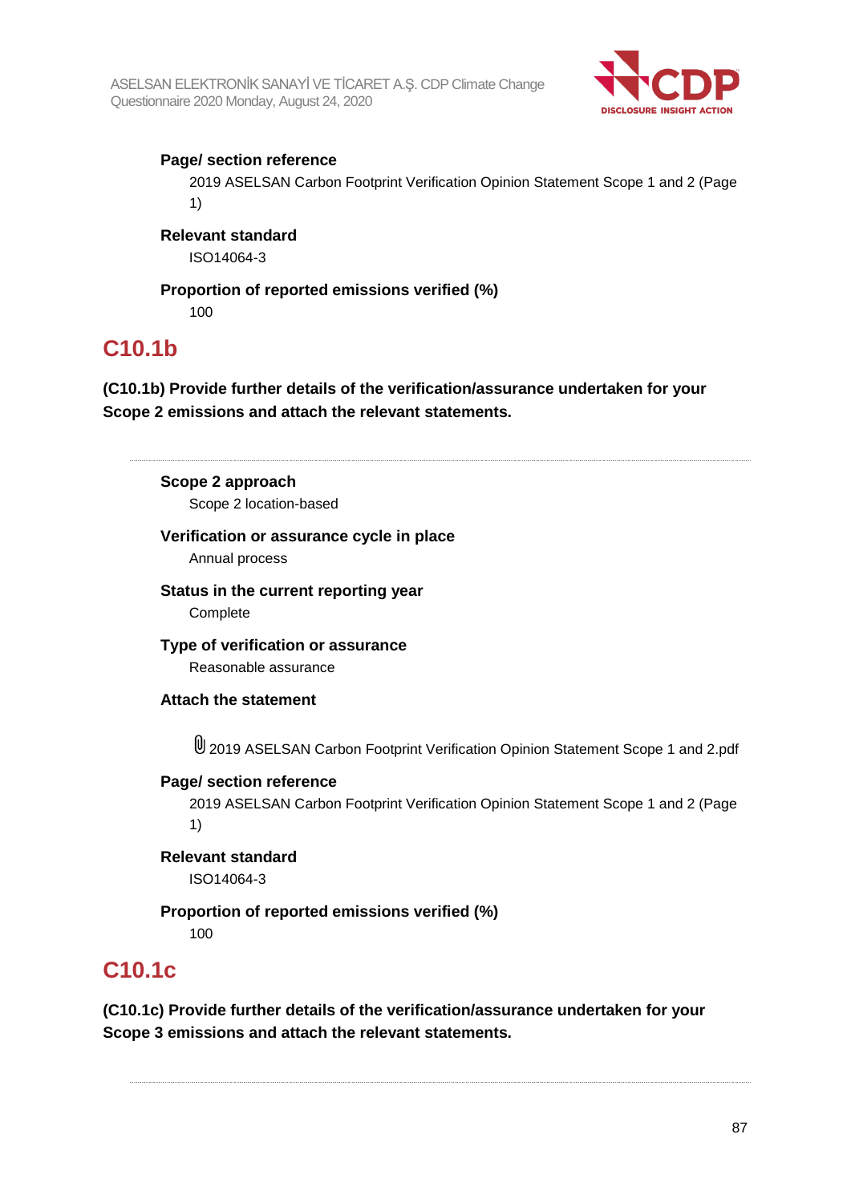**Page/ section reference**

2019 ASELSAN Carbon Footprint Verification Opinion Statement Scope 1 and 2 (Page 1)

**Relevant standard**

ISO14064-3

**Proportion of reported emissions verified (%)**

100

## C10.1b

**(C10.1b) Provide further details of the verification/assurance undertaken for your Scope 2 emissions and attach the relevant statements.**

**Scope 2 approach**

Scope 2 location-based

**Verification or assurance cycle in place**

Annual process

**Status in the current reporting year**

Complete

**Type of verification or assurance**

Reasonable assurance

**Attach the statement**

2019 ASELSAN Carbon Footprint Verification Opinion Statement Scope 1 and 2.pdf

**Page/ section reference**

2019 ASELSAN Carbon Footprint Verification Opinion Statement Scope 1 and 2 (Page 1)

**Relevant standard**

ISO14064-3

**Proportion of reported emissions verified (%)**

100

## C10.1c

**(C10.1c) Provide further details of the verification/assurance undertaken for your Scope 3 emissions and attach the relevant statements.**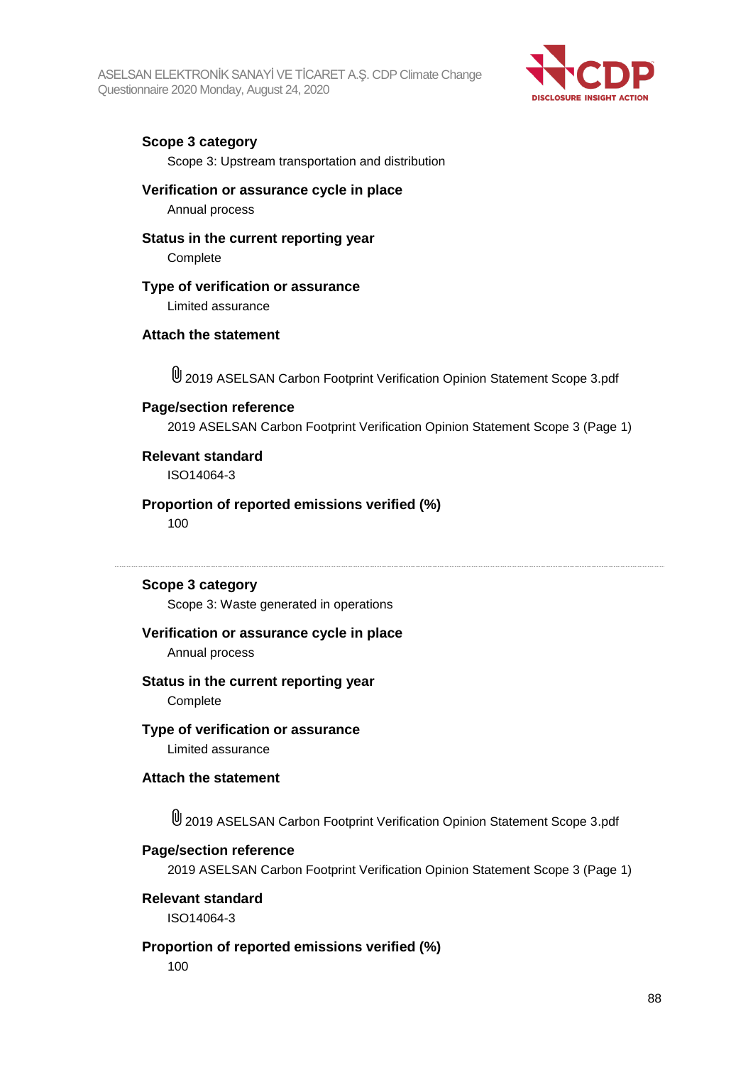**Scope 3 category**

Scope 3: Upstream transportation and distribution

**Verification or assurance cycle in place**

Annual process

**Status in the current reporting year**

Complete

**Type of verification or assurance**

Limited assurance

**Attach the statement**

2019 ASELSAN Carbon Footprint Verification Opinion Statement Scope 3.pdf

**Page/section reference**

2019 ASELSAN Carbon Footprint Verification Opinion Statement Scope 3 (Page 1)

**Relevant standard**

ISO14064-3

**Proportion of reported emissions verified (%)**

100

---

**Scope 3 category**

Scope 3: Waste generated in operations

**Verification or assurance cycle in place**

Annual process

**Status in the current reporting year**

Complete

**Type of verification or assurance**

Limited assurance

**Attach the statement**

2019 ASELSAN Carbon Footprint Verification Opinion Statement Scope 3.pdf

**Page/section reference**

2019 ASELSAN Carbon Footprint Verification Opinion Statement Scope 3 (Page 1)

**Relevant standard**

ISO14064-3

**Proportion of reported emissions verified (%)**

100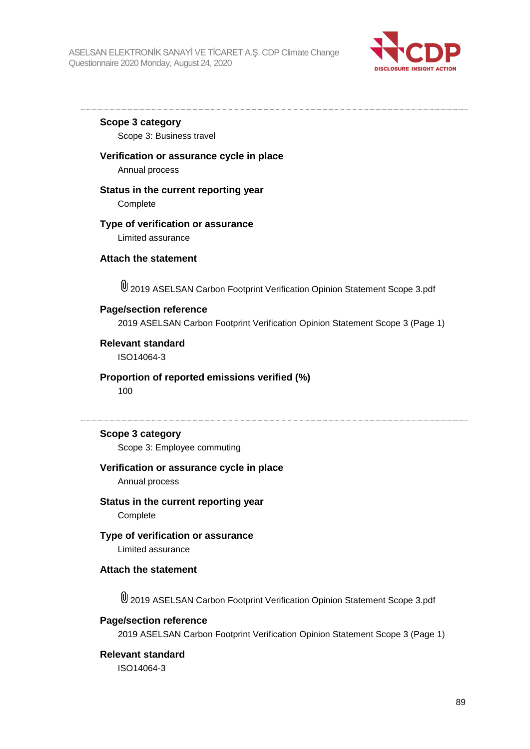**Scope 3 category**

Scope 3: Business travel

**Verification or assurance cycle in place**

Annual process

**Status in the current reporting year**

Complete

**Type of verification or assurance**

Limited assurance

**Attach the statement**

2019 ASELSAN Carbon Footprint Verification Opinion Statement Scope 3.pdf

**Page/section reference**

2019 ASELSAN Carbon Footprint Verification Opinion Statement Scope 3 (Page 1)

**Relevant standard**

ISO14064-3

**Proportion of reported emissions verified (%)**

100

---

**Scope 3 category**

Scope 3: Employee commuting

**Verification or assurance cycle in place**

Annual process

**Status in the current reporting year**

Complete

**Type of verification or assurance**

Limited assurance

**Attach the statement**

2019 ASELSAN Carbon Footprint Verification Opinion Statement Scope 3.pdf

**Page/section reference**

2019 ASELSAN Carbon Footprint Verification Opinion Statement Scope 3 (Page 1)

**Relevant standard**

ISO14064-3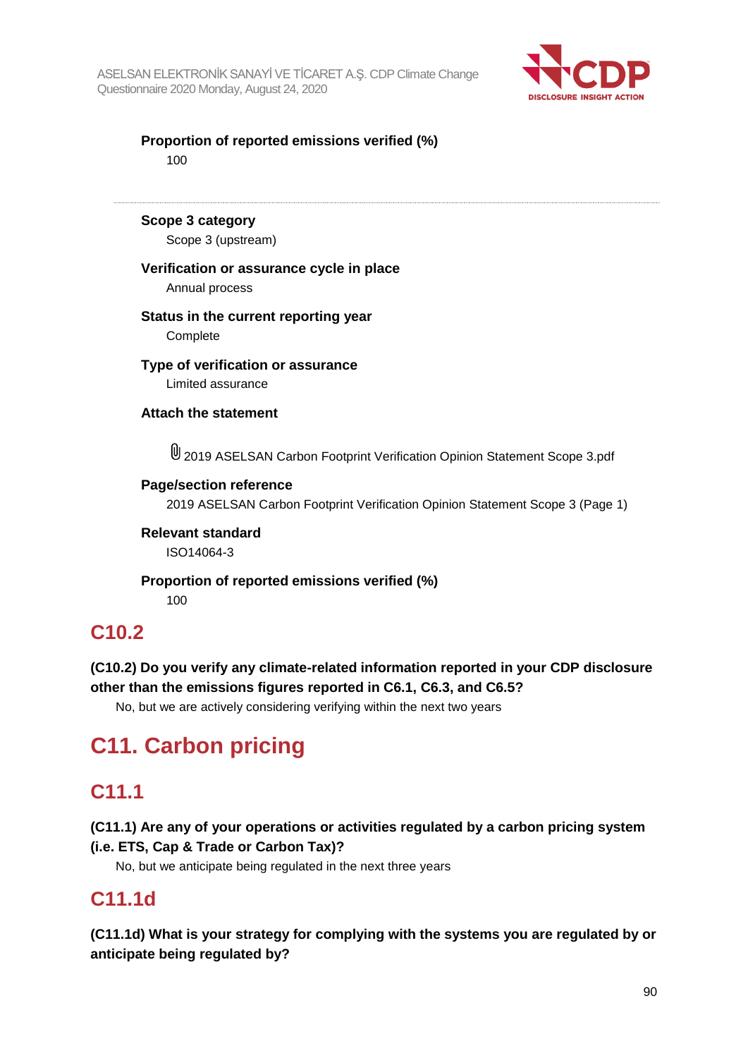**Proportion of reported emissions verified (%)**

100

---

**Scope 3 category**

Scope 3 (upstream)

**Verification or assurance cycle in place**

Annual process

**Status in the current reporting year**

Complete

**Type of verification or assurance**

Limited assurance

**Attach the statement**

2019 ASELSAN Carbon Footprint Verification Opinion Statement Scope 3.pdf

**Page/section reference**

2019 ASELSAN Carbon Footprint Verification Opinion Statement Scope 3 (Page 1)

**Relevant standard**

ISO14064-3

**Proportion of reported emissions verified (%)**

100

## C10.2

**(C10.2) Do you verify any climate-related information reported in your CDP disclosure other than the emissions figures reported in C6.1, C6.3, and C6.5?**

No, but we are actively considering verifying within the next two years

# C11. Carbon pricing

## C11.1

**(C11.1) Are any of your operations or activities regulated by a carbon pricing system (i.e. ETS, Cap & Trade or Carbon Tax)?**

No, but we anticipate being regulated in the next three years

## C11.1d

**(C11.1d) What is your strategy for complying with the systems you are regulated by or anticipate being regulated by?**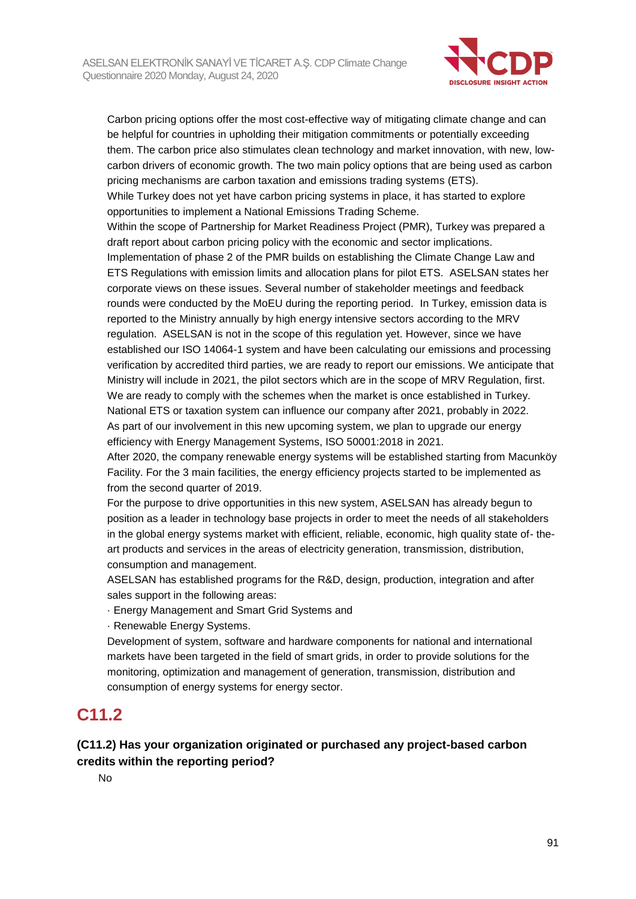Carbon pricing options offer the most cost-effective way of mitigating climate change and can be helpful for countries in upholding their mitigation commitments or potentially exceeding them. The carbon price also stimulates clean technology and market innovation, with new, low-carbon drivers of economic growth. The two main policy options that are being used as carbon pricing mechanisms are carbon taxation and emissions trading systems (ETS).
While Turkey does not yet have carbon pricing systems in place, it has started to explore opportunities to implement a National Emissions Trading Scheme.
Within the scope of Partnership for Market Readiness Project (PMR), Turkey was prepared a draft report about carbon pricing policy with the economic and sector implications.
Implementation of phase 2 of the PMR builds on establishing the Climate Change Law and ETS Regulations with emission limits and allocation plans for pilot ETS. ASELSAN states her corporate views on these issues. Several number of stakeholder meetings and feedback rounds were conducted by the MoEU during the reporting period. In Turkey, emission data is reported to the Ministry annually by high energy intensive sectors according to the MRV regulation. ASELSAN is not in the scope of this regulation yet. However, since we have established our ISO 14064-1 system and have been calculating our emissions and processing verification by accredited third parties, we are ready to report our emissions. We anticipate that Ministry will include in 2021, the pilot sectors which are in the scope of MRV Regulation, first. We are ready to comply with the schemes when the market is once established in Turkey. National ETS or taxation system can influence our company after 2021, probably in 2022. As part of our involvement in this new upcoming system, we plan to upgrade our energy efficiency with Energy Management Systems, ISO 50001:2018 in 2021.
After 2020, the company renewable energy systems will be established starting from Macunköy Facility. For the 3 main facilities, the energy efficiency projects started to be implemented as from the second quarter of 2019.
For the purpose to drive opportunities in this new system, ASELSAN has already begun to position as a leader in technology base projects in order to meet the needs of all stakeholders in the global energy systems market with efficient, reliable, economic, high quality state of- the-art products and services in the areas of electricity generation, transmission, distribution, consumption and management.
ASELSAN has established programs for the R&D, design, production, integration and after sales support in the following areas:
· Energy Management and Smart Grid Systems and
· Renewable Energy Systems.
Development of system, software and hardware components for national and international markets have been targeted in the field of smart grids, in order to provide solutions for the monitoring, optimization and management of generation, transmission, distribution and consumption of energy systems for energy sector.

## C11.2

**(C11.2) Has your organization originated or purchased any project-based carbon credits within the reporting period?**

No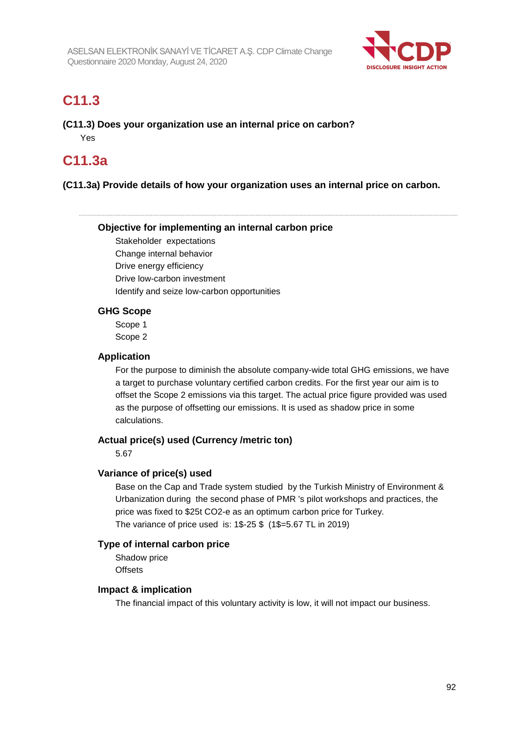## C11.3

**(C11.3) Does your organization use an internal price on carbon?**

Yes

## C11.3a

**(C11.3a) Provide details of how your organization uses an internal price on carbon.**

---

**Objective for implementing an internal carbon price**

Stakeholder expectations
Change internal behavior
Drive energy efficiency
Drive low-carbon investment
Identify and seize low-carbon opportunities

**GHG Scope**

Scope 1
Scope 2

**Application**

For the purpose to diminish the absolute company-wide total GHG emissions, we have a target to purchase voluntary certified carbon credits. For the first year our aim is to offset the Scope 2 emissions via this target. The actual price figure provided was used as the purpose of offsetting our emissions. It is used as shadow price in some calculations.

**Actual price(s) used (Currency /metric ton)**

5.67

**Variance of price(s) used**

Base on the Cap and Trade system studied by the Turkish Ministry of Environment & Urbanization during the second phase of PMR 's pilot workshops and practices, the price was fixed to $25t CO2-e as an optimum carbon price for Turkey.
The variance of price used is: 1$-25 $ (1$=5.67 TL in 2019)

**Type of internal carbon price**

Shadow price
Offsets

**Impact & implication**

The financial impact of this voluntary activity is low, it will not impact our business.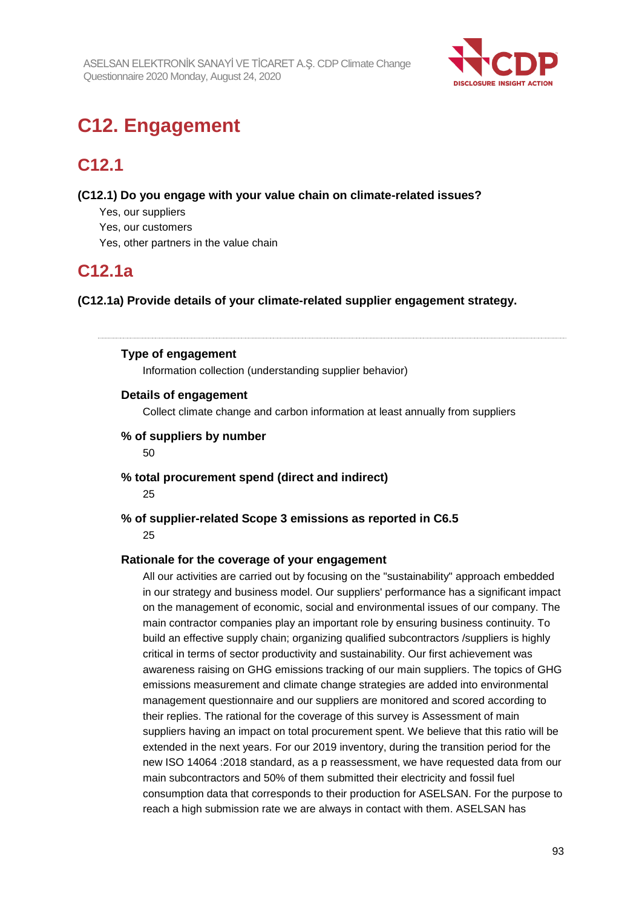# C12. Engagement

## C12.1

**(C12.1) Do you engage with your value chain on climate-related issues?**

Yes, our suppliers
Yes, our customers
Yes, other partners in the value chain

## C12.1a

**(C12.1a) Provide details of your climate-related supplier engagement strategy.**

---

**Type of engagement**

Information collection (understanding supplier behavior)

**Details of engagement**

Collect climate change and carbon information at least annually from suppliers

**% of suppliers by number**

50

**% total procurement spend (direct and indirect)**

25

**% of supplier-related Scope 3 emissions as reported in C6.5**

25

**Rationale for the coverage of your engagement**

All our activities are carried out by focusing on the "sustainability" approach embedded in our strategy and business model. Our suppliers' performance has a significant impact on the management of economic, social and environmental issues of our company. The main contractor companies play an important role by ensuring business continuity. To build an effective supply chain; organizing qualified subcontractors /suppliers is highly critical in terms of sector productivity and sustainability. Our first achievement was awareness raising on GHG emissions tracking of our main suppliers. The topics of GHG emissions measurement and climate change strategies are added into environmental management questionnaire and our suppliers are monitored and scored according to their replies. The rational for the coverage of this survey is Assessment of main suppliers having an impact on total procurement spent. We believe that this ratio will be extended in the next years. For our 2019 inventory, during the transition period for the new ISO 14064 :2018 standard, as a p reassessment, we have requested data from our main subcontractors and 50% of them submitted their electricity and fossil fuel consumption data that corresponds to their production for ASELSAN. For the purpose to reach a high submission rate we are always in contact with them. ASELSAN has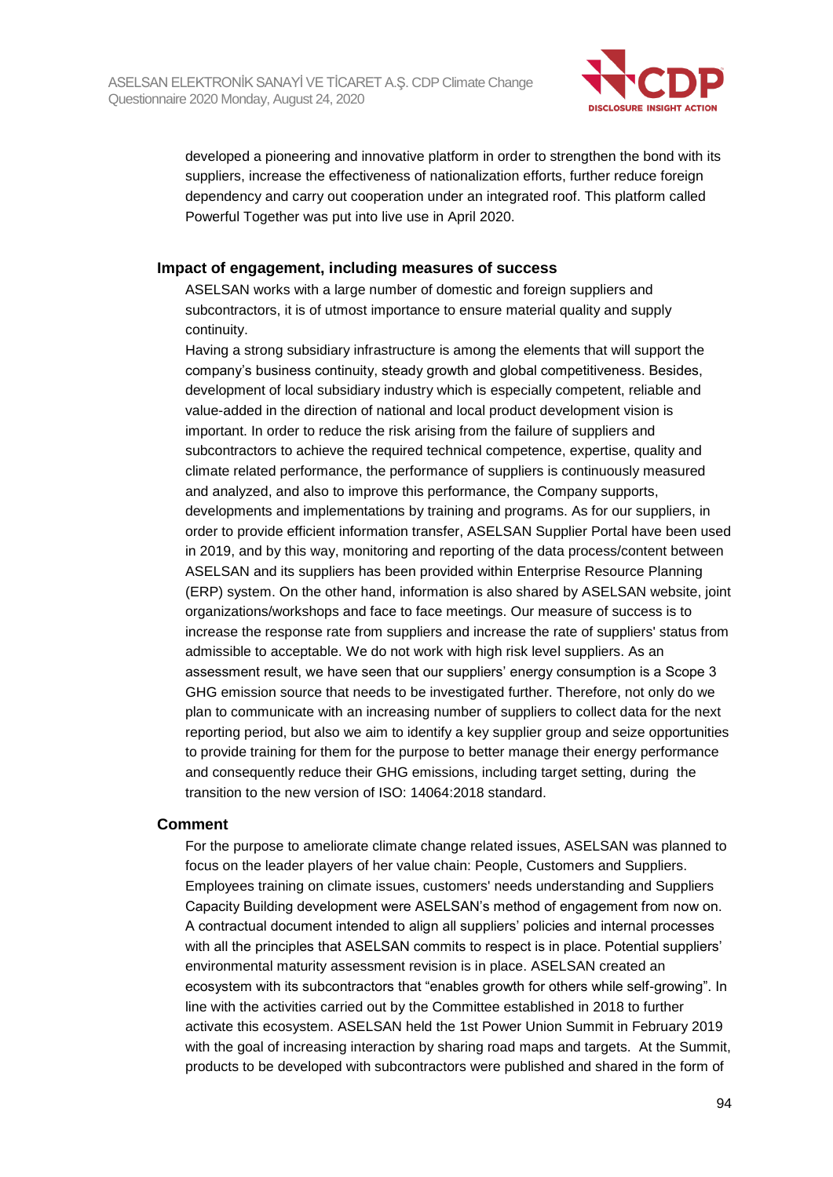developed a pioneering and innovative platform in order to strengthen the bond with its suppliers, increase the effectiveness of nationalization efforts, further reduce foreign dependency and carry out cooperation under an integrated roof. This platform called Powerful Together was put into live use in April 2020.

### Impact of engagement, including measures of success

ASELSAN works with a large number of domestic and foreign suppliers and subcontractors, it is of utmost importance to ensure material quality and supply continuity.
Having a strong subsidiary infrastructure is among the elements that will support the company's business continuity, steady growth and global competitiveness. Besides, development of local subsidiary industry which is especially competent, reliable and value-added in the direction of national and local product development vision is important. In order to reduce the risk arising from the failure of suppliers and subcontractors to achieve the required technical competence, expertise, quality and climate related performance, the performance of suppliers is continuously measured and analyzed, and also to improve this performance, the Company supports, developments and implementations by training and programs. As for our suppliers, in order to provide efficient information transfer, ASELSAN Supplier Portal have been used in 2019, and by this way, monitoring and reporting of the data process/content between ASELSAN and its suppliers has been provided within Enterprise Resource Planning (ERP) system. On the other hand, information is also shared by ASELSAN website, joint organizations/workshops and face to face meetings. Our measure of success is to increase the response rate from suppliers and increase the rate of suppliers' status from admissible to acceptable. We do not work with high risk level suppliers. As an assessment result, we have seen that our suppliers' energy consumption is a Scope 3 GHG emission source that needs to be investigated further. Therefore, not only do we plan to communicate with an increasing number of suppliers to collect data for the next reporting period, but also we aim to identify a key supplier group and seize opportunities to provide training for them for the purpose to better manage their energy performance and consequently reduce their GHG emissions, including target setting, during the transition to the new version of ISO: 14064:2018 standard.

### Comment

For the purpose to ameliorate climate change related issues, ASELSAN was planned to focus on the leader players of her value chain: People, Customers and Suppliers. Employees training on climate issues, customers' needs understanding and Suppliers Capacity Building development were ASELSAN's method of engagement from now on. A contractual document intended to align all suppliers' policies and internal processes with all the principles that ASELSAN commits to respect is in place. Potential suppliers' environmental maturity assessment revision is in place. ASELSAN created an ecosystem with its subcontractors that "enables growth for others while self-growing". In line with the activities carried out by the Committee established in 2018 to further activate this ecosystem. ASELSAN held the 1st Power Union Summit in February 2019 with the goal of increasing interaction by sharing road maps and targets. At the Summit, products to be developed with subcontractors were published and shared in the form of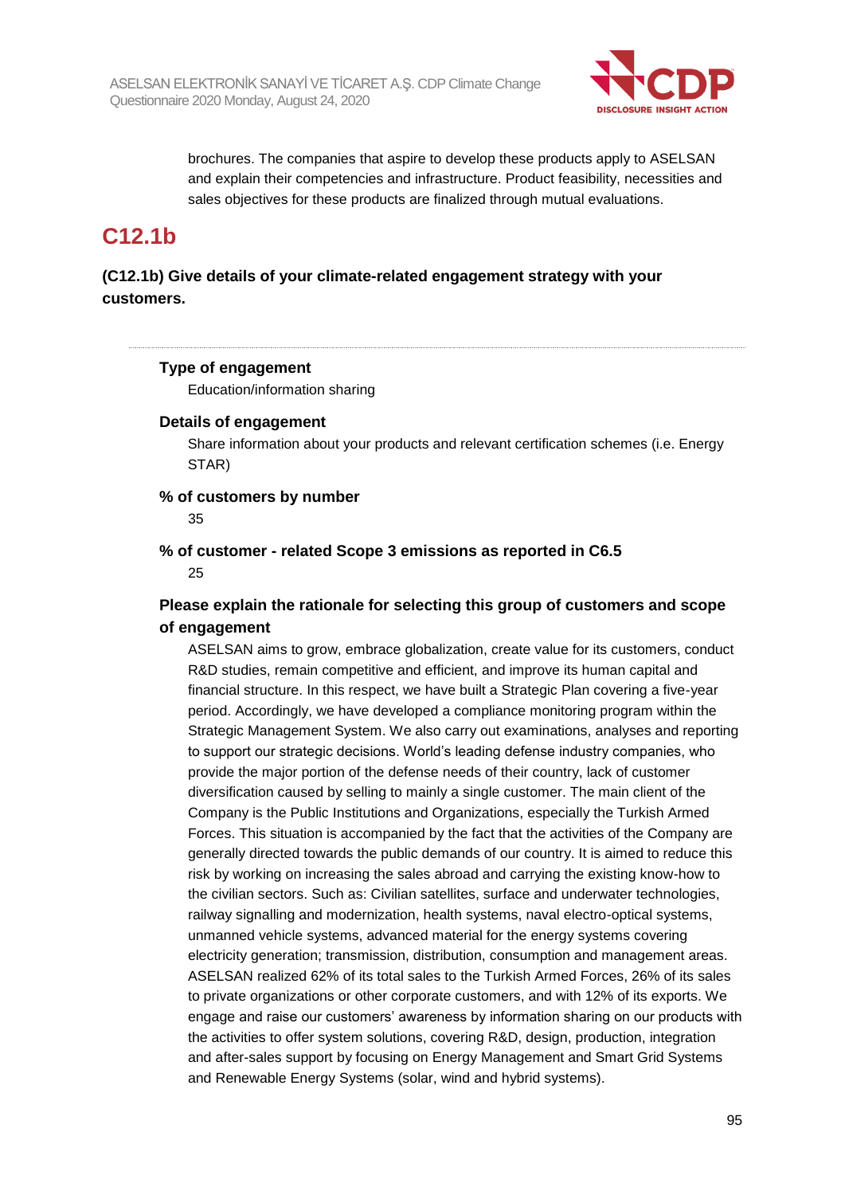brochures. The companies that aspire to develop these products apply to ASELSAN and explain their competencies and infrastructure. Product feasibility, necessities and sales objectives for these products are finalized through mutual evaluations.

## C12.1b

**(C12.1b) Give details of your climate-related engagement strategy with your customers.**

---

**Type of engagement**

Education/information sharing

**Details of engagement**

Share information about your products and relevant certification schemes (i.e. Energy STAR)

**% of customers by number**

35

**% of customer - related Scope 3 emissions as reported in C6.5**

25

**Please explain the rationale for selecting this group of customers and scope of engagement**

ASELSAN aims to grow, embrace globalization, create value for its customers, conduct R&D studies, remain competitive and efficient, and improve its human capital and financial structure. In this respect, we have built a Strategic Plan covering a five-year period. Accordingly, we have developed a compliance monitoring program within the Strategic Management System. We also carry out examinations, analyses and reporting to support our strategic decisions. World's leading defense industry companies, who provide the major portion of the defense needs of their country, lack of customer diversification caused by selling to mainly a single customer. The main client of the Company is the Public Institutions and Organizations, especially the Turkish Armed Forces. This situation is accompanied by the fact that the activities of the Company are generally directed towards the public demands of our country. It is aimed to reduce this risk by working on increasing the sales abroad and carrying the existing know-how to the civilian sectors. Such as: Civilian satellites, surface and underwater technologies, railway signalling and modernization, health systems, naval electro-optical systems, unmanned vehicle systems, advanced material for the energy systems covering electricity generation; transmission, distribution, consumption and management areas. ASELSAN realized 62% of its total sales to the Turkish Armed Forces, 26% of its sales to private organizations or other corporate customers, and with 12% of its exports. We engage and raise our customers' awareness by information sharing on our products with the activities to offer system solutions, covering R&D, design, production, integration and after-sales support by focusing on Energy Management and Smart Grid Systems and Renewable Energy Systems (solar, wind and hybrid systems).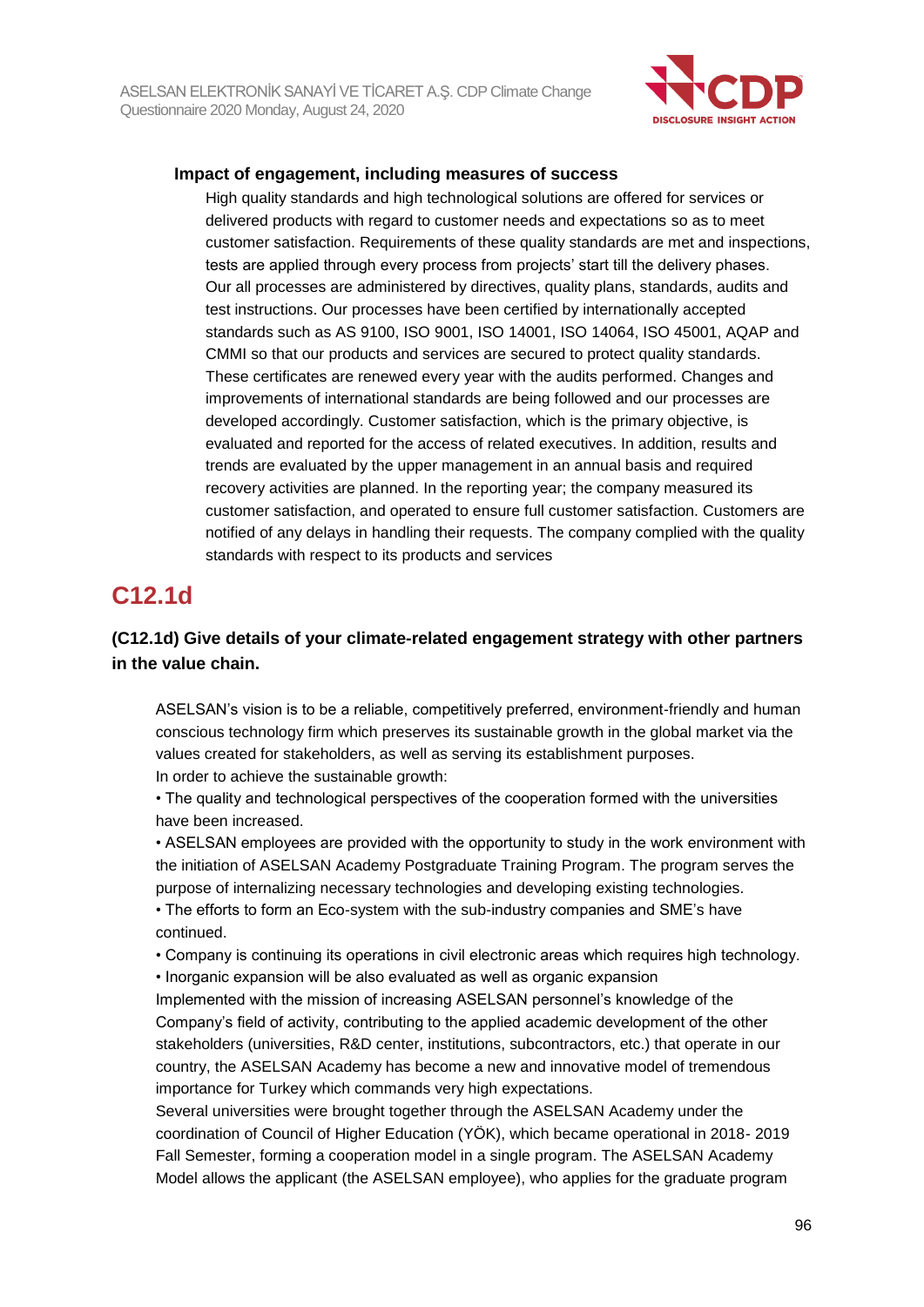### Impact of engagement, including measures of success

High quality standards and high technological solutions are offered for services or delivered products with regard to customer needs and expectations so as to meet customer satisfaction. Requirements of these quality standards are met and inspections, tests are applied through every process from projects' start till the delivery phases. Our all processes are administered by directives, quality plans, standards, audits and test instructions. Our processes have been certified by internationally accepted standards such as AS 9100, ISO 9001, ISO 14001, ISO 14064, ISO 45001, AQAP and CMMI so that our products and services are secured to protect quality standards. These certificates are renewed every year with the audits performed. Changes and improvements of international standards are being followed and our processes are developed accordingly. Customer satisfaction, which is the primary objective, is evaluated and reported for the access of related executives. In addition, results and trends are evaluated by the upper management in an annual basis and required recovery activities are planned. In the reporting year; the company measured its customer satisfaction, and operated to ensure full customer satisfaction. Customers are notified of any delays in handling their requests. The company complied with the quality standards with respect to its products and services

## C12.1d

### (C12.1d) Give details of your climate-related engagement strategy with other partners in the value chain.

ASELSAN's vision is to be a reliable, competitively preferred, environment-friendly and human conscious technology firm which preserves its sustainable growth in the global market via the values created for stakeholders, as well as serving its establishment purposes.
In order to achieve the sustainable growth:

- The quality and technological perspectives of the cooperation formed with the universities have been increased.
- ASELSAN employees are provided with the opportunity to study in the work environment with the initiation of ASELSAN Academy Postgraduate Training Program. The program serves the purpose of internalizing necessary technologies and developing existing technologies.
- The efforts to form an Eco-system with the sub-industry companies and SME's have continued.
- Company is continuing its operations in civil electronic areas which requires high technology.
- Inorganic expansion will be also evaluated as well as organic expansion

Implemented with the mission of increasing ASELSAN personnel's knowledge of the Company's field of activity, contributing to the applied academic development of the other stakeholders (universities, R&D center, institutions, subcontractors, etc.) that operate in our country, the ASELSAN Academy has become a new and innovative model of tremendous importance for Turkey which commands very high expectations.
Several universities were brought together through the ASELSAN Academy under the coordination of Council of Higher Education (YÖK), which became operational in 2018- 2019 Fall Semester, forming a cooperation model in a single program. The ASELSAN Academy Model allows the applicant (the ASELSAN employee), who applies for the graduate program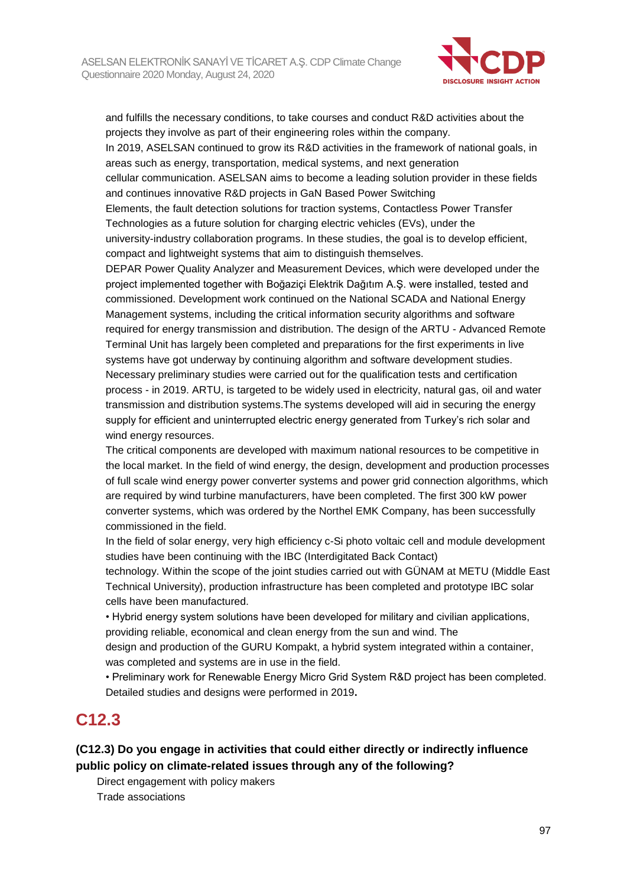and fulfills the necessary conditions, to take courses and conduct R&D activities about the projects they involve as part of their engineering roles within the company.

In 2019, ASELSAN continued to grow its R&D activities in the framework of national goals, in areas such as energy, transportation, medical systems, and next generation cellular communication. ASELSAN aims to become a leading solution provider in these fields and continues innovative R&D projects in GaN Based Power Switching Elements, the fault detection solutions for traction systems, Contactless Power Transfer Technologies as a future solution for charging electric vehicles (EVs), under the university-industry collaboration programs. In these studies, the goal is to develop efficient, compact and lightweight systems that aim to distinguish themselves.

DEPAR Power Quality Analyzer and Measurement Devices, which were developed under the project implemented together with Boğaziçi Elektrik Dağıtım A.Ş. were installed, tested and commissioned. Development work continued on the National SCADA and National Energy Management systems, including the critical information security algorithms and software required for energy transmission and distribution. The design of the ARTU - Advanced Remote Terminal Unit has largely been completed and preparations for the first experiments in live systems have got underway by continuing algorithm and software development studies. Necessary preliminary studies were carried out for the qualification tests and certification process - in 2019. ARTU, is targeted to be widely used in electricity, natural gas, oil and water transmission and distribution systems.The systems developed will aid in securing the energy supply for efficient and uninterrupted electric energy generated from Turkey's rich solar and wind energy resources.

The critical components are developed with maximum national resources to be competitive in the local market. In the field of wind energy, the design, development and production processes of full scale wind energy power converter systems and power grid connection algorithms, which are required by wind turbine manufacturers, have been completed. The first 300 kW power converter systems, which was ordered by the Northel EMK Company, has been successfully commissioned in the field.

In the field of solar energy, very high efficiency c-Si photo voltaic cell and module development studies have been continuing with the IBC (Interdigitated Back Contact) technology. Within the scope of the joint studies carried out with GÜNAM at METU (Middle East Technical University), production infrastructure has been completed and prototype IBC solar cells have been manufactured.

• Hybrid energy system solutions have been developed for military and civilian applications, providing reliable, economical and clean energy from the sun and wind. The design and production of the GURU Kompakt, a hybrid system integrated within a container, was completed and systems are in use in the field.

• Preliminary work for Renewable Energy Micro Grid System R&D project has been completed. Detailed studies and designs were performed in 2019.

## C12.3

**(C12.3) Do you engage in activities that could either directly or indirectly influence public policy on climate-related issues through any of the following?**

Direct engagement with policy makers
Trade associations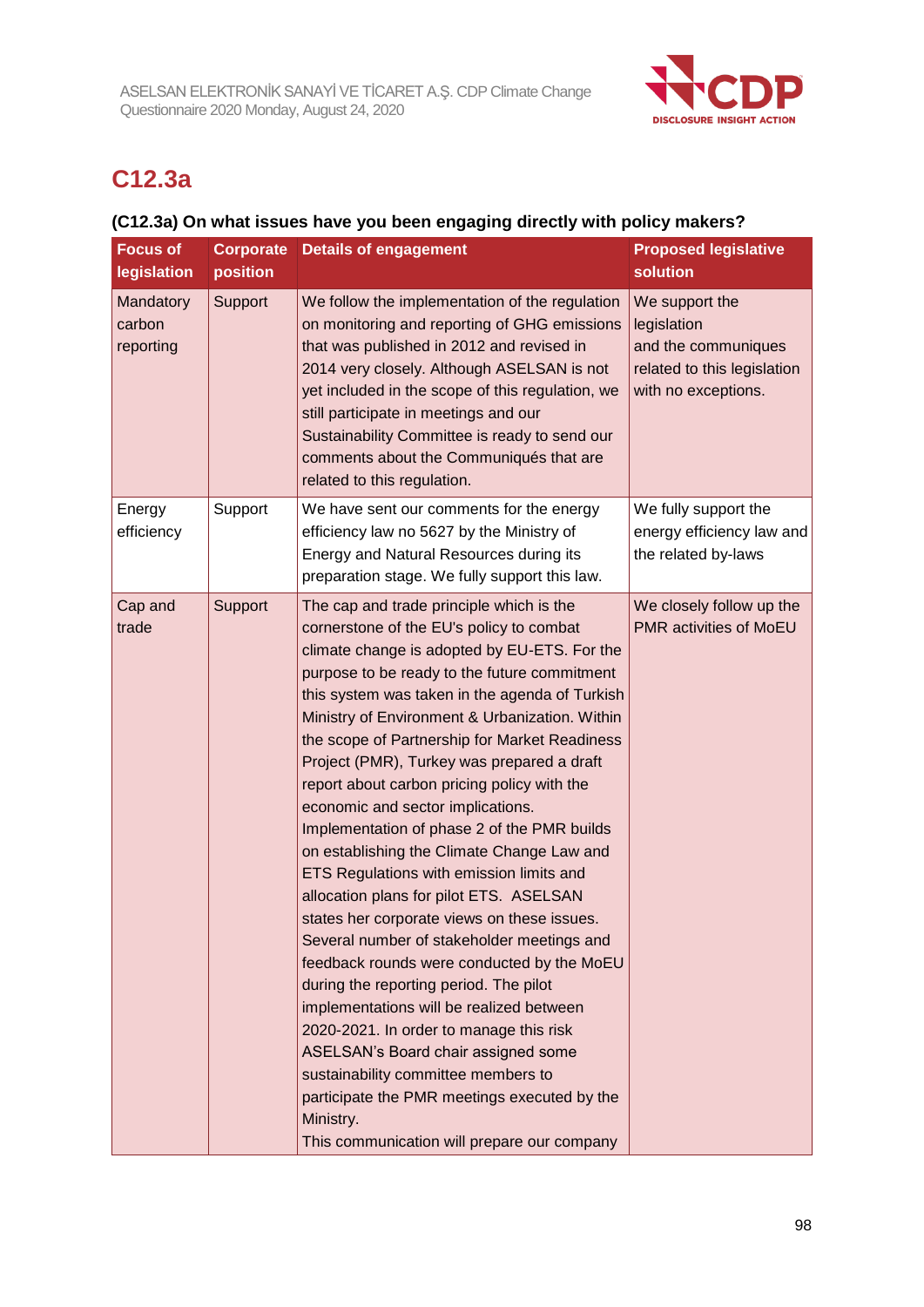# C12.3a

**(C12.3a) On what issues have you been engaging directly with policy makers?**

| Focus of legislation | Corporate position | Details of engagement | Proposed legislative solution |
|---|---|---|---|
| Mandatory carbon reporting | Support | We follow the implementation of the regulation on monitoring and reporting of GHG emissions that was published in 2012 and revised in 2014 very closely. Although ASELSAN is not yet included in the scope of this regulation, we still participate in meetings and our Sustainability Committee is ready to send our comments about the Communiqués that are related to this regulation. | We support the legislation and the communiques related to this legislation with no exceptions. |
| Energy efficiency | Support | We have sent our comments for the energy efficiency law no 5627 by the Ministry of Energy and Natural Resources during its preparation stage. We fully support this law. | We fully support the energy efficiency law and the related by-laws |
| Cap and trade | Support | The cap and trade principle which is the cornerstone of the EU's policy to combat climate change is adopted by EU-ETS. For the purpose to be ready to the future commitment this system was taken in the agenda of Turkish Ministry of Environment & Urbanization. Within the scope of Partnership for Market Readiness Project (PMR), Turkey was prepared a draft report about carbon pricing policy with the economic and sector implications. Implementation of phase 2 of the PMR builds on establishing the Climate Change Law and ETS Regulations with emission limits and allocation plans for pilot ETS. ASELSAN states her corporate views on these issues. Several number of stakeholder meetings and feedback rounds were conducted by the MoEU during the reporting period. The pilot implementations will be realized between 2020-2021. In order to manage this risk ASELSAN's Board chair assigned some sustainability committee members to participate the PMR meetings executed by the Ministry.<br>This communication will prepare our company | We closely follow up the PMR activities of MoEU |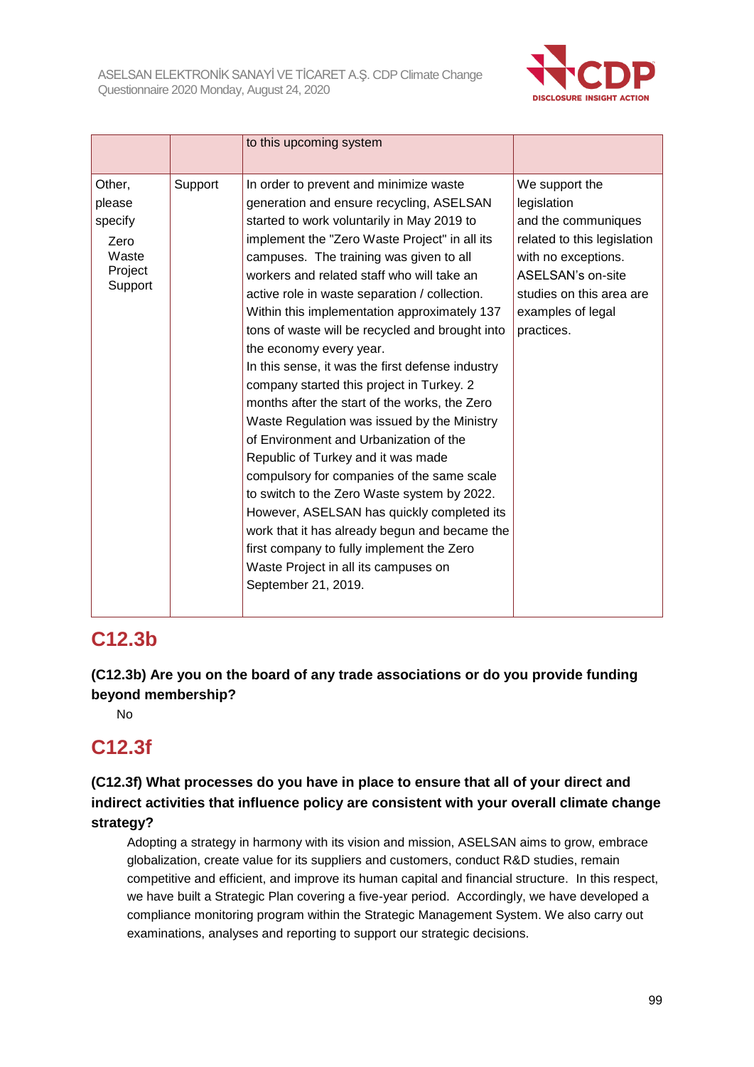| | | | |
|---|---|---|---|
| | | to this upcoming system | |
| Other, please specify<br>Zero Waste Project Support | Support | In order to prevent and minimize waste generation and ensure recycling, ASELSAN started to work voluntarily in May 2019 to implement the "Zero Waste Project" in all its campuses. The training was given to all workers and related staff who will take an active role in waste separation / collection. Within this implementation approximately 137 tons of waste will be recycled and brought into the economy every year.<br>In this sense, it was the first defense industry company started this project in Turkey. 2 months after the start of the works, the Zero Waste Regulation was issued by the Ministry of Environment and Urbanization of the Republic of Turkey and it was made compulsory for companies of the same scale to switch to the Zero Waste system by 2022. However, ASELSAN has quickly completed its work that it has already begun and became the first company to fully implement the Zero Waste Project in all its campuses on September 21, 2019. | We support the legislation and the communiques related to this legislation with no exceptions. ASELSAN's on-site studies on this area are examples of legal practices. |

## C12.3b

**(C12.3b) Are you on the board of any trade associations or do you provide funding beyond membership?**

No

## C12.3f

**(C12.3f) What processes do you have in place to ensure that all of your direct and indirect activities that influence policy are consistent with your overall climate change strategy?**

Adopting a strategy in harmony with its vision and mission, ASELSAN aims to grow, embrace globalization, create value for its suppliers and customers, conduct R&D studies, remain competitive and efficient, and improve its human capital and financial structure. In this respect, we have built a Strategic Plan covering a five-year period. Accordingly, we have developed a compliance monitoring program within the Strategic Management System. We also carry out examinations, analyses and reporting to support our strategic decisions.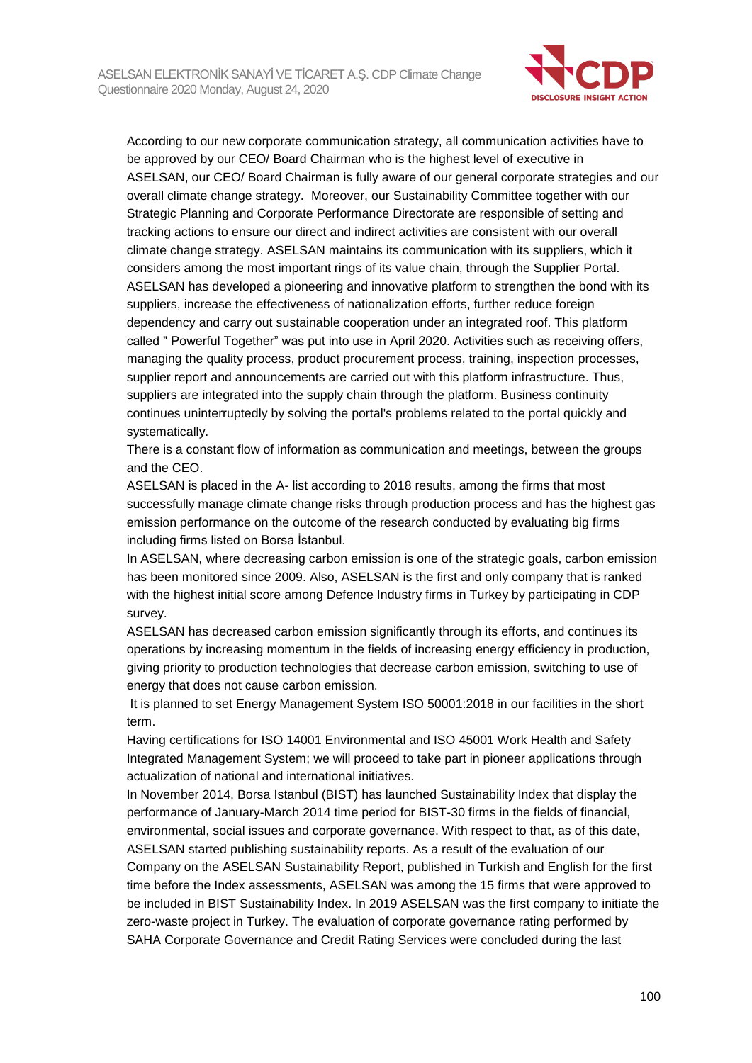According to our new corporate communication strategy, all communication activities have to be approved by our CEO/ Board Chairman who is the highest level of executive in ASELSAN, our CEO/ Board Chairman is fully aware of our general corporate strategies and our overall climate change strategy. Moreover, our Sustainability Committee together with our Strategic Planning and Corporate Performance Directorate are responsible of setting and tracking actions to ensure our direct and indirect activities are consistent with our overall climate change strategy. ASELSAN maintains its communication with its suppliers, which it considers among the most important rings of its value chain, through the Supplier Portal. ASELSAN has developed a pioneering and innovative platform to strengthen the bond with its suppliers, increase the effectiveness of nationalization efforts, further reduce foreign dependency and carry out sustainable cooperation under an integrated roof. This platform called " Powerful Together" was put into use in April 2020. Activities such as receiving offers, managing the quality process, product procurement process, training, inspection processes, supplier report and announcements are carried out with this platform infrastructure. Thus, suppliers are integrated into the supply chain through the platform. Business continuity continues uninterruptedly by solving the portal's problems related to the portal quickly and systematically.

There is a constant flow of information as communication and meetings, between the groups and the CEO.

ASELSAN is placed in the A- list according to 2018 results, among the firms that most successfully manage climate change risks through production process and has the highest gas emission performance on the outcome of the research conducted by evaluating big firms including firms listed on Borsa İstanbul.

In ASELSAN, where decreasing carbon emission is one of the strategic goals, carbon emission has been monitored since 2009. Also, ASELSAN is the first and only company that is ranked with the highest initial score among Defence Industry firms in Turkey by participating in CDP survey.

ASELSAN has decreased carbon emission significantly through its efforts, and continues its operations by increasing momentum in the fields of increasing energy efficiency in production, giving priority to production technologies that decrease carbon emission, switching to use of energy that does not cause carbon emission.

It is planned to set Energy Management System ISO 50001:2018 in our facilities in the short term.

Having certifications for ISO 14001 Environmental and ISO 45001 Work Health and Safety Integrated Management System; we will proceed to take part in pioneer applications through actualization of national and international initiatives.

In November 2014, Borsa Istanbul (BIST) has launched Sustainability Index that display the performance of January-March 2014 time period for BIST-30 firms in the fields of financial, environmental, social issues and corporate governance. With respect to that, as of this date, ASELSAN started publishing sustainability reports. As a result of the evaluation of our Company on the ASELSAN Sustainability Report, published in Turkish and English for the first time before the Index assessments, ASELSAN was among the 15 firms that were approved to be included in BIST Sustainability Index. In 2019 ASELSAN was the first company to initiate the zero-waste project in Turkey. The evaluation of corporate governance rating performed by SAHA Corporate Governance and Credit Rating Services were concluded during the last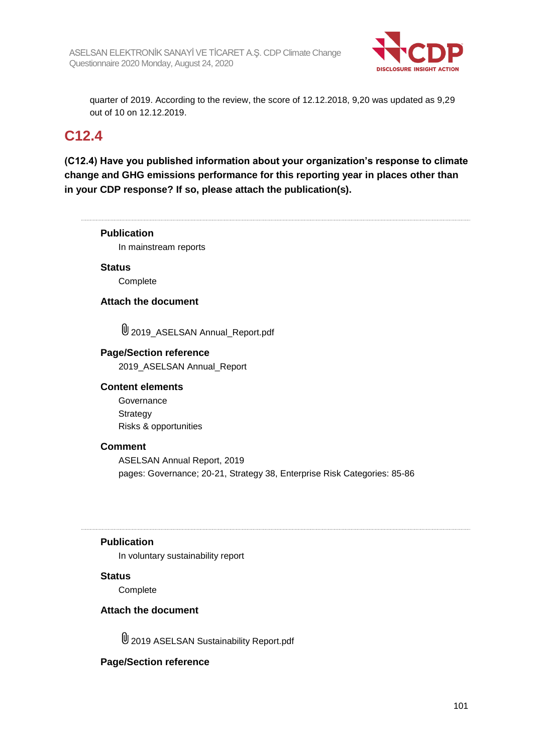quarter of 2019. According to the review, the score of 12.12.2018, 9,20 was updated as 9,29 out of 10 on 12.12.2019.

## C12.4

**(C12.4) Have you published information about your organization's response to climate change and GHG emissions performance for this reporting year in places other than in your CDP response? If so, please attach the publication(s).**

---

**Publication**

In mainstream reports

**Status**

Complete

**Attach the document**

2019_ASELSAN Annual_Report.pdf

**Page/Section reference**

2019_ASELSAN Annual_Report

**Content elements**

Governance
Strategy
Risks & opportunities

**Comment**

ASELSAN Annual Report, 2019
pages: Governance; 20-21, Strategy 38, Enterprise Risk Categories: 85-86

---

**Publication**

In voluntary sustainability report

**Status**

Complete

**Attach the document**

2019 ASELSAN Sustainability Report.pdf

**Page/Section reference**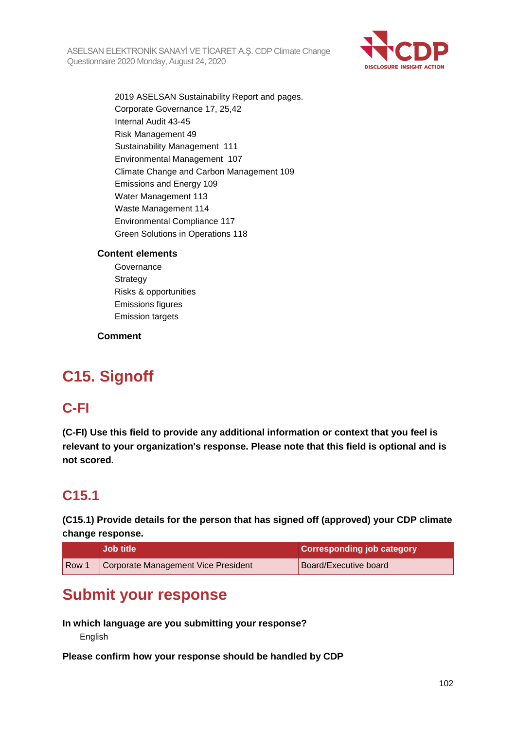2019 ASELSAN Sustainability Report and pages.
Corporate Governance 17, 25,42
Internal Audit 43-45
Risk Management 49
Sustainability Management 111
Environmental Management 107
Climate Change and Carbon Management 109
Emissions and Energy 109
Water Management 113
Waste Management 114
Environmental Compliance 117
Green Solutions in Operations 118

**Content elements**

Governance
Strategy
Risks & opportunities
Emissions figures
Emission targets

**Comment**

# C15. Signoff

## C-FI

**(C-FI) Use this field to provide any additional information or context that you feel is relevant to your organization's response. Please note that this field is optional and is not scored.**

## C15.1

**(C15.1) Provide details for the person that has signed off (approved) your CDP climate change response.**

| | Job title | Corresponding job category |
|---|---|---|
| Row 1 | Corporate Management Vice President | Board/Executive board |

# Submit your response

**In which language are you submitting your response?**

English

**Please confirm how your response should be handled by CDP**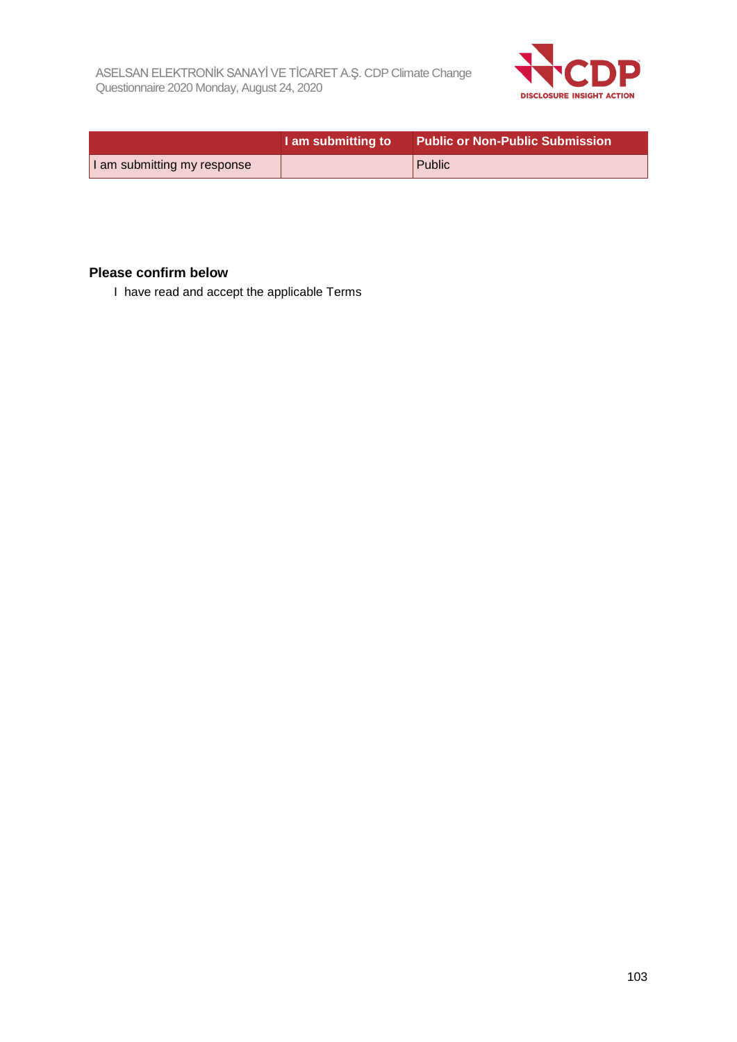| | I am submitting to | Public or Non-Public Submission |
|---|---|---|
| I am submitting my response | | Public |

**Please confirm below**

I have read and accept the applicable Terms